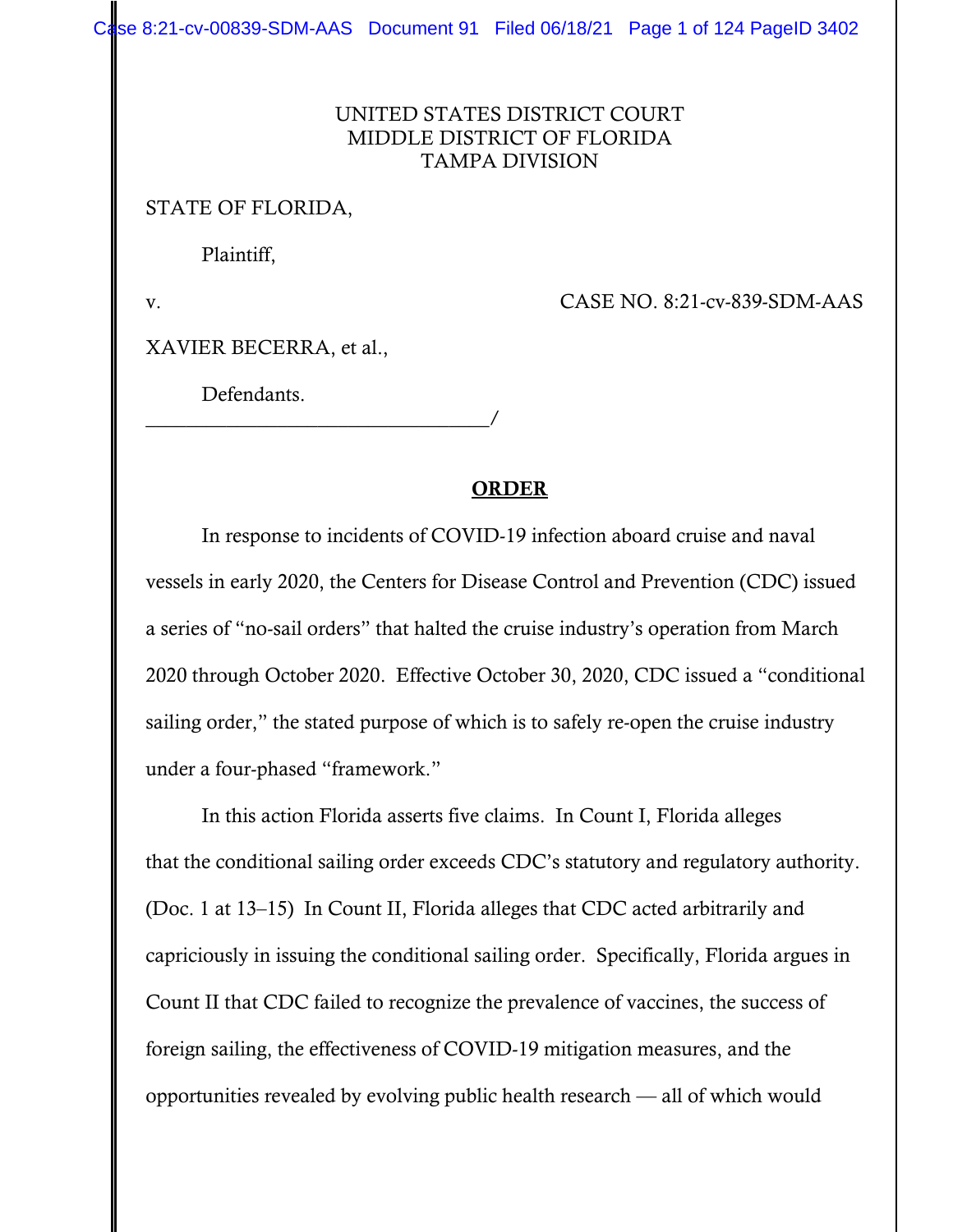UNITED STATES DISTRICT COURT
MIDDLE DISTRICT OF FLORIDA
TAMPA DIVISION

STATE OF FLORIDA,

Plaintiff,

v. CASE NO. 8:21-cv-839-SDM-AAS

XAVIER BECERRA, et al.,

Defendants.
___________________________________/

## ORDER

In response to incidents of COVID-19 infection aboard cruise and naval vessels in early 2020, the Centers for Disease Control and Prevention (CDC) issued a series of "no-sail orders" that halted the cruise industry's operation from March 2020 through October 2020. Effective October 30, 2020, CDC issued a "conditional sailing order," the stated purpose of which is to safely re-open the cruise industry under a four-phased "framework."

In this action Florida asserts five claims. In Count I, Florida alleges that the conditional sailing order exceeds CDC's statutory and regulatory authority. (Doc. 1 at 13–15) In Count II, Florida alleges that CDC acted arbitrarily and capriciously in issuing the conditional sailing order. Specifically, Florida argues in Count II that CDC failed to recognize the prevalence of vaccines, the success of foreign sailing, the effectiveness of COVID-19 mitigation measures, and the opportunities revealed by evolving public health research — all of which would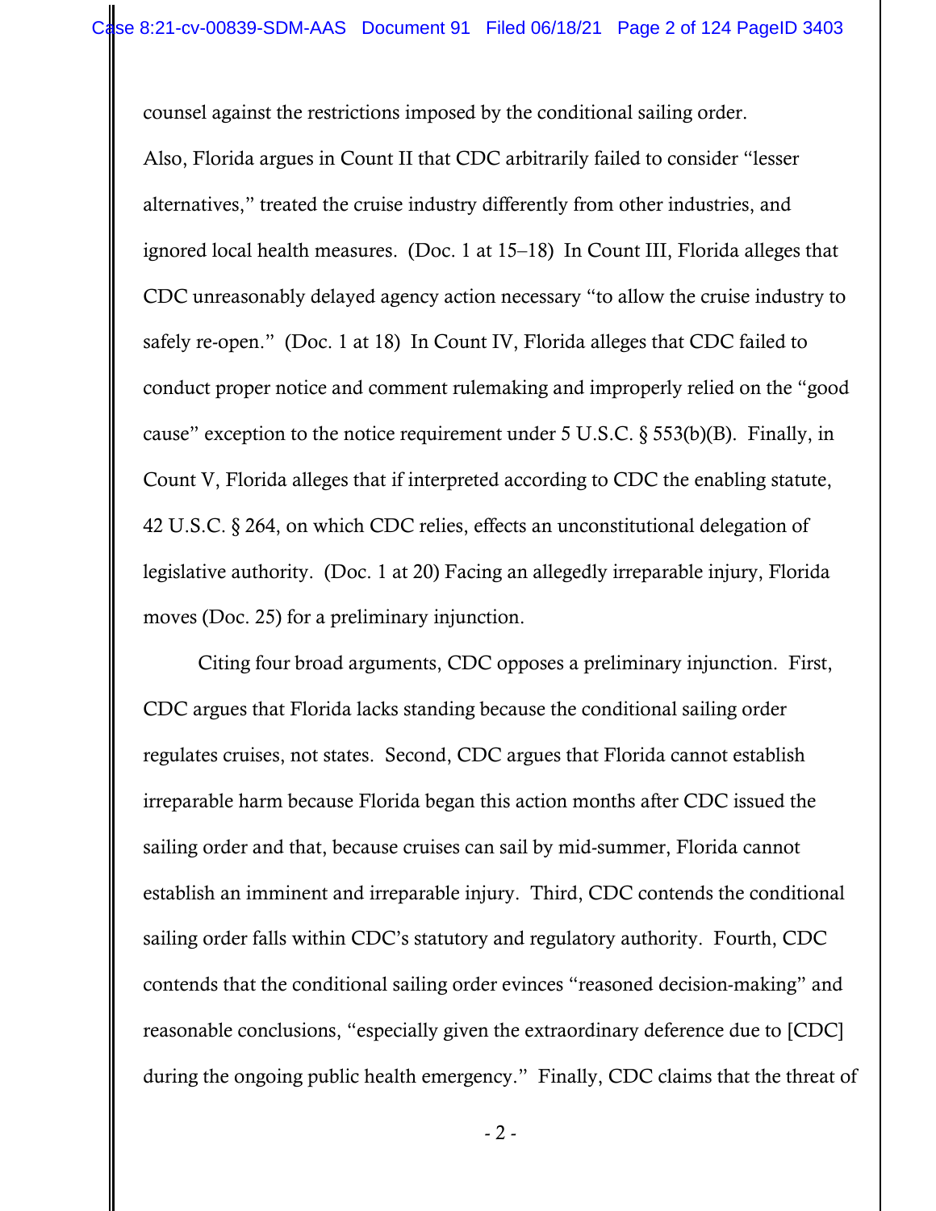counsel against the restrictions imposed by the conditional sailing order. Also, Florida argues in Count II that CDC arbitrarily failed to consider "lesser alternatives," treated the cruise industry differently from other industries, and ignored local health measures. (Doc. 1 at 15–18) In Count III, Florida alleges that CDC unreasonably delayed agency action necessary "to allow the cruise industry to safely re-open." (Doc. 1 at 18) In Count IV, Florida alleges that CDC failed to conduct proper notice and comment rulemaking and improperly relied on the "good cause" exception to the notice requirement under 5 U.S.C. § 553(b)(B). Finally, in Count V, Florida alleges that if interpreted according to CDC the enabling statute, 42 U.S.C. § 264, on which CDC relies, effects an unconstitutional delegation of legislative authority. (Doc. 1 at 20) Facing an allegedly irreparable injury, Florida moves (Doc. 25) for a preliminary injunction.

Citing four broad arguments, CDC opposes a preliminary injunction. First, CDC argues that Florida lacks standing because the conditional sailing order regulates cruises, not states. Second, CDC argues that Florida cannot establish irreparable harm because Florida began this action months after CDC issued the sailing order and that, because cruises can sail by mid-summer, Florida cannot establish an imminent and irreparable injury. Third, CDC contends the conditional sailing order falls within CDC's statutory and regulatory authority. Fourth, CDC contends that the conditional sailing order evinces "reasoned decision-making" and reasonable conclusions, "especially given the extraordinary deference due to [CDC] during the ongoing public health emergency." Finally, CDC claims that the threat of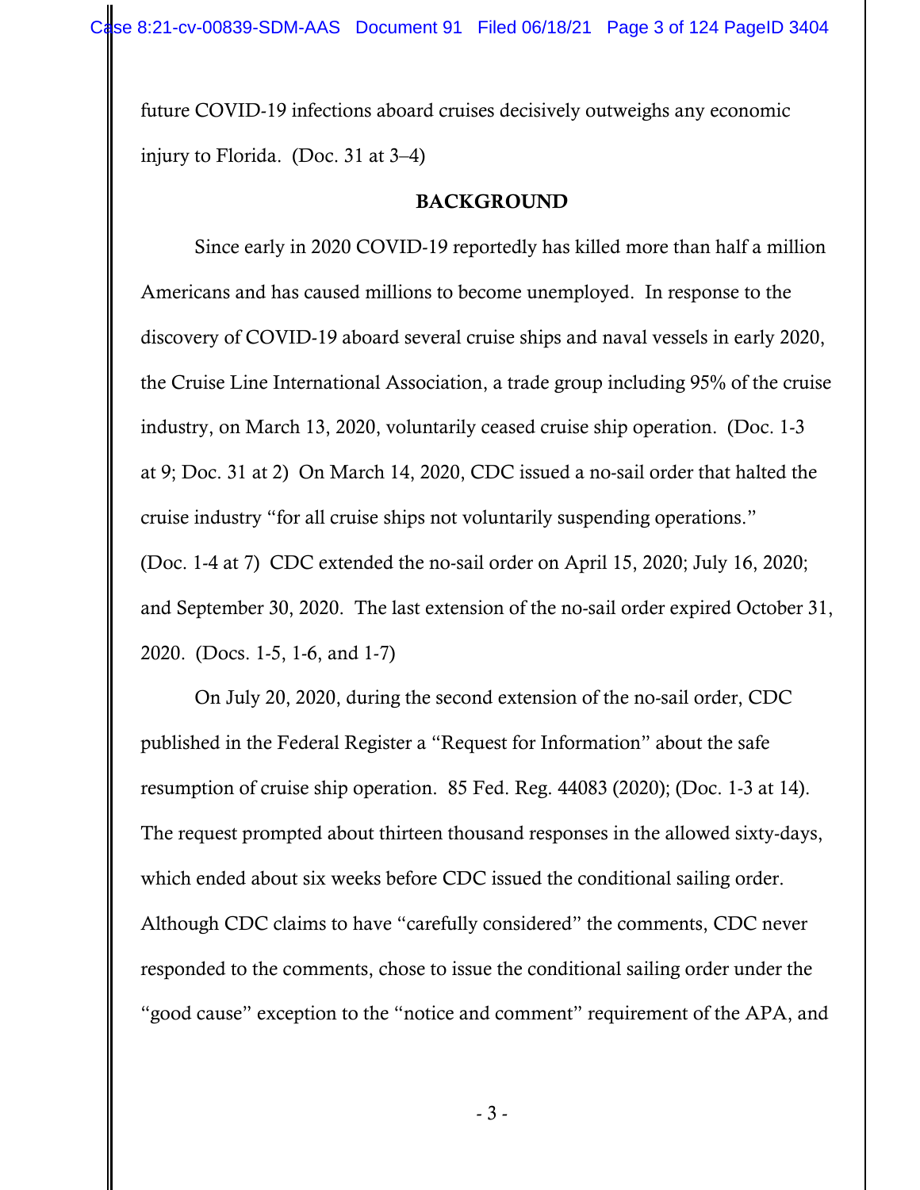future COVID-19 infections aboard cruises decisively outweighs any economic injury to Florida. (Doc. 31 at 3–4)

## BACKGROUND

Since early in 2020 COVID-19 reportedly has killed more than half a million Americans and has caused millions to become unemployed. In response to the discovery of COVID-19 aboard several cruise ships and naval vessels in early 2020, the Cruise Line International Association, a trade group including 95% of the cruise industry, on March 13, 2020, voluntarily ceased cruise ship operation. (Doc. 1-3 at 9; Doc. 31 at 2) On March 14, 2020, CDC issued a no-sail order that halted the cruise industry "for all cruise ships not voluntarily suspending operations." (Doc. 1-4 at 7) CDC extended the no-sail order on April 15, 2020; July 16, 2020; and September 30, 2020. The last extension of the no-sail order expired October 31, 2020. (Docs. 1-5, 1-6, and 1-7)

On July 20, 2020, during the second extension of the no-sail order, CDC published in the Federal Register a "Request for Information" about the safe resumption of cruise ship operation. 85 Fed. Reg. 44083 (2020); (Doc. 1-3 at 14). The request prompted about thirteen thousand responses in the allowed sixty-days, which ended about six weeks before CDC issued the conditional sailing order. Although CDC claims to have "carefully considered" the comments, CDC never responded to the comments, chose to issue the conditional sailing order under the "good cause" exception to the "notice and comment" requirement of the APA, and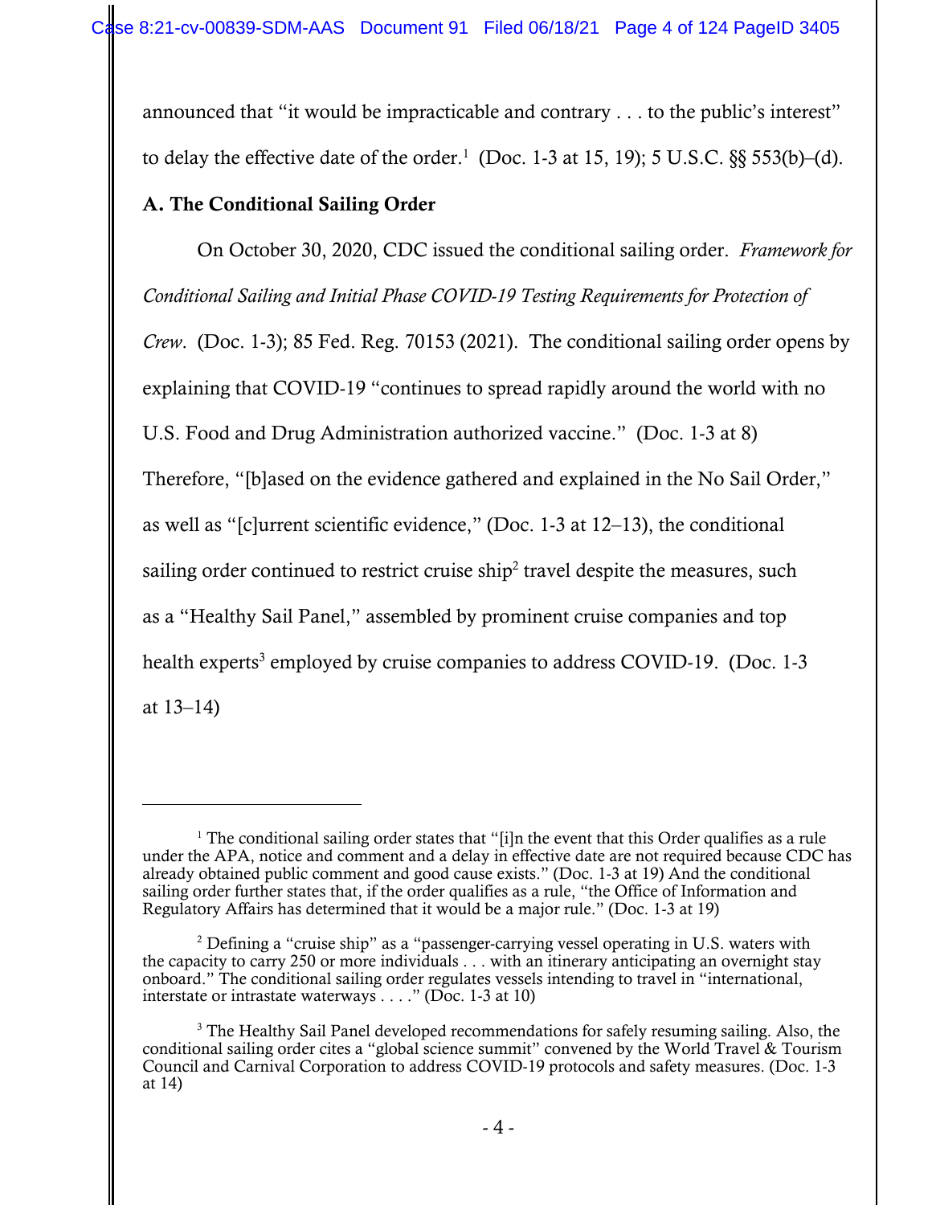announced that "it would be impracticable and contrary . . . to the public's interest" to delay the effective date of the order.[1] (Doc. 1-3 at 15, 19); 5 U.S.C. §§ 553(b)–(d).

### A. The Conditional Sailing Order

On October 30, 2020, CDC issued the conditional sailing order. *Framework for Conditional Sailing and Initial Phase COVID-19 Testing Requirements for Protection of Crew*. (Doc. 1-3); 85 Fed. Reg. 70153 (2021). The conditional sailing order opens by explaining that COVID-19 "continues to spread rapidly around the world with no U.S. Food and Drug Administration authorized vaccine." (Doc. 1-3 at 8) Therefore, "[b]ased on the evidence gathered and explained in the No Sail Order," as well as "[c]urrent scientific evidence," (Doc. 1-3 at 12–13), the conditional sailing order continued to restrict cruise ship[2] travel despite the measures, such as a "Healthy Sail Panel," assembled by prominent cruise companies and top health experts[3] employed by cruise companies to address COVID-19. (Doc. 1-3 at 13–14)

---

[1] The conditional sailing order states that "[i]n the event that this Order qualifies as a rule under the APA, notice and comment and a delay in effective date are not required because CDC has already obtained public comment and good cause exists." (Doc. 1-3 at 19) And the conditional sailing order further states that, if the order qualifies as a rule, "the Office of Information and Regulatory Affairs has determined that it would be a major rule." (Doc. 1-3 at 19)

[2] Defining a "cruise ship" as a "passenger-carrying vessel operating in U.S. waters with the capacity to carry 250 or more individuals . . . with an itinerary anticipating an overnight stay onboard." The conditional sailing order regulates vessels intending to travel in "international, interstate or intrastate waterways . . . ." (Doc. 1-3 at 10)

[3] The Healthy Sail Panel developed recommendations for safely resuming sailing. Also, the conditional sailing order cites a "global science summit" convened by the World Travel & Tourism Council and Carnival Corporation to address COVID-19 protocols and safety measures. (Doc. 1-3 at 14)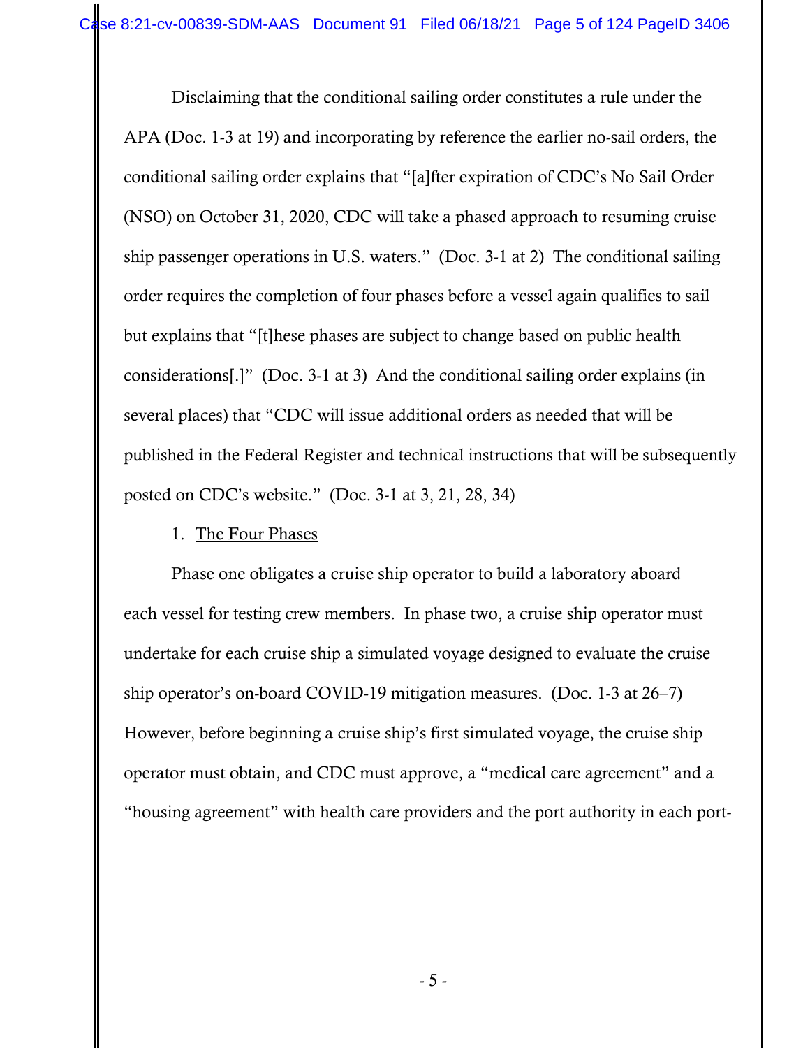Disclaiming that the conditional sailing order constitutes a rule under the APA (Doc. 1-3 at 19) and incorporating by reference the earlier no-sail orders, the conditional sailing order explains that "[a]fter expiration of CDC's No Sail Order (NSO) on October 31, 2020, CDC will take a phased approach to resuming cruise ship passenger operations in U.S. waters." (Doc. 3-1 at 2) The conditional sailing order requires the completion of four phases before a vessel again qualifies to sail but explains that "[t]hese phases are subject to change based on public health considerations[.]" (Doc. 3-1 at 3) And the conditional sailing order explains (in several places) that "CDC will issue additional orders as needed that will be published in the Federal Register and technical instructions that will be subsequently posted on CDC's website." (Doc. 3-1 at 3, 21, 28, 34)

1. <u>The Four Phases</u>

Phase one obligates a cruise ship operator to build a laboratory aboard each vessel for testing crew members. In phase two, a cruise ship operator must undertake for each cruise ship a simulated voyage designed to evaluate the cruise ship operator's on-board COVID-19 mitigation measures. (Doc. 1-3 at 26–7) However, before beginning a cruise ship's first simulated voyage, the cruise ship operator must obtain, and CDC must approve, a "medical care agreement" and a "housing agreement" with health care providers and the port authority in each port-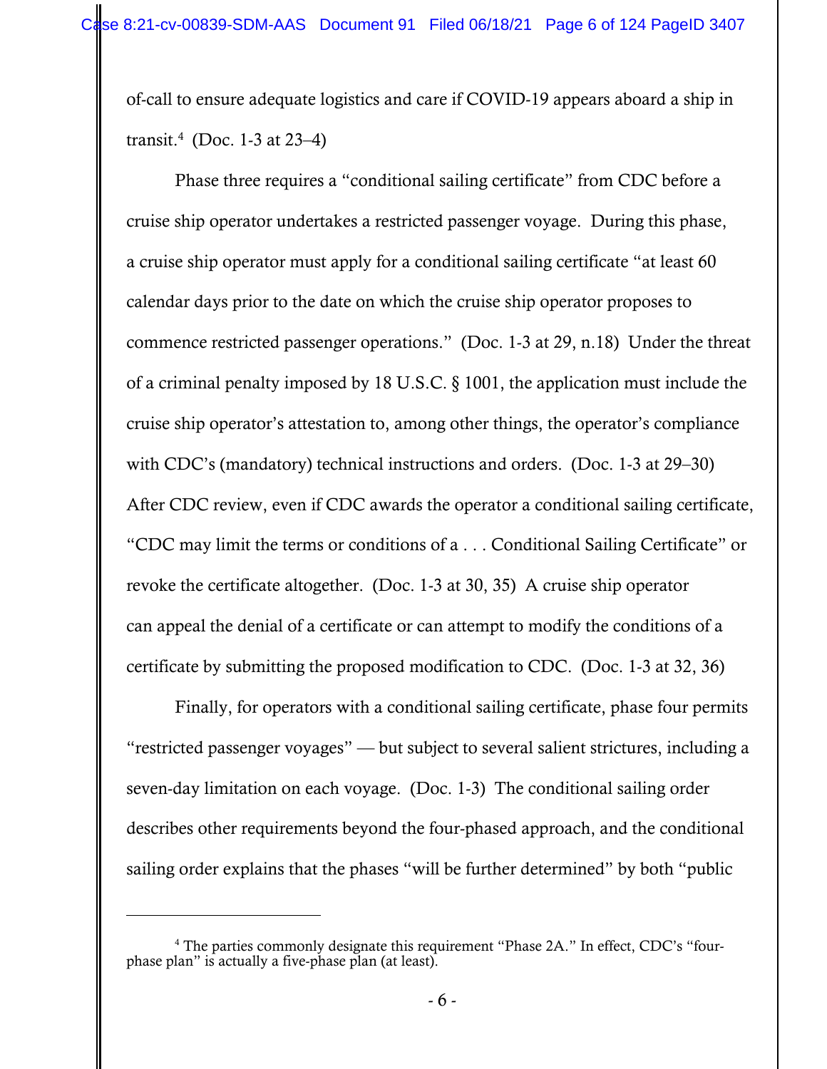of-call to ensure adequate logistics and care if COVID-19 appears aboard a ship in transit.[4] (Doc. 1-3 at 23–4)

Phase three requires a "conditional sailing certificate" from CDC before a cruise ship operator undertakes a restricted passenger voyage. During this phase, a cruise ship operator must apply for a conditional sailing certificate "at least 60 calendar days prior to the date on which the cruise ship operator proposes to commence restricted passenger operations." (Doc. 1-3 at 29, n.18) Under the threat of a criminal penalty imposed by 18 U.S.C. § 1001, the application must include the cruise ship operator's attestation to, among other things, the operator's compliance with CDC's (mandatory) technical instructions and orders. (Doc. 1-3 at 29–30) After CDC review, even if CDC awards the operator a conditional sailing certificate, "CDC may limit the terms or conditions of a . . . Conditional Sailing Certificate" or revoke the certificate altogether. (Doc. 1-3 at 30, 35) A cruise ship operator can appeal the denial of a certificate or can attempt to modify the conditions of a certificate by submitting the proposed modification to CDC. (Doc. 1-3 at 32, 36)

Finally, for operators with a conditional sailing certificate, phase four permits "restricted passenger voyages" — but subject to several salient strictures, including a seven-day limitation on each voyage. (Doc. 1-3) The conditional sailing order describes other requirements beyond the four-phased approach, and the conditional sailing order explains that the phases "will be further determined" by both "public

---

[4] The parties commonly designate this requirement "Phase 2A." In effect, CDC's "four-phase plan" is actually a five-phase plan (at least).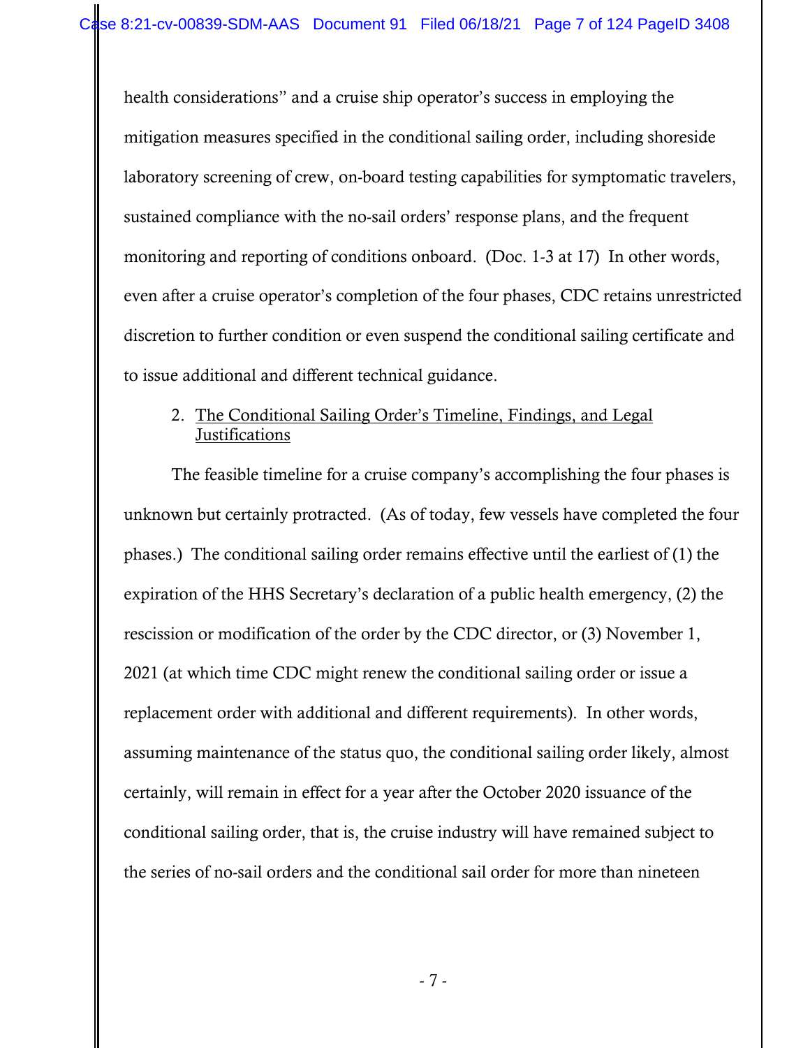health considerations" and a cruise ship operator's success in employing the mitigation measures specified in the conditional sailing order, including shoreside laboratory screening of crew, on-board testing capabilities for symptomatic travelers, sustained compliance with the no-sail orders' response plans, and the frequent monitoring and reporting of conditions onboard. (Doc. 1-3 at 17) In other words, even after a cruise operator's completion of the four phases, CDC retains unrestricted discretion to further condition or even suspend the conditional sailing certificate and to issue additional and different technical guidance.

2. <u>The Conditional Sailing Order's Timeline, Findings, and Legal Justifications</u>

The feasible timeline for a cruise company's accomplishing the four phases is unknown but certainly protracted. (As of today, few vessels have completed the four phases.) The conditional sailing order remains effective until the earliest of (1) the expiration of the HHS Secretary's declaration of a public health emergency, (2) the rescission or modification of the order by the CDC director, or (3) November 1, 2021 (at which time CDC might renew the conditional sailing order or issue a replacement order with additional and different requirements). In other words, assuming maintenance of the status quo, the conditional sailing order likely, almost certainly, will remain in effect for a year after the October 2020 issuance of the conditional sailing order, that is, the cruise industry will have remained subject to the series of no-sail orders and the conditional sail order for more than nineteen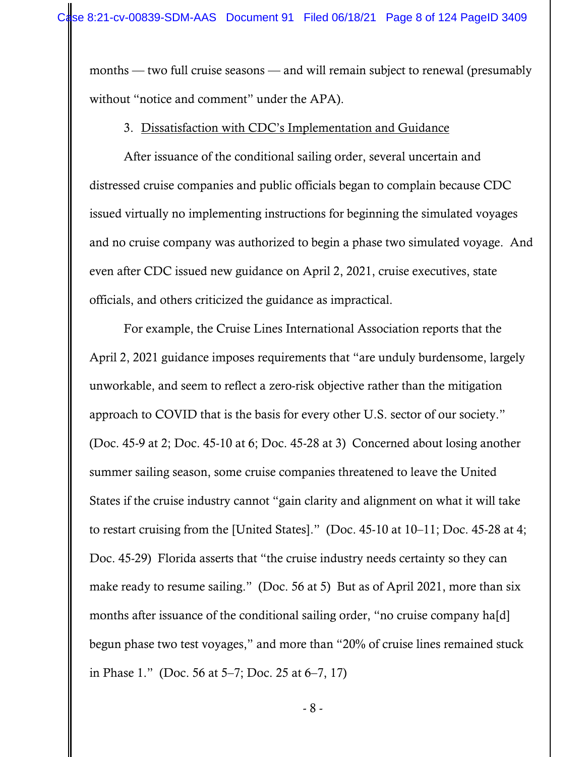months — two full cruise seasons — and will remain subject to renewal (presumably without "notice and comment" under the APA).

3. Dissatisfaction with CDC's Implementation and Guidance

After issuance of the conditional sailing order, several uncertain and distressed cruise companies and public officials began to complain because CDC issued virtually no implementing instructions for beginning the simulated voyages and no cruise company was authorized to begin a phase two simulated voyage. And even after CDC issued new guidance on April 2, 2021, cruise executives, state officials, and others criticized the guidance as impractical.

For example, the Cruise Lines International Association reports that the April 2, 2021 guidance imposes requirements that "are unduly burdensome, largely unworkable, and seem to reflect a zero-risk objective rather than the mitigation approach to COVID that is the basis for every other U.S. sector of our society." (Doc. 45-9 at 2; Doc. 45-10 at 6; Doc. 45-28 at 3) Concerned about losing another summer sailing season, some cruise companies threatened to leave the United States if the cruise industry cannot "gain clarity and alignment on what it will take to restart cruising from the [United States]." (Doc. 45-10 at 10–11; Doc. 45-28 at 4; Doc. 45-29) Florida asserts that "the cruise industry needs certainty so they can make ready to resume sailing." (Doc. 56 at 5) But as of April 2021, more than six months after issuance of the conditional sailing order, "no cruise company ha[d] begun phase two test voyages," and more than "20% of cruise lines remained stuck in Phase 1." (Doc. 56 at 5–7; Doc. 25 at 6–7, 17)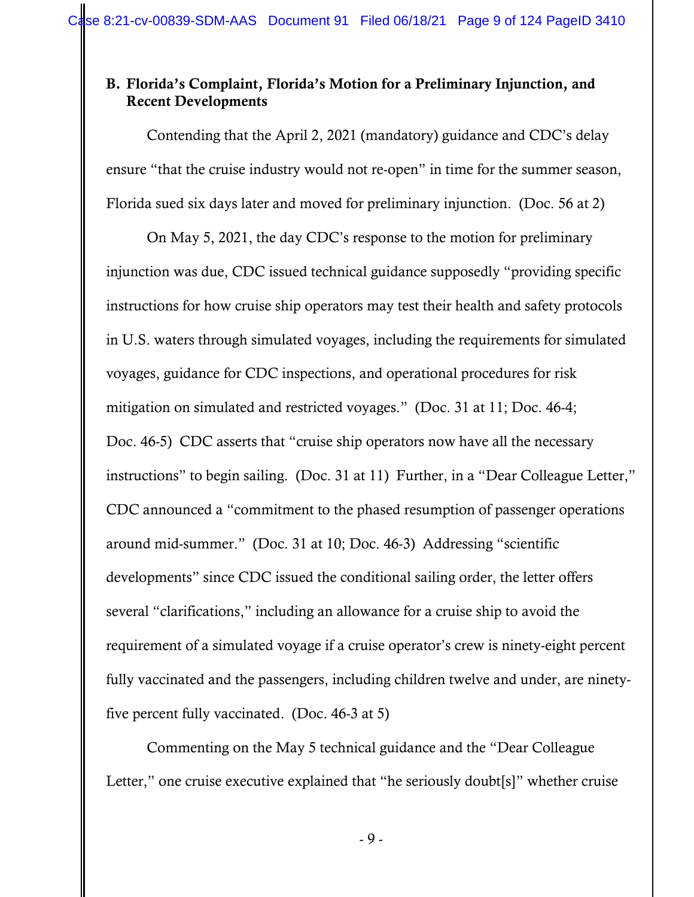### B. Florida's Complaint, Florida's Motion for a Preliminary Injunction, and Recent Developments

Contending that the April 2, 2021 (mandatory) guidance and CDC's delay ensure "that the cruise industry would not re-open" in time for the summer season, Florida sued six days later and moved for preliminary injunction. (Doc. 56 at 2)

On May 5, 2021, the day CDC's response to the motion for preliminary injunction was due, CDC issued technical guidance supposedly "providing specific instructions for how cruise ship operators may test their health and safety protocols in U.S. waters through simulated voyages, including the requirements for simulated voyages, guidance for CDC inspections, and operational procedures for risk mitigation on simulated and restricted voyages." (Doc. 31 at 11; Doc. 46-4; Doc. 46-5) CDC asserts that "cruise ship operators now have all the necessary instructions" to begin sailing. (Doc. 31 at 11) Further, in a "Dear Colleague Letter," CDC announced a "commitment to the phased resumption of passenger operations around mid-summer." (Doc. 31 at 10; Doc. 46-3) Addressing "scientific developments" since CDC issued the conditional sailing order, the letter offers several "clarifications," including an allowance for a cruise ship to avoid the requirement of a simulated voyage if a cruise operator's crew is ninety-eight percent fully vaccinated and the passengers, including children twelve and under, are ninety-five percent fully vaccinated. (Doc. 46-3 at 5)

Commenting on the May 5 technical guidance and the "Dear Colleague Letter," one cruise executive explained that "he seriously doubt[s]" whether cruise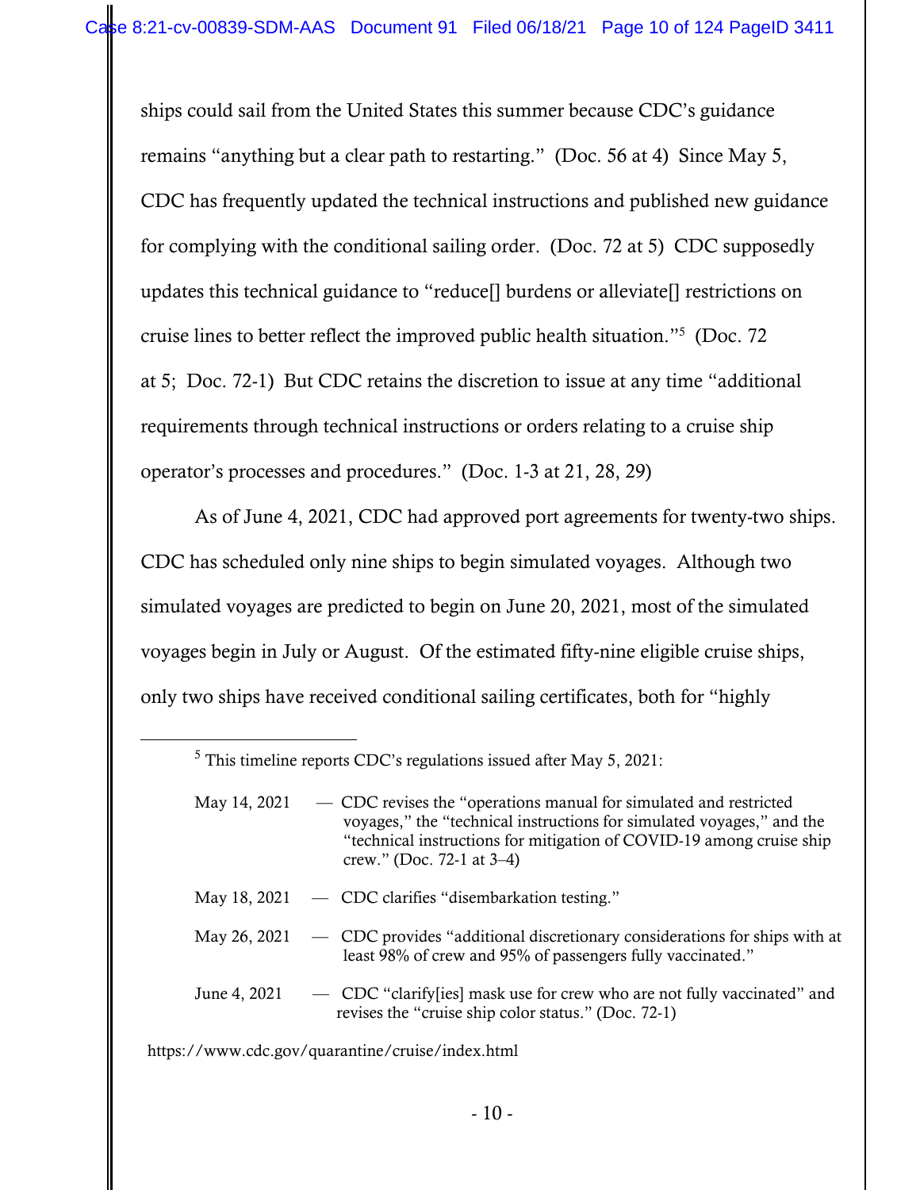ships could sail from the United States this summer because CDC's guidance remains "anything but a clear path to restarting." (Doc. 56 at 4) Since May 5, CDC has frequently updated the technical instructions and published new guidance for complying with the conditional sailing order. (Doc. 72 at 5) CDC supposedly updates this technical guidance to "reduce[] burdens or alleviate[] restrictions on cruise lines to better reflect the improved public health situation."[5] (Doc. 72 at 5; Doc. 72-1) But CDC retains the discretion to issue at any time "additional requirements through technical instructions or orders relating to a cruise ship operator's processes and procedures." (Doc. 1-3 at 21, 28, 29)

As of June 4, 2021, CDC had approved port agreements for twenty-two ships. CDC has scheduled only nine ships to begin simulated voyages. Although two simulated voyages are predicted to begin on June 20, 2021, most of the simulated voyages begin in July or August. Of the estimated fifty-nine eligible cruise ships, only two ships have received conditional sailing certificates, both for "highly

---

[5] This timeline reports CDC's regulations issued after May 5, 2021:

May 14, 2021 — CDC revises the "operations manual for simulated and restricted voyages," the "technical instructions for simulated voyages," and the "technical instructions for mitigation of COVID-19 among cruise ship crew." (Doc. 72-1 at 3–4)

May 18, 2021 — CDC clarifies "disembarkation testing."

May 26, 2021 — CDC provides "additional discretionary considerations for ships with at least 98% of crew and 95% of passengers fully vaccinated."

June 4, 2021 — CDC "clarify[ies] mask use for crew who are not fully vaccinated" and revises the "cruise ship color status." (Doc. 72-1)

https://www.cdc.gov/quarantine/cruise/index.html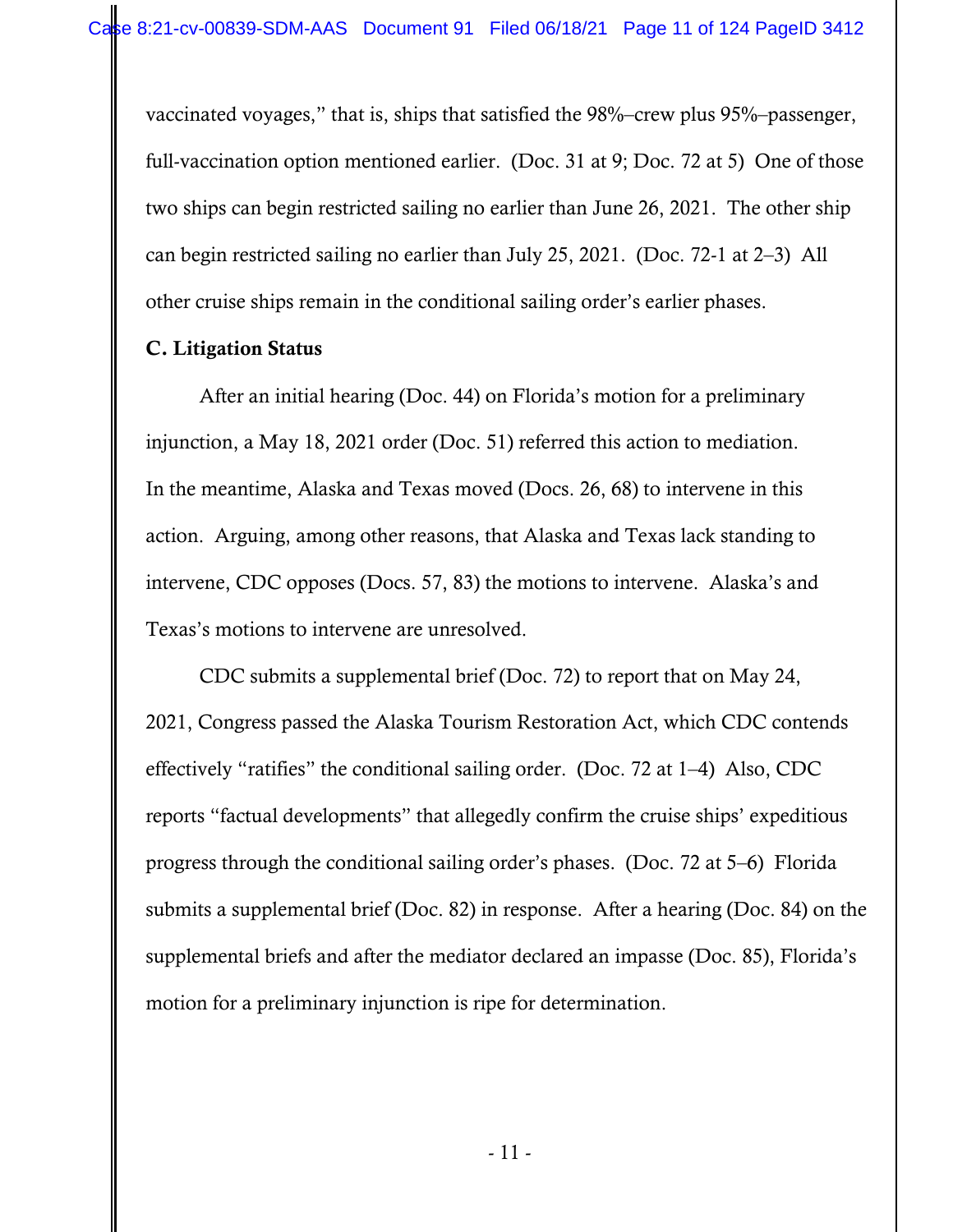vaccinated voyages," that is, ships that satisfied the 98%–crew plus 95%–passenger, full-vaccination option mentioned earlier. (Doc. 31 at 9; Doc. 72 at 5) One of those two ships can begin restricted sailing no earlier than June 26, 2021. The other ship can begin restricted sailing no earlier than July 25, 2021. (Doc. 72-1 at 2–3) All other cruise ships remain in the conditional sailing order's earlier phases.

### C. Litigation Status

After an initial hearing (Doc. 44) on Florida's motion for a preliminary injunction, a May 18, 2021 order (Doc. 51) referred this action to mediation. In the meantime, Alaska and Texas moved (Docs. 26, 68) to intervene in this action. Arguing, among other reasons, that Alaska and Texas lack standing to intervene, CDC opposes (Docs. 57, 83) the motions to intervene. Alaska's and Texas's motions to intervene are unresolved.

CDC submits a supplemental brief (Doc. 72) to report that on May 24, 2021, Congress passed the Alaska Tourism Restoration Act, which CDC contends effectively "ratifies" the conditional sailing order. (Doc. 72 at 1–4) Also, CDC reports "factual developments" that allegedly confirm the cruise ships' expeditious progress through the conditional sailing order's phases. (Doc. 72 at 5–6) Florida submits a supplemental brief (Doc. 82) in response. After a hearing (Doc. 84) on the supplemental briefs and after the mediator declared an impasse (Doc. 85), Florida's motion for a preliminary injunction is ripe for determination.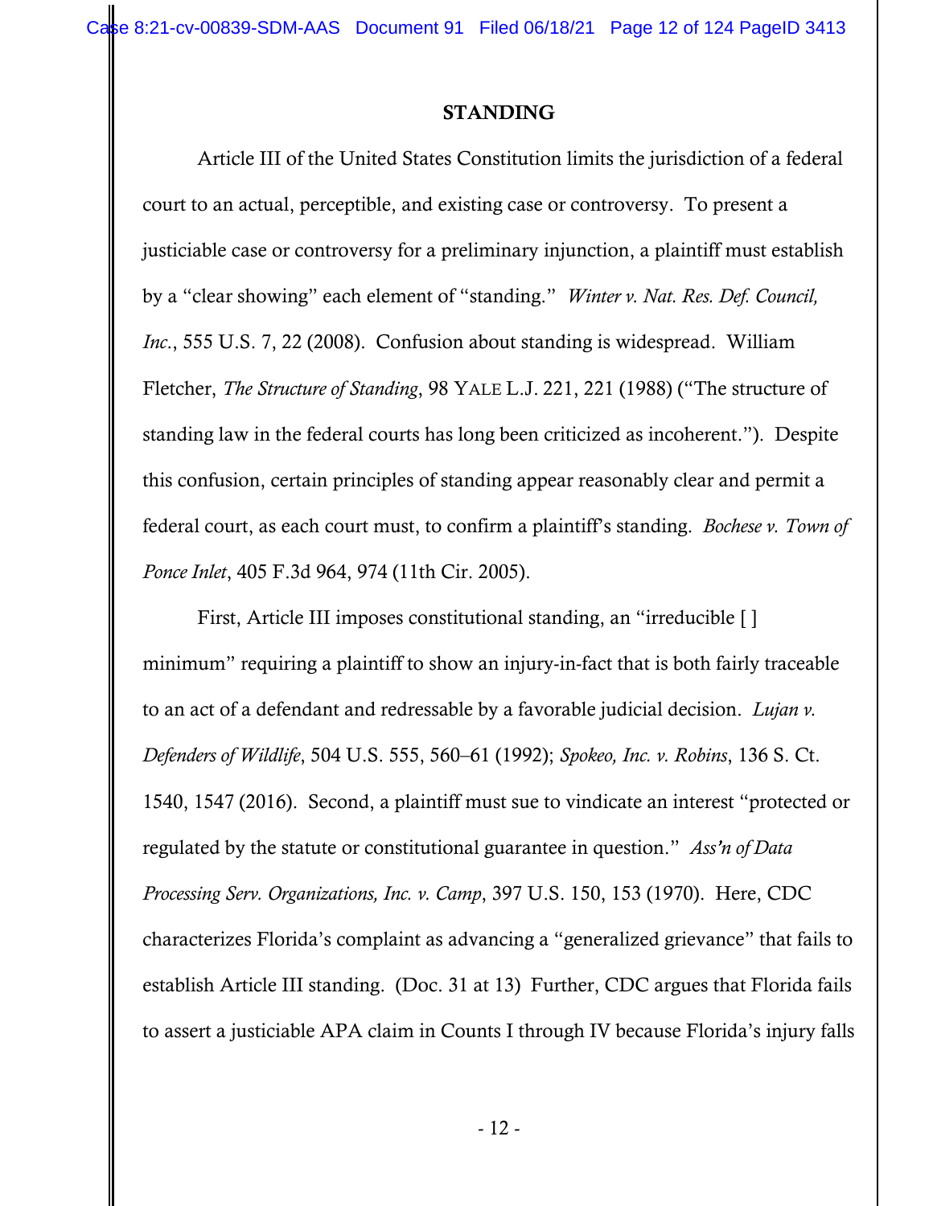## STANDING

Article III of the United States Constitution limits the jurisdiction of a federal court to an actual, perceptible, and existing case or controversy. To present a justiciable case or controversy for a preliminary injunction, a plaintiff must establish by a "clear showing" each element of "standing." *Winter v. Nat. Res. Def. Council, Inc.*, 555 U.S. 7, 22 (2008). Confusion about standing is widespread. William Fletcher, *The Structure of Standing*, 98 YALE L.J. 221, 221 (1988) ("The structure of standing law in the federal courts has long been criticized as incoherent."). Despite this confusion, certain principles of standing appear reasonably clear and permit a federal court, as each court must, to confirm a plaintiff's standing. *Bochese v. Town of Ponce Inlet*, 405 F.3d 964, 974 (11th Cir. 2005).

First, Article III imposes constitutional standing, an "irreducible [ ] minimum" requiring a plaintiff to show an injury-in-fact that is both fairly traceable to an act of a defendant and redressable by a favorable judicial decision. *Lujan v. Defenders of Wildlife*, 504 U.S. 555, 560–61 (1992); *Spokeo, Inc. v. Robins*, 136 S. Ct. 1540, 1547 (2016). Second, a plaintiff must sue to vindicate an interest "protected or regulated by the statute or constitutional guarantee in question." *Ass'n of Data Processing Serv. Organizations, Inc. v. Camp*, 397 U.S. 150, 153 (1970). Here, CDC characterizes Florida's complaint as advancing a "generalized grievance" that fails to establish Article III standing. (Doc. 31 at 13) Further, CDC argues that Florida fails to assert a justiciable APA claim in Counts I through IV because Florida's injury falls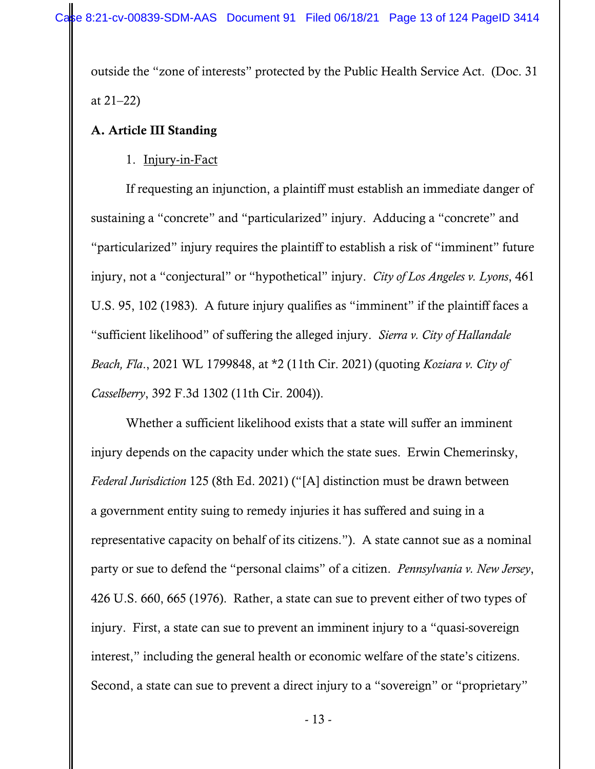outside the "zone of interests" protected by the Public Health Service Act. (Doc. 31 at 21–22)

## A. Article III Standing

### 1. Injury-in-Fact

If requesting an injunction, a plaintiff must establish an immediate danger of sustaining a "concrete" and "particularized" injury. Adducing a "concrete" and "particularized" injury requires the plaintiff to establish a risk of "imminent" future injury, not a "conjectural" or "hypothetical" injury. *City of Los Angeles v. Lyons*, 461 U.S. 95, 102 (1983). A future injury qualifies as "imminent" if the plaintiff faces a "sufficient likelihood" of suffering the alleged injury. *Sierra v. City of Hallandale Beach, Fla.*, 2021 WL 1799848, at *2 (11th Cir. 2021) (quoting *Koziara v. City of Casselberry*, 392 F.3d 1302 (11th Cir. 2004)).

Whether a sufficient likelihood exists that a state will suffer an imminent injury depends on the capacity under which the state sues. Erwin Chemerinsky, *Federal Jurisdiction* 125 (8th Ed. 2021) ("[A] distinction must be drawn between a government entity suing to remedy injuries it has suffered and suing in a representative capacity on behalf of its citizens."). A state cannot sue as a nominal party or sue to defend the "personal claims" of a citizen. *Pennsylvania v. New Jersey*, 426 U.S. 660, 665 (1976). Rather, a state can sue to prevent either of two types of injury. First, a state can sue to prevent an imminent injury to a "quasi-sovereign interest," including the general health or economic welfare of the state's citizens. Second, a state can sue to prevent a direct injury to a "sovereign" or "proprietary"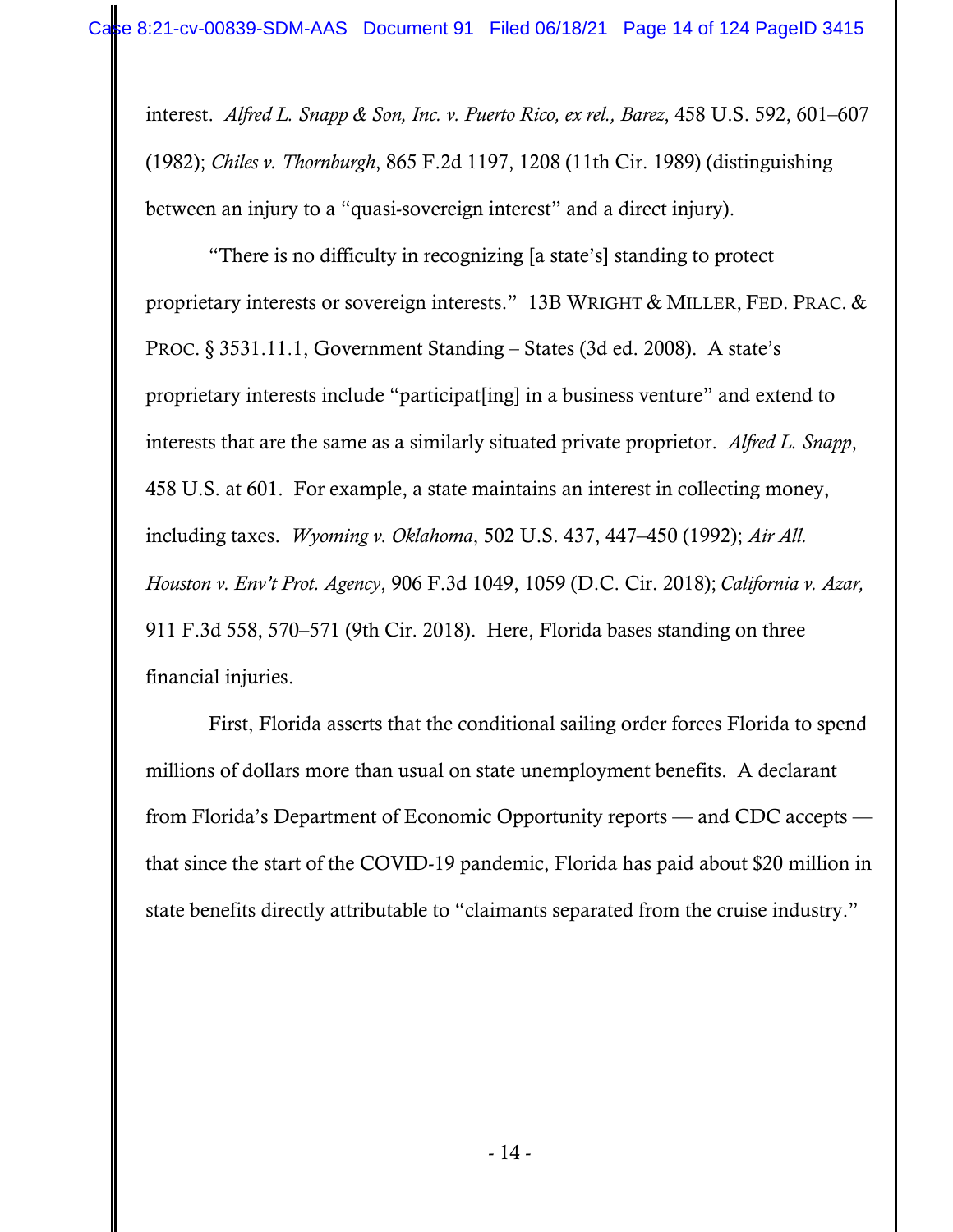interest. *Alfred L. Snapp & Son, Inc. v. Puerto Rico, ex rel., Barez*, 458 U.S. 592, 601–607 (1982); *Chiles v. Thornburgh*, 865 F.2d 1197, 1208 (11th Cir. 1989) (distinguishing between an injury to a "quasi-sovereign interest" and a direct injury).

"There is no difficulty in recognizing [a state's] standing to protect proprietary interests or sovereign interests." 13B WRIGHT & MILLER, FED. PRAC. & PROC. § 3531.11.1, Government Standing – States (3d ed. 2008). A state's proprietary interests include "participat[ing] in a business venture" and extend to interests that are the same as a similarly situated private proprietor. *Alfred L. Snapp*, 458 U.S. at 601. For example, a state maintains an interest in collecting money, including taxes. *Wyoming v. Oklahoma*, 502 U.S. 437, 447–450 (1992); *Air All. Houston v. Env't Prot. Agency*, 906 F.3d 1049, 1059 (D.C. Cir. 2018); *California v. Azar,* 911 F.3d 558, 570–571 (9th Cir. 2018). Here, Florida bases standing on three financial injuries.

First, Florida asserts that the conditional sailing order forces Florida to spend millions of dollars more than usual on state unemployment benefits. A declarant from Florida's Department of Economic Opportunity reports — and CDC accepts — that since the start of the COVID-19 pandemic, Florida has paid about $20 million in state benefits directly attributable to "claimants separated from the cruise industry."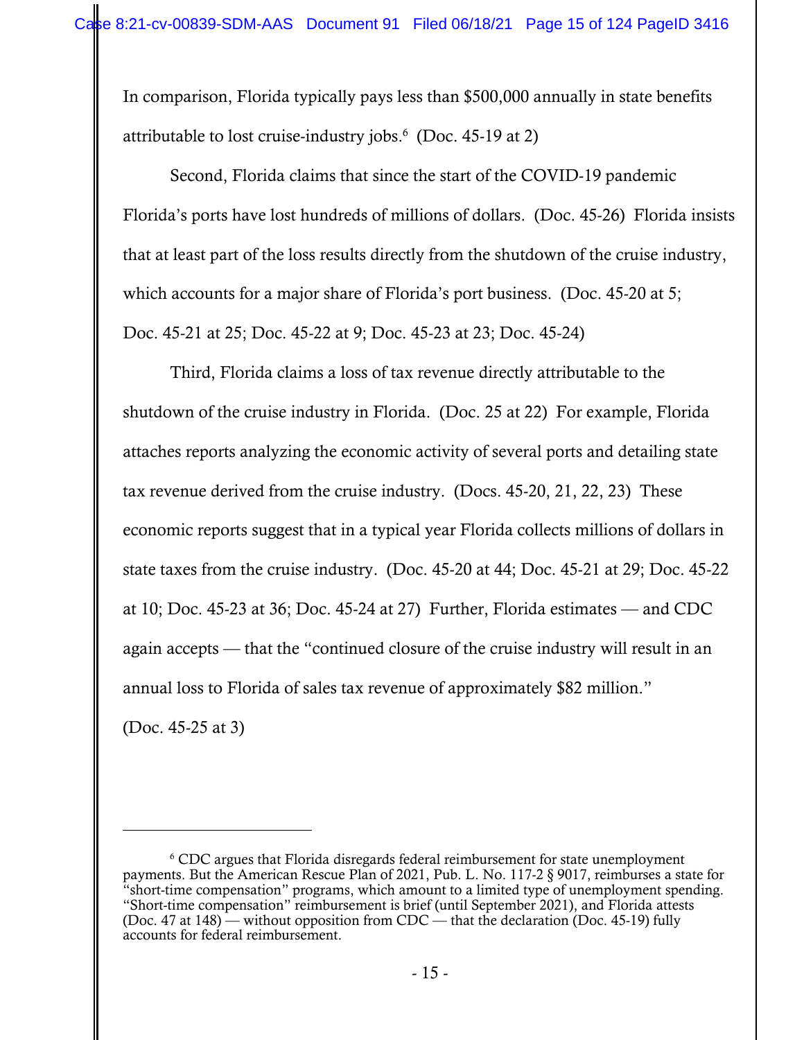In comparison, Florida typically pays less than $500,000 annually in state benefits attributable to lost cruise-industry jobs.[6] (Doc. 45-19 at 2)

Second, Florida claims that since the start of the COVID-19 pandemic Florida's ports have lost hundreds of millions of dollars. (Doc. 45-26) Florida insists that at least part of the loss results directly from the shutdown of the cruise industry, which accounts for a major share of Florida's port business. (Doc. 45-20 at 5; Doc. 45-21 at 25; Doc. 45-22 at 9; Doc. 45-23 at 23; Doc. 45-24)

Third, Florida claims a loss of tax revenue directly attributable to the shutdown of the cruise industry in Florida. (Doc. 25 at 22) For example, Florida attaches reports analyzing the economic activity of several ports and detailing state tax revenue derived from the cruise industry. (Docs. 45-20, 21, 22, 23) These economic reports suggest that in a typical year Florida collects millions of dollars in state taxes from the cruise industry. (Doc. 45-20 at 44; Doc. 45-21 at 29; Doc. 45-22 at 10; Doc. 45-23 at 36; Doc. 45-24 at 27) Further, Florida estimates — and CDC again accepts — that the "continued closure of the cruise industry will result in an annual loss to Florida of sales tax revenue of approximately $82 million." (Doc. 45-25 at 3)

---

[6] CDC argues that Florida disregards federal reimbursement for state unemployment payments. But the American Rescue Plan of 2021, Pub. L. No. 117-2 § 9017, reimburses a state for "short-time compensation" programs, which amount to a limited type of unemployment spending. "Short-time compensation" reimbursement is brief (until September 2021), and Florida attests (Doc. 47 at 148) — without opposition from CDC — that the declaration (Doc. 45-19) fully accounts for federal reimbursement.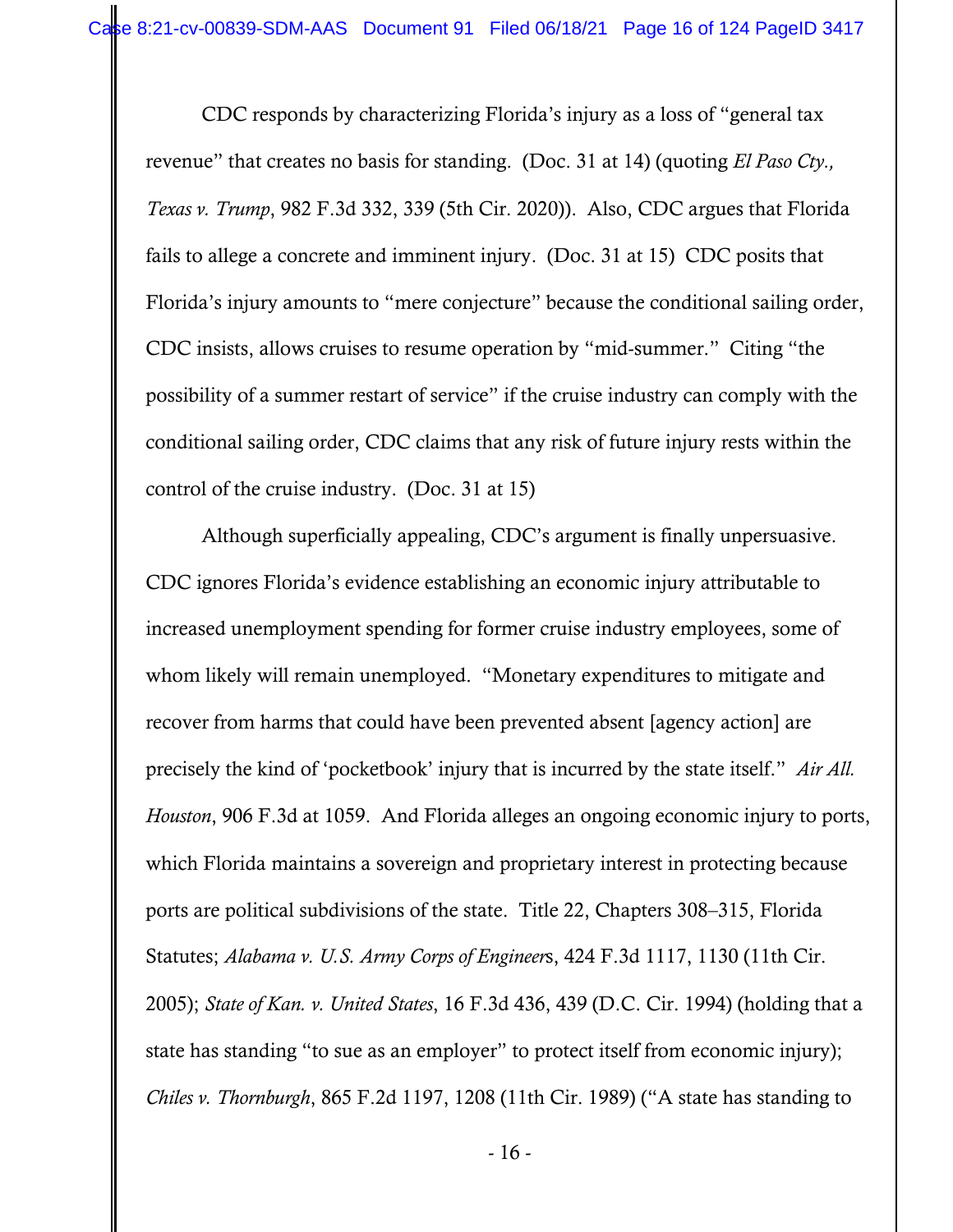CDC responds by characterizing Florida's injury as a loss of "general tax revenue" that creates no basis for standing. (Doc. 31 at 14) (quoting *El Paso Cty., Texas v. Trump*, 982 F.3d 332, 339 (5th Cir. 2020)). Also, CDC argues that Florida fails to allege a concrete and imminent injury. (Doc. 31 at 15) CDC posits that Florida's injury amounts to "mere conjecture" because the conditional sailing order, CDC insists, allows cruises to resume operation by "mid-summer." Citing "the possibility of a summer restart of service" if the cruise industry can comply with the conditional sailing order, CDC claims that any risk of future injury rests within the control of the cruise industry. (Doc. 31 at 15)

Although superficially appealing, CDC's argument is finally unpersuasive. CDC ignores Florida's evidence establishing an economic injury attributable to increased unemployment spending for former cruise industry employees, some of whom likely will remain unemployed. "Monetary expenditures to mitigate and recover from harms that could have been prevented absent [agency action] are precisely the kind of 'pocketbook' injury that is incurred by the state itself." *Air All. Houston*, 906 F.3d at 1059. And Florida alleges an ongoing economic injury to ports, which Florida maintains a sovereign and proprietary interest in protecting because ports are political subdivisions of the state. Title 22, Chapters 308–315, Florida Statutes; *Alabama v. U.S. Army Corps of Engineers*, 424 F.3d 1117, 1130 (11th Cir. 2005); *State of Kan. v. United States*, 16 F.3d 436, 439 (D.C. Cir. 1994) (holding that a state has standing "to sue as an employer" to protect itself from economic injury); *Chiles v. Thornburgh*, 865 F.2d 1197, 1208 (11th Cir. 1989) ("A state has standing to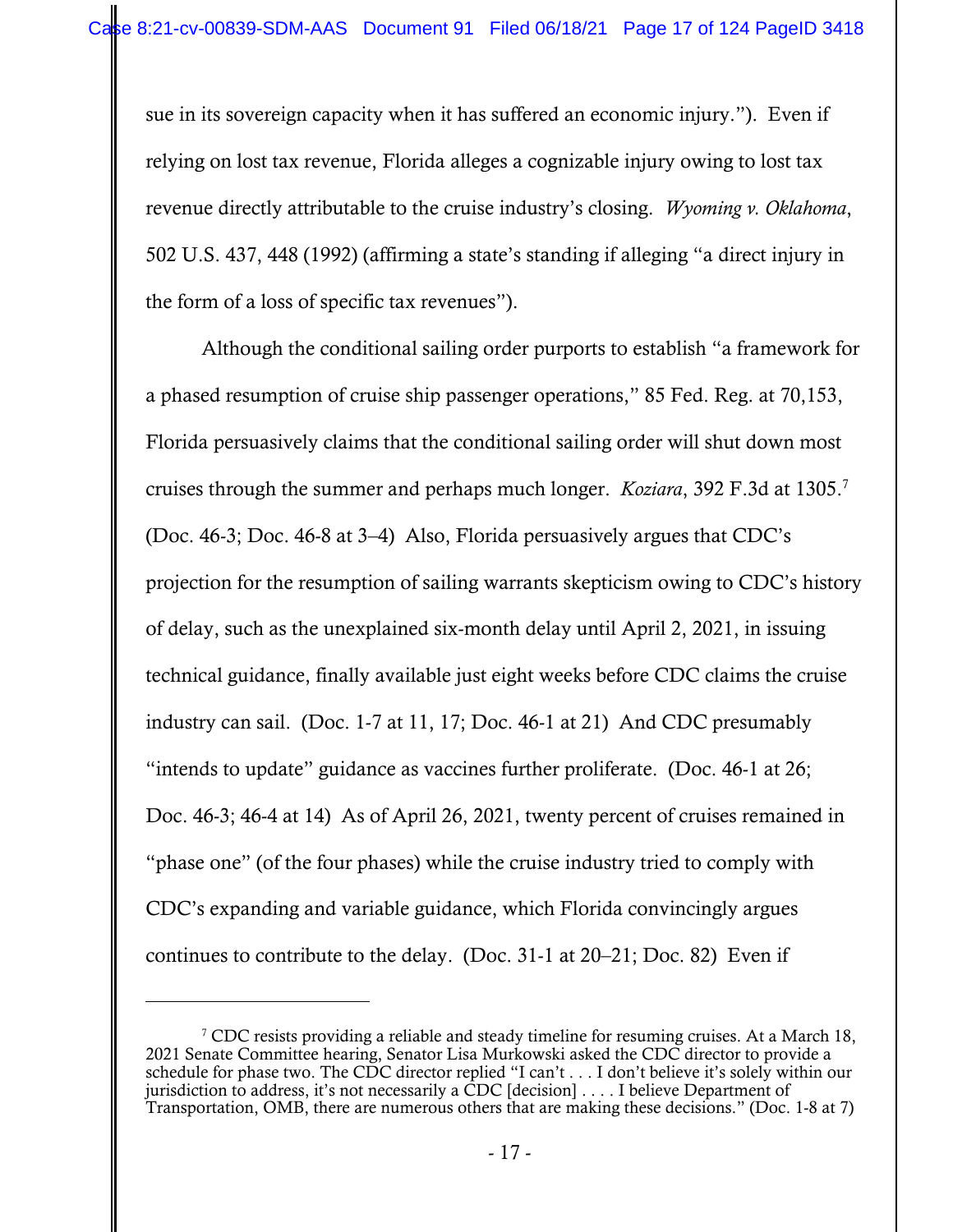sue in its sovereign capacity when it has suffered an economic injury."). Even if relying on lost tax revenue, Florida alleges a cognizable injury owing to lost tax revenue directly attributable to the cruise industry's closing. *Wyoming v. Oklahoma*, 502 U.S. 437, 448 (1992) (affirming a state's standing if alleging "a direct injury in the form of a loss of specific tax revenues").

Although the conditional sailing order purports to establish "a framework for a phased resumption of cruise ship passenger operations," 85 Fed. Reg. at 70,153, Florida persuasively claims that the conditional sailing order will shut down most cruises through the summer and perhaps much longer. *Koziara*, 392 F.3d at 1305.[7] (Doc. 46-3; Doc. 46-8 at 3–4) Also, Florida persuasively argues that CDC's projection for the resumption of sailing warrants skepticism owing to CDC's history of delay, such as the unexplained six-month delay until April 2, 2021, in issuing technical guidance, finally available just eight weeks before CDC claims the cruise industry can sail. (Doc. 1-7 at 11, 17; Doc. 46-1 at 21) And CDC presumably "intends to update" guidance as vaccines further proliferate. (Doc. 46-1 at 26; Doc. 46-3; 46-4 at 14) As of April 26, 2021, twenty percent of cruises remained in "phase one" (of the four phases) while the cruise industry tried to comply with CDC's expanding and variable guidance, which Florida convincingly argues continues to contribute to the delay. (Doc. 31-1 at 20–21; Doc. 82) Even if

---

[7] CDC resists providing a reliable and steady timeline for resuming cruises. At a March 18, 2021 Senate Committee hearing, Senator Lisa Murkowski asked the CDC director to provide a schedule for phase two. The CDC director replied "I can't . . . I don't believe it's solely within our jurisdiction to address, it's not necessarily a CDC [decision] . . . . I believe Department of Transportation, OMB, there are numerous others that are making these decisions." (Doc. 1-8 at 7)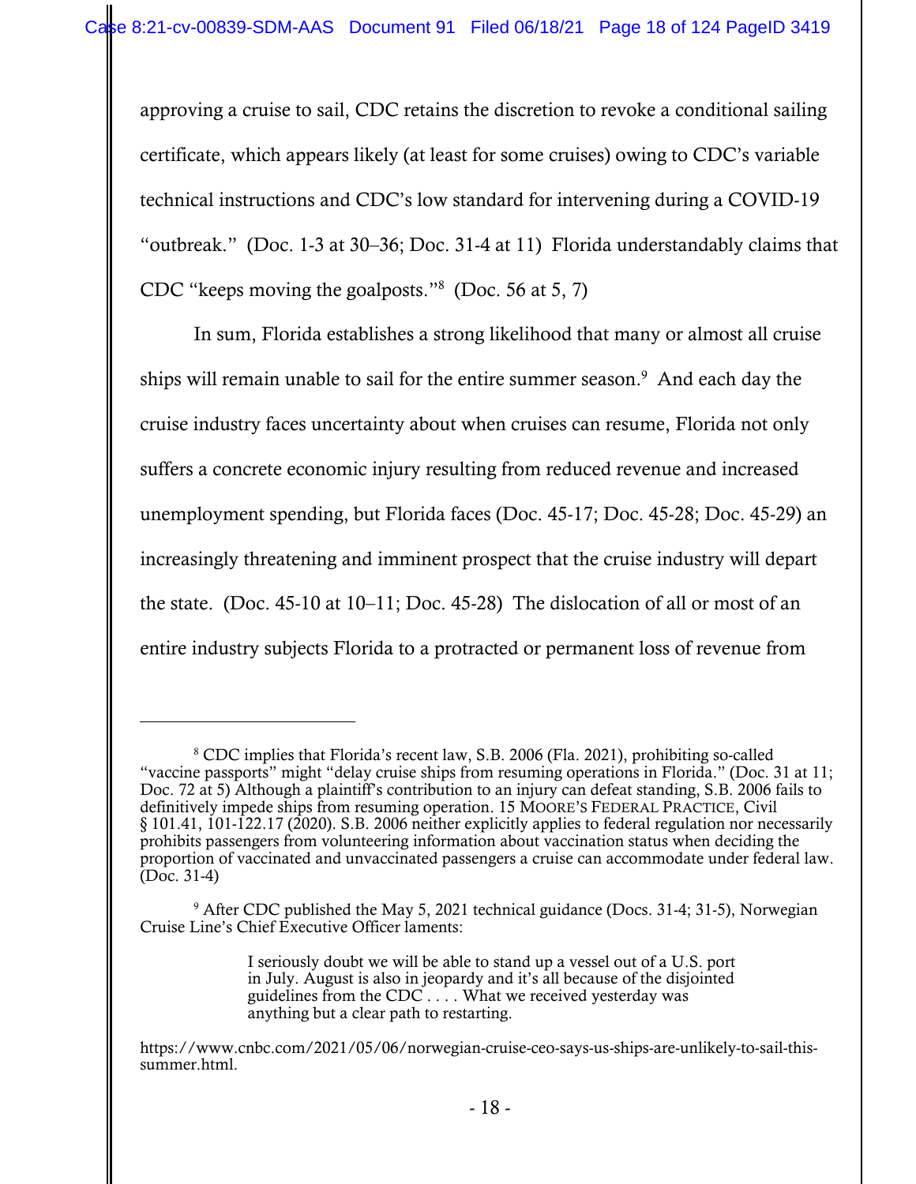approving a cruise to sail, CDC retains the discretion to revoke a conditional sailing certificate, which appears likely (at least for some cruises) owing to CDC's variable technical instructions and CDC's low standard for intervening during a COVID-19 "outbreak." (Doc. 1-3 at 30–36; Doc. 31-4 at 11) Florida understandably claims that CDC "keeps moving the goalposts."[8] (Doc. 56 at 5, 7)

In sum, Florida establishes a strong likelihood that many or almost all cruise ships will remain unable to sail for the entire summer season.[9] And each day the cruise industry faces uncertainty about when cruises can resume, Florida not only suffers a concrete economic injury resulting from reduced revenue and increased unemployment spending, but Florida faces (Doc. 45-17; Doc. 45-28; Doc. 45-29) an increasingly threatening and imminent prospect that the cruise industry will depart the state. (Doc. 45-10 at 10–11; Doc. 45-28) The dislocation of all or most of an entire industry subjects Florida to a protracted or permanent loss of revenue from

---

[8] CDC implies that Florida's recent law, S.B. 2006 (Fla. 2021), prohibiting so-called "vaccine passports" might "delay cruise ships from resuming operations in Florida." (Doc. 31 at 11; Doc. 72 at 5) Although a plaintiff's contribution to an injury can defeat standing, S.B. 2006 fails to definitively impede ships from resuming operation. 15 MOORE'S FEDERAL PRACTICE, Civil § 101.41, 101-122.17 (2020). S.B. 2006 neither explicitly applies to federal regulation nor necessarily prohibits passengers from volunteering information about vaccination status when deciding the proportion of vaccinated and unvaccinated passengers a cruise can accommodate under federal law. (Doc. 31-4)

[9] After CDC published the May 5, 2021 technical guidance (Docs. 31-4; 31-5), Norwegian Cruise Line's Chief Executive Officer laments:

> I seriously doubt we will be able to stand up a vessel out of a U.S. port in July. August is also in jeopardy and it's all because of the disjointed guidelines from the CDC . . . . What we received yesterday was anything but a clear path to restarting.

https://www.cnbc.com/2021/05/06/norwegian-cruise-ceo-says-us-ships-are-unlikely-to-sail-this-summer.html.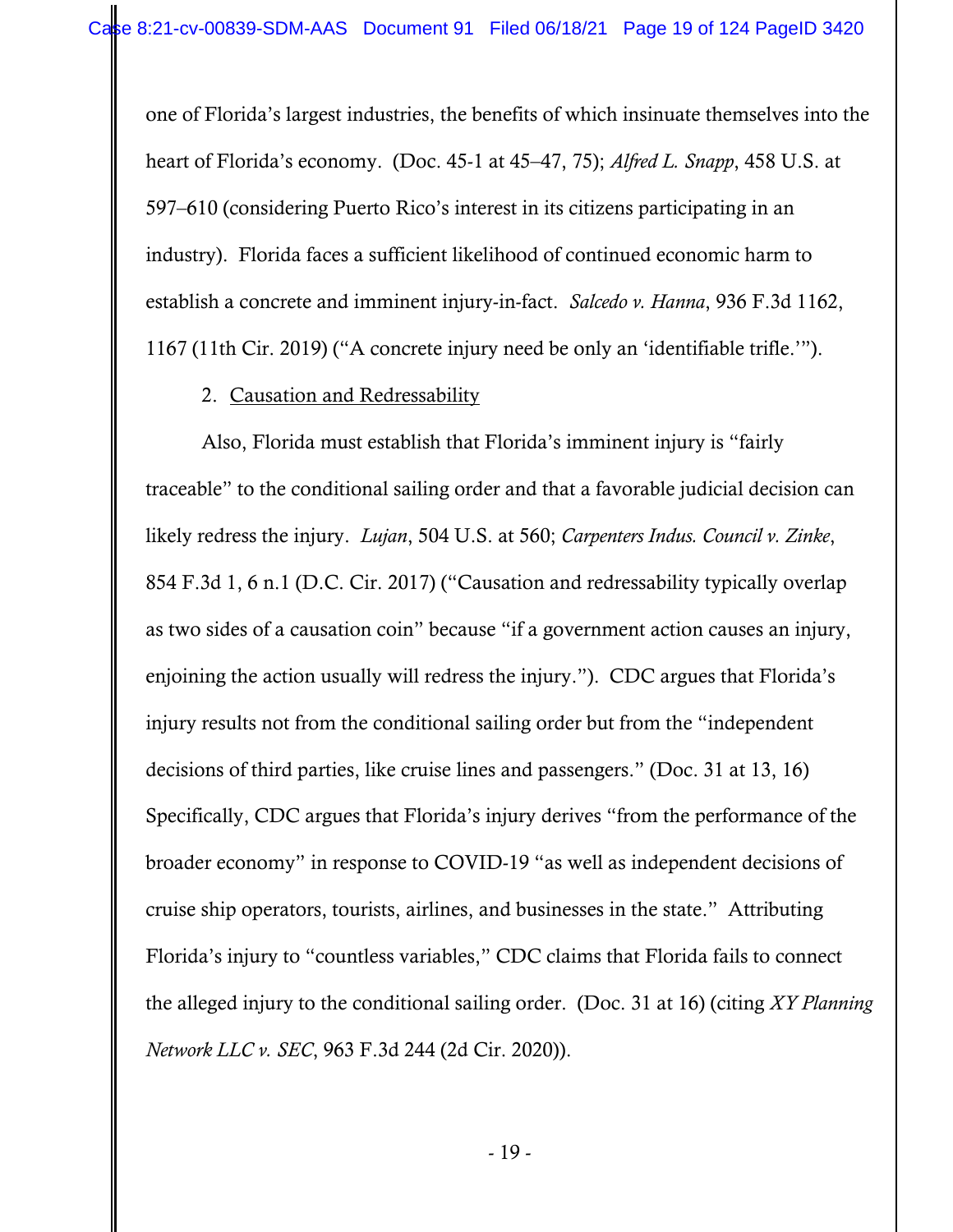one of Florida's largest industries, the benefits of which insinuate themselves into the heart of Florida's economy. (Doc. 45-1 at 45–47, 75); *Alfred L. Snapp*, 458 U.S. at 597–610 (considering Puerto Rico's interest in its citizens participating in an industry). Florida faces a sufficient likelihood of continued economic harm to establish a concrete and imminent injury-in-fact. *Salcedo v. Hanna*, 936 F.3d 1162, 1167 (11th Cir. 2019) ("A concrete injury need be only an 'identifiable trifle.'").

2. <u>Causation and Redressability</u>

Also, Florida must establish that Florida's imminent injury is "fairly traceable" to the conditional sailing order and that a favorable judicial decision can likely redress the injury. *Lujan*, 504 U.S. at 560; *Carpenters Indus. Council v. Zinke*, 854 F.3d 1, 6 n.1 (D.C. Cir. 2017) ("Causation and redressability typically overlap as two sides of a causation coin" because "if a government action causes an injury, enjoining the action usually will redress the injury."). CDC argues that Florida's injury results not from the conditional sailing order but from the "independent decisions of third parties, like cruise lines and passengers." (Doc. 31 at 13, 16) Specifically, CDC argues that Florida's injury derives "from the performance of the broader economy" in response to COVID-19 "as well as independent decisions of cruise ship operators, tourists, airlines, and businesses in the state." Attributing Florida's injury to "countless variables," CDC claims that Florida fails to connect the alleged injury to the conditional sailing order. (Doc. 31 at 16) (citing *XY Planning Network LLC v. SEC*, 963 F.3d 244 (2d Cir. 2020)).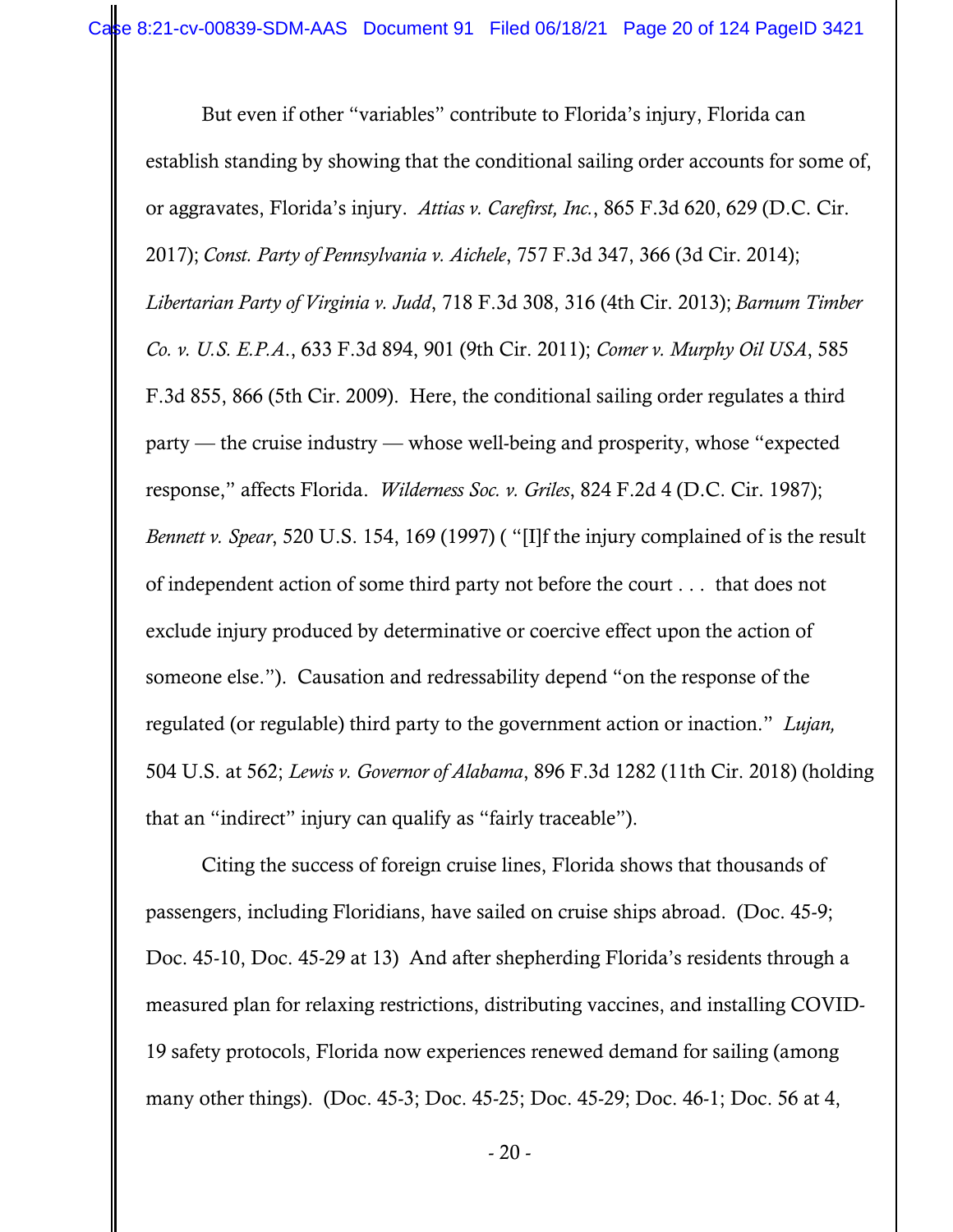But even if other "variables" contribute to Florida's injury, Florida can establish standing by showing that the conditional sailing order accounts for some of, or aggravates, Florida's injury. *Attias v. Carefirst, Inc.*, 865 F.3d 620, 629 (D.C. Cir. 2017); *Const. Party of Pennsylvania v. Aichele*, 757 F.3d 347, 366 (3d Cir. 2014); *Libertarian Party of Virginia v. Judd*, 718 F.3d 308, 316 (4th Cir. 2013); *Barnum Timber Co. v. U.S. E.P.A.*, 633 F.3d 894, 901 (9th Cir. 2011); *Comer v. Murphy Oil USA*, 585 F.3d 855, 866 (5th Cir. 2009). Here, the conditional sailing order regulates a third party — the cruise industry — whose well-being and prosperity, whose "expected response," affects Florida. *Wilderness Soc. v. Griles*, 824 F.2d 4 (D.C. Cir. 1987); *Bennett v. Spear*, 520 U.S. 154, 169 (1997) ( "[I]f the injury complained of is the result of independent action of some third party not before the court . . . that does not exclude injury produced by determinative or coercive effect upon the action of someone else."). Causation and redressability depend "on the response of the regulated (or regulable) third party to the government action or inaction." *Lujan,* 504 U.S. at 562; *Lewis v. Governor of Alabama*, 896 F.3d 1282 (11th Cir. 2018) (holding that an "indirect" injury can qualify as "fairly traceable").

Citing the success of foreign cruise lines, Florida shows that thousands of passengers, including Floridians, have sailed on cruise ships abroad. (Doc. 45-9; Doc. 45-10, Doc. 45-29 at 13) And after shepherding Florida's residents through a measured plan for relaxing restrictions, distributing vaccines, and installing COVID-19 safety protocols, Florida now experiences renewed demand for sailing (among many other things). (Doc. 45-3; Doc. 45-25; Doc. 45-29; Doc. 46-1; Doc. 56 at 4,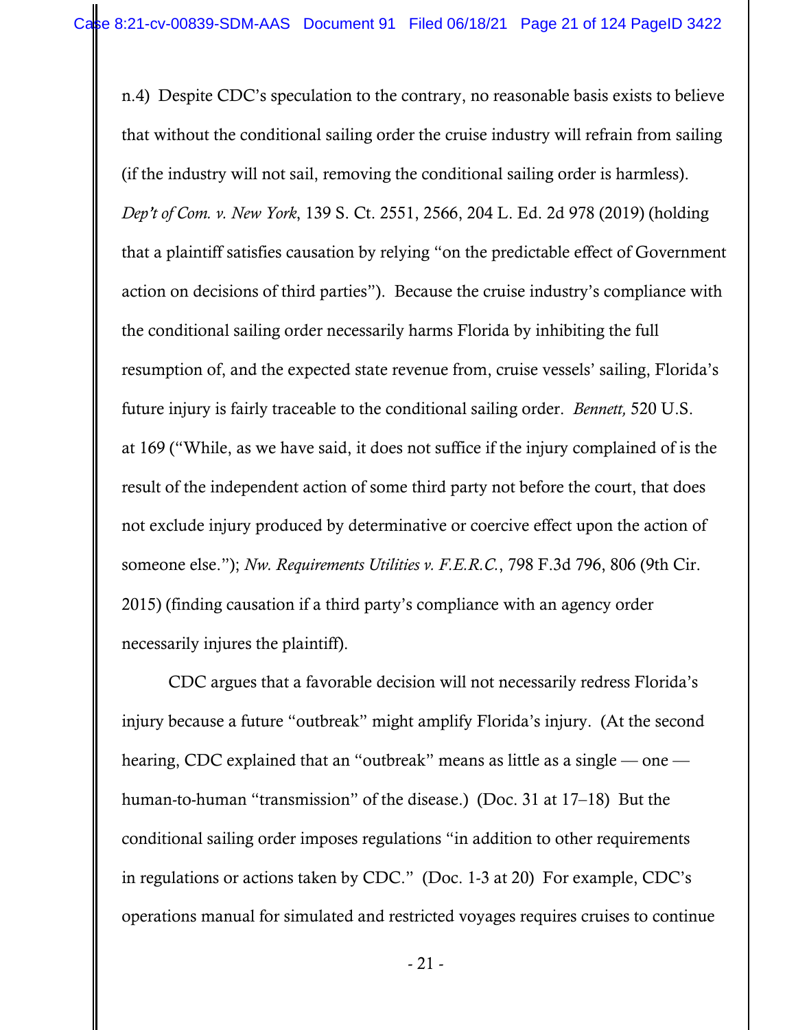n.4) Despite CDC's speculation to the contrary, no reasonable basis exists to believe that without the conditional sailing order the cruise industry will refrain from sailing (if the industry will not sail, removing the conditional sailing order is harmless). *Dep't of Com. v. New York*, 139 S. Ct. 2551, 2566, 204 L. Ed. 2d 978 (2019) (holding that a plaintiff satisfies causation by relying "on the predictable effect of Government action on decisions of third parties"). Because the cruise industry's compliance with the conditional sailing order necessarily harms Florida by inhibiting the full resumption of, and the expected state revenue from, cruise vessels' sailing, Florida's future injury is fairly traceable to the conditional sailing order. *Bennett,* 520 U.S. at 169 ("While, as we have said, it does not suffice if the injury complained of is the result of the independent action of some third party not before the court, that does not exclude injury produced by determinative or coercive effect upon the action of someone else."); *Nw. Requirements Utilities v. F.E.R.C.*, 798 F.3d 796, 806 (9th Cir. 2015) (finding causation if a third party's compliance with an agency order necessarily injures the plaintiff).

CDC argues that a favorable decision will not necessarily redress Florida's injury because a future "outbreak" might amplify Florida's injury. (At the second hearing, CDC explained that an "outbreak" means as little as a single — one — human-to-human "transmission" of the disease.) (Doc. 31 at 17–18) But the conditional sailing order imposes regulations "in addition to other requirements in regulations or actions taken by CDC." (Doc. 1-3 at 20) For example, CDC's operations manual for simulated and restricted voyages requires cruises to continue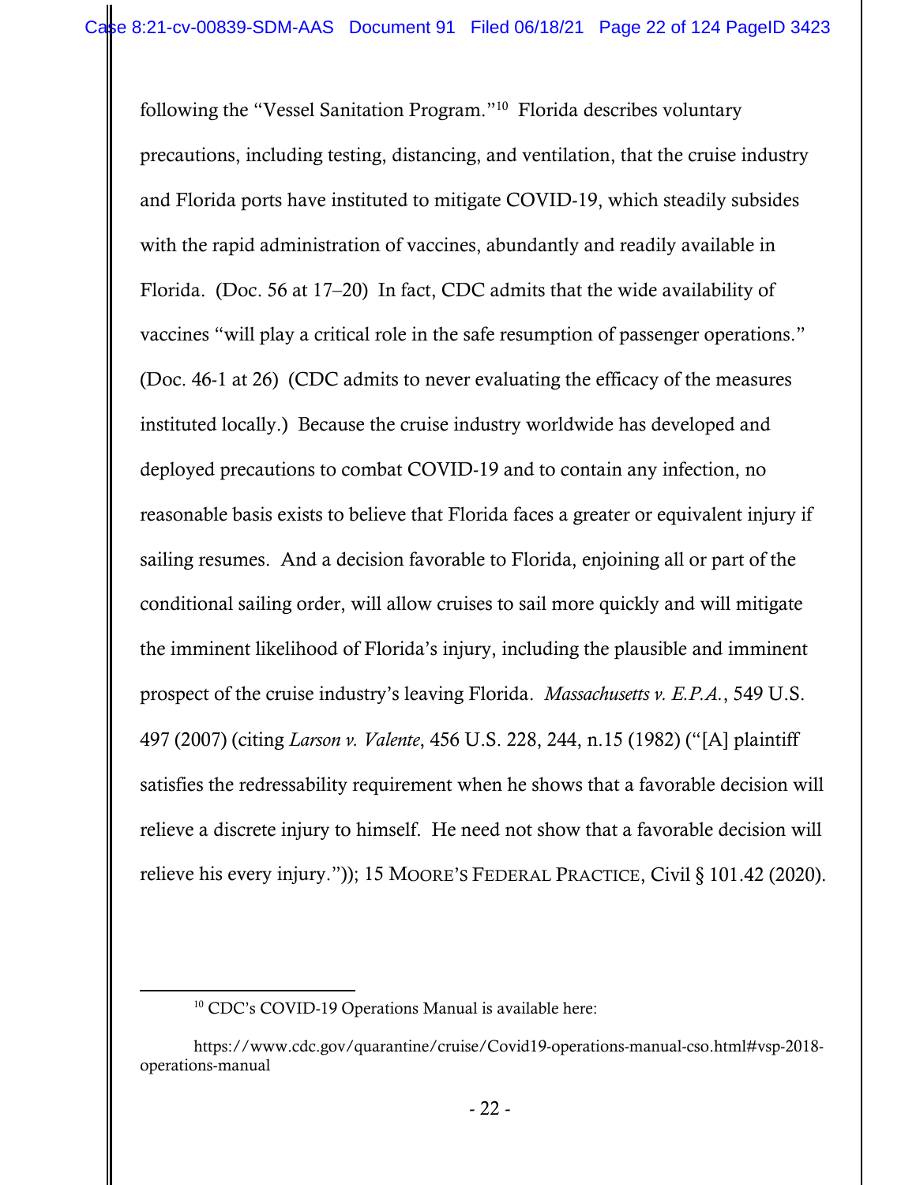following the "Vessel Sanitation Program."[10] Florida describes voluntary precautions, including testing, distancing, and ventilation, that the cruise industry and Florida ports have instituted to mitigate COVID-19, which steadily subsides with the rapid administration of vaccines, abundantly and readily available in Florida. (Doc. 56 at 17–20) In fact, CDC admits that the wide availability of vaccines "will play a critical role in the safe resumption of passenger operations." (Doc. 46-1 at 26) (CDC admits to never evaluating the efficacy of the measures instituted locally.) Because the cruise industry worldwide has developed and deployed precautions to combat COVID-19 and to contain any infection, no reasonable basis exists to believe that Florida faces a greater or equivalent injury if sailing resumes. And a decision favorable to Florida, enjoining all or part of the conditional sailing order, will allow cruises to sail more quickly and will mitigate the imminent likelihood of Florida's injury, including the plausible and imminent prospect of the cruise industry's leaving Florida. *Massachusetts v. E.P.A.*, 549 U.S. 497 (2007) (citing *Larson v. Valente*, 456 U.S. 228, 244, n.15 (1982) ("[A] plaintiff satisfies the redressability requirement when he shows that a favorable decision will relieve a discrete injury to himself. He need not show that a favorable decision will relieve his every injury.")); 15 MOORE'S FEDERAL PRACTICE, Civil § 101.42 (2020).

---

[10] CDC's COVID-19 Operations Manual is available here:

https://www.cdc.gov/quarantine/cruise/Covid19-operations-manual-cso.html#vsp-2018-operations-manual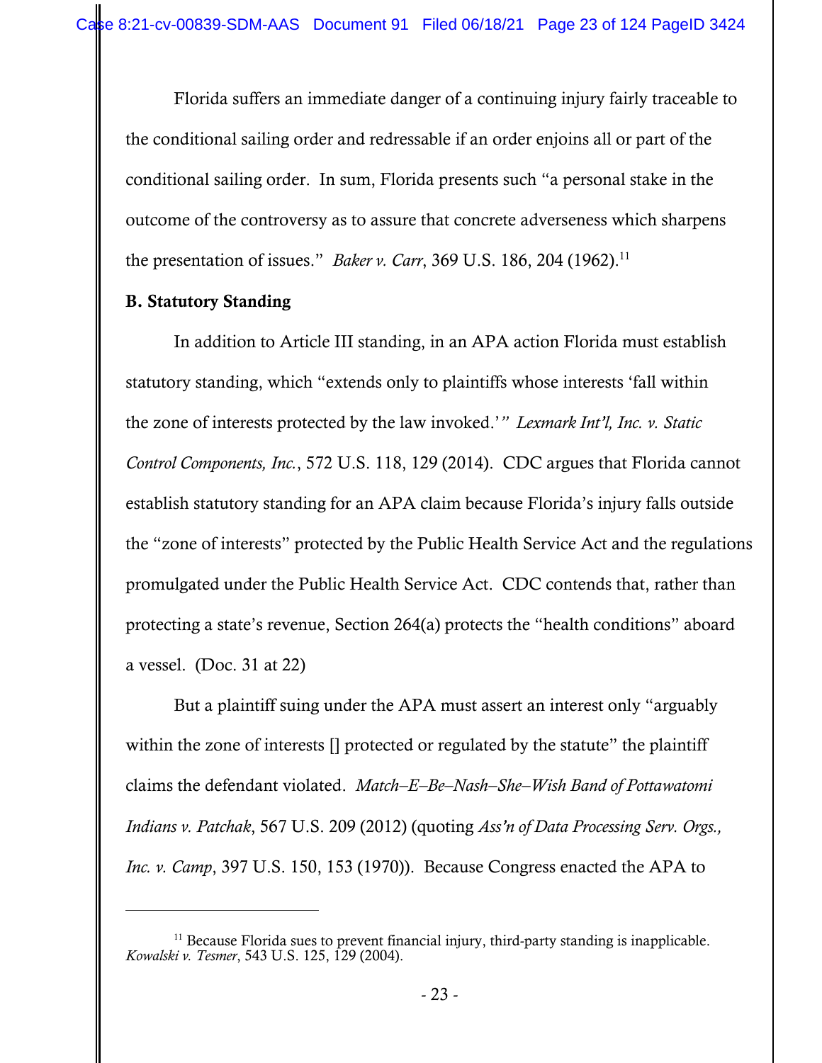Florida suffers an immediate danger of a continuing injury fairly traceable to the conditional sailing order and redressable if an order enjoins all or part of the conditional sailing order. In sum, Florida presents such "a personal stake in the outcome of the controversy as to assure that concrete adverseness which sharpens the presentation of issues." *Baker v. Carr*, 369 U.S. 186, 204 (1962).[11]

**B. Statutory Standing**

In addition to Article III standing, in an APA action Florida must establish statutory standing, which "extends only to plaintiffs whose interests 'fall within the zone of interests protected by the law invoked.'" *Lexmark Int'l, Inc. v. Static Control Components, Inc.*, 572 U.S. 118, 129 (2014). CDC argues that Florida cannot establish statutory standing for an APA claim because Florida's injury falls outside the "zone of interests" protected by the Public Health Service Act and the regulations promulgated under the Public Health Service Act. CDC contends that, rather than protecting a state's revenue, Section 264(a) protects the "health conditions" aboard a vessel. (Doc. 31 at 22)

But a plaintiff suing under the APA must assert an interest only "arguably within the zone of interests [] protected or regulated by the statute" the plaintiff claims the defendant violated. *Match–E–Be–Nash–She–Wish Band of Pottawatomi Indians v. Patchak*, 567 U.S. 209 (2012) (quoting *Ass'n of Data Processing Serv. Orgs., Inc. v. Camp*, 397 U.S. 150, 153 (1970)). Because Congress enacted the APA to

---

[11] Because Florida sues to prevent financial injury, third-party standing is inapplicable. *Kowalski v. Tesmer*, 543 U.S. 125, 129 (2004).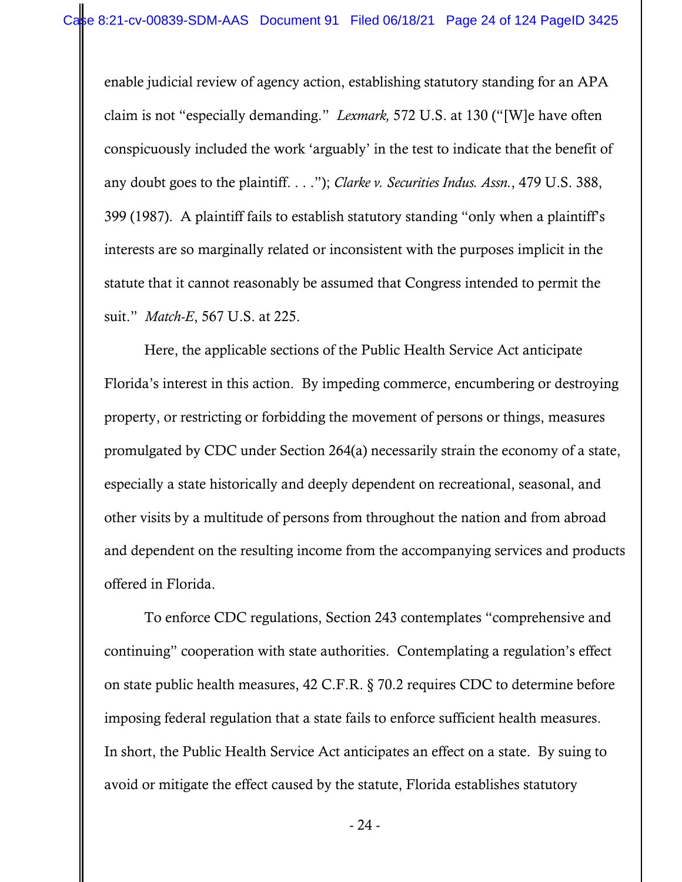enable judicial review of agency action, establishing statutory standing for an APA claim is not "especially demanding." *Lexmark,* 572 U.S. at 130 ("[W]e have often conspicuously included the work 'arguably' in the test to indicate that the benefit of any doubt goes to the plaintiff. . . ."); *Clarke v. Securities Indus. Assn.*, 479 U.S. 388, 399 (1987). A plaintiff fails to establish statutory standing "only when a plaintiff's interests are so marginally related or inconsistent with the purposes implicit in the statute that it cannot reasonably be assumed that Congress intended to permit the suit." *Match-E*, 567 U.S. at 225.

Here, the applicable sections of the Public Health Service Act anticipate Florida's interest in this action. By impeding commerce, encumbering or destroying property, or restricting or forbidding the movement of persons or things, measures promulgated by CDC under Section 264(a) necessarily strain the economy of a state, especially a state historically and deeply dependent on recreational, seasonal, and other visits by a multitude of persons from throughout the nation and from abroad and dependent on the resulting income from the accompanying services and products offered in Florida.

To enforce CDC regulations, Section 243 contemplates "comprehensive and continuing" cooperation with state authorities. Contemplating a regulation's effect on state public health measures, 42 C.F.R. § 70.2 requires CDC to determine before imposing federal regulation that a state fails to enforce sufficient health measures. In short, the Public Health Service Act anticipates an effect on a state. By suing to avoid or mitigate the effect caused by the statute, Florida establishes statutory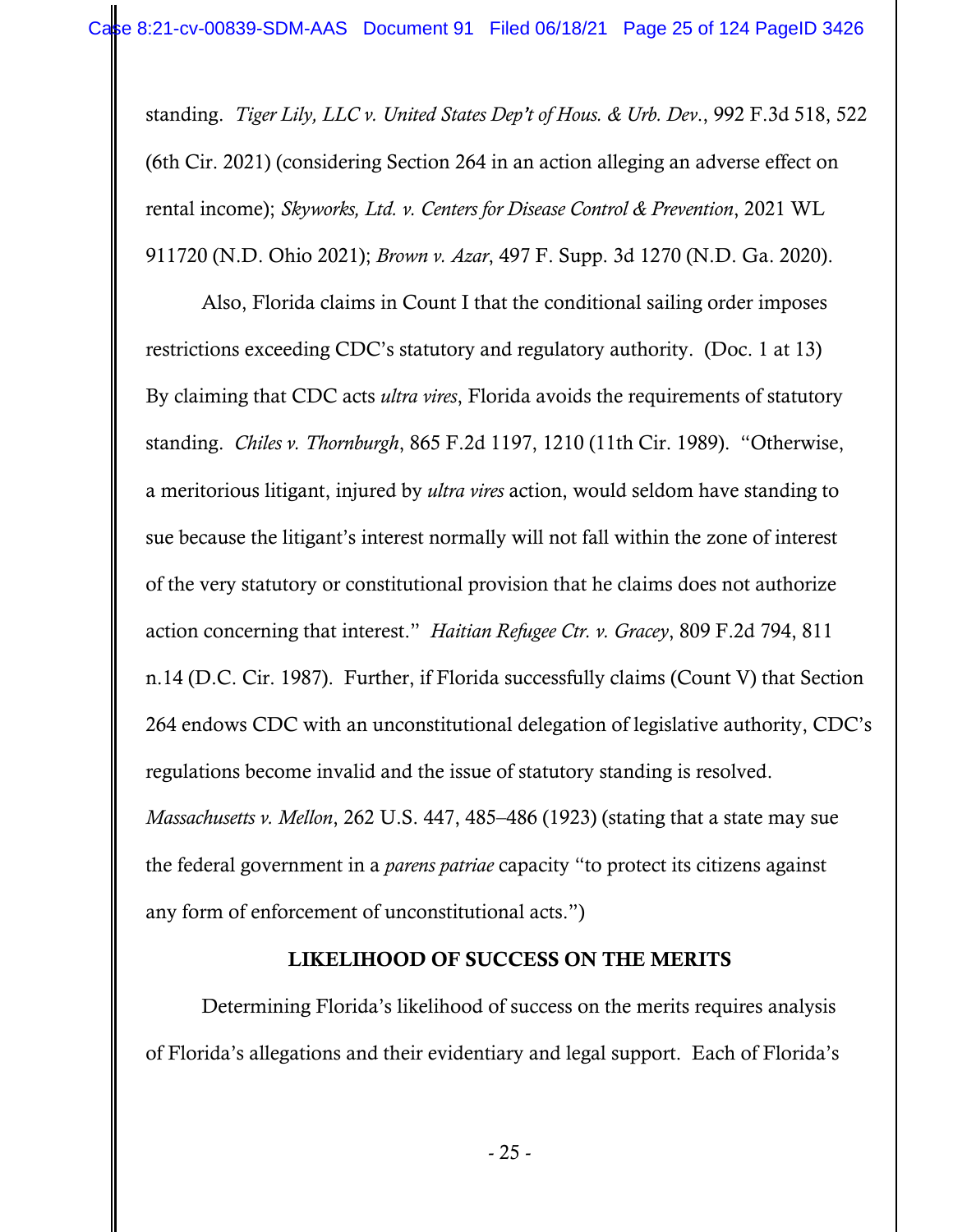standing. *Tiger Lily, LLC v. United States Dep't of Hous. & Urb. Dev.*, 992 F.3d 518, 522 (6th Cir. 2021) (considering Section 264 in an action alleging an adverse effect on rental income); *Skyworks, Ltd. v. Centers for Disease Control & Prevention*, 2021 WL 911720 (N.D. Ohio 2021); *Brown v. Azar*, 497 F. Supp. 3d 1270 (N.D. Ga. 2020).

Also, Florida claims in Count I that the conditional sailing order imposes restrictions exceeding CDC's statutory and regulatory authority. (Doc. 1 at 13) By claiming that CDC acts *ultra vires*, Florida avoids the requirements of statutory standing. *Chiles v. Thornburgh*, 865 F.2d 1197, 1210 (11th Cir. 1989). "Otherwise, a meritorious litigant, injured by *ultra vires* action, would seldom have standing to sue because the litigant's interest normally will not fall within the zone of interest of the very statutory or constitutional provision that he claims does not authorize action concerning that interest." *Haitian Refugee Ctr. v. Gracey*, 809 F.2d 794, 811 n.14 (D.C. Cir. 1987). Further, if Florida successfully claims (Count V) that Section 264 endows CDC with an unconstitutional delegation of legislative authority, CDC's regulations become invalid and the issue of statutory standing is resolved. *Massachusetts v. Mellon*, 262 U.S. 447, 485–486 (1923) (stating that a state may sue the federal government in a *parens patriae* capacity "to protect its citizens against any form of enforcement of unconstitutional acts.")

## LIKELIHOOD OF SUCCESS ON THE MERITS

Determining Florida's likelihood of success on the merits requires analysis of Florida's allegations and their evidentiary and legal support. Each of Florida's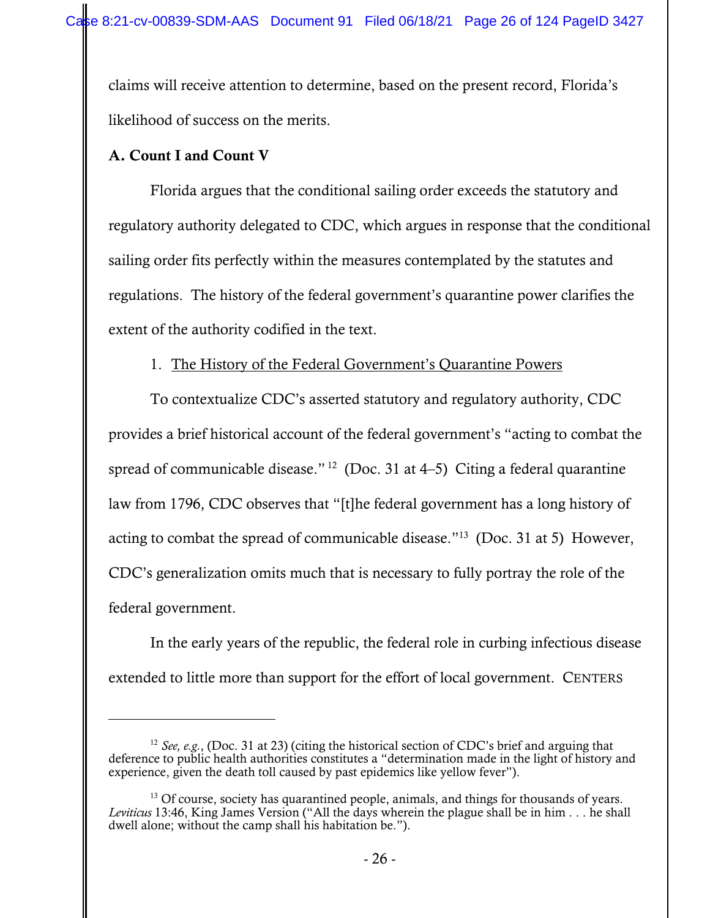claims will receive attention to determine, based on the present record, Florida's likelihood of success on the merits.

**A. Count I and Count V**

Florida argues that the conditional sailing order exceeds the statutory and regulatory authority delegated to CDC, which argues in response that the conditional sailing order fits perfectly within the measures contemplated by the statutes and regulations. The history of the federal government's quarantine power clarifies the extent of the authority codified in the text.

1. The History of the Federal Government's Quarantine Powers

To contextualize CDC's asserted statutory and regulatory authority, CDC provides a brief historical account of the federal government's "acting to combat the spread of communicable disease." [12] (Doc. 31 at 4–5) Citing a federal quarantine law from 1796, CDC observes that "[t]he federal government has a long history of acting to combat the spread of communicable disease."[13] (Doc. 31 at 5) However, CDC's generalization omits much that is necessary to fully portray the role of the federal government.

In the early years of the republic, the federal role in curbing infectious disease extended to little more than support for the effort of local government. CENTERS

---

[12] *See, e.g.*, (Doc. 31 at 23) (citing the historical section of CDC's brief and arguing that deference to public health authorities constitutes a "determination made in the light of history and experience, given the death toll caused by past epidemics like yellow fever").

[13] Of course, society has quarantined people, animals, and things for thousands of years. *Leviticus* 13:46, King James Version ("All the days wherein the plague shall be in him . . . he shall dwell alone; without the camp shall his habitation be.").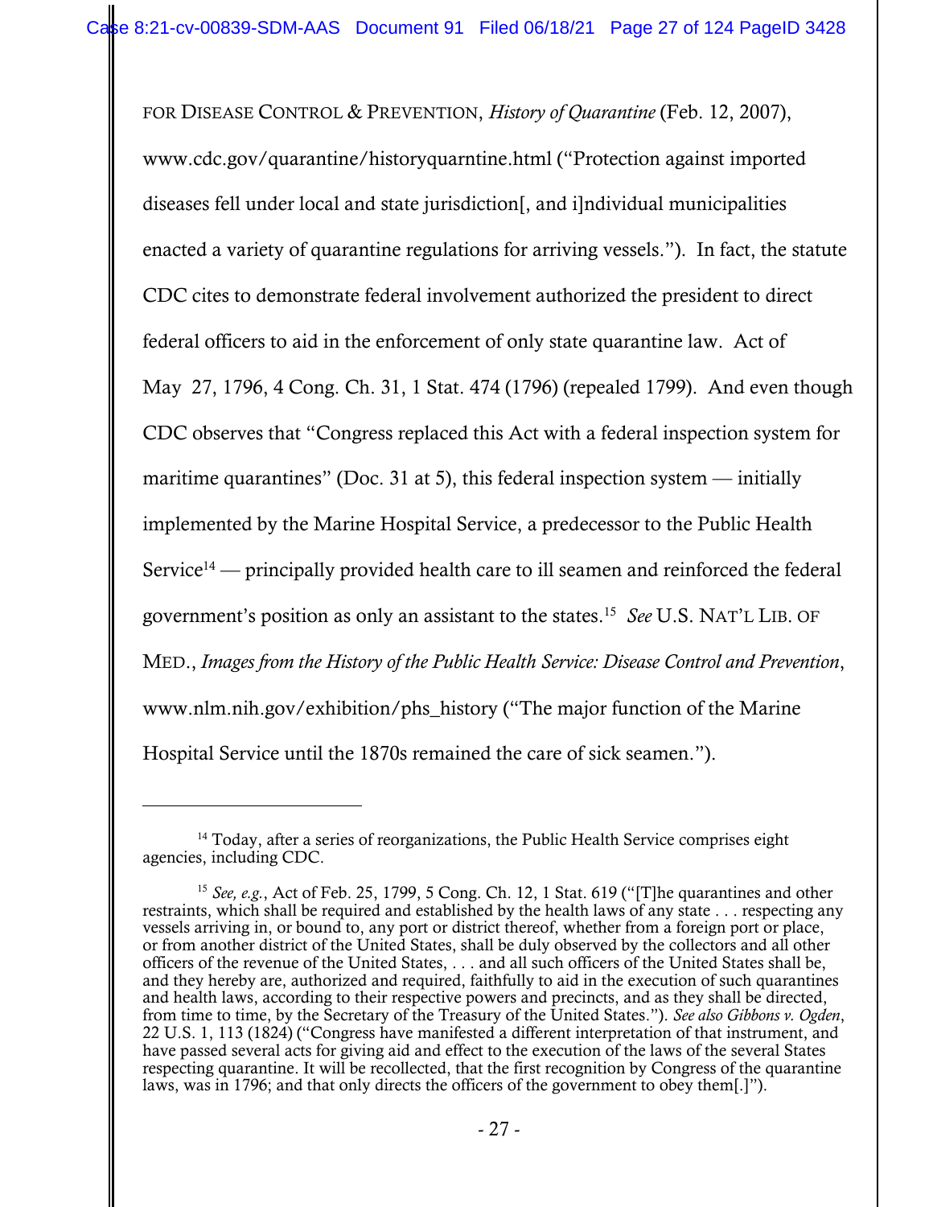FOR DISEASE CONTROL & PREVENTION, *History of Quarantine* (Feb. 12, 2007), www.cdc.gov/quarantine/historyquarntine.html ("Protection against imported diseases fell under local and state jurisdiction[, and i]ndividual municipalities enacted a variety of quarantine regulations for arriving vessels."). In fact, the statute CDC cites to demonstrate federal involvement authorized the president to direct federal officers to aid in the enforcement of only state quarantine law. Act of May 27, 1796, 4 Cong. Ch. 31, 1 Stat. 474 (1796) (repealed 1799). And even though CDC observes that "Congress replaced this Act with a federal inspection system for maritime quarantines" (Doc. 31 at 5), this federal inspection system — initially implemented by the Marine Hospital Service, a predecessor to the Public Health Service[14] — principally provided health care to ill seamen and reinforced the federal government's position as only an assistant to the states.[15] *See* U.S. NAT'L LIB. OF MED., *Images from the History of the Public Health Service: Disease Control and Prevention*, www.nlm.nih.gov/exhibition/phs_history ("The major function of the Marine Hospital Service until the 1870s remained the care of sick seamen.").

---

[14] Today, after a series of reorganizations, the Public Health Service comprises eight agencies, including CDC.

[15] *See, e.g.*, Act of Feb. 25, 1799, 5 Cong. Ch. 12, 1 Stat. 619 ("[T]he quarantines and other restraints, which shall be required and established by the health laws of any state . . . respecting any vessels arriving in, or bound to, any port or district thereof, whether from a foreign port or place, or from another district of the United States, shall be duly observed by the collectors and all other officers of the revenue of the United States, . . . and all such officers of the United States shall be, and they hereby are, authorized and required, faithfully to aid in the execution of such quarantines and health laws, according to their respective powers and precincts, and as they shall be directed, from time to time, by the Secretary of the Treasury of the United States."). *See also Gibbons v. Ogden*, 22 U.S. 1, 113 (1824) ("Congress have manifested a different interpretation of that instrument, and have passed several acts for giving aid and effect to the execution of the laws of the several States respecting quarantine. It will be recollected, that the first recognition by Congress of the quarantine laws, was in 1796; and that only directs the officers of the government to obey them[.]").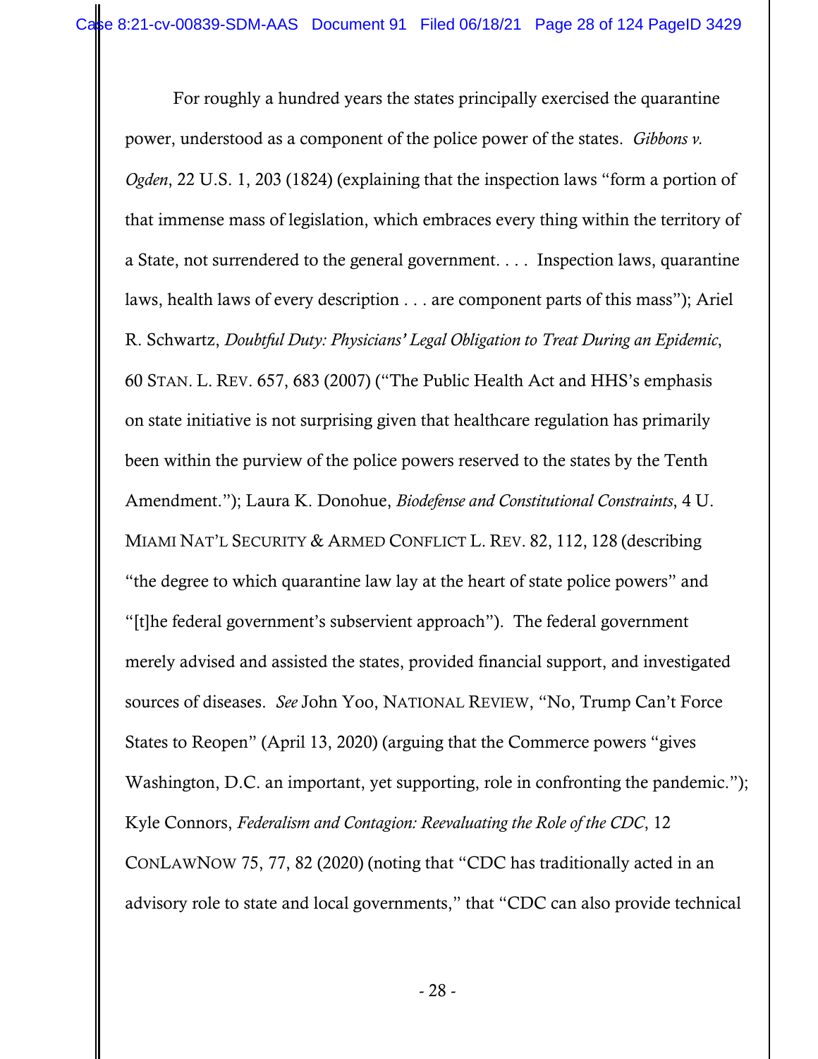For roughly a hundred years the states principally exercised the quarantine power, understood as a component of the police power of the states. *Gibbons v. Ogden*, 22 U.S. 1, 203 (1824) (explaining that the inspection laws "form a portion of that immense mass of legislation, which embraces every thing within the territory of a State, not surrendered to the general government. . . . Inspection laws, quarantine laws, health laws of every description . . . are component parts of this mass"); Ariel R. Schwartz, *Doubtful Duty: Physicians' Legal Obligation to Treat During an Epidemic*, 60 STAN. L. REV. 657, 683 (2007) ("The Public Health Act and HHS's emphasis on state initiative is not surprising given that healthcare regulation has primarily been within the purview of the police powers reserved to the states by the Tenth Amendment."); Laura K. Donohue, *Biodefense and Constitutional Constraints*, 4 U. MIAMI NAT'L SECURITY & ARMED CONFLICT L. REV. 82, 112, 128 (describing "the degree to which quarantine law lay at the heart of state police powers" and "[t]he federal government's subservient approach"). The federal government merely advised and assisted the states, provided financial support, and investigated sources of diseases. *See* John Yoo, NATIONAL REVIEW, "No, Trump Can't Force States to Reopen" (April 13, 2020) (arguing that the Commerce powers "gives Washington, D.C. an important, yet supporting, role in confronting the pandemic."); Kyle Connors, *Federalism and Contagion: Reevaluating the Role of the CDC*, 12 CONLAWNOW 75, 77, 82 (2020) (noting that "CDC has traditionally acted in an advisory role to state and local governments," that "CDC can also provide technical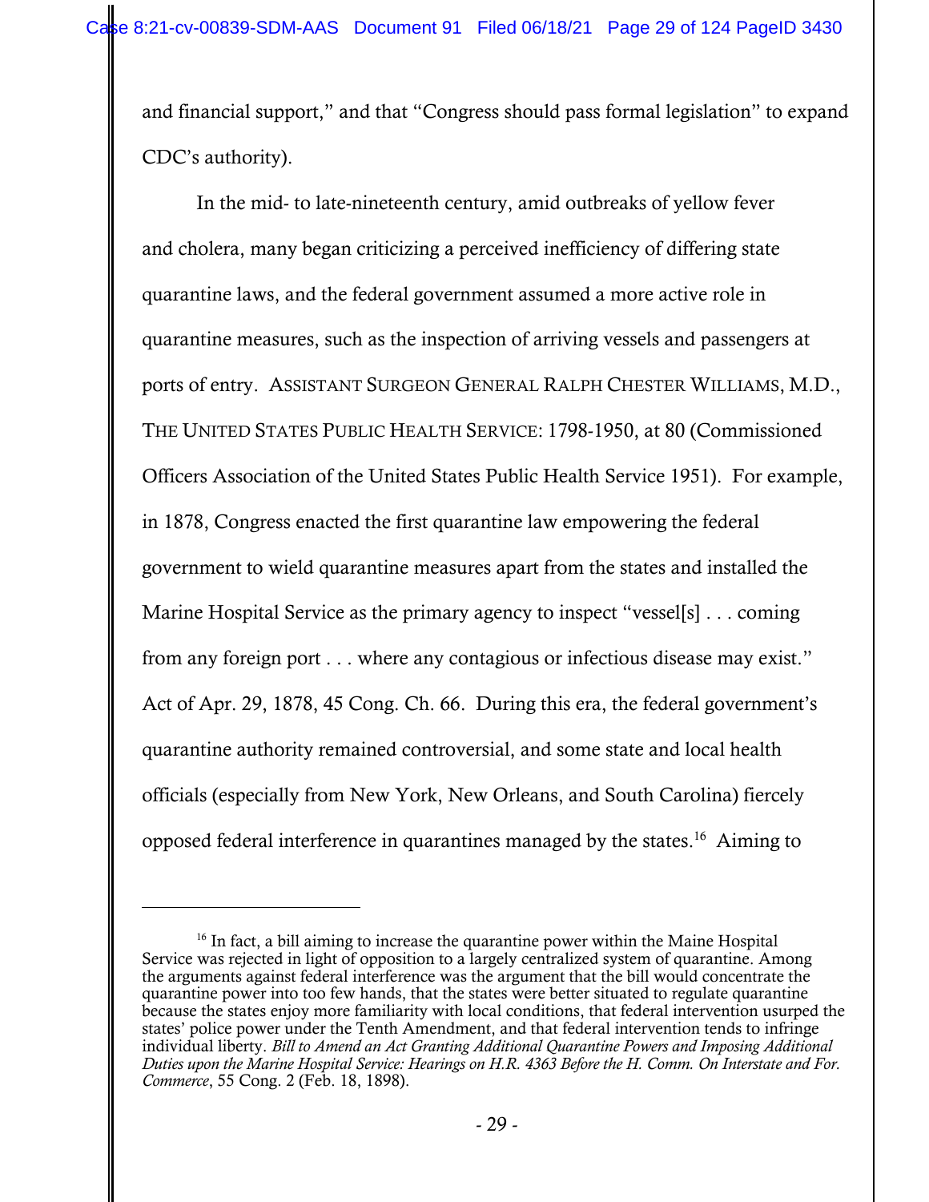and financial support," and that "Congress should pass formal legislation" to expand CDC's authority).

In the mid- to late-nineteenth century, amid outbreaks of yellow fever and cholera, many began criticizing a perceived inefficiency of differing state quarantine laws, and the federal government assumed a more active role in quarantine measures, such as the inspection of arriving vessels and passengers at ports of entry. ASSISTANT SURGEON GENERAL RALPH CHESTER WILLIAMS, M.D., THE UNITED STATES PUBLIC HEALTH SERVICE: 1798-1950, at 80 (Commissioned Officers Association of the United States Public Health Service 1951). For example, in 1878, Congress enacted the first quarantine law empowering the federal government to wield quarantine measures apart from the states and installed the Marine Hospital Service as the primary agency to inspect "vessel[s] . . . coming from any foreign port . . . where any contagious or infectious disease may exist." Act of Apr. 29, 1878, 45 Cong. Ch. 66. During this era, the federal government's quarantine authority remained controversial, and some state and local health officials (especially from New York, New Orleans, and South Carolina) fiercely opposed federal interference in quarantines managed by the states.[16] Aiming to

---

[16] In fact, a bill aiming to increase the quarantine power within the Maine Hospital Service was rejected in light of opposition to a largely centralized system of quarantine. Among the arguments against federal interference was the argument that the bill would concentrate the quarantine power into too few hands, that the states were better situated to regulate quarantine because the states enjoy more familiarity with local conditions, that federal intervention usurped the states' police power under the Tenth Amendment, and that federal intervention tends to infringe individual liberty. *Bill to Amend an Act Granting Additional Quarantine Powers and Imposing Additional Duties upon the Marine Hospital Service: Hearings on H.R. 4363 Before the H. Comm. On Interstate and For. Commerce*, 55 Cong. 2 (Feb. 18, 1898).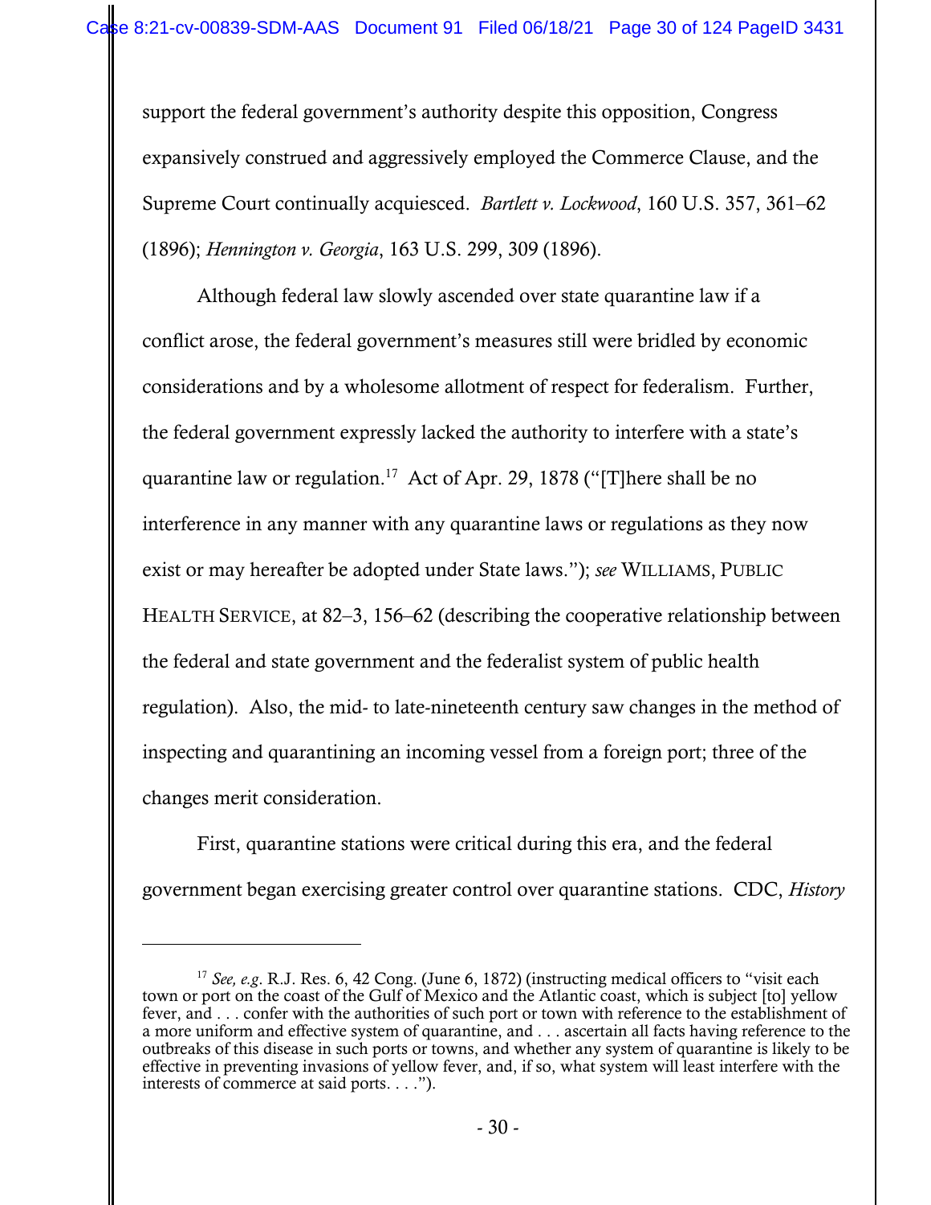support the federal government's authority despite this opposition, Congress expansively construed and aggressively employed the Commerce Clause, and the Supreme Court continually acquiesced. *Bartlett v. Lockwood*, 160 U.S. 357, 361–62 (1896); *Hennington v. Georgia*, 163 U.S. 299, 309 (1896).

Although federal law slowly ascended over state quarantine law if a conflict arose, the federal government's measures still were bridled by economic considerations and by a wholesome allotment of respect for federalism. Further, the federal government expressly lacked the authority to interfere with a state's quarantine law or regulation.[17] Act of Apr. 29, 1878 ("[T]here shall be no interference in any manner with any quarantine laws or regulations as they now exist or may hereafter be adopted under State laws."); *see* WILLIAMS, PUBLIC HEALTH SERVICE, at 82–3, 156–62 (describing the cooperative relationship between the federal and state government and the federalist system of public health regulation). Also, the mid- to late-nineteenth century saw changes in the method of inspecting and quarantining an incoming vessel from a foreign port; three of the changes merit consideration.

First, quarantine stations were critical during this era, and the federal government began exercising greater control over quarantine stations. CDC, *History*

---

[17] *See, e.g.* R.J. Res. 6, 42 Cong. (June 6, 1872) (instructing medical officers to "visit each town or port on the coast of the Gulf of Mexico and the Atlantic coast, which is subject [to] yellow fever, and . . . confer with the authorities of such port or town with reference to the establishment of a more uniform and effective system of quarantine, and . . . ascertain all facts having reference to the outbreaks of this disease in such ports or towns, and whether any system of quarantine is likely to be effective in preventing invasions of yellow fever, and, if so, what system will least interfere with the interests of commerce at said ports. . . .").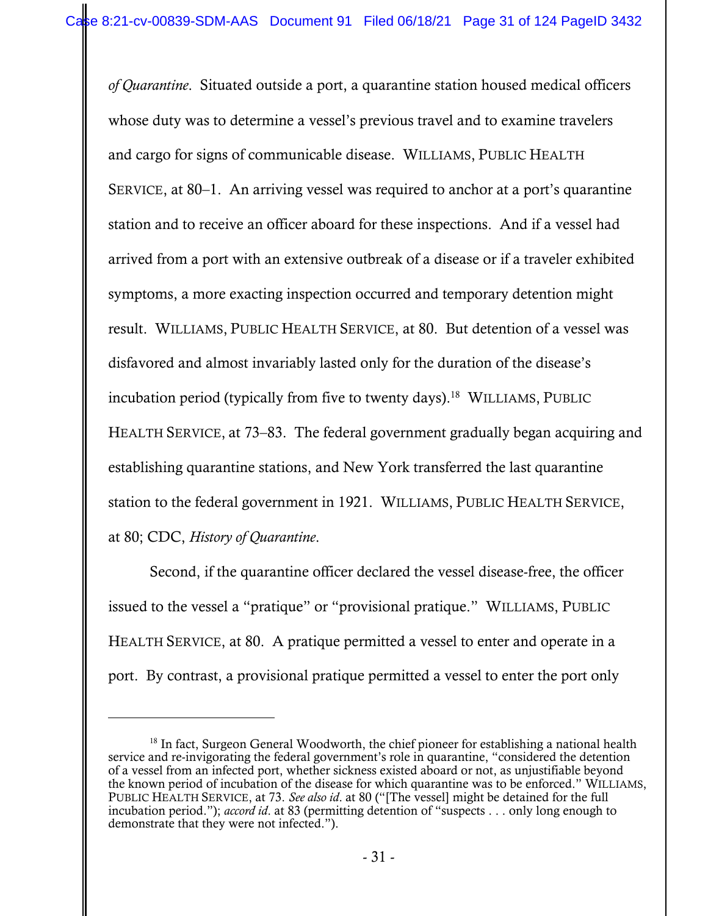*of Quarantine*. Situated outside a port, a quarantine station housed medical officers whose duty was to determine a vessel's previous travel and to examine travelers and cargo for signs of communicable disease. WILLIAMS, PUBLIC HEALTH SERVICE, at 80–1. An arriving vessel was required to anchor at a port's quarantine station and to receive an officer aboard for these inspections. And if a vessel had arrived from a port with an extensive outbreak of a disease or if a traveler exhibited symptoms, a more exacting inspection occurred and temporary detention might result. WILLIAMS, PUBLIC HEALTH SERVICE, at 80. But detention of a vessel was disfavored and almost invariably lasted only for the duration of the disease's incubation period (typically from five to twenty days).[18] WILLIAMS, PUBLIC HEALTH SERVICE, at 73–83. The federal government gradually began acquiring and establishing quarantine stations, and New York transferred the last quarantine station to the federal government in 1921. WILLIAMS, PUBLIC HEALTH SERVICE, at 80; CDC, *History of Quarantine*.

Second, if the quarantine officer declared the vessel disease-free, the officer issued to the vessel a "pratique" or "provisional pratique." WILLIAMS, PUBLIC HEALTH SERVICE, at 80. A pratique permitted a vessel to enter and operate in a port. By contrast, a provisional pratique permitted a vessel to enter the port only

---

[18] In fact, Surgeon General Woodworth, the chief pioneer for establishing a national health service and re-invigorating the federal government's role in quarantine, "considered the detention of a vessel from an infected port, whether sickness existed aboard or not, as unjustifiable beyond the known period of incubation of the disease for which quarantine was to be enforced." WILLIAMS, PUBLIC HEALTH SERVICE, at 73. *See also id.* at 80 ("[The vessel] might be detained for the full incubation period."); *accord id.* at 83 (permitting detention of "suspects . . . only long enough to demonstrate that they were not infected.").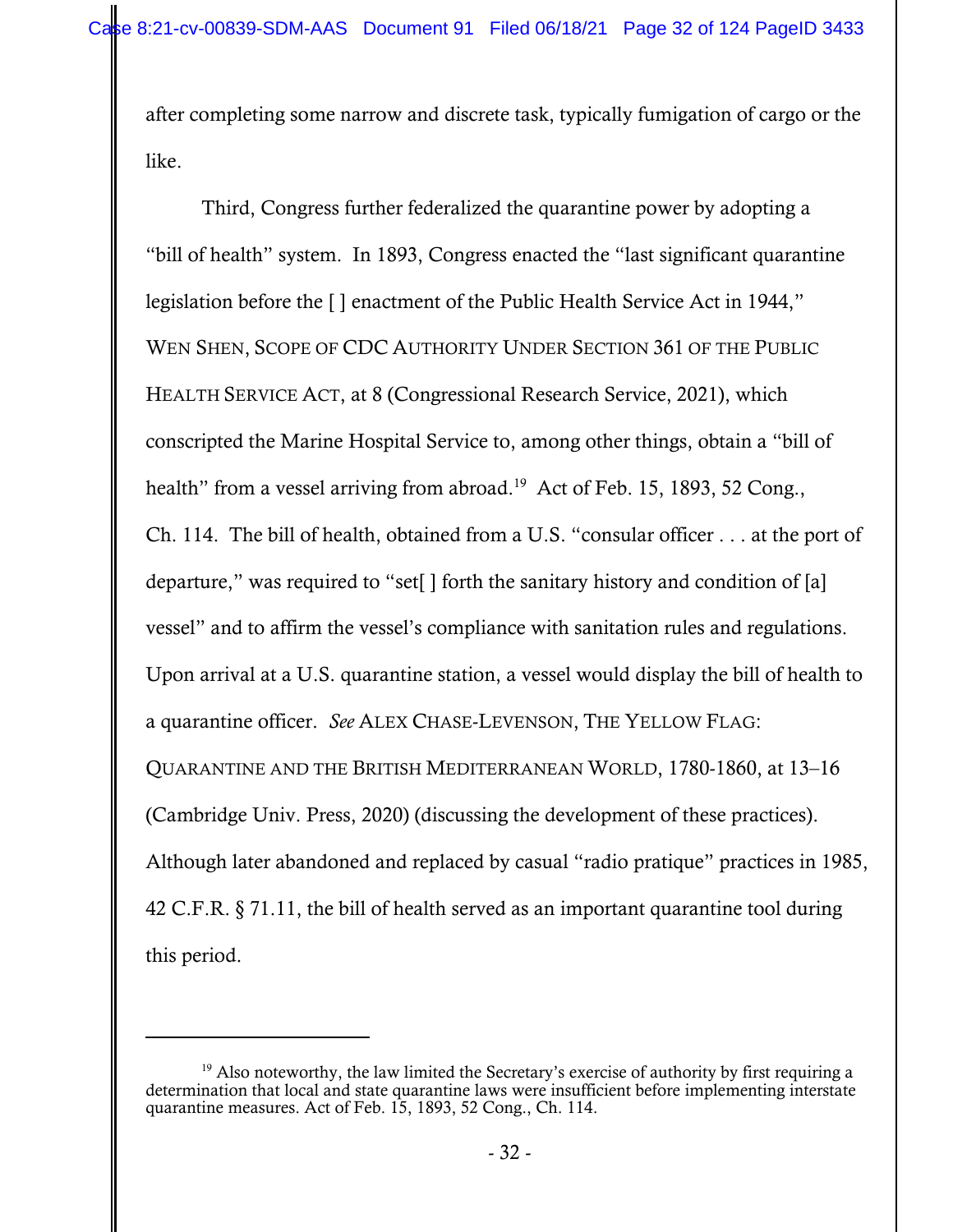after completing some narrow and discrete task, typically fumigation of cargo or the like.

Third, Congress further federalized the quarantine power by adopting a "bill of health" system. In 1993, Congress enacted the "last significant quarantine legislation before the [ ] enactment of the Public Health Service Act in 1944," WEN SHEN, SCOPE OF CDC AUTHORITY UNDER SECTION 361 OF THE PUBLIC HEALTH SERVICE ACT, at 8 (Congressional Research Service, 2021), which conscripted the Marine Hospital Service to, among other things, obtain a "bill of health" from a vessel arriving from abroad.[19] Act of Feb. 15, 1893, 52 Cong., Ch. 114. The bill of health, obtained from a U.S. "consular officer . . . at the port of departure," was required to "set[ ] forth the sanitary history and condition of [a] vessel" and to affirm the vessel's compliance with sanitation rules and regulations. Upon arrival at a U.S. quarantine station, a vessel would display the bill of health to a quarantine officer. *See* ALEX CHASE-LEVENSON, THE YELLOW FLAG: QUARANTINE AND THE BRITISH MEDITERRANEAN WORLD, 1780-1860, at 13–16 (Cambridge Univ. Press, 2020) (discussing the development of these practices). Although later abandoned and replaced by casual "radio pratique" practices in 1985, 42 C.F.R. § 71.11, the bill of health served as an important quarantine tool during this period.

---

[19] Also noteworthy, the law limited the Secretary's exercise of authority by first requiring a determination that local and state quarantine laws were insufficient before implementing interstate quarantine measures. Act of Feb. 15, 1893, 52 Cong., Ch. 114.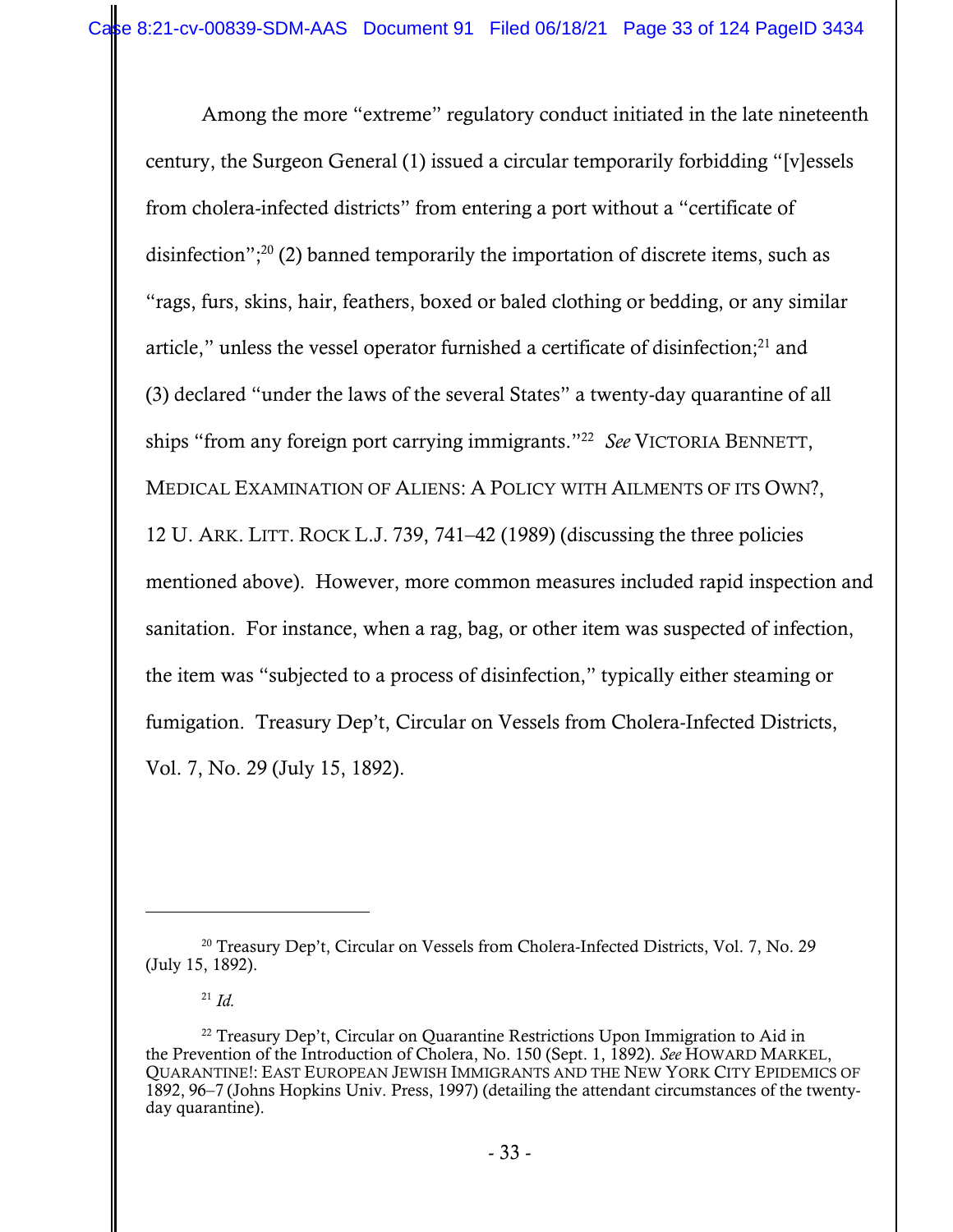Among the more "extreme" regulatory conduct initiated in the late nineteenth century, the Surgeon General (1) issued a circular temporarily forbidding "[v]essels from cholera-infected districts" from entering a port without a "certificate of disinfection";[20] (2) banned temporarily the importation of discrete items, such as "rags, furs, skins, hair, feathers, boxed or baled clothing or bedding, or any similar article," unless the vessel operator furnished a certificate of disinfection;[21] and (3) declared "under the laws of the several States" a twenty-day quarantine of all ships "from any foreign port carrying immigrants."[22] *See* VICTORIA BENNETT, MEDICAL EXAMINATION OF ALIENS: A POLICY WITH AILMENTS OF ITS OWN?, 12 U. ARK. LITT. ROCK L.J. 739, 741–42 (1989) (discussing the three policies mentioned above). However, more common measures included rapid inspection and sanitation. For instance, when a rag, bag, or other item was suspected of infection, the item was "subjected to a process of disinfection," typically either steaming or fumigation. Treasury Dep't, Circular on Vessels from Cholera-Infected Districts, Vol. 7, No. 29 (July 15, 1892).

---

[20] Treasury Dep't, Circular on Vessels from Cholera-Infected Districts, Vol. 7, No. 29 (July 15, 1892).

[21] *Id.*

[22] Treasury Dep't, Circular on Quarantine Restrictions Upon Immigration to Aid in the Prevention of the Introduction of Cholera, No. 150 (Sept. 1, 1892). *See* HOWARD MARKEL, QUARANTINE!: EAST EUROPEAN JEWISH IMMIGRANTS AND THE NEW YORK CITY EPIDEMICS OF 1892, 96–7 (Johns Hopkins Univ. Press, 1997) (detailing the attendant circumstances of the twenty-day quarantine).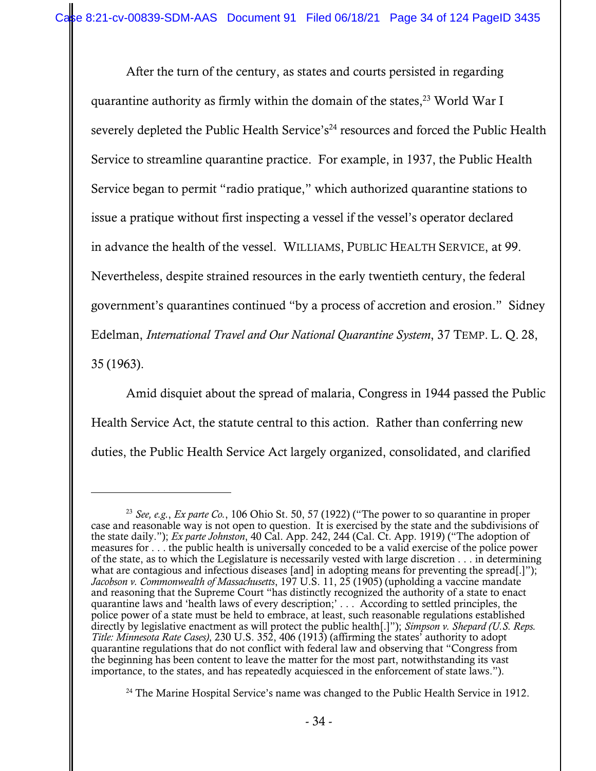After the turn of the century, as states and courts persisted in regarding quarantine authority as firmly within the domain of the states,[23] World War I severely depleted the Public Health Service's[24] resources and forced the Public Health Service to streamline quarantine practice. For example, in 1937, the Public Health Service began to permit "radio pratique," which authorized quarantine stations to issue a pratique without first inspecting a vessel if the vessel's operator declared in advance the health of the vessel. WILLIAMS, PUBLIC HEALTH SERVICE, at 99. Nevertheless, despite strained resources in the early twentieth century, the federal government's quarantines continued "by a process of accretion and erosion." Sidney Edelman, *International Travel and Our National Quarantine System*, 37 TEMP. L. Q. 28, 35 (1963).

Amid disquiet about the spread of malaria, Congress in 1944 passed the Public Health Service Act, the statute central to this action. Rather than conferring new duties, the Public Health Service Act largely organized, consolidated, and clarified

---

[23] *See, e.g.*, *Ex parte Co.*, 106 Ohio St. 50, 57 (1922) ("The power to so quarantine in proper case and reasonable way is not open to question. It is exercised by the state and the subdivisions of the state daily."); *Ex parte Johnston*, 40 Cal. App. 242, 244 (Cal. Ct. App. 1919) ("The adoption of measures for . . . the public health is universally conceded to be a valid exercise of the police power of the state, as to which the Legislature is necessarily vested with large discretion . . . in determining what are contagious and infectious diseases [and] in adopting means for preventing the spread[.]"); *Jacobson v. Commonwealth of Massachusetts*, 197 U.S. 11, 25 (1905) (upholding a vaccine mandate and reasoning that the Supreme Court "has distinctly recognized the authority of a state to enact quarantine laws and 'health laws of every description;' . . . According to settled principles, the police power of a state must be held to embrace, at least, such reasonable regulations established directly by legislative enactment as will protect the public health[.]"); *Simpson v. Shepard (U.S. Reps. Title: Minnesota Rate Cases)*, 230 U.S. 352, 406 (1913) (affirming the states' authority to adopt quarantine regulations that do not conflict with federal law and observing that "Congress from the beginning has been content to leave the matter for the most part, notwithstanding its vast importance, to the states, and has repeatedly acquiesced in the enforcement of state laws.").

[24] The Marine Hospital Service's name was changed to the Public Health Service in 1912.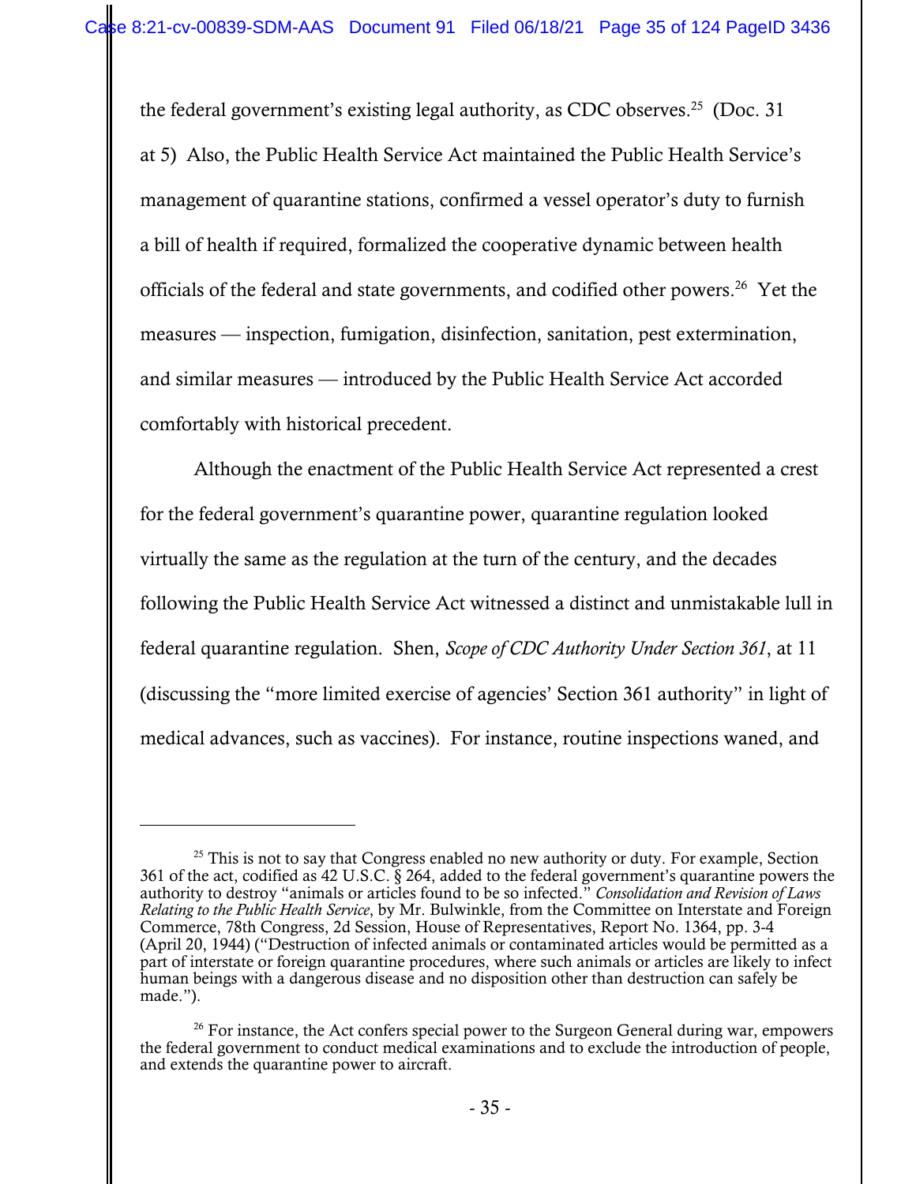the federal government's existing legal authority, as CDC observes.[25] (Doc. 31 at 5) Also, the Public Health Service Act maintained the Public Health Service's management of quarantine stations, confirmed a vessel operator's duty to furnish a bill of health if required, formalized the cooperative dynamic between health officials of the federal and state governments, and codified other powers.[26] Yet the measures — inspection, fumigation, disinfection, sanitation, pest extermination, and similar measures — introduced by the Public Health Service Act accorded comfortably with historical precedent.

Although the enactment of the Public Health Service Act represented a crest for the federal government's quarantine power, quarantine regulation looked virtually the same as the regulation at the turn of the century, and the decades following the Public Health Service Act witnessed a distinct and unmistakable lull in federal quarantine regulation. Shen, *Scope of CDC Authority Under Section 361*, at 11 (discussing the "more limited exercise of agencies' Section 361 authority" in light of medical advances, such as vaccines). For instance, routine inspections waned, and

---

[25] This is not to say that Congress enabled no new authority or duty. For example, Section 361 of the act, codified as 42 U.S.C. § 264, added to the federal government's quarantine powers the authority to destroy "animals or articles found to be so infected." *Consolidation and Revision of Laws Relating to the Public Health Service*, by Mr. Bulwinkle, from the Committee on Interstate and Foreign Commerce, 78th Congress, 2d Session, House of Representatives, Report No. 1364, pp. 3-4 (April 20, 1944) ("Destruction of infected animals or contaminated articles would be permitted as a part of interstate or foreign quarantine procedures, where such animals or articles are likely to infect human beings with a dangerous disease and no disposition other than destruction can safely be made.").

[26] For instance, the Act confers special power to the Surgeon General during war, empowers the federal government to conduct medical examinations and to exclude the introduction of people, and extends the quarantine power to aircraft.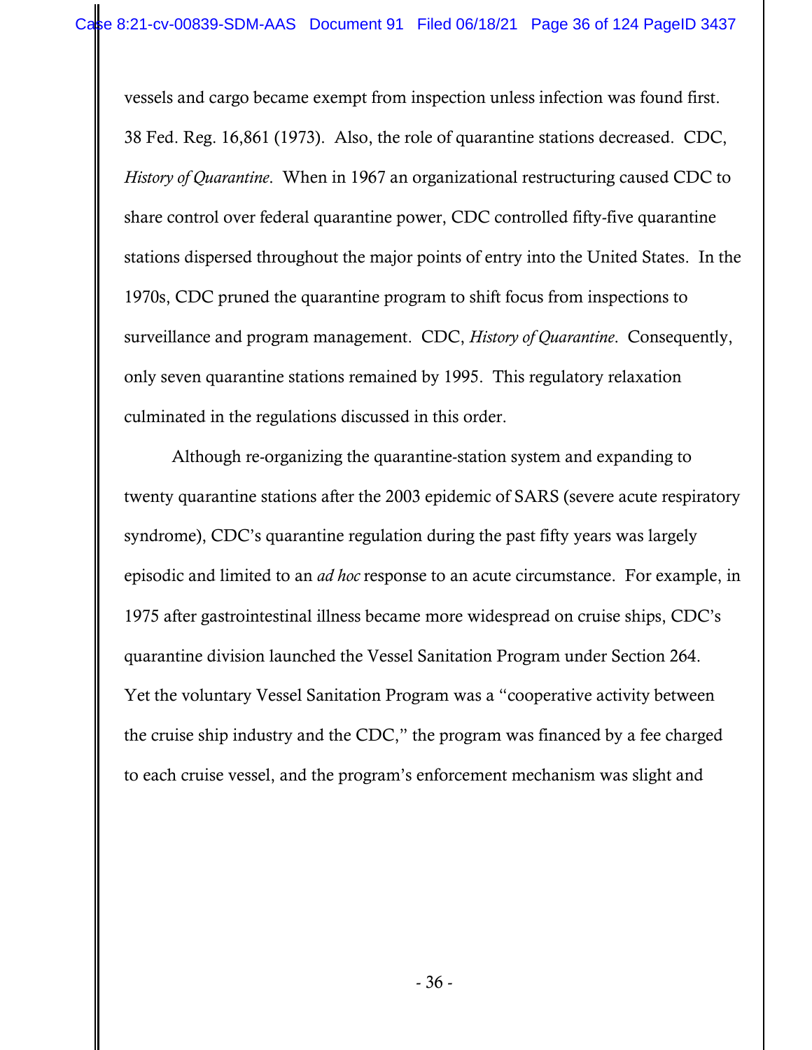vessels and cargo became exempt from inspection unless infection was found first. 38 Fed. Reg. 16,861 (1973). Also, the role of quarantine stations decreased. CDC, *History of Quarantine*. When in 1967 an organizational restructuring caused CDC to share control over federal quarantine power, CDC controlled fifty-five quarantine stations dispersed throughout the major points of entry into the United States. In the 1970s, CDC pruned the quarantine program to shift focus from inspections to surveillance and program management. CDC, *History of Quarantine*. Consequently, only seven quarantine stations remained by 1995. This regulatory relaxation culminated in the regulations discussed in this order.

Although re-organizing the quarantine-station system and expanding to twenty quarantine stations after the 2003 epidemic of SARS (severe acute respiratory syndrome), CDC's quarantine regulation during the past fifty years was largely episodic and limited to an *ad hoc* response to an acute circumstance. For example, in 1975 after gastrointestinal illness became more widespread on cruise ships, CDC's quarantine division launched the Vessel Sanitation Program under Section 264. Yet the voluntary Vessel Sanitation Program was a "cooperative activity between the cruise ship industry and the CDC," the program was financed by a fee charged to each cruise vessel, and the program's enforcement mechanism was slight and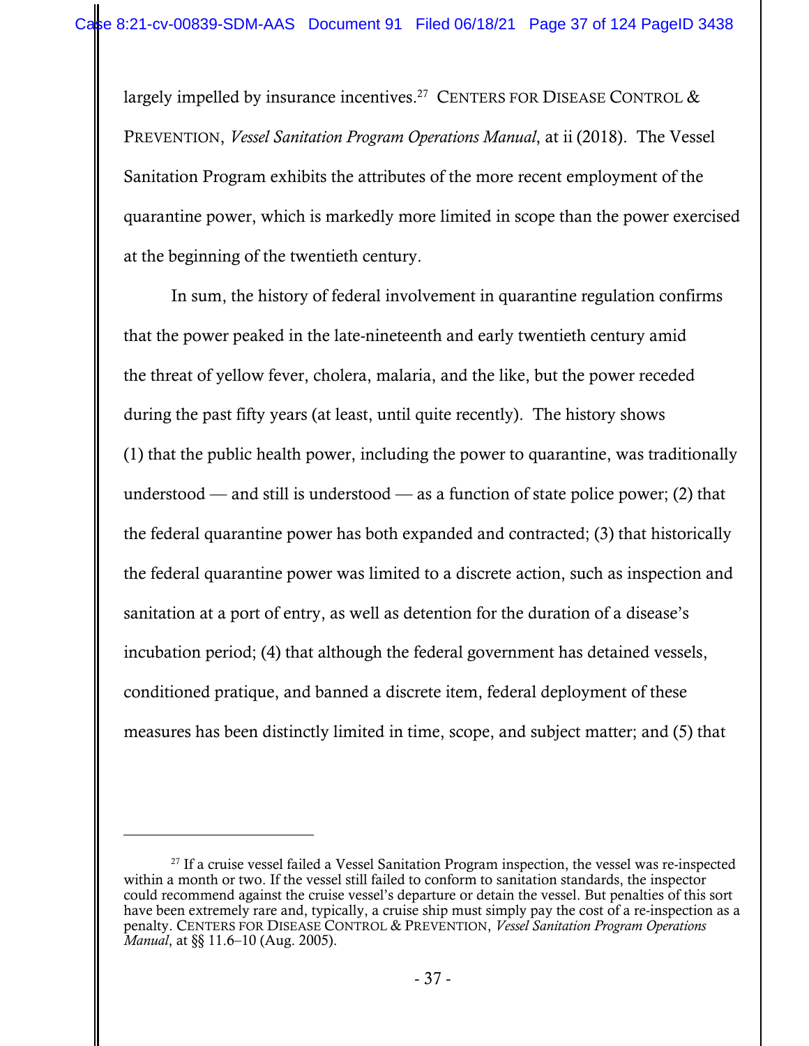largely impelled by insurance incentives.[27] CENTERS FOR DISEASE CONTROL & PREVENTION, *Vessel Sanitation Program Operations Manual*, at ii (2018). The Vessel Sanitation Program exhibits the attributes of the more recent employment of the quarantine power, which is markedly more limited in scope than the power exercised at the beginning of the twentieth century.

In sum, the history of federal involvement in quarantine regulation confirms that the power peaked in the late-nineteenth and early twentieth century amid the threat of yellow fever, cholera, malaria, and the like, but the power receded during the past fifty years (at least, until quite recently). The history shows (1) that the public health power, including the power to quarantine, was traditionally understood — and still is understood — as a function of state police power; (2) that the federal quarantine power has both expanded and contracted; (3) that historically the federal quarantine power was limited to a discrete action, such as inspection and sanitation at a port of entry, as well as detention for the duration of a disease's incubation period; (4) that although the federal government has detained vessels, conditioned pratique, and banned a discrete item, federal deployment of these measures has been distinctly limited in time, scope, and subject matter; and (5) that

---

[27] If a cruise vessel failed a Vessel Sanitation Program inspection, the vessel was re-inspected within a month or two. If the vessel still failed to conform to sanitation standards, the inspector could recommend against the cruise vessel's departure or detain the vessel. But penalties of this sort have been extremely rare and, typically, a cruise ship must simply pay the cost of a re-inspection as a penalty. CENTERS FOR DISEASE CONTROL & PREVENTION, *Vessel Sanitation Program Operations Manual*, at §§ 11.6–10 (Aug. 2005).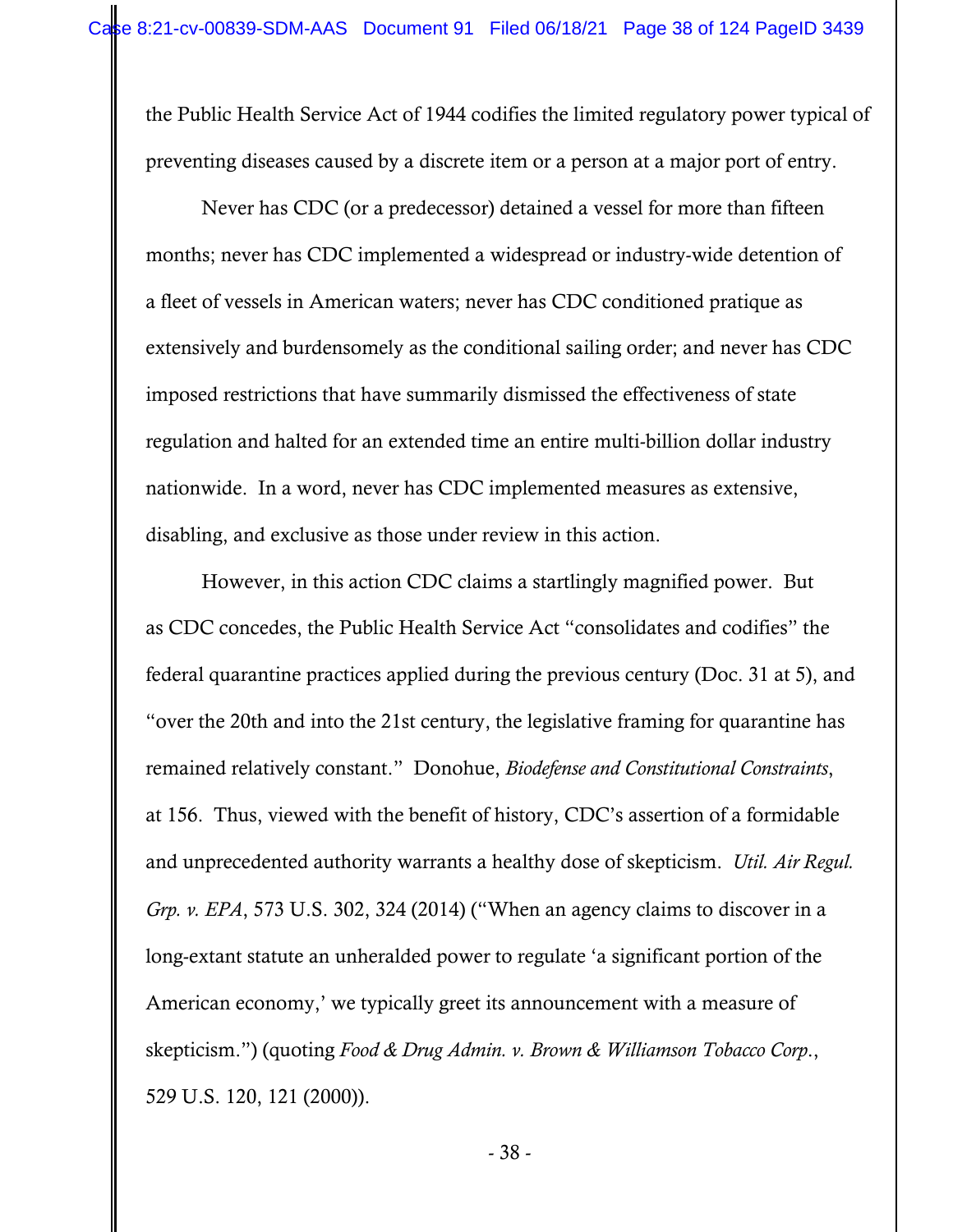the Public Health Service Act of 1944 codifies the limited regulatory power typical of preventing diseases caused by a discrete item or a person at a major port of entry.

Never has CDC (or a predecessor) detained a vessel for more than fifteen months; never has CDC implemented a widespread or industry-wide detention of a fleet of vessels in American waters; never has CDC conditioned pratique as extensively and burdensomely as the conditional sailing order; and never has CDC imposed restrictions that have summarily dismissed the effectiveness of state regulation and halted for an extended time an entire multi-billion dollar industry nationwide. In a word, never has CDC implemented measures as extensive, disabling, and exclusive as those under review in this action.

However, in this action CDC claims a startlingly magnified power. But as CDC concedes, the Public Health Service Act "consolidates and codifies" the federal quarantine practices applied during the previous century (Doc. 31 at 5), and "over the 20th and into the 21st century, the legislative framing for quarantine has remained relatively constant." Donohue, *Biodefense and Constitutional Constraints*, at 156. Thus, viewed with the benefit of history, CDC's assertion of a formidable and unprecedented authority warrants a healthy dose of skepticism. *Util. Air Regul. Grp. v. EPA*, 573 U.S. 302, 324 (2014) ("When an agency claims to discover in a long-extant statute an unheralded power to regulate 'a significant portion of the American economy,' we typically greet its announcement with a measure of skepticism.") (quoting *Food & Drug Admin. v. Brown & Williamson Tobacco Corp.*, 529 U.S. 120, 121 (2000)).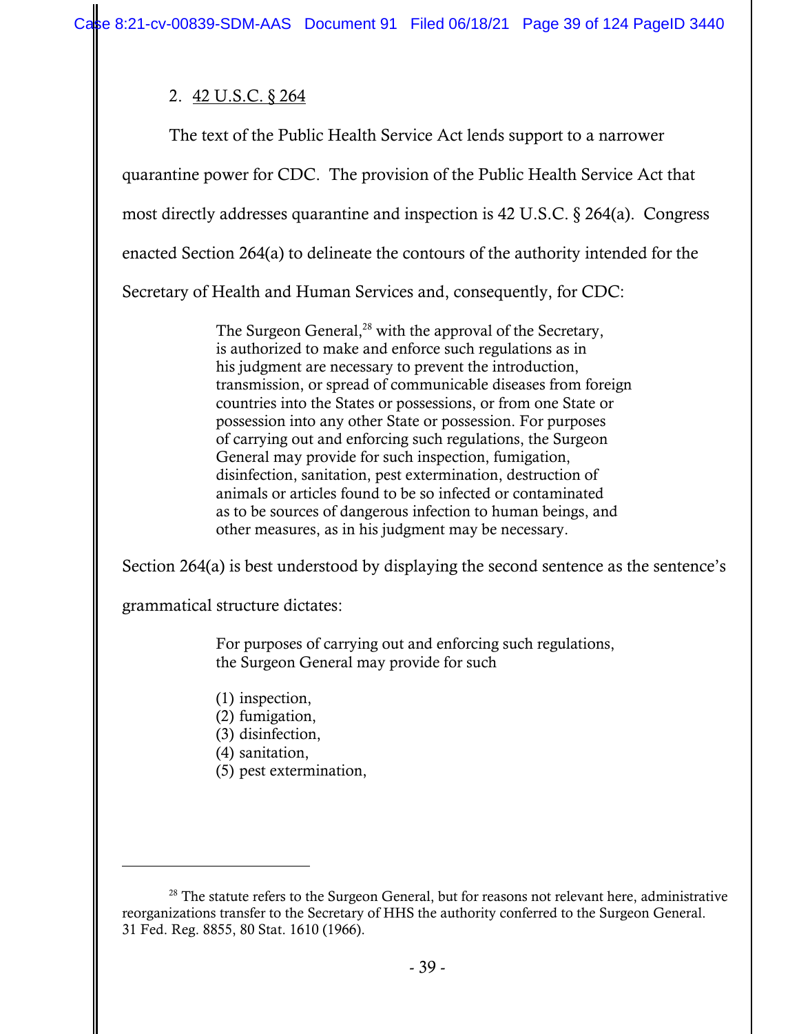2. <u>42 U.S.C. § 264</u>

The text of the Public Health Service Act lends support to a narrower quarantine power for CDC. The provision of the Public Health Service Act that most directly addresses quarantine and inspection is 42 U.S.C. § 264(a). Congress enacted Section 264(a) to delineate the contours of the authority intended for the Secretary of Health and Human Services and, consequently, for CDC:

> The Surgeon General,[28] with the approval of the Secretary, is authorized to make and enforce such regulations as in his judgment are necessary to prevent the introduction, transmission, or spread of communicable diseases from foreign countries into the States or possessions, or from one State or possession into any other State or possession. For purposes of carrying out and enforcing such regulations, the Surgeon General may provide for such inspection, fumigation, disinfection, sanitation, pest extermination, destruction of animals or articles found to be so infected or contaminated as to be sources of dangerous infection to human beings, and other measures, as in his judgment may be necessary.

Section 264(a) is best understood by displaying the second sentence as the sentence's grammatical structure dictates:

> For purposes of carrying out and enforcing such regulations, the Surgeon General may provide for such
>
> (1) inspection,
> (2) fumigation,
> (3) disinfection,
> (4) sanitation,
> (5) pest extermination,

---

[28] The statute refers to the Surgeon General, but for reasons not relevant here, administrative reorganizations transfer to the Secretary of HHS the authority conferred to the Surgeon General. 31 Fed. Reg. 8855, 80 Stat. 1610 (1966).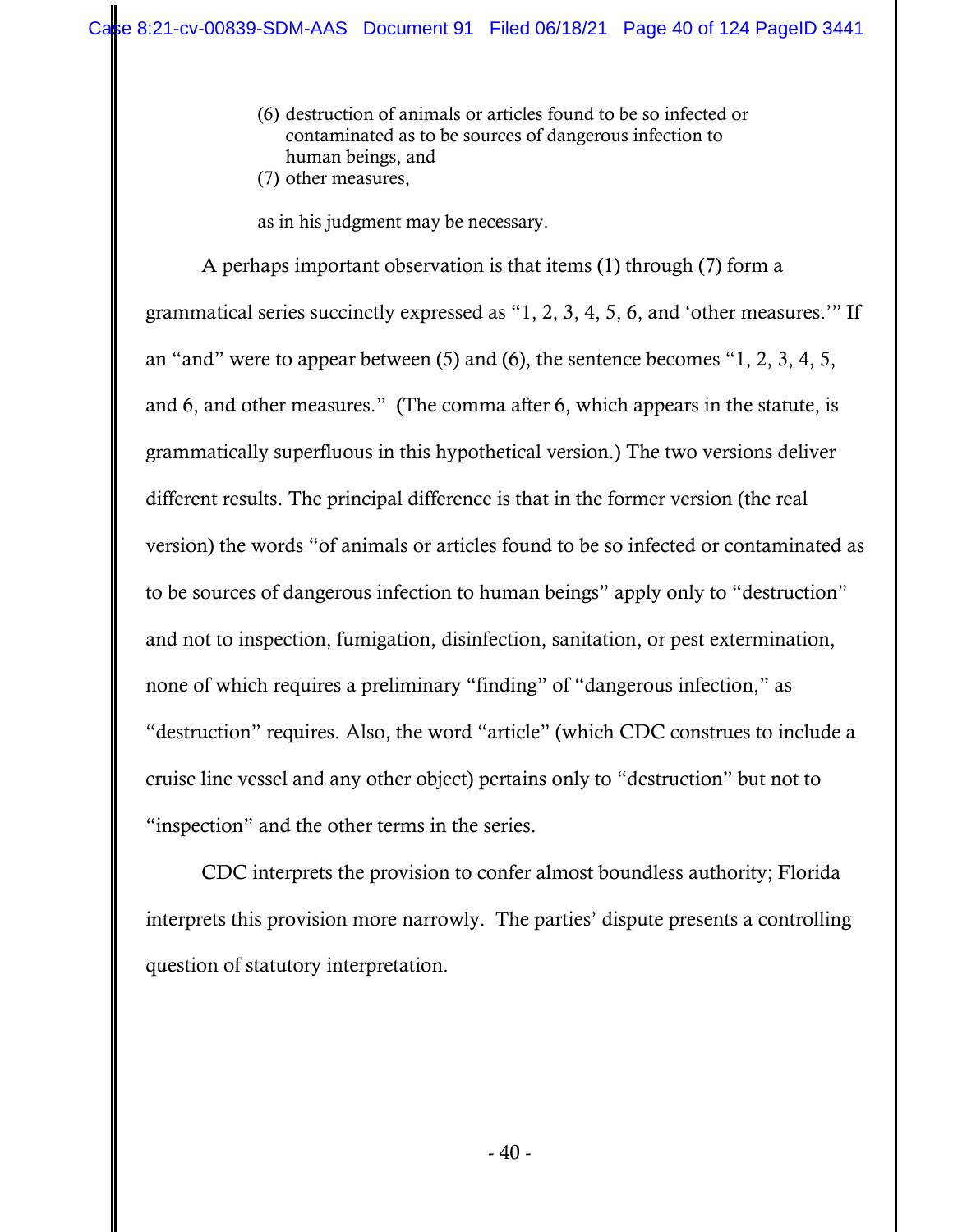> (6) destruction of animals or articles found to be so infected or contaminated as to be sources of dangerous infection to human beings, and
> (7) other measures,
>
> as in his judgment may be necessary.

A perhaps important observation is that items (1) through (7) form a grammatical series succinctly expressed as "1, 2, 3, 4, 5, 6, and 'other measures.'" If an "and" were to appear between (5) and (6), the sentence becomes "1, 2, 3, 4, 5, and 6, and other measures." (The comma after 6, which appears in the statute, is grammatically superfluous in this hypothetical version.) The two versions deliver different results. The principal difference is that in the former version (the real version) the words "of animals or articles found to be so infected or contaminated as to be sources of dangerous infection to human beings" apply only to "destruction" and not to inspection, fumigation, disinfection, sanitation, or pest extermination, none of which requires a preliminary "finding" of "dangerous infection," as "destruction" requires. Also, the word "article" (which CDC construes to include a cruise line vessel and any other object) pertains only to "destruction" but not to "inspection" and the other terms in the series.

CDC interprets the provision to confer almost boundless authority; Florida interprets this provision more narrowly. The parties' dispute presents a controlling question of statutory interpretation.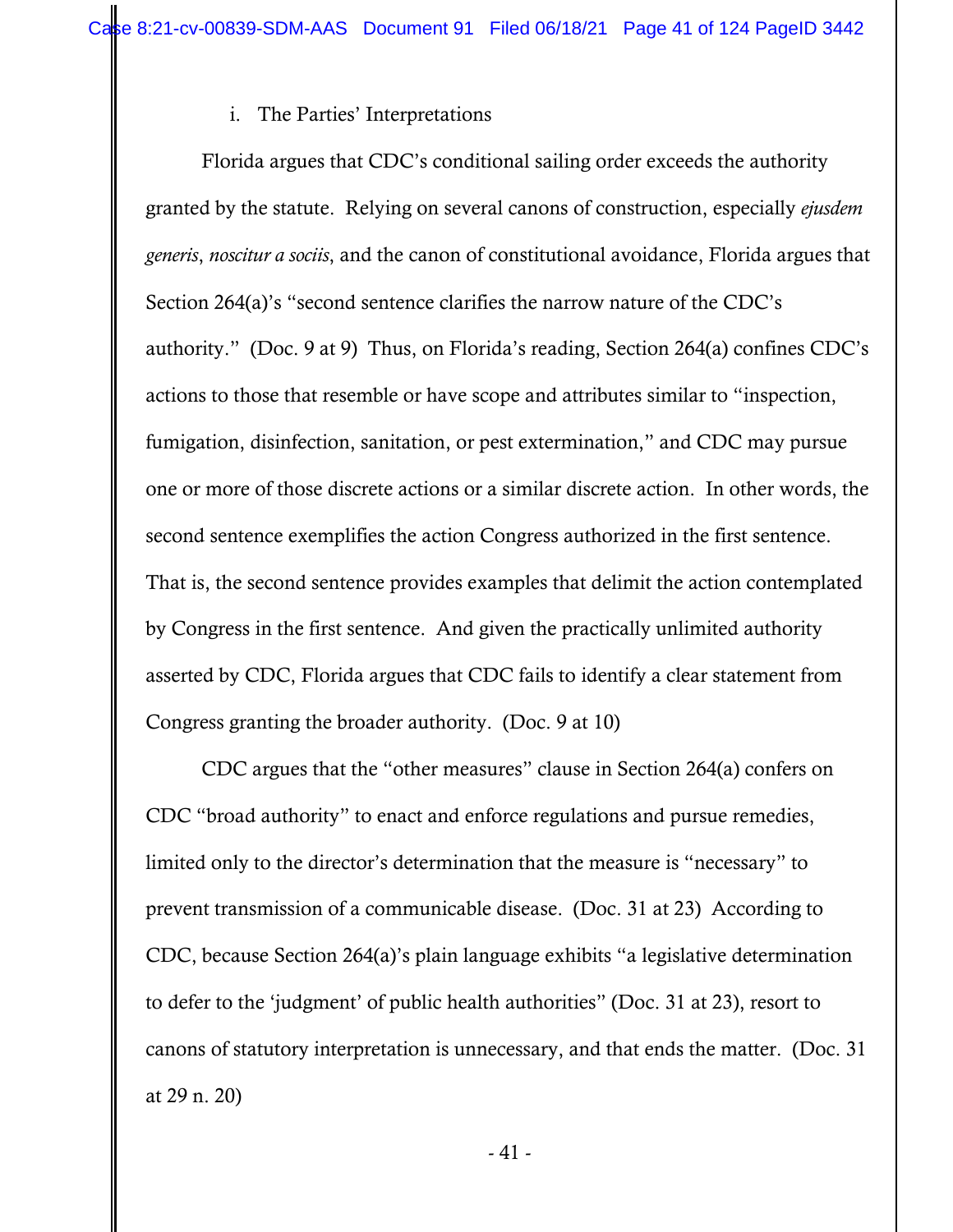i. The Parties' Interpretations

Florida argues that CDC's conditional sailing order exceeds the authority granted by the statute. Relying on several canons of construction, especially *ejusdem generis*, *noscitur a sociis*, and the canon of constitutional avoidance, Florida argues that Section 264(a)'s "second sentence clarifies the narrow nature of the CDC's authority." (Doc. 9 at 9) Thus, on Florida's reading, Section 264(a) confines CDC's actions to those that resemble or have scope and attributes similar to "inspection, fumigation, disinfection, sanitation, or pest extermination," and CDC may pursue one or more of those discrete actions or a similar discrete action. In other words, the second sentence exemplifies the action Congress authorized in the first sentence. That is, the second sentence provides examples that delimit the action contemplated by Congress in the first sentence. And given the practically unlimited authority asserted by CDC, Florida argues that CDC fails to identify a clear statement from Congress granting the broader authority. (Doc. 9 at 10)

CDC argues that the "other measures" clause in Section 264(a) confers on CDC "broad authority" to enact and enforce regulations and pursue remedies, limited only to the director's determination that the measure is "necessary" to prevent transmission of a communicable disease. (Doc. 31 at 23) According to CDC, because Section 264(a)'s plain language exhibits "a legislative determination to defer to the 'judgment' of public health authorities" (Doc. 31 at 23), resort to canons of statutory interpretation is unnecessary, and that ends the matter. (Doc. 31 at 29 n. 20)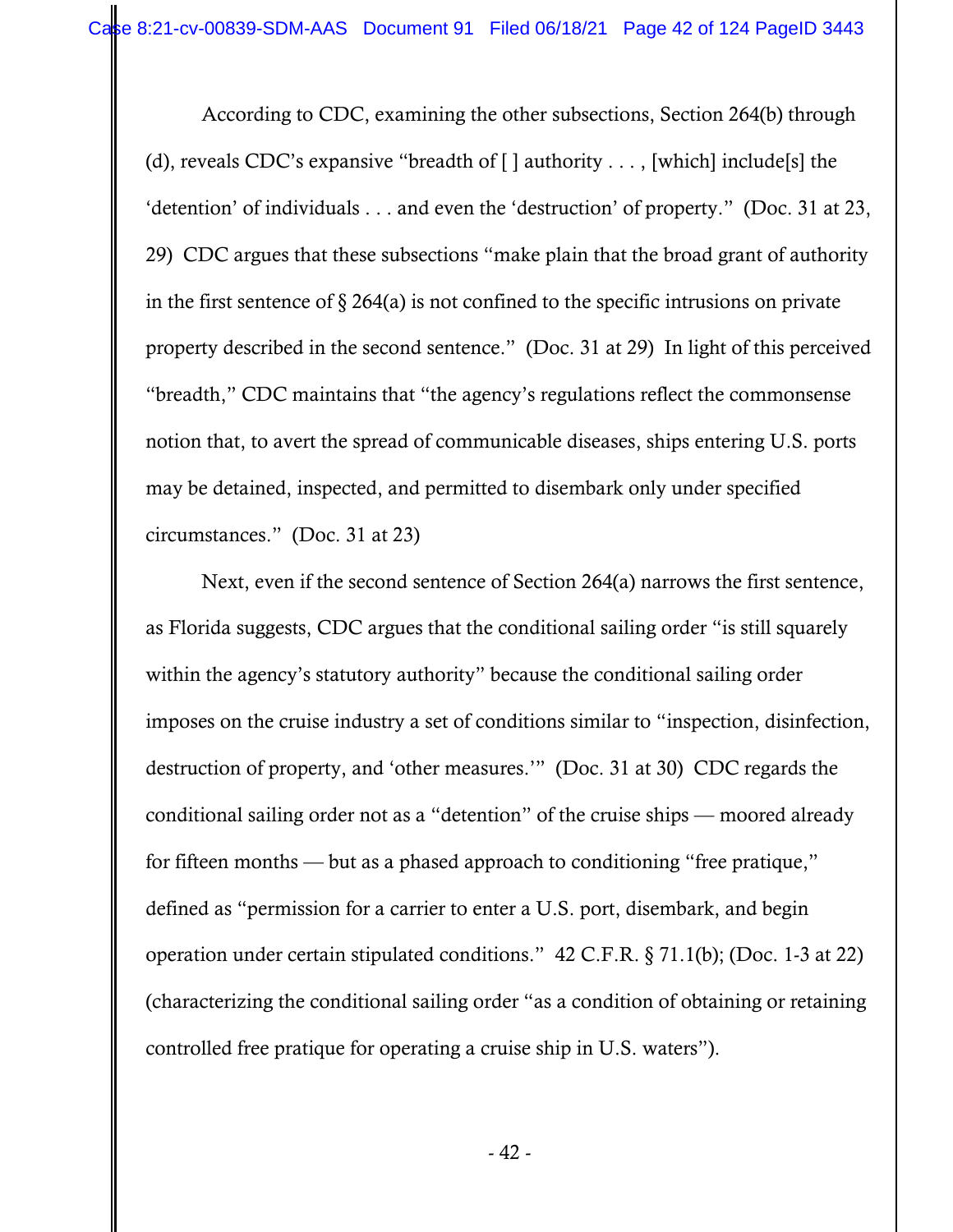According to CDC, examining the other subsections, Section 264(b) through (d), reveals CDC's expansive "breadth of [ ] authority . . . , [which] include[s] the 'detention' of individuals . . . and even the 'destruction' of property." (Doc. 31 at 23, 29) CDC argues that these subsections "make plain that the broad grant of authority in the first sentence of § 264(a) is not confined to the specific intrusions on private property described in the second sentence." (Doc. 31 at 29) In light of this perceived "breadth," CDC maintains that "the agency's regulations reflect the commonsense notion that, to avert the spread of communicable diseases, ships entering U.S. ports may be detained, inspected, and permitted to disembark only under specified circumstances." (Doc. 31 at 23)

Next, even if the second sentence of Section 264(a) narrows the first sentence, as Florida suggests, CDC argues that the conditional sailing order "is still squarely within the agency's statutory authority" because the conditional sailing order imposes on the cruise industry a set of conditions similar to "inspection, disinfection, destruction of property, and 'other measures.'" (Doc. 31 at 30) CDC regards the conditional sailing order not as a "detention" of the cruise ships — moored already for fifteen months — but as a phased approach to conditioning "free pratique," defined as "permission for a carrier to enter a U.S. port, disembark, and begin operation under certain stipulated conditions." 42 C.F.R. § 71.1(b); (Doc. 1-3 at 22) (characterizing the conditional sailing order "as a condition of obtaining or retaining controlled free pratique for operating a cruise ship in U.S. waters").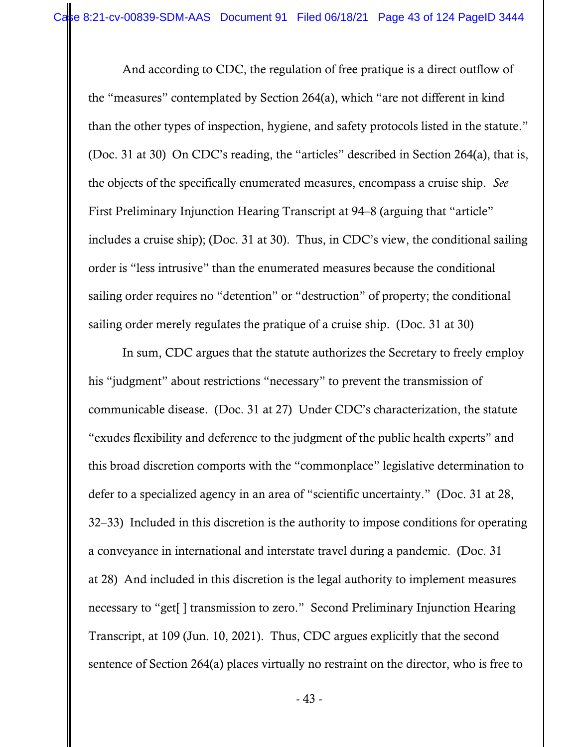And according to CDC, the regulation of free pratique is a direct outflow of the "measures" contemplated by Section 264(a), which "are not different in kind than the other types of inspection, hygiene, and safety protocols listed in the statute." (Doc. 31 at 30) On CDC's reading, the "articles" described in Section 264(a), that is, the objects of the specifically enumerated measures, encompass a cruise ship. *See* First Preliminary Injunction Hearing Transcript at 94–8 (arguing that "article" includes a cruise ship); (Doc. 31 at 30). Thus, in CDC's view, the conditional sailing order is "less intrusive" than the enumerated measures because the conditional sailing order requires no "detention" or "destruction" of property; the conditional sailing order merely regulates the pratique of a cruise ship. (Doc. 31 at 30)

In sum, CDC argues that the statute authorizes the Secretary to freely employ his "judgment" about restrictions "necessary" to prevent the transmission of communicable disease. (Doc. 31 at 27) Under CDC's characterization, the statute "exudes flexibility and deference to the judgment of the public health experts" and this broad discretion comports with the "commonplace" legislative determination to defer to a specialized agency in an area of "scientific uncertainty." (Doc. 31 at 28, 32–33) Included in this discretion is the authority to impose conditions for operating a conveyance in international and interstate travel during a pandemic. (Doc. 31 at 28) And included in this discretion is the legal authority to implement measures necessary to "get[ ] transmission to zero." Second Preliminary Injunction Hearing Transcript, at 109 (Jun. 10, 2021). Thus, CDC argues explicitly that the second sentence of Section 264(a) places virtually no restraint on the director, who is free to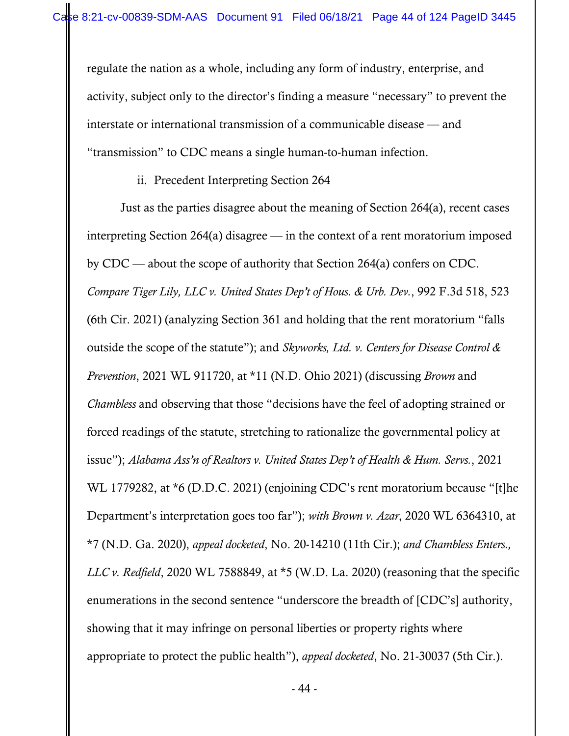regulate the nation as a whole, including any form of industry, enterprise, and activity, subject only to the director's finding a measure "necessary" to prevent the interstate or international transmission of a communicable disease — and "transmission" to CDC means a single human-to-human infection.

ii. Precedent Interpreting Section 264

Just as the parties disagree about the meaning of Section 264(a), recent cases interpreting Section 264(a) disagree — in the context of a rent moratorium imposed by CDC — about the scope of authority that Section 264(a) confers on CDC. *Compare Tiger Lily, LLC v. United States Dep't of Hous. & Urb. Dev.*, 992 F.3d 518, 523 (6th Cir. 2021) (analyzing Section 361 and holding that the rent moratorium "falls outside the scope of the statute"); and *Skyworks, Ltd. v. Centers for Disease Control & Prevention*, 2021 WL 911720, at *11 (N.D. Ohio 2021) (discussing *Brown* and *Chambless* and observing that those "decisions have the feel of adopting strained or forced readings of the statute, stretching to rationalize the governmental policy at issue"); *Alabama Ass'n of Realtors v. United States Dep't of Health & Hum. Servs.*, 2021 WL 1779282, at *6 (D.D.C. 2021) (enjoining CDC's rent moratorium because "[t]he Department's interpretation goes too far"); *with Brown v. Azar*, 2020 WL 6364310, at *7 (N.D. Ga. 2020), *appeal docketed*, No. 20-14210 (11th Cir.); *and Chambless Enters., LLC v. Redfield*, 2020 WL 7588849, at *5 (W.D. La. 2020) (reasoning that the specific enumerations in the second sentence "underscore the breadth of [CDC's] authority, showing that it may infringe on personal liberties or property rights where appropriate to protect the public health"), *appeal docketed*, No. 21-30037 (5th Cir.).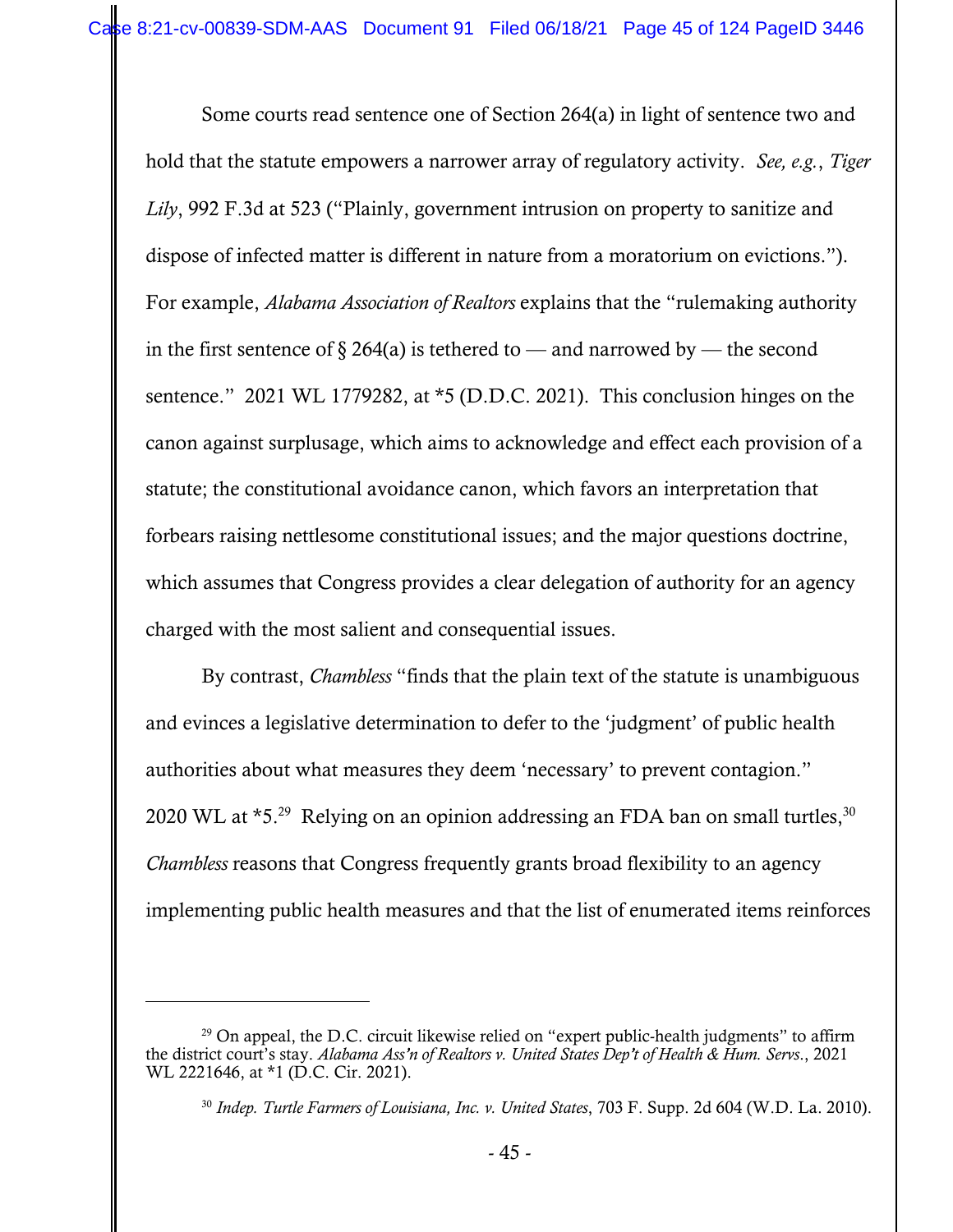Some courts read sentence one of Section 264(a) in light of sentence two and hold that the statute empowers a narrower array of regulatory activity. *See, e.g.*, *Tiger Lily*, 992 F.3d at 523 ("Plainly, government intrusion on property to sanitize and dispose of infected matter is different in nature from a moratorium on evictions."). For example, *Alabama Association of Realtors* explains that the "rulemaking authority in the first sentence of § 264(a) is tethered to — and narrowed by — the second sentence." 2021 WL 1779282, at *5 (D.D.C. 2021). This conclusion hinges on the canon against surplusage, which aims to acknowledge and effect each provision of a statute; the constitutional avoidance canon, which favors an interpretation that forbears raising nettlesome constitutional issues; and the major questions doctrine, which assumes that Congress provides a clear delegation of authority for an agency charged with the most salient and consequential issues.

By contrast, *Chambless* "finds that the plain text of the statute is unambiguous and evinces a legislative determination to defer to the 'judgment' of public health authorities about what measures they deem 'necessary' to prevent contagion." 2020 WL at *5.[29] Relying on an opinion addressing an FDA ban on small turtles,[30] *Chambless* reasons that Congress frequently grants broad flexibility to an agency implementing public health measures and that the list of enumerated items reinforces

---

[29] On appeal, the D.C. circuit likewise relied on "expert public-health judgments" to affirm the district court's stay. *Alabama Ass'n of Realtors v. United States Dep't of Health & Hum. Servs.*, 2021 WL 2221646, at *1 (D.C. Cir. 2021).

[30] *Indep. Turtle Farmers of Louisiana, Inc. v. United States*, 703 F. Supp. 2d 604 (W.D. La. 2010).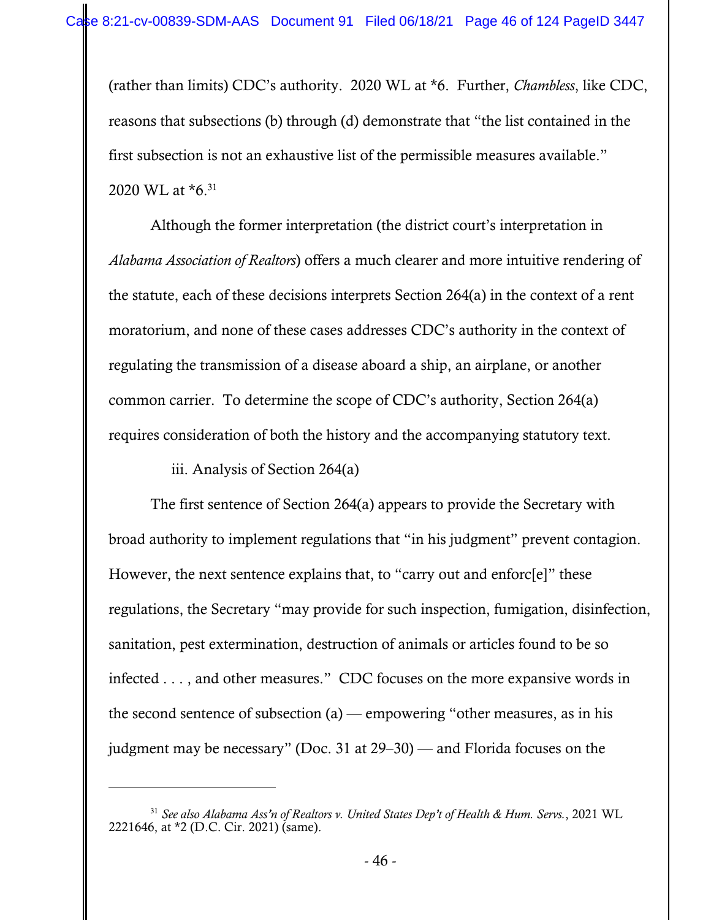(rather than limits) CDC's authority. 2020 WL at *6. Further, *Chambless*, like CDC, reasons that subsections (b) through (d) demonstrate that "the list contained in the first subsection is not an exhaustive list of the permissible measures available." 2020 WL at *6.[31]

Although the former interpretation (the district court's interpretation in *Alabama Association of Realtors*) offers a much clearer and more intuitive rendering of the statute, each of these decisions interprets Section 264(a) in the context of a rent moratorium, and none of these cases addresses CDC's authority in the context of regulating the transmission of a disease aboard a ship, an airplane, or another common carrier. To determine the scope of CDC's authority, Section 264(a) requires consideration of both the history and the accompanying statutory text.

iii. Analysis of Section 264(a)

The first sentence of Section 264(a) appears to provide the Secretary with broad authority to implement regulations that "in his judgment" prevent contagion. However, the next sentence explains that, to "carry out and enforc[e]" these regulations, the Secretary "may provide for such inspection, fumigation, disinfection, sanitation, pest extermination, destruction of animals or articles found to be so infected . . . , and other measures." CDC focuses on the more expansive words in the second sentence of subsection (a) — empowering "other measures, as in his judgment may be necessary" (Doc. 31 at 29–30) — and Florida focuses on the

---

[31] *See also Alabama Ass'n of Realtors v. United States Dep't of Health & Hum. Servs.*, 2021 WL 2221646, at *2 (D.C. Cir. 2021) (same).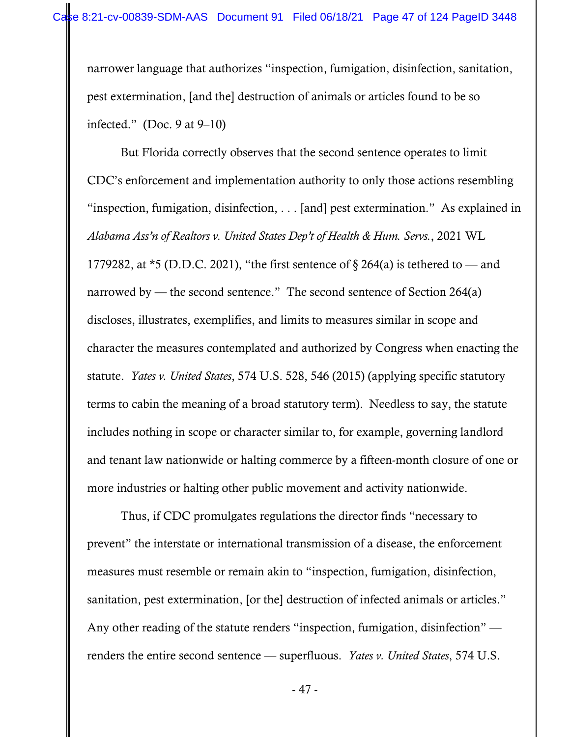narrower language that authorizes "inspection, fumigation, disinfection, sanitation, pest extermination, [and the] destruction of animals or articles found to be so infected." (Doc. 9 at 9–10)

But Florida correctly observes that the second sentence operates to limit CDC's enforcement and implementation authority to only those actions resembling "inspection, fumigation, disinfection, . . . [and] pest extermination." As explained in *Alabama Ass'n of Realtors v. United States Dep't of Health & Hum. Servs.*, 2021 WL 1779282, at *5 (D.D.C. 2021), "the first sentence of § 264(a) is tethered to — and narrowed by — the second sentence." The second sentence of Section 264(a) discloses, illustrates, exemplifies, and limits to measures similar in scope and character the measures contemplated and authorized by Congress when enacting the statute. *Yates v. United States*, 574 U.S. 528, 546 (2015) (applying specific statutory terms to cabin the meaning of a broad statutory term). Needless to say, the statute includes nothing in scope or character similar to, for example, governing landlord and tenant law nationwide or halting commerce by a fifteen-month closure of one or more industries or halting other public movement and activity nationwide.

Thus, if CDC promulgates regulations the director finds "necessary to prevent" the interstate or international transmission of a disease, the enforcement measures must resemble or remain akin to "inspection, fumigation, disinfection, sanitation, pest extermination, [or the] destruction of infected animals or articles." Any other reading of the statute renders "inspection, fumigation, disinfection" — renders the entire second sentence — superfluous. *Yates v. United States*, 574 U.S.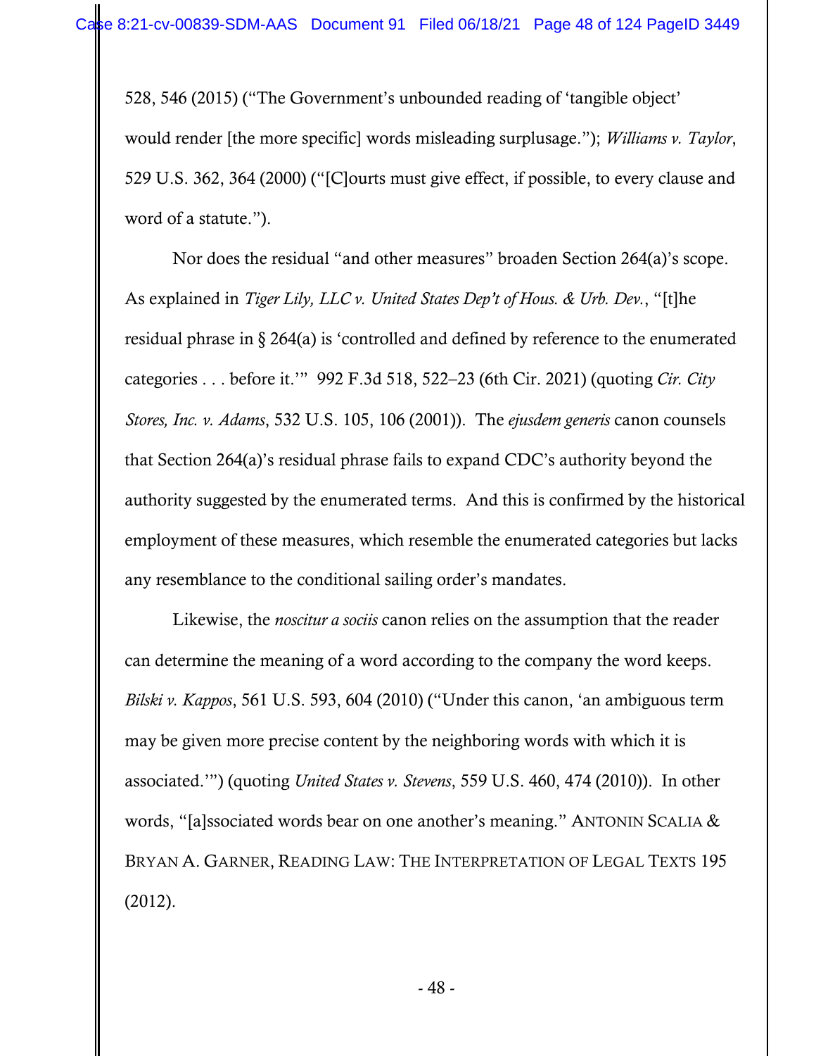528, 546 (2015) ("The Government's unbounded reading of 'tangible object' would render [the more specific] words misleading surplusage."); *Williams v. Taylor*, 529 U.S. 362, 364 (2000) ("[C]ourts must give effect, if possible, to every clause and word of a statute.").

Nor does the residual "and other measures" broaden Section 264(a)'s scope. As explained in *Tiger Lily, LLC v. United States Dep't of Hous. & Urb. Dev.*, "[t]he residual phrase in § 264(a) is 'controlled and defined by reference to the enumerated categories . . . before it.'" 992 F.3d 518, 522–23 (6th Cir. 2021) (quoting *Cir. City Stores, Inc. v. Adams*, 532 U.S. 105, 106 (2001)). The *ejusdem generis* canon counsels that Section 264(a)'s residual phrase fails to expand CDC's authority beyond the authority suggested by the enumerated terms. And this is confirmed by the historical employment of these measures, which resemble the enumerated categories but lacks any resemblance to the conditional sailing order's mandates.

Likewise, the *noscitur a sociis* canon relies on the assumption that the reader can determine the meaning of a word according to the company the word keeps. *Bilski v. Kappos*, 561 U.S. 593, 604 (2010) ("Under this canon, 'an ambiguous term may be given more precise content by the neighboring words with which it is associated.'") (quoting *United States v. Stevens*, 559 U.S. 460, 474 (2010)). In other words, "[a]ssociated words bear on one another's meaning." ANTONIN SCALIA & BRYAN A. GARNER, READING LAW: THE INTERPRETATION OF LEGAL TEXTS 195 (2012).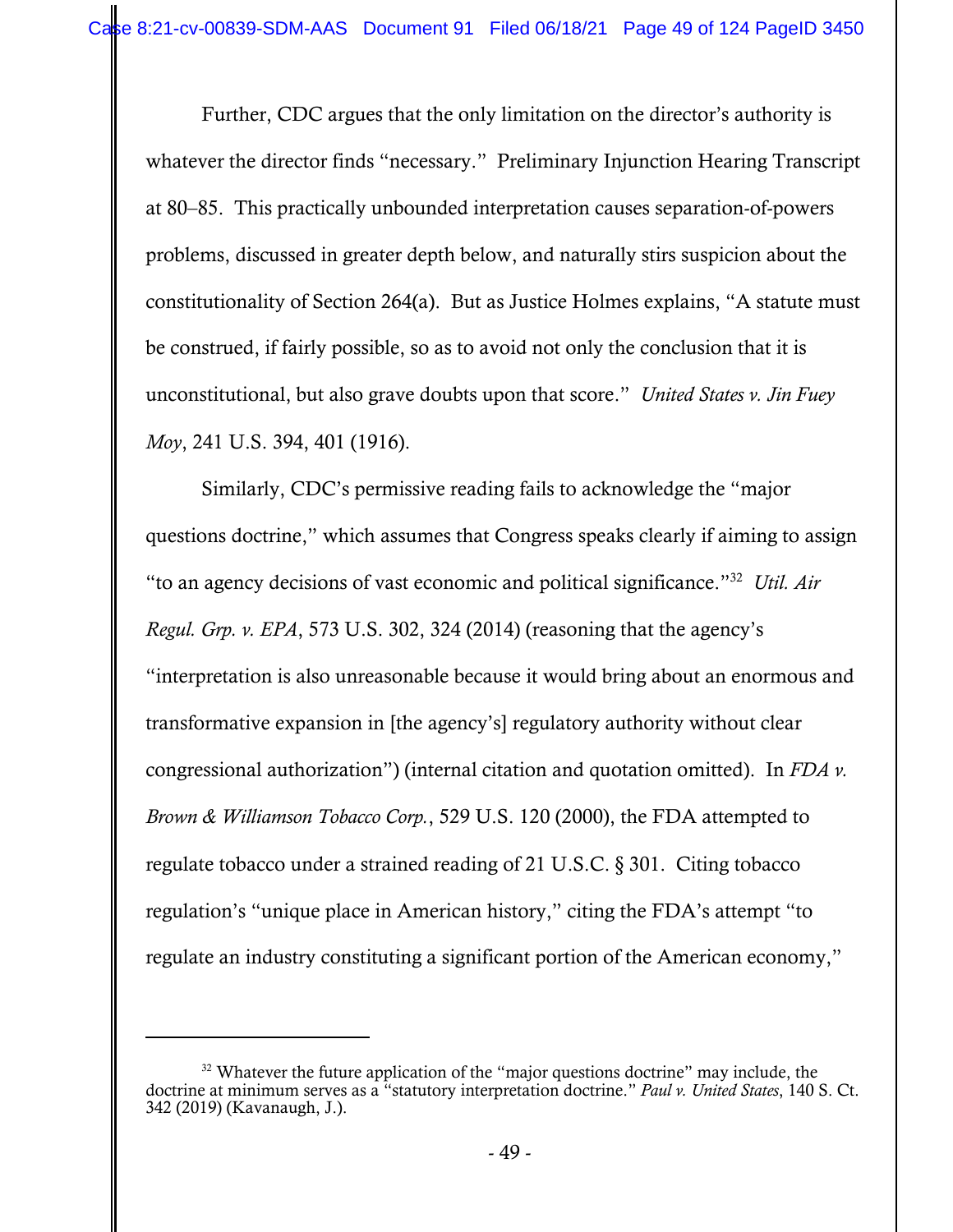Further, CDC argues that the only limitation on the director's authority is whatever the director finds "necessary." Preliminary Injunction Hearing Transcript at 80–85. This practically unbounded interpretation causes separation-of-powers problems, discussed in greater depth below, and naturally stirs suspicion about the constitutionality of Section 264(a). But as Justice Holmes explains, "A statute must be construed, if fairly possible, so as to avoid not only the conclusion that it is unconstitutional, but also grave doubts upon that score." *United States v. Jin Fuey Moy*, 241 U.S. 394, 401 (1916).

Similarly, CDC's permissive reading fails to acknowledge the "major questions doctrine," which assumes that Congress speaks clearly if aiming to assign "to an agency decisions of vast economic and political significance."[32] *Util. Air Regul. Grp. v. EPA*, 573 U.S. 302, 324 (2014) (reasoning that the agency's "interpretation is also unreasonable because it would bring about an enormous and transformative expansion in [the agency's] regulatory authority without clear congressional authorization") (internal citation and quotation omitted). In *FDA v. Brown & Williamson Tobacco Corp.*, 529 U.S. 120 (2000), the FDA attempted to regulate tobacco under a strained reading of 21 U.S.C. § 301. Citing tobacco regulation's "unique place in American history," citing the FDA's attempt "to regulate an industry constituting a significant portion of the American economy,"

---

[32] Whatever the future application of the "major questions doctrine" may include, the doctrine at minimum serves as a "statutory interpretation doctrine." *Paul v. United States*, 140 S. Ct. 342 (2019) (Kavanaugh, J.).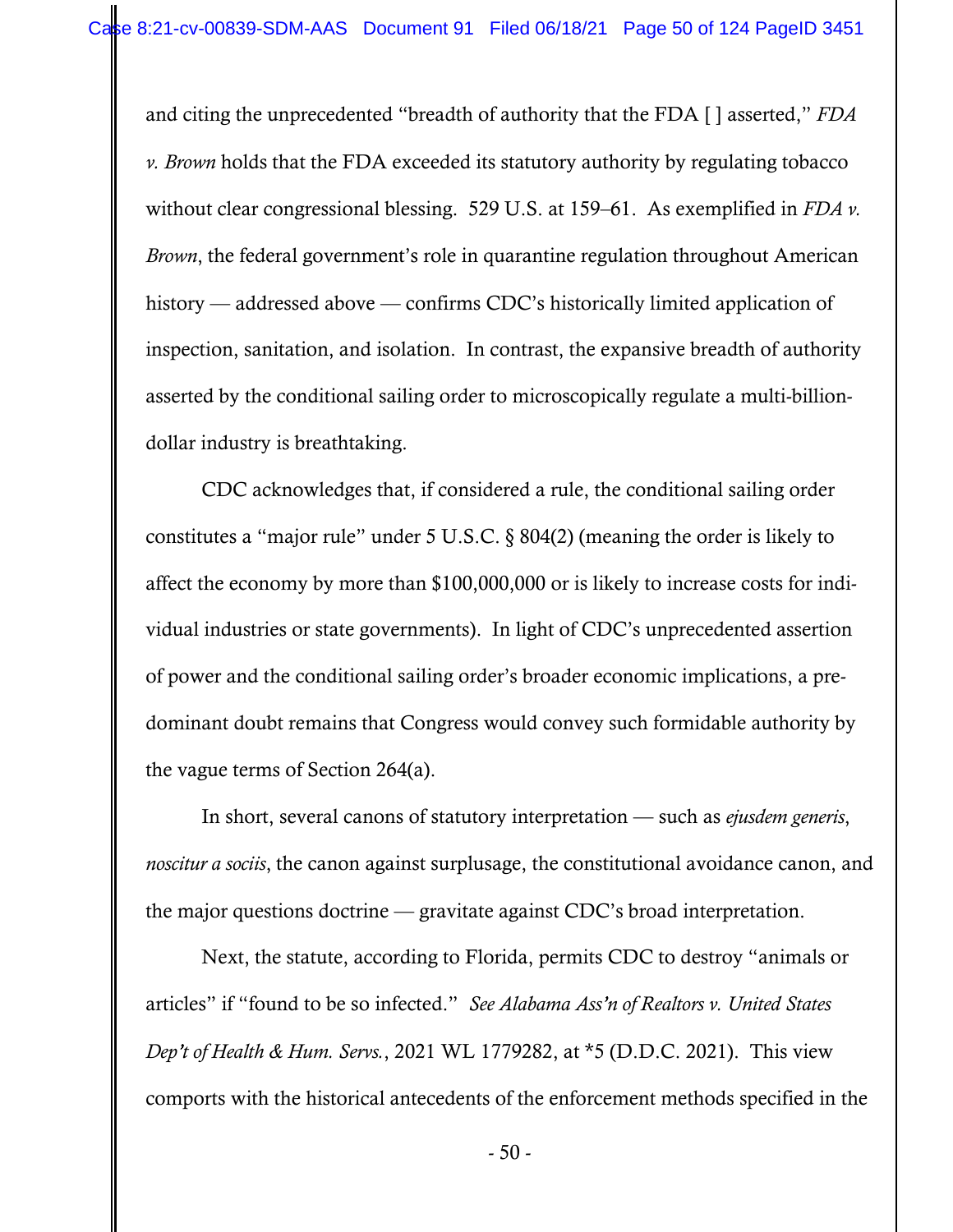and citing the unprecedented "breadth of authority that the FDA [ ] asserted," *FDA v. Brown* holds that the FDA exceeded its statutory authority by regulating tobacco without clear congressional blessing. 529 U.S. at 159–61. As exemplified in *FDA v. Brown*, the federal government's role in quarantine regulation throughout American history — addressed above — confirms CDC's historically limited application of inspection, sanitation, and isolation. In contrast, the expansive breadth of authority asserted by the conditional sailing order to microscopically regulate a multi-billion-dollar industry is breathtaking.

CDC acknowledges that, if considered a rule, the conditional sailing order constitutes a "major rule" under 5 U.S.C. § 804(2) (meaning the order is likely to affect the economy by more than $100,000,000 or is likely to increase costs for individual industries or state governments). In light of CDC's unprecedented assertion of power and the conditional sailing order's broader economic implications, a predominant doubt remains that Congress would convey such formidable authority by the vague terms of Section 264(a).

In short, several canons of statutory interpretation — such as *ejusdem generis*, *noscitur a sociis*, the canon against surplusage, the constitutional avoidance canon, and the major questions doctrine — gravitate against CDC's broad interpretation.

Next, the statute, according to Florida, permits CDC to destroy "animals or articles" if "found to be so infected." *See Alabama Ass'n of Realtors v. United States Dep't of Health & Hum. Servs.*, 2021 WL 1779282, at *5 (D.D.C. 2021). This view comports with the historical antecedents of the enforcement methods specified in the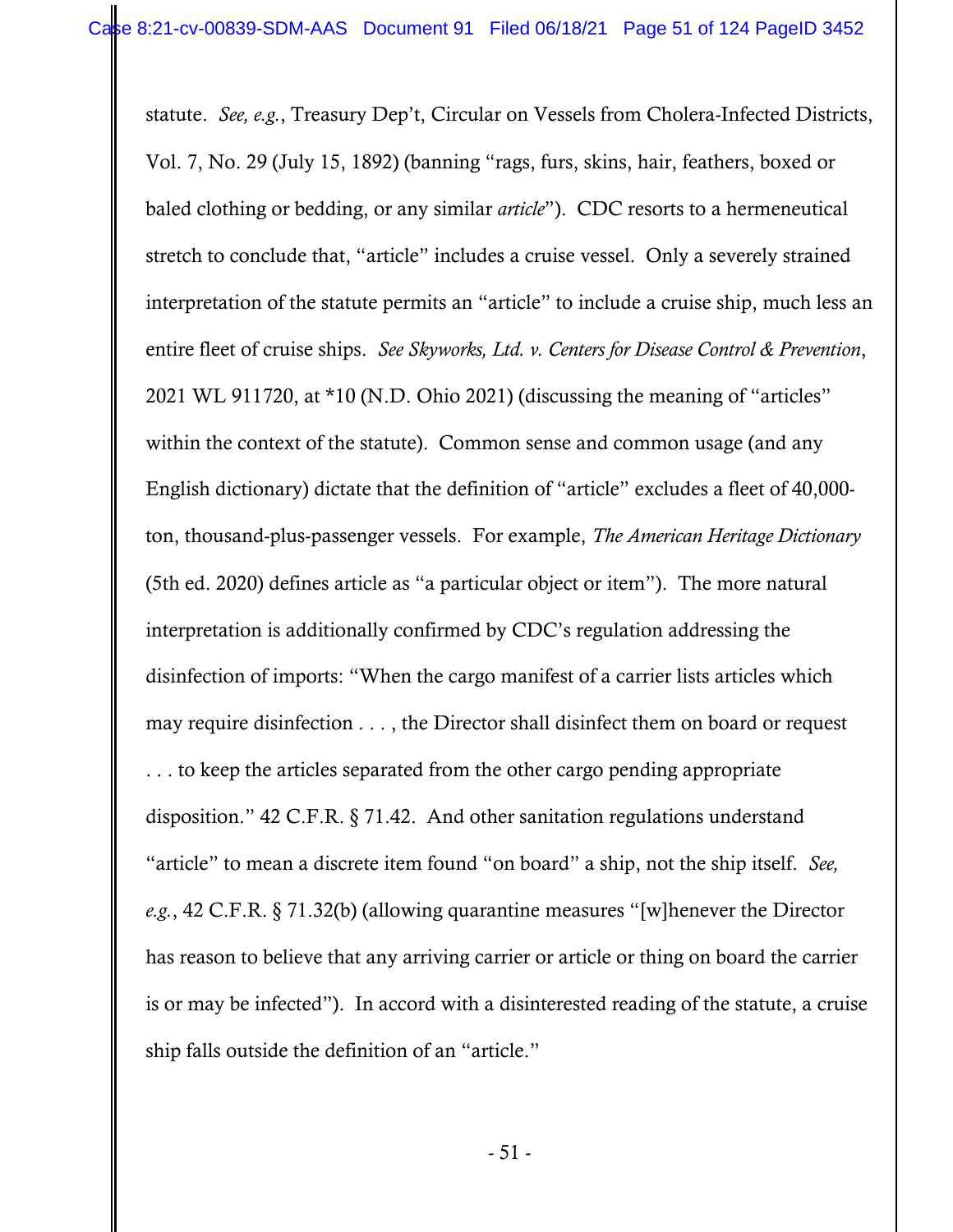statute. *See, e.g.*, Treasury Dep't, Circular on Vessels from Cholera-Infected Districts, Vol. 7, No. 29 (July 15, 1892) (banning "rags, furs, skins, hair, feathers, boxed or baled clothing or bedding, or any similar *article*"). CDC resorts to a hermeneutical stretch to conclude that, "article" includes a cruise vessel. Only a severely strained interpretation of the statute permits an "article" to include a cruise ship, much less an entire fleet of cruise ships. *See Skyworks, Ltd. v. Centers for Disease Control & Prevention*, 2021 WL 911720, at *10 (N.D. Ohio 2021) (discussing the meaning of "articles" within the context of the statute). Common sense and common usage (and any English dictionary) dictate that the definition of "article" excludes a fleet of 40,000-ton, thousand-plus-passenger vessels. For example, *The American Heritage Dictionary* (5th ed. 2020) defines article as "a particular object or item"). The more natural interpretation is additionally confirmed by CDC's regulation addressing the disinfection of imports: "When the cargo manifest of a carrier lists articles which may require disinfection . . . , the Director shall disinfect them on board or request . . . to keep the articles separated from the other cargo pending appropriate disposition." 42 C.F.R. § 71.42. And other sanitation regulations understand "article" to mean a discrete item found "on board" a ship, not the ship itself. *See, e.g.*, 42 C.F.R. § 71.32(b) (allowing quarantine measures "[w]henever the Director has reason to believe that any arriving carrier or article or thing on board the carrier is or may be infected"). In accord with a disinterested reading of the statute, a cruise ship falls outside the definition of an "article."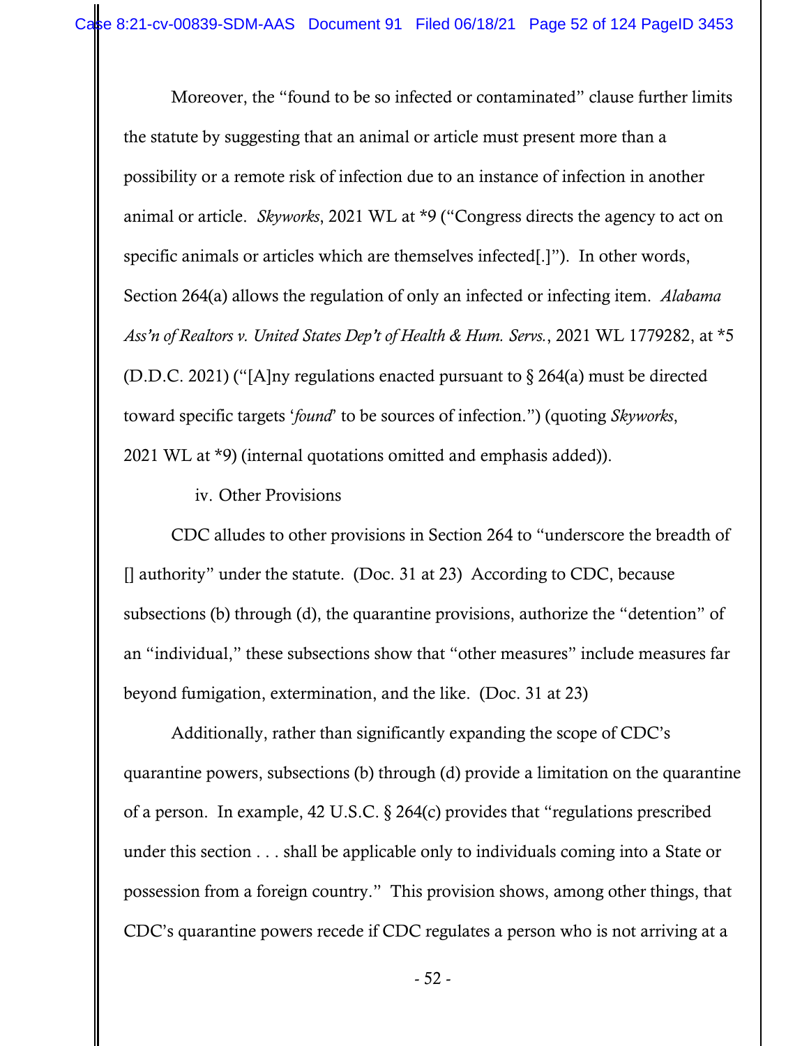Moreover, the "found to be so infected or contaminated" clause further limits the statute by suggesting that an animal or article must present more than a possibility or a remote risk of infection due to an instance of infection in another animal or article. *Skyworks*, 2021 WL at *9 ("Congress directs the agency to act on specific animals or articles which are themselves infected[.]"). In other words, Section 264(a) allows the regulation of only an infected or infecting item. *Alabama Ass'n of Realtors v. United States Dep't of Health & Hum. Servs.*, 2021 WL 1779282, at *5 (D.D.C. 2021) ("[A]ny regulations enacted pursuant to § 264(a) must be directed toward specific targets '*found*' to be sources of infection.") (quoting *Skyworks*, 2021 WL at *9) (internal quotations omitted and emphasis added)).

iv. Other Provisions

CDC alludes to other provisions in Section 264 to "underscore the breadth of [] authority" under the statute. (Doc. 31 at 23) According to CDC, because subsections (b) through (d), the quarantine provisions, authorize the "detention" of an "individual," these subsections show that "other measures" include measures far beyond fumigation, extermination, and the like. (Doc. 31 at 23)

Additionally, rather than significantly expanding the scope of CDC's quarantine powers, subsections (b) through (d) provide a limitation on the quarantine of a person. In example, 42 U.S.C. § 264(c) provides that "regulations prescribed under this section . . . shall be applicable only to individuals coming into a State or possession from a foreign country." This provision shows, among other things, that CDC's quarantine powers recede if CDC regulates a person who is not arriving at a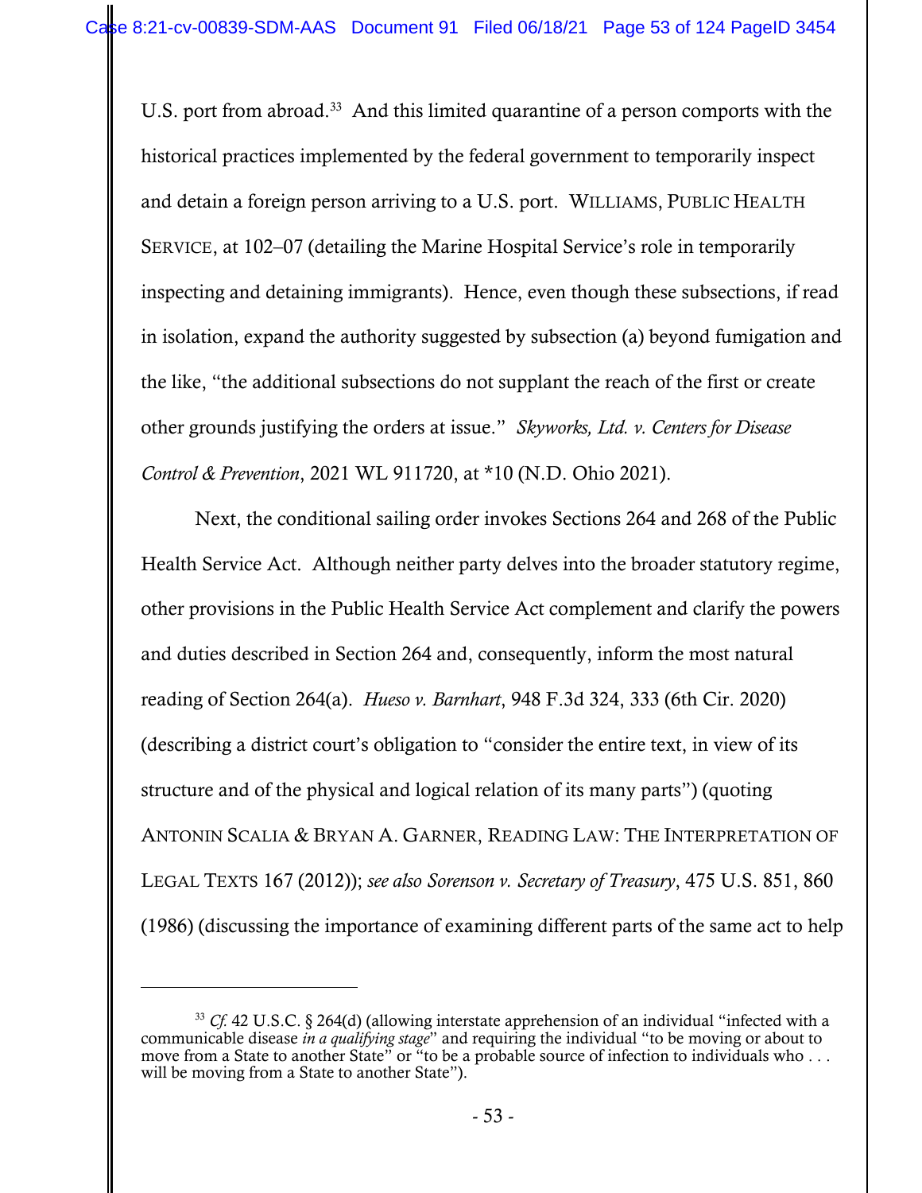U.S. port from abroad.[33] And this limited quarantine of a person comports with the historical practices implemented by the federal government to temporarily inspect and detain a foreign person arriving to a U.S. port. WILLIAMS, PUBLIC HEALTH SERVICE, at 102–07 (detailing the Marine Hospital Service's role in temporarily inspecting and detaining immigrants). Hence, even though these subsections, if read in isolation, expand the authority suggested by subsection (a) beyond fumigation and the like, "the additional subsections do not supplant the reach of the first or create other grounds justifying the orders at issue." *Skyworks, Ltd. v. Centers for Disease Control & Prevention*, 2021 WL 911720, at *10 (N.D. Ohio 2021).

Next, the conditional sailing order invokes Sections 264 and 268 of the Public Health Service Act. Although neither party delves into the broader statutory regime, other provisions in the Public Health Service Act complement and clarify the powers and duties described in Section 264 and, consequently, inform the most natural reading of Section 264(a). *Hueso v. Barnhart*, 948 F.3d 324, 333 (6th Cir. 2020) (describing a district court's obligation to "consider the entire text, in view of its structure and of the physical and logical relation of its many parts") (quoting ANTONIN SCALIA & BRYAN A. GARNER, READING LAW: THE INTERPRETATION OF LEGAL TEXTS 167 (2012)); *see also Sorenson v. Secretary of Treasury*, 475 U.S. 851, 860 (1986) (discussing the importance of examining different parts of the same act to help

---

[33] *Cf.* 42 U.S.C. § 264(d) (allowing interstate apprehension of an individual "infected with a communicable disease *in a qualifying stage*" and requiring the individual "to be moving or about to move from a State to another State" or "to be a probable source of infection to individuals who . . . will be moving from a State to another State").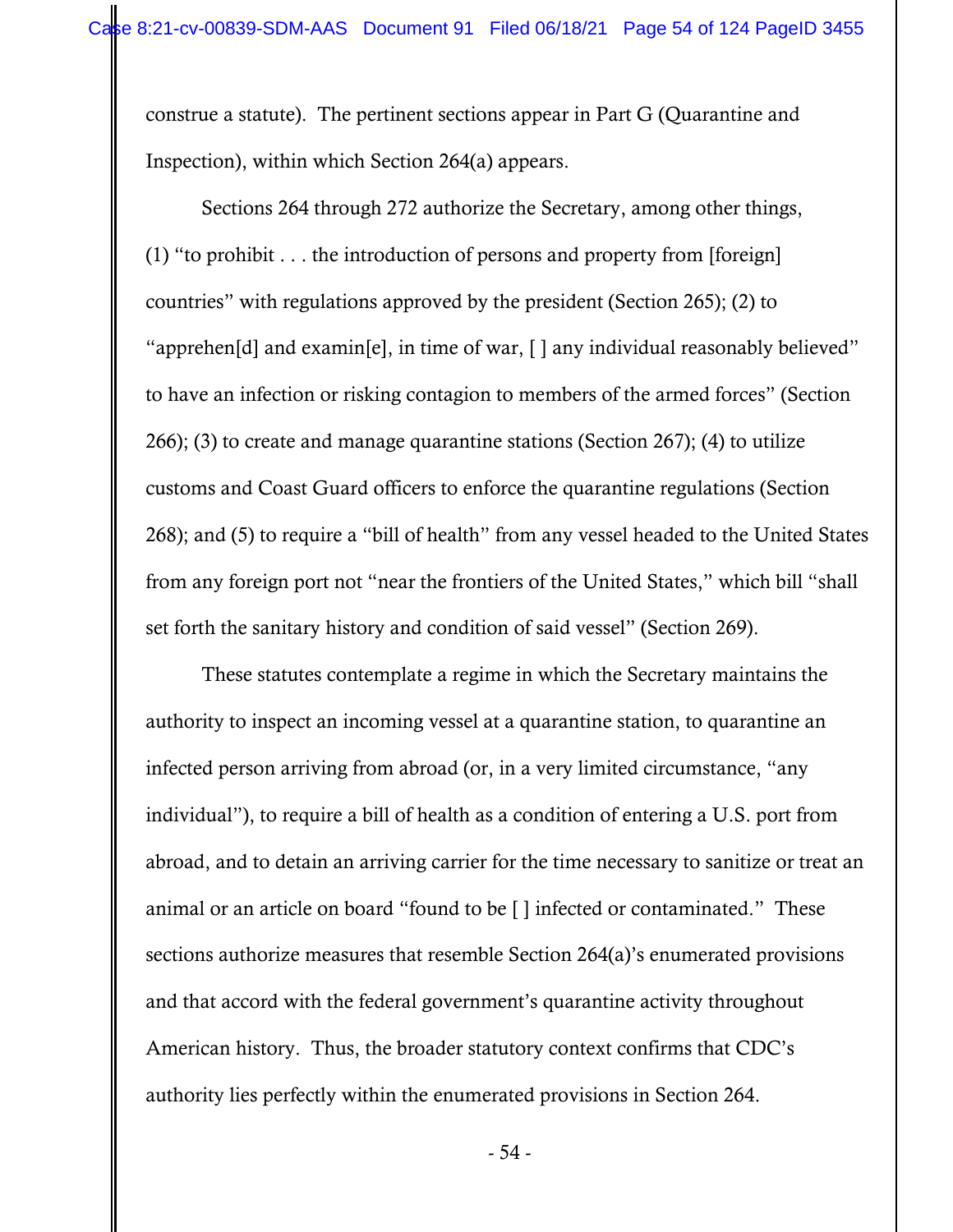construe a statute). The pertinent sections appear in Part G (Quarantine and Inspection), within which Section 264(a) appears.

Sections 264 through 272 authorize the Secretary, among other things, (1) "to prohibit . . . the introduction of persons and property from [foreign] countries" with regulations approved by the president (Section 265); (2) to "apprehen[d] and examin[e], in time of war, [ ] any individual reasonably believed" to have an infection or risking contagion to members of the armed forces" (Section 266); (3) to create and manage quarantine stations (Section 267); (4) to utilize customs and Coast Guard officers to enforce the quarantine regulations (Section 268); and (5) to require a "bill of health" from any vessel headed to the United States from any foreign port not "near the frontiers of the United States," which bill "shall set forth the sanitary history and condition of said vessel" (Section 269).

These statutes contemplate a regime in which the Secretary maintains the authority to inspect an incoming vessel at a quarantine station, to quarantine an infected person arriving from abroad (or, in a very limited circumstance, "any individual"), to require a bill of health as a condition of entering a U.S. port from abroad, and to detain an arriving carrier for the time necessary to sanitize or treat an animal or an article on board "found to be [ ] infected or contaminated." These sections authorize measures that resemble Section 264(a)'s enumerated provisions and that accord with the federal government's quarantine activity throughout American history. Thus, the broader statutory context confirms that CDC's authority lies perfectly within the enumerated provisions in Section 264.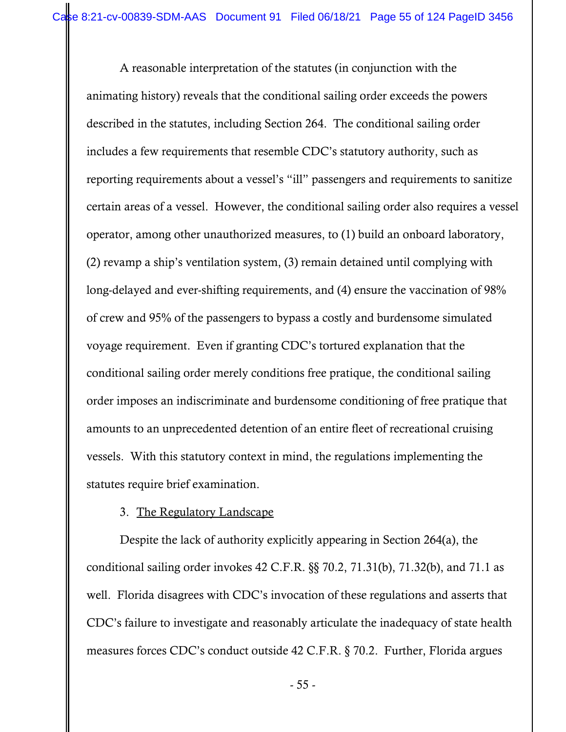A reasonable interpretation of the statutes (in conjunction with the animating history) reveals that the conditional sailing order exceeds the powers described in the statutes, including Section 264. The conditional sailing order includes a few requirements that resemble CDC's statutory authority, such as reporting requirements about a vessel's "ill" passengers and requirements to sanitize certain areas of a vessel. However, the conditional sailing order also requires a vessel operator, among other unauthorized measures, to (1) build an onboard laboratory, (2) revamp a ship's ventilation system, (3) remain detained until complying with long-delayed and ever-shifting requirements, and (4) ensure the vaccination of 98% of crew and 95% of the passengers to bypass a costly and burdensome simulated voyage requirement. Even if granting CDC's tortured explanation that the conditional sailing order merely conditions free pratique, the conditional sailing order imposes an indiscriminate and burdensome conditioning of free pratique that amounts to an unprecedented detention of an entire fleet of recreational cruising vessels. With this statutory context in mind, the regulations implementing the statutes require brief examination.

3. <u>The Regulatory Landscape</u>

Despite the lack of authority explicitly appearing in Section 264(a), the conditional sailing order invokes 42 C.F.R. §§ 70.2, 71.31(b), 71.32(b), and 71.1 as well. Florida disagrees with CDC's invocation of these regulations and asserts that CDC's failure to investigate and reasonably articulate the inadequacy of state health measures forces CDC's conduct outside 42 C.F.R. § 70.2. Further, Florida argues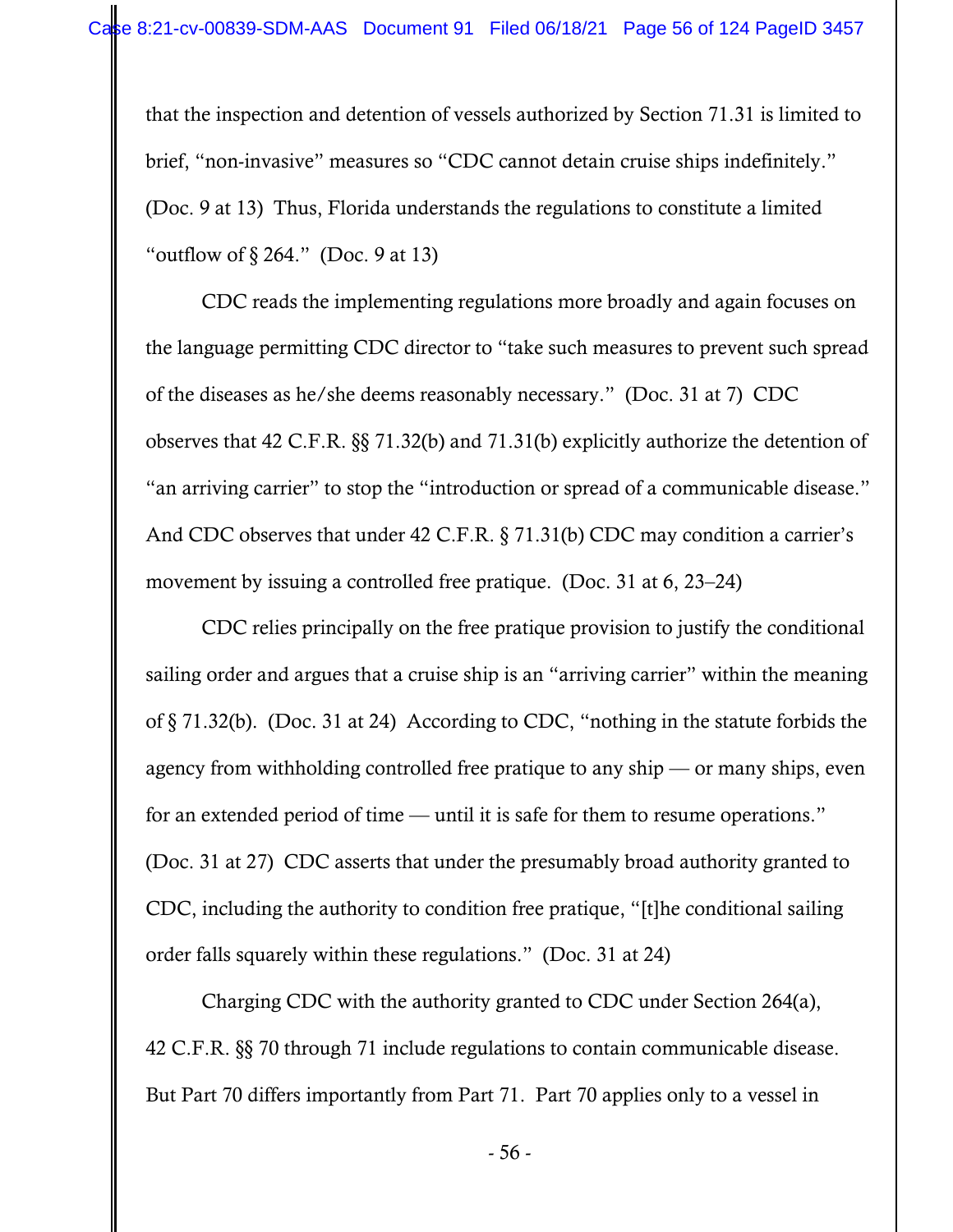that the inspection and detention of vessels authorized by Section 71.31 is limited to brief, "non-invasive" measures so "CDC cannot detain cruise ships indefinitely." (Doc. 9 at 13) Thus, Florida understands the regulations to constitute a limited "outflow of § 264." (Doc. 9 at 13)

CDC reads the implementing regulations more broadly and again focuses on the language permitting CDC director to "take such measures to prevent such spread of the diseases as he/she deems reasonably necessary." (Doc. 31 at 7) CDC observes that 42 C.F.R. §§ 71.32(b) and 71.31(b) explicitly authorize the detention of "an arriving carrier" to stop the "introduction or spread of a communicable disease." And CDC observes that under 42 C.F.R. § 71.31(b) CDC may condition a carrier's movement by issuing a controlled free pratique. (Doc. 31 at 6, 23–24)

CDC relies principally on the free pratique provision to justify the conditional sailing order and argues that a cruise ship is an "arriving carrier" within the meaning of § 71.32(b). (Doc. 31 at 24) According to CDC, "nothing in the statute forbids the agency from withholding controlled free pratique to any ship — or many ships, even for an extended period of time — until it is safe for them to resume operations." (Doc. 31 at 27) CDC asserts that under the presumably broad authority granted to CDC, including the authority to condition free pratique, "[t]he conditional sailing order falls squarely within these regulations." (Doc. 31 at 24)

Charging CDC with the authority granted to CDC under Section 264(a), 42 C.F.R. §§ 70 through 71 include regulations to contain communicable disease. But Part 70 differs importantly from Part 71. Part 70 applies only to a vessel in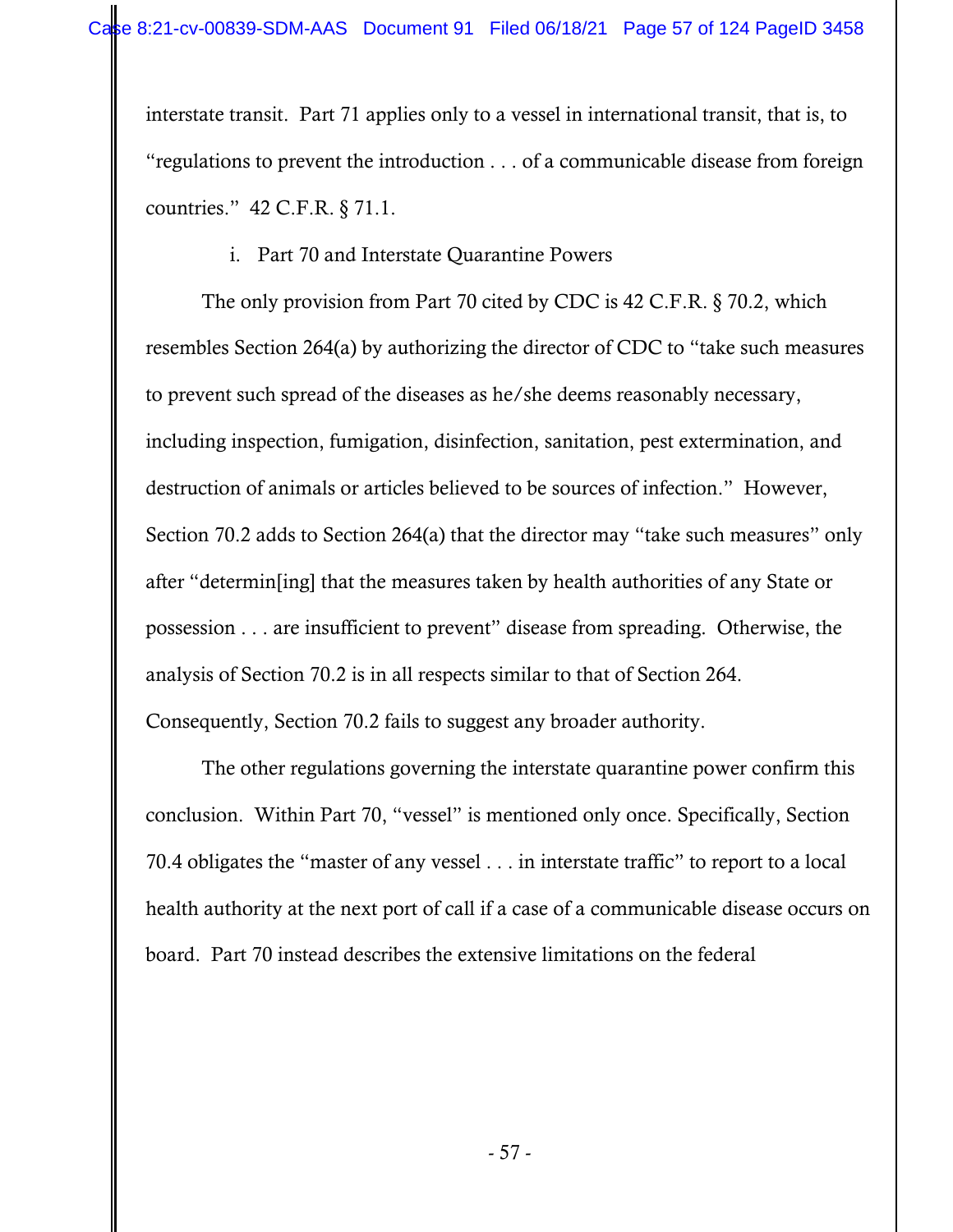interstate transit. Part 71 applies only to a vessel in international transit, that is, to "regulations to prevent the introduction . . . of a communicable disease from foreign countries." 42 C.F.R. § 71.1.

i. Part 70 and Interstate Quarantine Powers

The only provision from Part 70 cited by CDC is 42 C.F.R. § 70.2, which resembles Section 264(a) by authorizing the director of CDC to "take such measures to prevent such spread of the diseases as he/she deems reasonably necessary, including inspection, fumigation, disinfection, sanitation, pest extermination, and destruction of animals or articles believed to be sources of infection." However, Section 70.2 adds to Section 264(a) that the director may "take such measures" only after "determin[ing] that the measures taken by health authorities of any State or possession . . . are insufficient to prevent" disease from spreading. Otherwise, the analysis of Section 70.2 is in all respects similar to that of Section 264. Consequently, Section 70.2 fails to suggest any broader authority.

The other regulations governing the interstate quarantine power confirm this conclusion. Within Part 70, "vessel" is mentioned only once. Specifically, Section 70.4 obligates the "master of any vessel . . . in interstate traffic" to report to a local health authority at the next port of call if a case of a communicable disease occurs on board. Part 70 instead describes the extensive limitations on the federal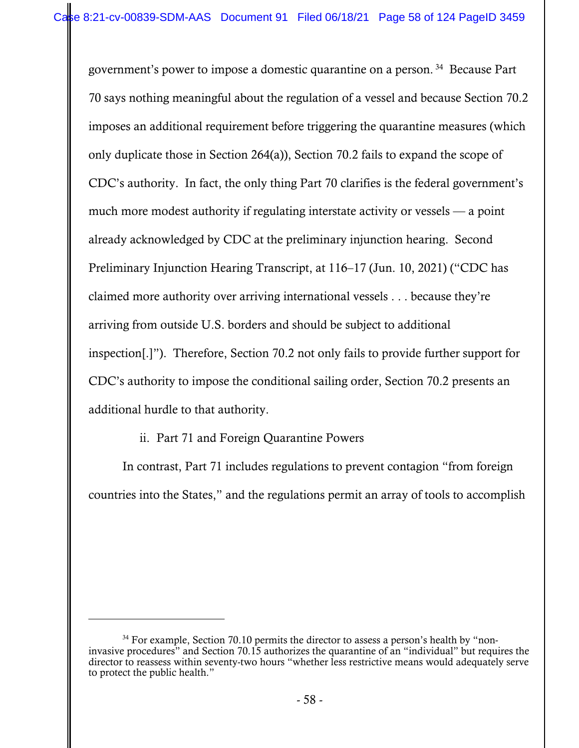government's power to impose a domestic quarantine on a person.[34] Because Part 70 says nothing meaningful about the regulation of a vessel and because Section 70.2 imposes an additional requirement before triggering the quarantine measures (which only duplicate those in Section 264(a)), Section 70.2 fails to expand the scope of CDC's authority. In fact, the only thing Part 70 clarifies is the federal government's much more modest authority if regulating interstate activity or vessels — a point already acknowledged by CDC at the preliminary injunction hearing. Second Preliminary Injunction Hearing Transcript, at 116–17 (Jun. 10, 2021) ("CDC has claimed more authority over arriving international vessels . . . because they're arriving from outside U.S. borders and should be subject to additional inspection[.]"). Therefore, Section 70.2 not only fails to provide further support for CDC's authority to impose the conditional sailing order, Section 70.2 presents an additional hurdle to that authority.

ii. Part 71 and Foreign Quarantine Powers

In contrast, Part 71 includes regulations to prevent contagion "from foreign countries into the States," and the regulations permit an array of tools to accomplish

---

[34] For example, Section 70.10 permits the director to assess a person's health by "non-invasive procedures" and Section 70.15 authorizes the quarantine of an "individual" but requires the director to reassess within seventy-two hours "whether less restrictive means would adequately serve to protect the public health."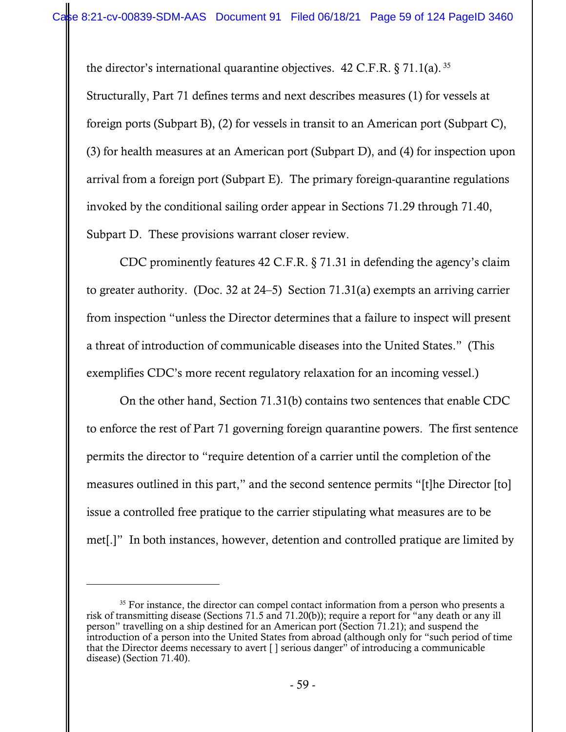the director's international quarantine objectives. 42 C.F.R. § 71.1(a).[35] Structurally, Part 71 defines terms and next describes measures (1) for vessels at foreign ports (Subpart B), (2) for vessels in transit to an American port (Subpart C), (3) for health measures at an American port (Subpart D), and (4) for inspection upon arrival from a foreign port (Subpart E). The primary foreign-quarantine regulations invoked by the conditional sailing order appear in Sections 71.29 through 71.40, Subpart D. These provisions warrant closer review.

CDC prominently features 42 C.F.R. § 71.31 in defending the agency's claim to greater authority. (Doc. 32 at 24–5) Section 71.31(a) exempts an arriving carrier from inspection "unless the Director determines that a failure to inspect will present a threat of introduction of communicable diseases into the United States." (This exemplifies CDC's more recent regulatory relaxation for an incoming vessel.)

On the other hand, Section 71.31(b) contains two sentences that enable CDC to enforce the rest of Part 71 governing foreign quarantine powers. The first sentence permits the director to "require detention of a carrier until the completion of the measures outlined in this part," and the second sentence permits "[t]he Director [to] issue a controlled free pratique to the carrier stipulating what measures are to be met[.]" In both instances, however, detention and controlled pratique are limited by

---

[35] For instance, the director can compel contact information from a person who presents a risk of transmitting disease (Sections 71.5 and 71.20(b)); require a report for "any death or any ill person" travelling on a ship destined for an American port (Section 71.21); and suspend the introduction of a person into the United States from abroad (although only for "such period of time that the Director deems necessary to avert [ ] serious danger" of introducing a communicable disease) (Section 71.40).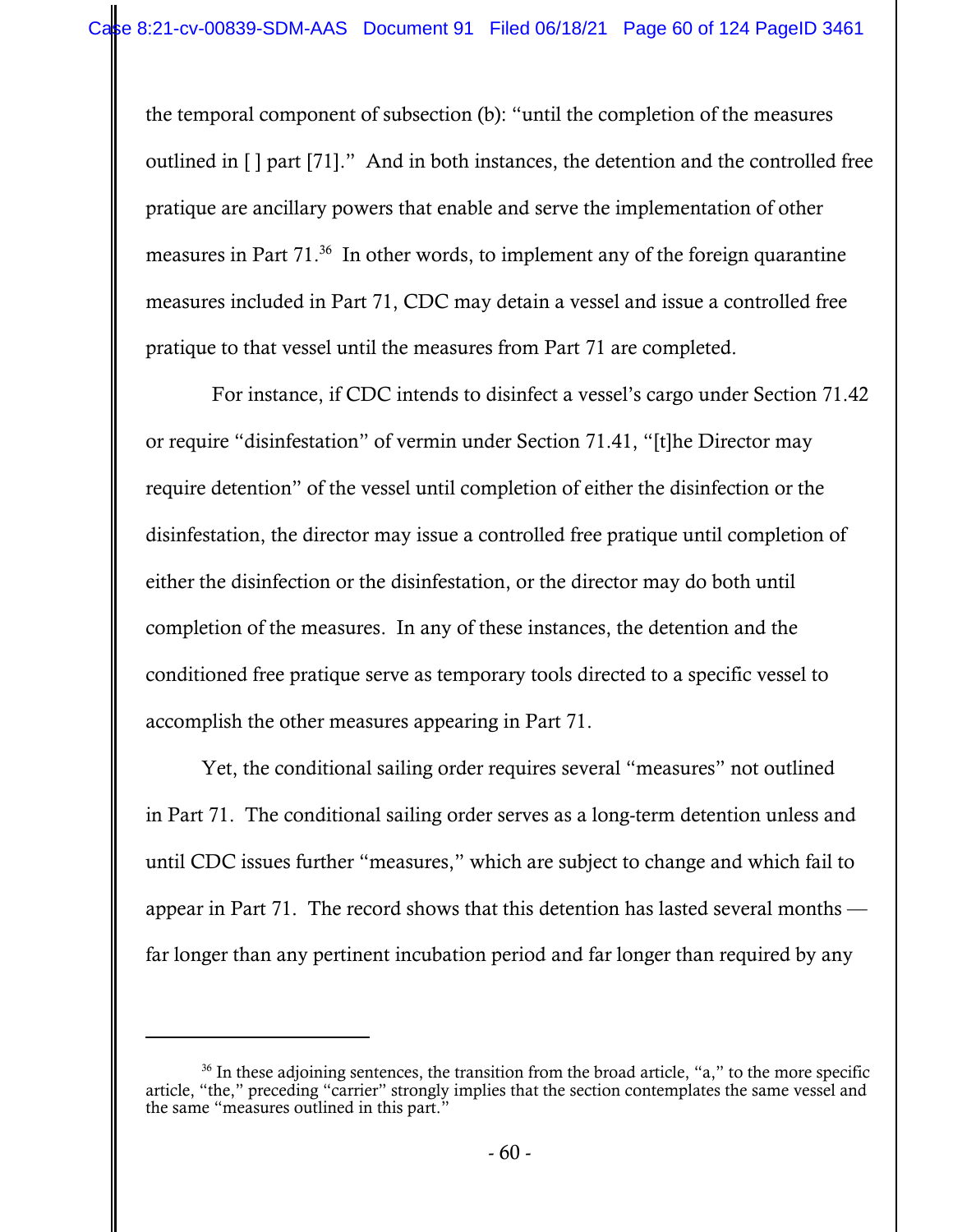the temporal component of subsection (b): "until the completion of the measures outlined in [ ] part [71]." And in both instances, the detention and the controlled free pratique are ancillary powers that enable and serve the implementation of other measures in Part 71.[36] In other words, to implement any of the foreign quarantine measures included in Part 71, CDC may detain a vessel and issue a controlled free pratique to that vessel until the measures from Part 71 are completed.

For instance, if CDC intends to disinfect a vessel's cargo under Section 71.42 or require "disinfestation" of vermin under Section 71.41, "[t]he Director may require detention" of the vessel until completion of either the disinfection or the disinfestation, the director may issue a controlled free pratique until completion of either the disinfection or the disinfestation, or the director may do both until completion of the measures. In any of these instances, the detention and the conditioned free pratique serve as temporary tools directed to a specific vessel to accomplish the other measures appearing in Part 71.

Yet, the conditional sailing order requires several "measures" not outlined in Part 71. The conditional sailing order serves as a long-term detention unless and until CDC issues further "measures," which are subject to change and which fail to appear in Part 71. The record shows that this detention has lasted several months — far longer than any pertinent incubation period and far longer than required by any

[36] In these adjoining sentences, the transition from the broad article, "a," to the more specific article, "the," preceding "carrier" strongly implies that the section contemplates the same vessel and the same "measures outlined in this part."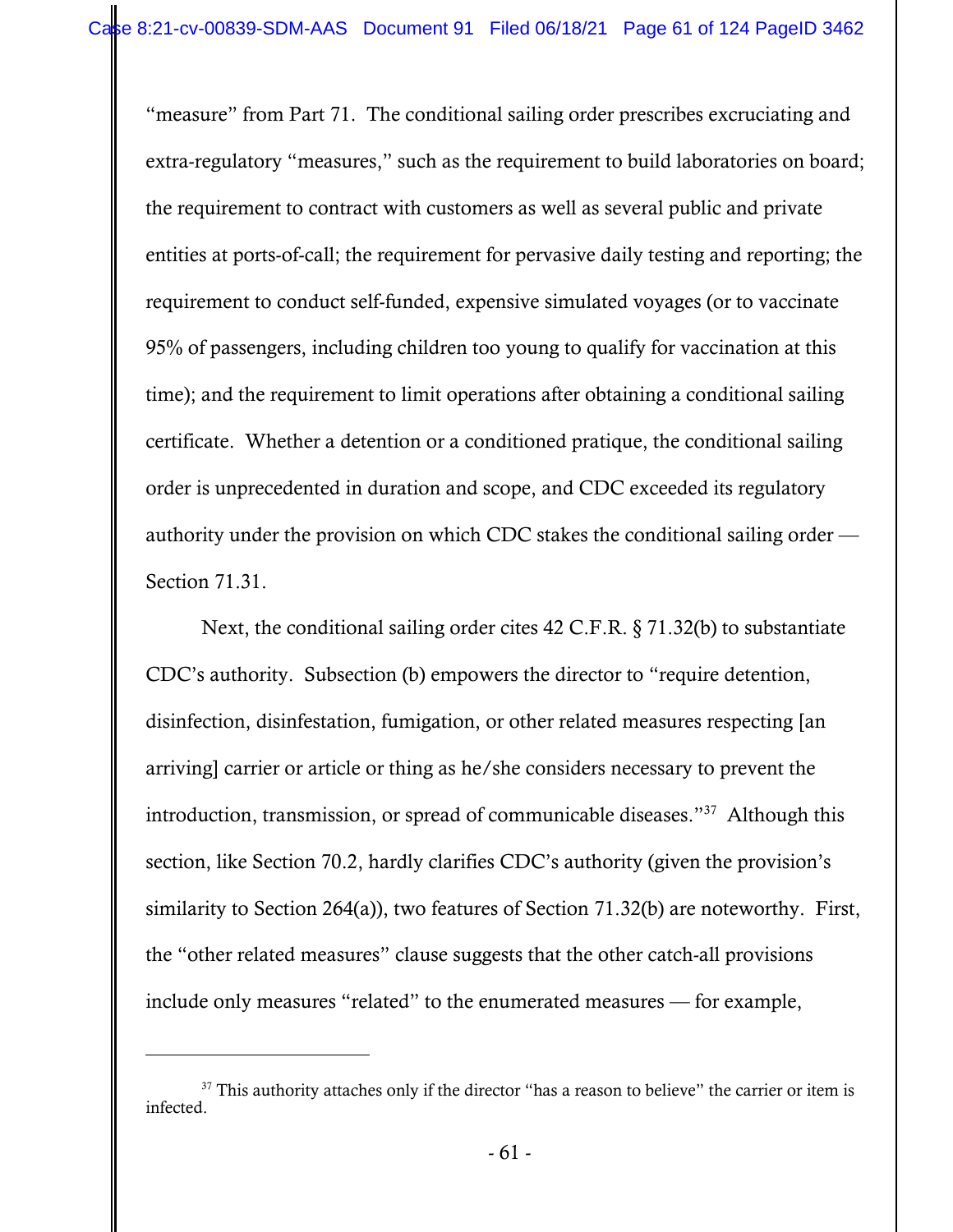"measure" from Part 71. The conditional sailing order prescribes excruciating and extra-regulatory "measures," such as the requirement to build laboratories on board; the requirement to contract with customers as well as several public and private entities at ports-of-call; the requirement for pervasive daily testing and reporting; the requirement to conduct self-funded, expensive simulated voyages (or to vaccinate 95% of passengers, including children too young to qualify for vaccination at this time); and the requirement to limit operations after obtaining a conditional sailing certificate. Whether a detention or a conditioned pratique, the conditional sailing order is unprecedented in duration and scope, and CDC exceeded its regulatory authority under the provision on which CDC stakes the conditional sailing order — Section 71.31.

Next, the conditional sailing order cites 42 C.F.R. § 71.32(b) to substantiate CDC's authority. Subsection (b) empowers the director to "require detention, disinfection, disinfestation, fumigation, or other related measures respecting [an arriving] carrier or article or thing as he/she considers necessary to prevent the introduction, transmission, or spread of communicable diseases."[37] Although this section, like Section 70.2, hardly clarifies CDC's authority (given the provision's similarity to Section 264(a)), two features of Section 71.32(b) are noteworthy. First, the "other related measures" clause suggests that the other catch-all provisions include only measures "related" to the enumerated measures — for example,

---

[37] This authority attaches only if the director "has a reason to believe" the carrier or item is infected.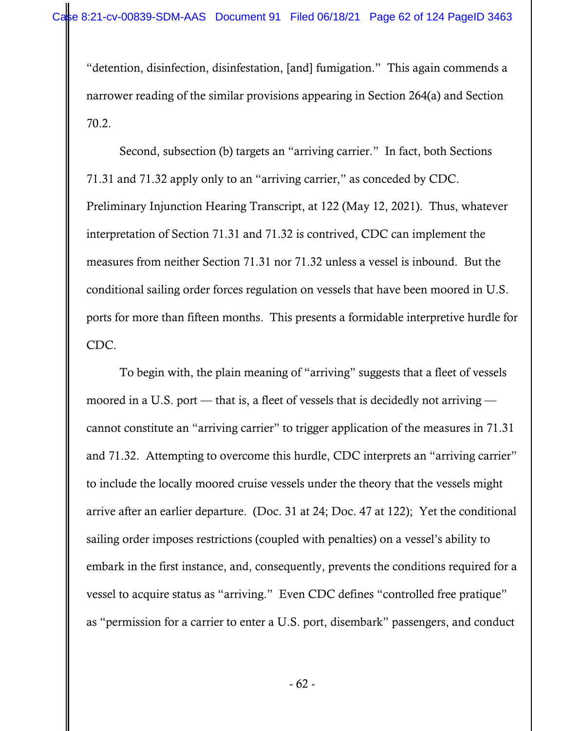"detention, disinfection, disinfestation, [and] fumigation." This again commends a narrower reading of the similar provisions appearing in Section 264(a) and Section 70.2.

Second, subsection (b) targets an "arriving carrier." In fact, both Sections 71.31 and 71.32 apply only to an "arriving carrier," as conceded by CDC. Preliminary Injunction Hearing Transcript, at 122 (May 12, 2021). Thus, whatever interpretation of Section 71.31 and 71.32 is contrived, CDC can implement the measures from neither Section 71.31 nor 71.32 unless a vessel is inbound. But the conditional sailing order forces regulation on vessels that have been moored in U.S. ports for more than fifteen months. This presents a formidable interpretive hurdle for CDC.

To begin with, the plain meaning of "arriving" suggests that a fleet of vessels moored in a U.S. port — that is, a fleet of vessels that is decidedly not arriving — cannot constitute an "arriving carrier" to trigger application of the measures in 71.31 and 71.32. Attempting to overcome this hurdle, CDC interprets an "arriving carrier" to include the locally moored cruise vessels under the theory that the vessels might arrive after an earlier departure. (Doc. 31 at 24; Doc. 47 at 122); Yet the conditional sailing order imposes restrictions (coupled with penalties) on a vessel's ability to embark in the first instance, and, consequently, prevents the conditions required for a vessel to acquire status as "arriving." Even CDC defines "controlled free pratique" as "permission for a carrier to enter a U.S. port, disembark" passengers, and conduct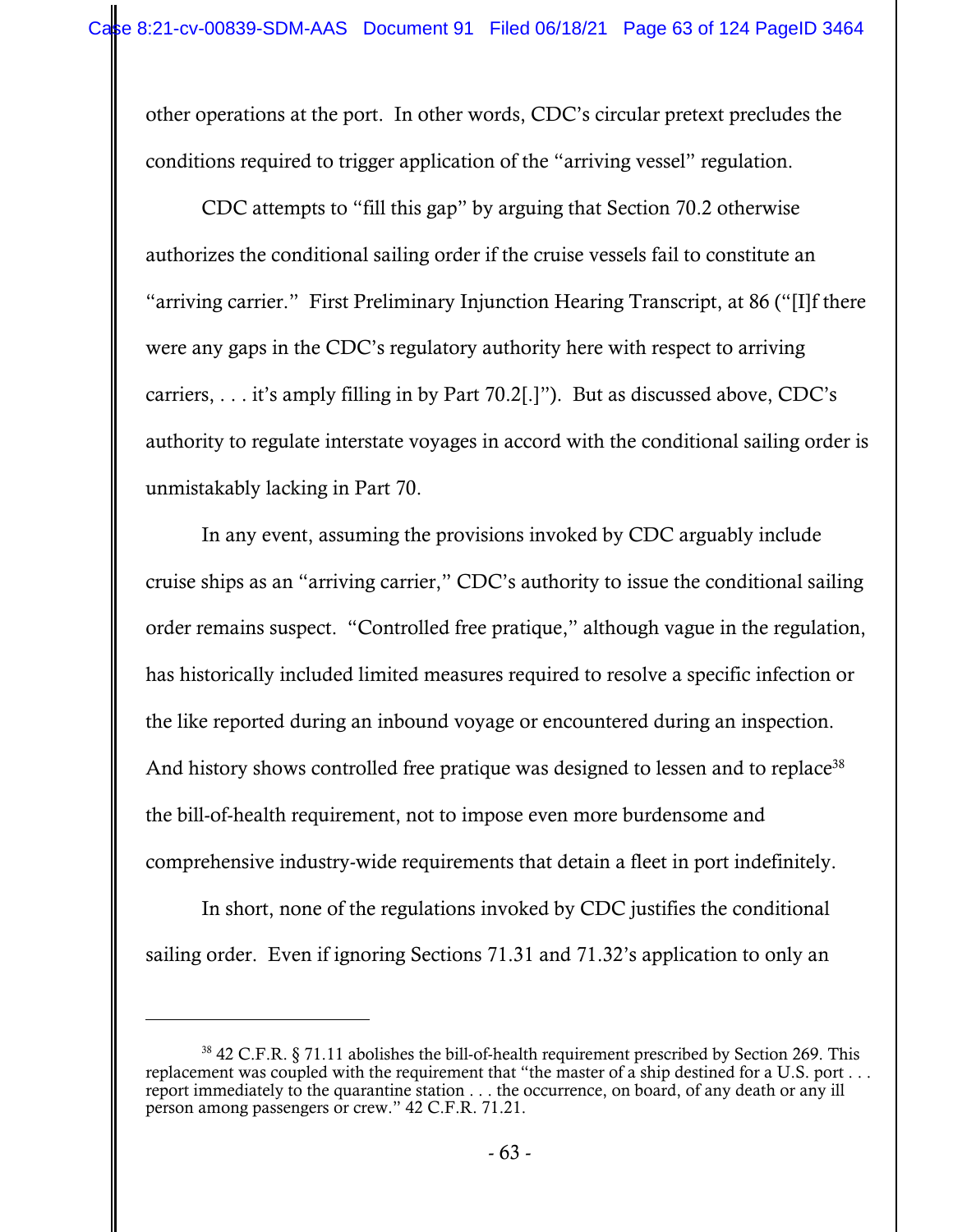other operations at the port. In other words, CDC's circular pretext precludes the conditions required to trigger application of the "arriving vessel" regulation.

CDC attempts to "fill this gap" by arguing that Section 70.2 otherwise authorizes the conditional sailing order if the cruise vessels fail to constitute an "arriving carrier." First Preliminary Injunction Hearing Transcript, at 86 ("[I]f there were any gaps in the CDC's regulatory authority here with respect to arriving carriers, . . . it's amply filling in by Part 70.2[.]"). But as discussed above, CDC's authority to regulate interstate voyages in accord with the conditional sailing order is unmistakably lacking in Part 70.

In any event, assuming the provisions invoked by CDC arguably include cruise ships as an "arriving carrier," CDC's authority to issue the conditional sailing order remains suspect. "Controlled free pratique," although vague in the regulation, has historically included limited measures required to resolve a specific infection or the like reported during an inbound voyage or encountered during an inspection. And history shows controlled free pratique was designed to lessen and to replace[38] the bill-of-health requirement, not to impose even more burdensome and comprehensive industry-wide requirements that detain a fleet in port indefinitely.

In short, none of the regulations invoked by CDC justifies the conditional sailing order. Even if ignoring Sections 71.31 and 71.32's application to only an

---

[38] 42 C.F.R. § 71.11 abolishes the bill-of-health requirement prescribed by Section 269. This replacement was coupled with the requirement that "the master of a ship destined for a U.S. port . . . report immediately to the quarantine station . . . the occurrence, on board, of any death or any ill person among passengers or crew." 42 C.F.R. 71.21.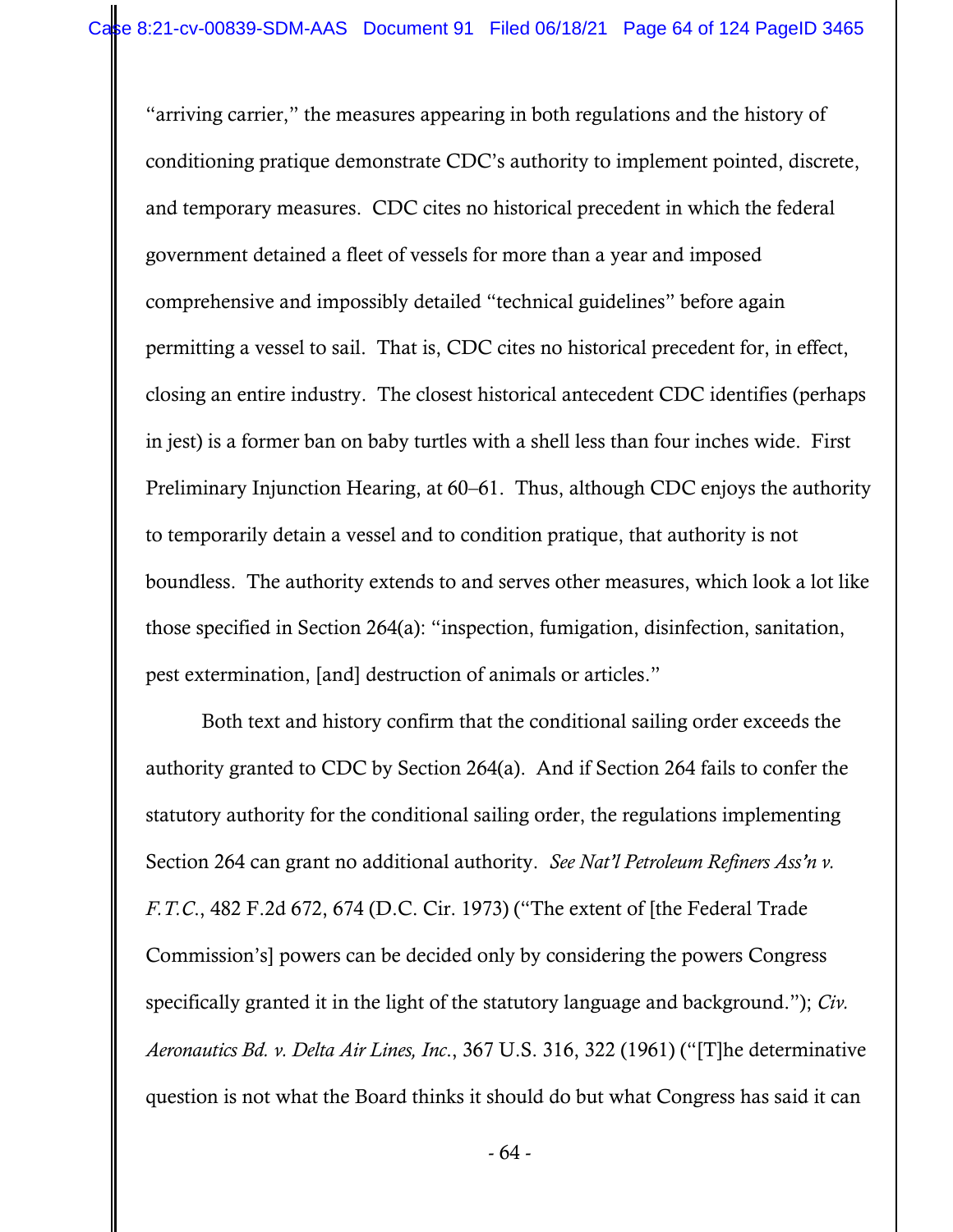"arriving carrier," the measures appearing in both regulations and the history of conditioning pratique demonstrate CDC's authority to implement pointed, discrete, and temporary measures. CDC cites no historical precedent in which the federal government detained a fleet of vessels for more than a year and imposed comprehensive and impossibly detailed "technical guidelines" before again permitting a vessel to sail. That is, CDC cites no historical precedent for, in effect, closing an entire industry. The closest historical antecedent CDC identifies (perhaps in jest) is a former ban on baby turtles with a shell less than four inches wide. First Preliminary Injunction Hearing, at 60–61. Thus, although CDC enjoys the authority to temporarily detain a vessel and to condition pratique, that authority is not boundless. The authority extends to and serves other measures, which look a lot like those specified in Section 264(a): "inspection, fumigation, disinfection, sanitation, pest extermination, [and] destruction of animals or articles."

Both text and history confirm that the conditional sailing order exceeds the authority granted to CDC by Section 264(a). And if Section 264 fails to confer the statutory authority for the conditional sailing order, the regulations implementing Section 264 can grant no additional authority. *See Nat'l Petroleum Refiners Ass'n v. F.T.C.*, 482 F.2d 672, 674 (D.C. Cir. 1973) ("The extent of [the Federal Trade Commission's] powers can be decided only by considering the powers Congress specifically granted it in the light of the statutory language and background."); *Civ. Aeronautics Bd. v. Delta Air Lines, Inc.*, 367 U.S. 316, 322 (1961) ("[T]he determinative question is not what the Board thinks it should do but what Congress has said it can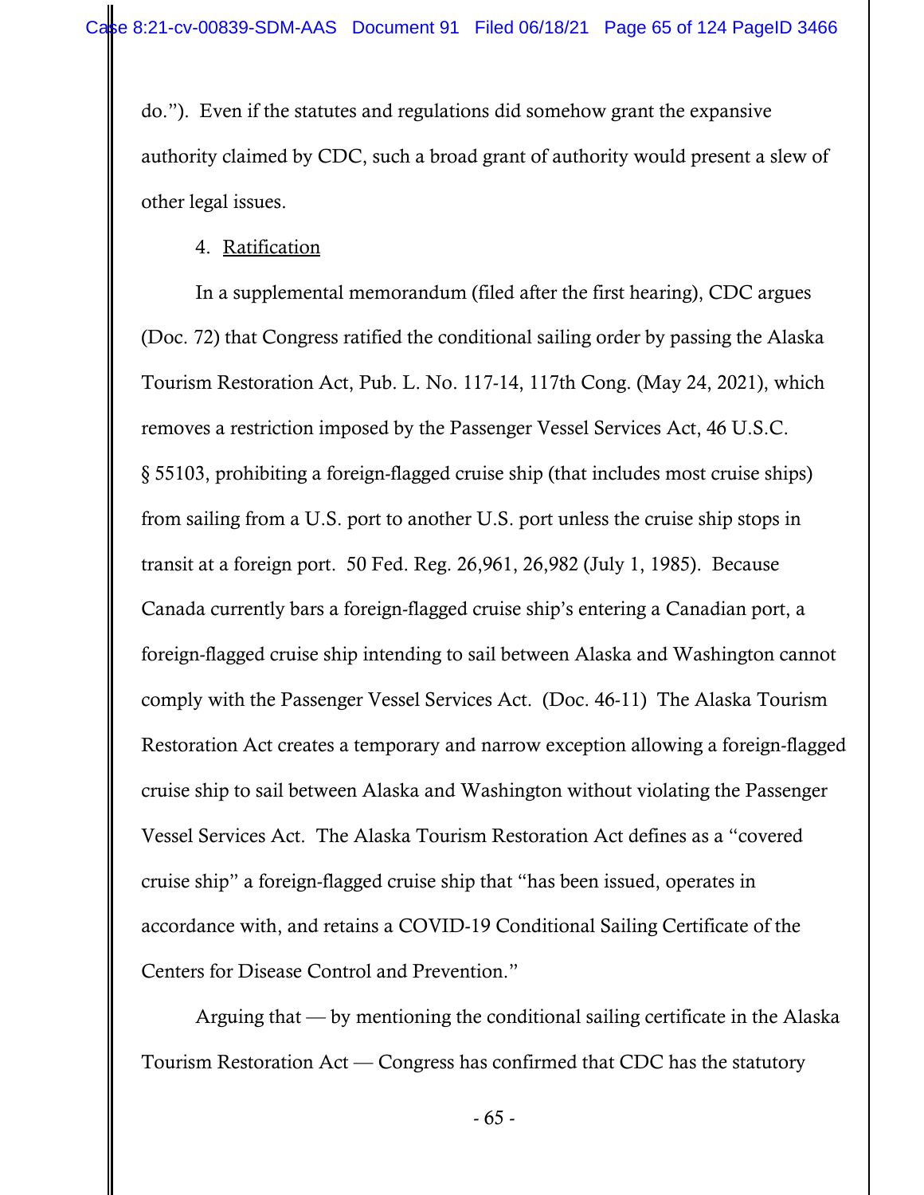do."). Even if the statutes and regulations did somehow grant the expansive authority claimed by CDC, such a broad grant of authority would present a slew of other legal issues.

4. Ratification

In a supplemental memorandum (filed after the first hearing), CDC argues (Doc. 72) that Congress ratified the conditional sailing order by passing the Alaska Tourism Restoration Act, Pub. L. No. 117-14, 117th Cong. (May 24, 2021), which removes a restriction imposed by the Passenger Vessel Services Act, 46 U.S.C. § 55103, prohibiting a foreign-flagged cruise ship (that includes most cruise ships) from sailing from a U.S. port to another U.S. port unless the cruise ship stops in transit at a foreign port. 50 Fed. Reg. 26,961, 26,982 (July 1, 1985). Because Canada currently bars a foreign-flagged cruise ship's entering a Canadian port, a foreign-flagged cruise ship intending to sail between Alaska and Washington cannot comply with the Passenger Vessel Services Act. (Doc. 46-11) The Alaska Tourism Restoration Act creates a temporary and narrow exception allowing a foreign-flagged cruise ship to sail between Alaska and Washington without violating the Passenger Vessel Services Act. The Alaska Tourism Restoration Act defines as a "covered cruise ship" a foreign-flagged cruise ship that "has been issued, operates in accordance with, and retains a COVID-19 Conditional Sailing Certificate of the Centers for Disease Control and Prevention."

Arguing that — by mentioning the conditional sailing certificate in the Alaska Tourism Restoration Act — Congress has confirmed that CDC has the statutory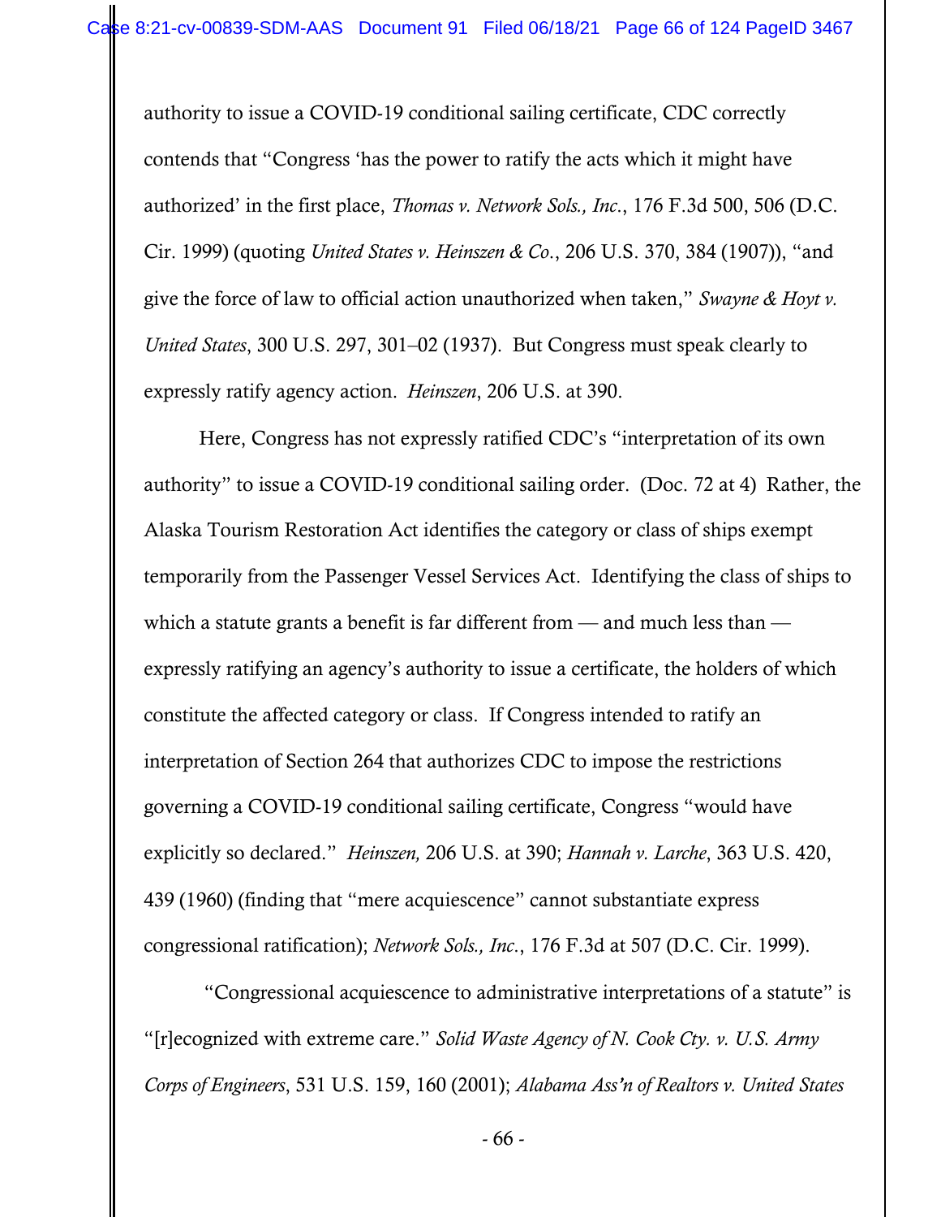authority to issue a COVID-19 conditional sailing certificate, CDC correctly contends that "Congress 'has the power to ratify the acts which it might have authorized' in the first place, *Thomas v. Network Sols., Inc.*, 176 F.3d 500, 506 (D.C. Cir. 1999) (quoting *United States v. Heinszen & Co.*, 206 U.S. 370, 384 (1907)), "and give the force of law to official action unauthorized when taken," *Swayne & Hoyt v. United States*, 300 U.S. 297, 301–02 (1937). But Congress must speak clearly to expressly ratify agency action. *Heinszen*, 206 U.S. at 390.

Here, Congress has not expressly ratified CDC's "interpretation of its own authority" to issue a COVID-19 conditional sailing order. (Doc. 72 at 4) Rather, the Alaska Tourism Restoration Act identifies the category or class of ships exempt temporarily from the Passenger Vessel Services Act. Identifying the class of ships to which a statute grants a benefit is far different from — and much less than — expressly ratifying an agency's authority to issue a certificate, the holders of which constitute the affected category or class. If Congress intended to ratify an interpretation of Section 264 that authorizes CDC to impose the restrictions governing a COVID-19 conditional sailing certificate, Congress "would have explicitly so declared." *Heinszen,* 206 U.S. at 390; *Hannah v. Larche*, 363 U.S. 420, 439 (1960) (finding that "mere acquiescence" cannot substantiate express congressional ratification); *Network Sols., Inc.*, 176 F.3d at 507 (D.C. Cir. 1999).

"Congressional acquiescence to administrative interpretations of a statute" is "[r]ecognized with extreme care." *Solid Waste Agency of N. Cook Cty. v. U.S. Army Corps of Engineers*, 531 U.S. 159, 160 (2001); *Alabama Ass'n of Realtors v. United States*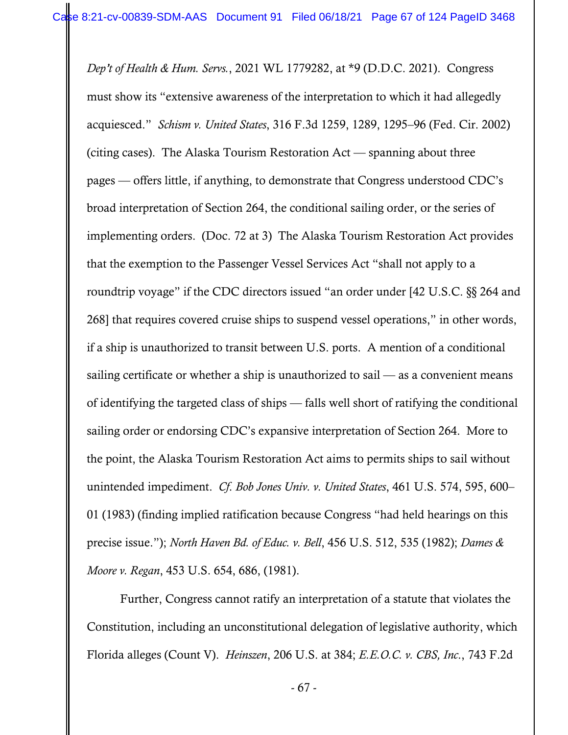*Dep't of Health & Hum. Servs.*, 2021 WL 1779282, at *9 (D.D.C. 2021). Congress must show its "extensive awareness of the interpretation to which it had allegedly acquiesced." *Schism v. United States*, 316 F.3d 1259, 1289, 1295–96 (Fed. Cir. 2002) (citing cases). The Alaska Tourism Restoration Act — spanning about three pages — offers little, if anything, to demonstrate that Congress understood CDC's broad interpretation of Section 264, the conditional sailing order, or the series of implementing orders. (Doc. 72 at 3) The Alaska Tourism Restoration Act provides that the exemption to the Passenger Vessel Services Act "shall not apply to a roundtrip voyage" if the CDC directors issued "an order under [42 U.S.C. §§ 264 and 268] that requires covered cruise ships to suspend vessel operations," in other words, if a ship is unauthorized to transit between U.S. ports. A mention of a conditional sailing certificate or whether a ship is unauthorized to sail — as a convenient means of identifying the targeted class of ships — falls well short of ratifying the conditional sailing order or endorsing CDC's expansive interpretation of Section 264. More to the point, the Alaska Tourism Restoration Act aims to permits ships to sail without unintended impediment. *Cf. Bob Jones Univ. v. United States*, 461 U.S. 574, 595, 600–01 (1983) (finding implied ratification because Congress "had held hearings on this precise issue."); *North Haven Bd. of Educ. v. Bell*, 456 U.S. 512, 535 (1982); *Dames & Moore v. Regan*, 453 U.S. 654, 686, (1981).

Further, Congress cannot ratify an interpretation of a statute that violates the Constitution, including an unconstitutional delegation of legislative authority, which Florida alleges (Count V). *Heinszen*, 206 U.S. at 384; *E.E.O.C. v. CBS, Inc.*, 743 F.2d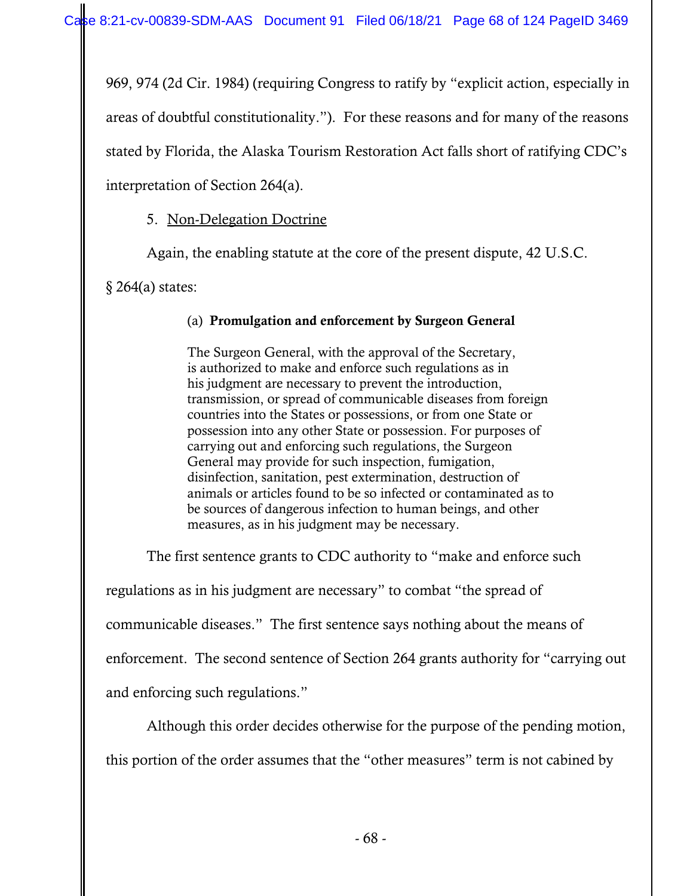969, 974 (2d Cir. 1984) (requiring Congress to ratify by "explicit action, especially in areas of doubtful constitutionality."). For these reasons and for many of the reasons stated by Florida, the Alaska Tourism Restoration Act falls short of ratifying CDC's interpretation of Section 264(a).

5. Non-Delegation Doctrine

Again, the enabling statute at the core of the present dispute, 42 U.S.C. § 264(a) states:

> (a) **Promulgation and enforcement by Surgeon General**
>
> The Surgeon General, with the approval of the Secretary, is authorized to make and enforce such regulations as in his judgment are necessary to prevent the introduction, transmission, or spread of communicable diseases from foreign countries into the States or possessions, or from one State or possession into any other State or possession. For purposes of carrying out and enforcing such regulations, the Surgeon General may provide for such inspection, fumigation, disinfection, sanitation, pest extermination, destruction of animals or articles found to be so infected or contaminated as to be sources of dangerous infection to human beings, and other measures, as in his judgment may be necessary.

The first sentence grants to CDC authority to "make and enforce such regulations as in his judgment are necessary" to combat "the spread of communicable diseases." The first sentence says nothing about the means of enforcement. The second sentence of Section 264 grants authority for "carrying out and enforcing such regulations."

Although this order decides otherwise for the purpose of the pending motion, this portion of the order assumes that the "other measures" term is not cabined by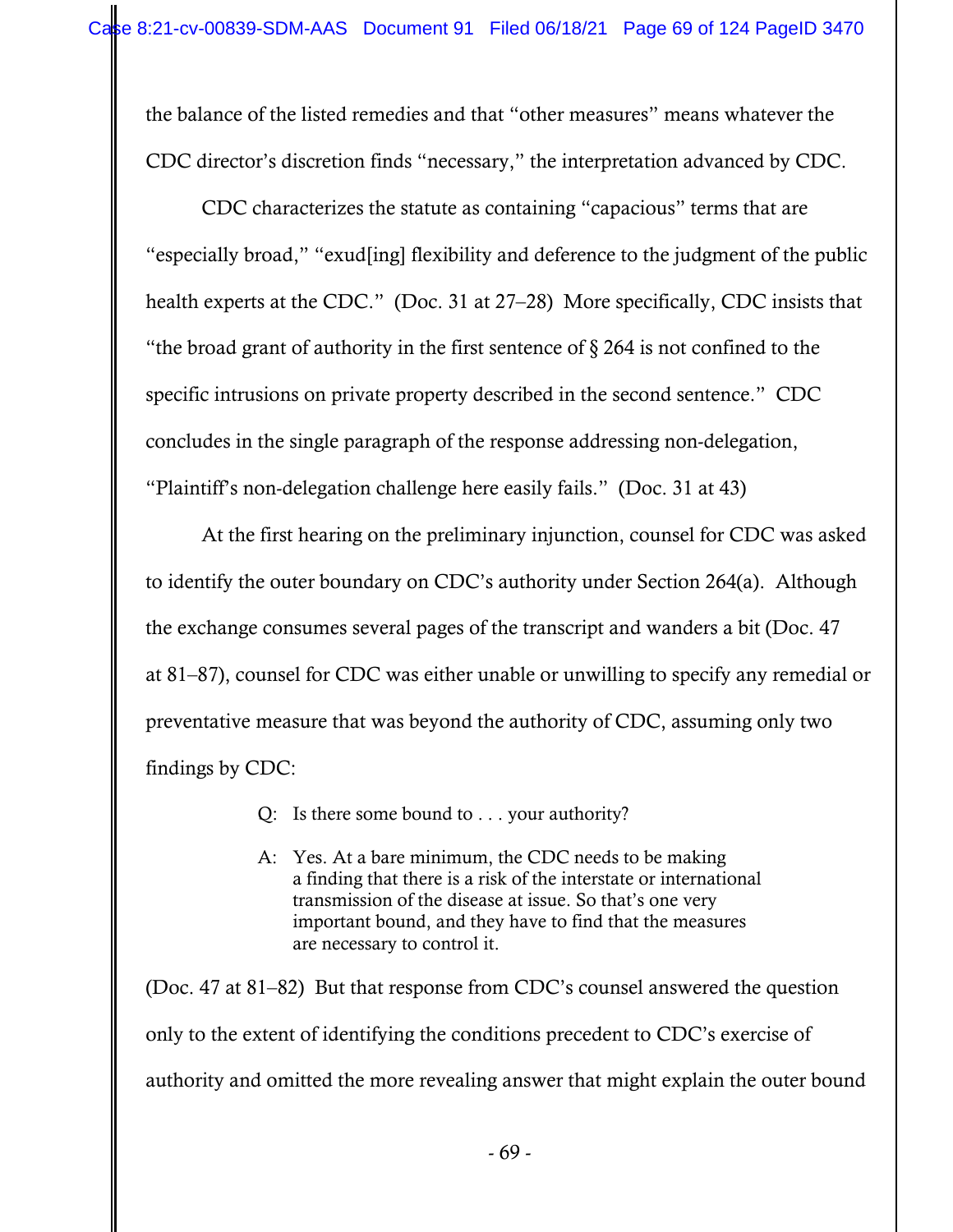the balance of the listed remedies and that "other measures" means whatever the CDC director's discretion finds "necessary," the interpretation advanced by CDC.

CDC characterizes the statute as containing "capacious" terms that are "especially broad," "exud[ing] flexibility and deference to the judgment of the public health experts at the CDC." (Doc. 31 at 27–28) More specifically, CDC insists that "the broad grant of authority in the first sentence of § 264 is not confined to the specific intrusions on private property described in the second sentence." CDC concludes in the single paragraph of the response addressing non-delegation, "Plaintiff's non-delegation challenge here easily fails." (Doc. 31 at 43)

At the first hearing on the preliminary injunction, counsel for CDC was asked to identify the outer boundary on CDC's authority under Section 264(a). Although the exchange consumes several pages of the transcript and wanders a bit (Doc. 47 at 81–87), counsel for CDC was either unable or unwilling to specify any remedial or preventative measure that was beyond the authority of CDC, assuming only two findings by CDC:

> Q: Is there some bound to . . . your authority?
>
> A: Yes. At a bare minimum, the CDC needs to be making a finding that there is a risk of the interstate or international transmission of the disease at issue. So that's one very important bound, and they have to find that the measures are necessary to control it.

(Doc. 47 at 81–82) But that response from CDC's counsel answered the question only to the extent of identifying the conditions precedent to CDC's exercise of authority and omitted the more revealing answer that might explain the outer bound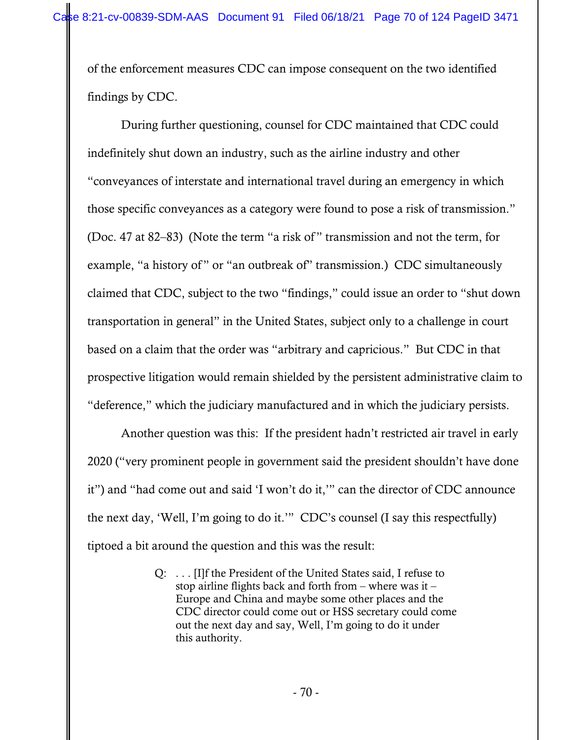of the enforcement measures CDC can impose consequent on the two identified findings by CDC.

During further questioning, counsel for CDC maintained that CDC could indefinitely shut down an industry, such as the airline industry and other "conveyances of interstate and international travel during an emergency in which those specific conveyances as a category were found to pose a risk of transmission." (Doc. 47 at 82–83) (Note the term "a risk of" transmission and not the term, for example, "a history of" or "an outbreak of" transmission.) CDC simultaneously claimed that CDC, subject to the two "findings," could issue an order to "shut down transportation in general" in the United States, subject only to a challenge in court based on a claim that the order was "arbitrary and capricious." But CDC in that prospective litigation would remain shielded by the persistent administrative claim to "deference," which the judiciary manufactured and in which the judiciary persists.

Another question was this: If the president hadn't restricted air travel in early 2020 ("very prominent people in government said the president shouldn't have done it") and "had come out and said 'I won't do it,'" can the director of CDC announce the next day, 'Well, I'm going to do it.'" CDC's counsel (I say this respectfully) tiptoed a bit around the question and this was the result:

> Q: . . . [I]f the President of the United States said, I refuse to stop airline flights back and forth from – where was it – Europe and China and maybe some other places and the CDC director could come out or HSS secretary could come out the next day and say, Well, I'm going to do it under this authority.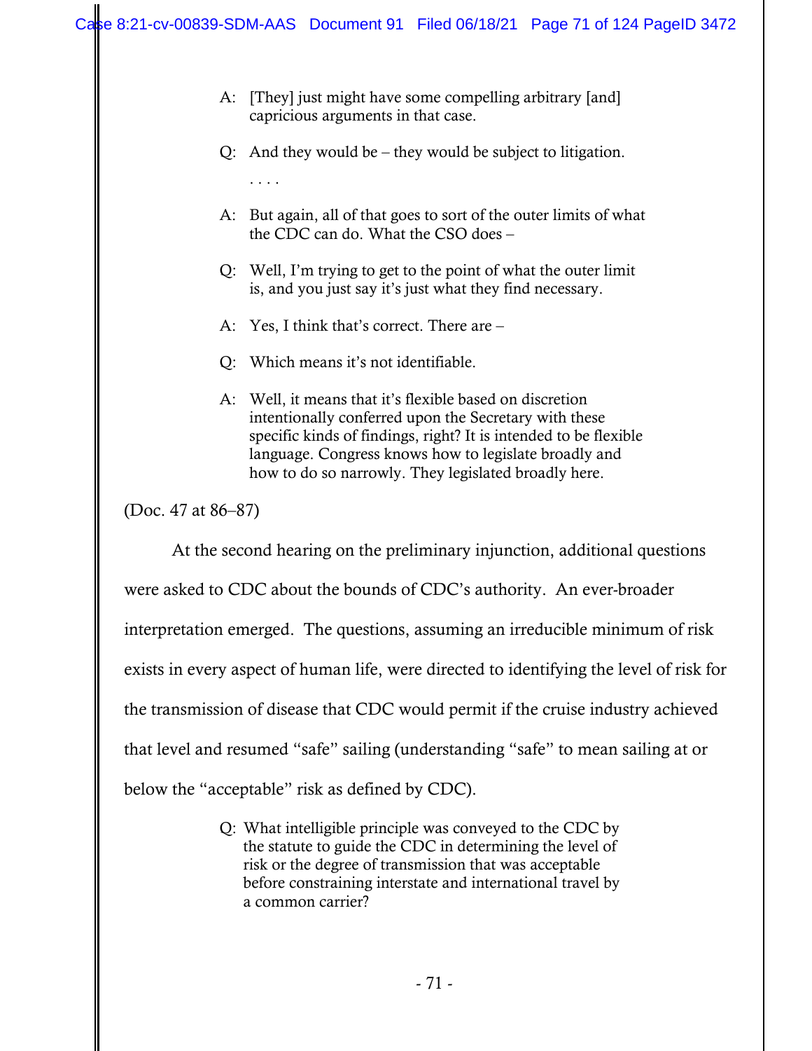> A: [They] just might have some compelling arbitrary [and] capricious arguments in that case.
>
> Q: And they would be – they would be subject to litigation.
>
> . . . .
>
> A: But again, all of that goes to sort of the outer limits of what the CDC can do. What the CSO does –
>
> Q: Well, I'm trying to get to the point of what the outer limit is, and you just say it's just what they find necessary.
>
> A: Yes, I think that's correct. There are –
>
> Q: Which means it's not identifiable.
>
> A: Well, it means that it's flexible based on discretion intentionally conferred upon the Secretary with these specific kinds of findings, right? It is intended to be flexible language. Congress knows how to legislate broadly and how to do so narrowly. They legislated broadly here.

(Doc. 47 at 86–87)

At the second hearing on the preliminary injunction, additional questions were asked to CDC about the bounds of CDC's authority. An ever-broader interpretation emerged. The questions, assuming an irreducible minimum of risk exists in every aspect of human life, were directed to identifying the level of risk for the transmission of disease that CDC would permit if the cruise industry achieved that level and resumed "safe" sailing (understanding "safe" to mean sailing at or below the "acceptable" risk as defined by CDC).

> Q: What intelligible principle was conveyed to the CDC by the statute to guide the CDC in determining the level of risk or the degree of transmission that was acceptable before constraining interstate and international travel by a common carrier?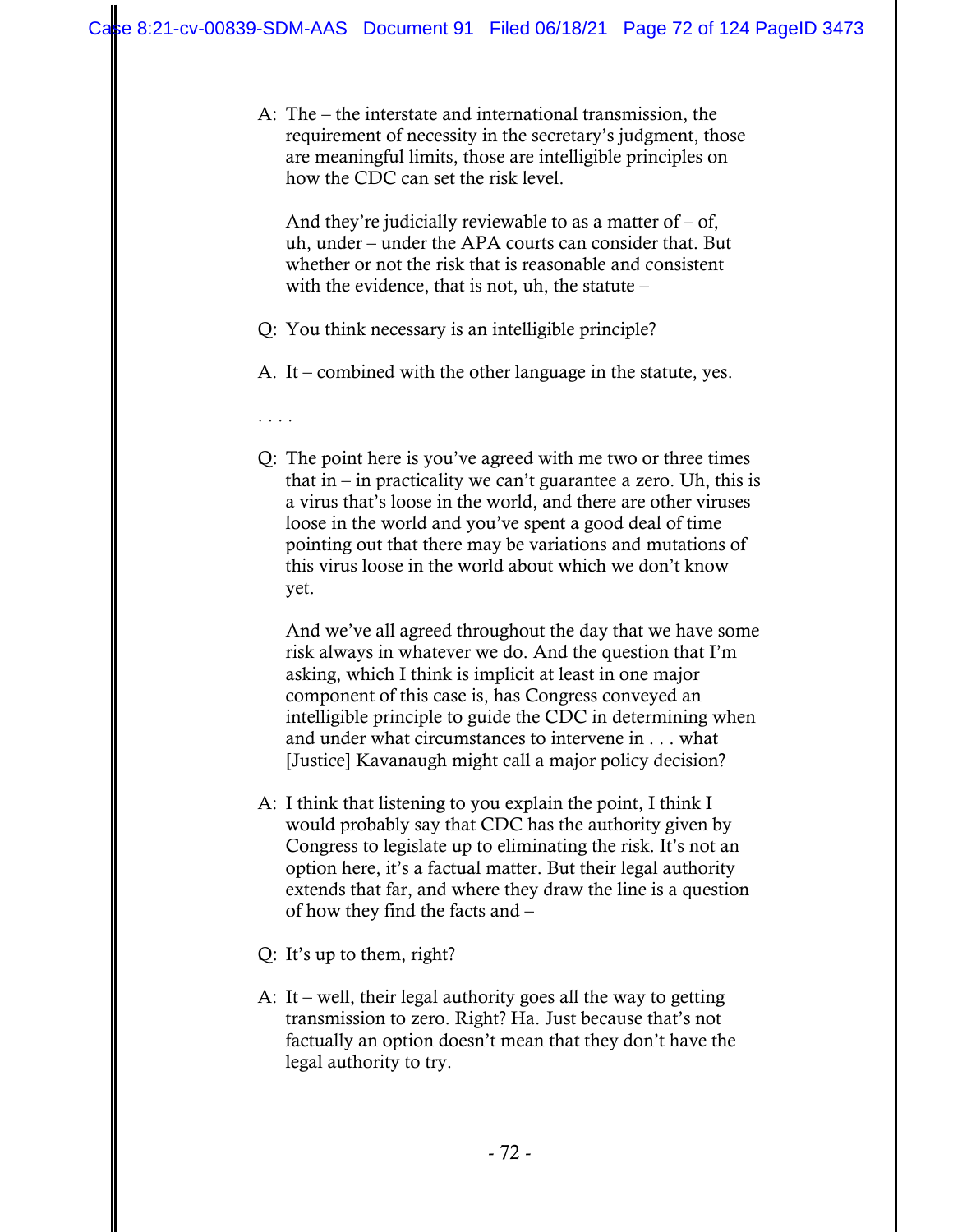A: The – the interstate and international transmission, the requirement of necessity in the secretary's judgment, those are meaningful limits, those are intelligible principles on how the CDC can set the risk level.

And they're judicially reviewable to as a matter of – of, uh, under – under the APA courts can consider that. But whether or not the risk that is reasonable and consistent with the evidence, that is not, uh, the statute –

Q: You think necessary is an intelligible principle?

A. It – combined with the other language in the statute, yes.

. . . .

Q: The point here is you've agreed with me two or three times that in – in practicality we can't guarantee a zero. Uh, this is a virus that's loose in the world, and there are other viruses loose in the world and you've spent a good deal of time pointing out that there may be variations and mutations of this virus loose in the world about which we don't know yet.

And we've all agreed throughout the day that we have some risk always in whatever we do. And the question that I'm asking, which I think is implicit at least in one major component of this case is, has Congress conveyed an intelligible principle to guide the CDC in determining when and under what circumstances to intervene in . . . what [Justice] Kavanaugh might call a major policy decision?

A: I think that listening to you explain the point, I think I would probably say that CDC has the authority given by Congress to legislate up to eliminating the risk. It's not an option here, it's a factual matter. But their legal authority extends that far, and where they draw the line is a question of how they find the facts and –

Q: It's up to them, right?

A: It – well, their legal authority goes all the way to getting transmission to zero. Right? Ha. Just because that's not factually an option doesn't mean that they don't have the legal authority to try.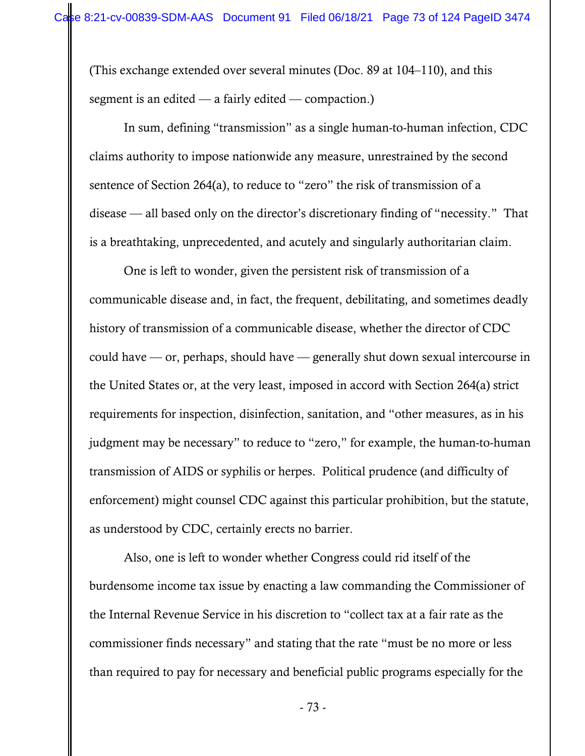(This exchange extended over several minutes (Doc. 89 at 104–110), and this segment is an edited — a fairly edited — compaction.)

In sum, defining "transmission" as a single human-to-human infection, CDC claims authority to impose nationwide any measure, unrestrained by the second sentence of Section 264(a), to reduce to "zero" the risk of transmission of a disease — all based only on the director's discretionary finding of "necessity." That is a breathtaking, unprecedented, and acutely and singularly authoritarian claim.

One is left to wonder, given the persistent risk of transmission of a communicable disease and, in fact, the frequent, debilitating, and sometimes deadly history of transmission of a communicable disease, whether the director of CDC could have — or, perhaps, should have — generally shut down sexual intercourse in the United States or, at the very least, imposed in accord with Section 264(a) strict requirements for inspection, disinfection, sanitation, and "other measures, as in his judgment may be necessary" to reduce to "zero," for example, the human-to-human transmission of AIDS or syphilis or herpes. Political prudence (and difficulty of enforcement) might counsel CDC against this particular prohibition, but the statute, as understood by CDC, certainly erects no barrier.

Also, one is left to wonder whether Congress could rid itself of the burdensome income tax issue by enacting a law commanding the Commissioner of the Internal Revenue Service in his discretion to "collect tax at a fair rate as the commissioner finds necessary" and stating that the rate "must be no more or less than required to pay for necessary and beneficial public programs especially for the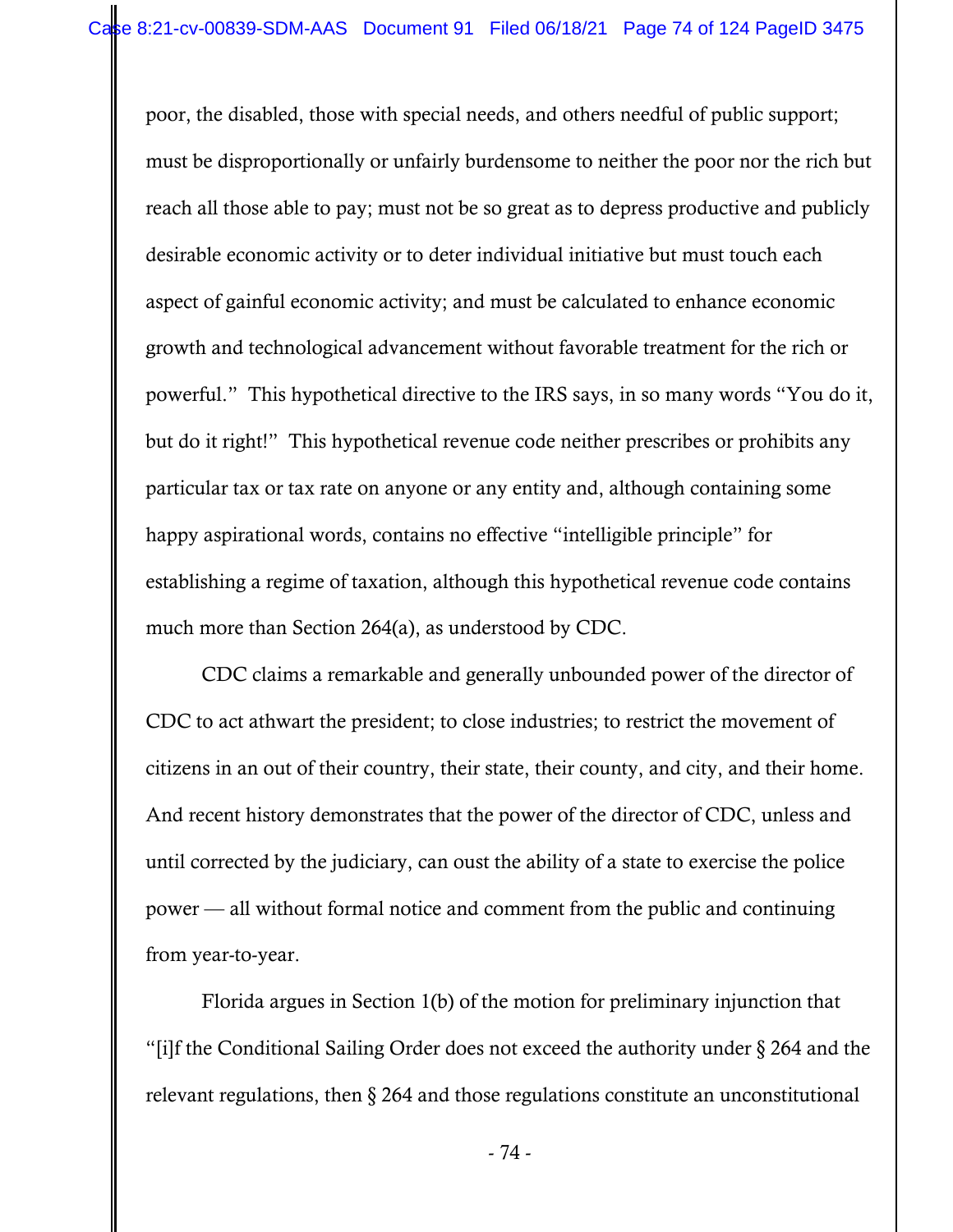poor, the disabled, those with special needs, and others needful of public support; must be disproportionally or unfairly burdensome to neither the poor nor the rich but reach all those able to pay; must not be so great as to depress productive and publicly desirable economic activity or to deter individual initiative but must touch each aspect of gainful economic activity; and must be calculated to enhance economic growth and technological advancement without favorable treatment for the rich or powerful." This hypothetical directive to the IRS says, in so many words "You do it, but do it right!" This hypothetical revenue code neither prescribes or prohibits any particular tax or tax rate on anyone or any entity and, although containing some happy aspirational words, contains no effective "intelligible principle" for establishing a regime of taxation, although this hypothetical revenue code contains much more than Section 264(a), as understood by CDC.

CDC claims a remarkable and generally unbounded power of the director of CDC to act athwart the president; to close industries; to restrict the movement of citizens in an out of their country, their state, their county, and city, and their home. And recent history demonstrates that the power of the director of CDC, unless and until corrected by the judiciary, can oust the ability of a state to exercise the police power — all without formal notice and comment from the public and continuing from year-to-year.

Florida argues in Section 1(b) of the motion for preliminary injunction that "[i]f the Conditional Sailing Order does not exceed the authority under § 264 and the relevant regulations, then § 264 and those regulations constitute an unconstitutional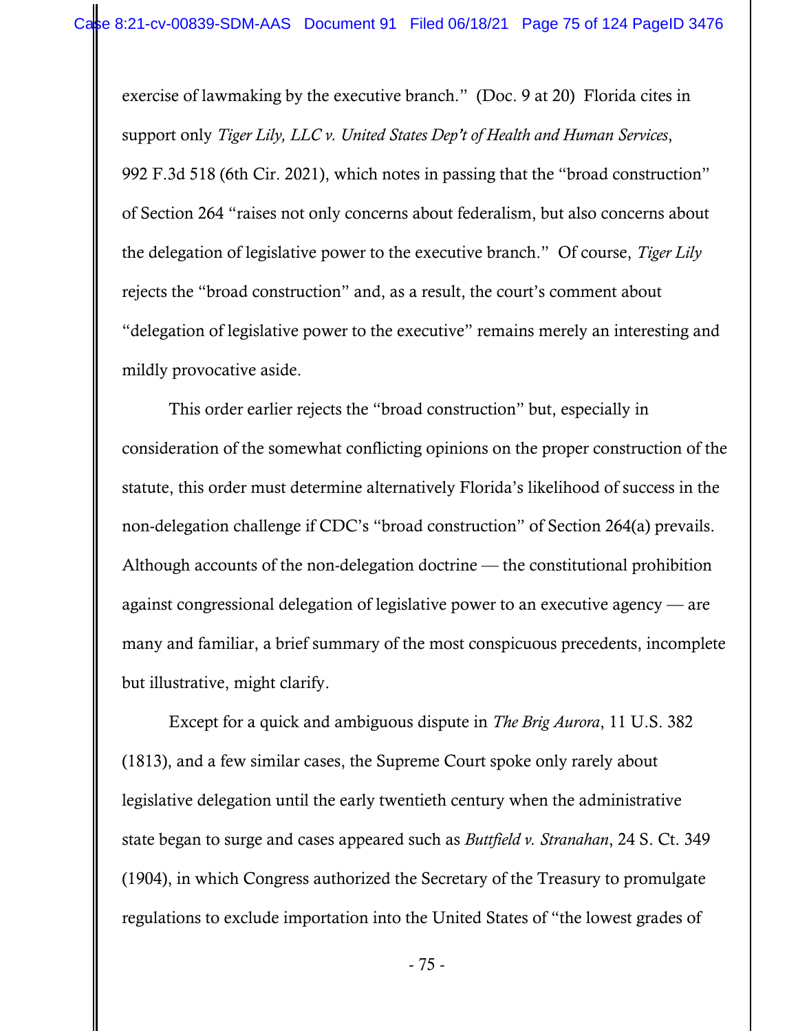exercise of lawmaking by the executive branch." (Doc. 9 at 20) Florida cites in support only *Tiger Lily, LLC v. United States Dep't of Health and Human Services*, 992 F.3d 518 (6th Cir. 2021), which notes in passing that the "broad construction" of Section 264 "raises not only concerns about federalism, but also concerns about the delegation of legislative power to the executive branch." Of course, *Tiger Lily* rejects the "broad construction" and, as a result, the court's comment about "delegation of legislative power to the executive" remains merely an interesting and mildly provocative aside.

This order earlier rejects the "broad construction" but, especially in consideration of the somewhat conflicting opinions on the proper construction of the statute, this order must determine alternatively Florida's likelihood of success in the non-delegation challenge if CDC's "broad construction" of Section 264(a) prevails. Although accounts of the non-delegation doctrine — the constitutional prohibition against congressional delegation of legislative power to an executive agency — are many and familiar, a brief summary of the most conspicuous precedents, incomplete but illustrative, might clarify.

Except for a quick and ambiguous dispute in *The Brig Aurora*, 11 U.S. 382 (1813), and a few similar cases, the Supreme Court spoke only rarely about legislative delegation until the early twentieth century when the administrative state began to surge and cases appeared such as *Buttfield v. Stranahan*, 24 S. Ct. 349 (1904), in which Congress authorized the Secretary of the Treasury to promulgate regulations to exclude importation into the United States of "the lowest grades of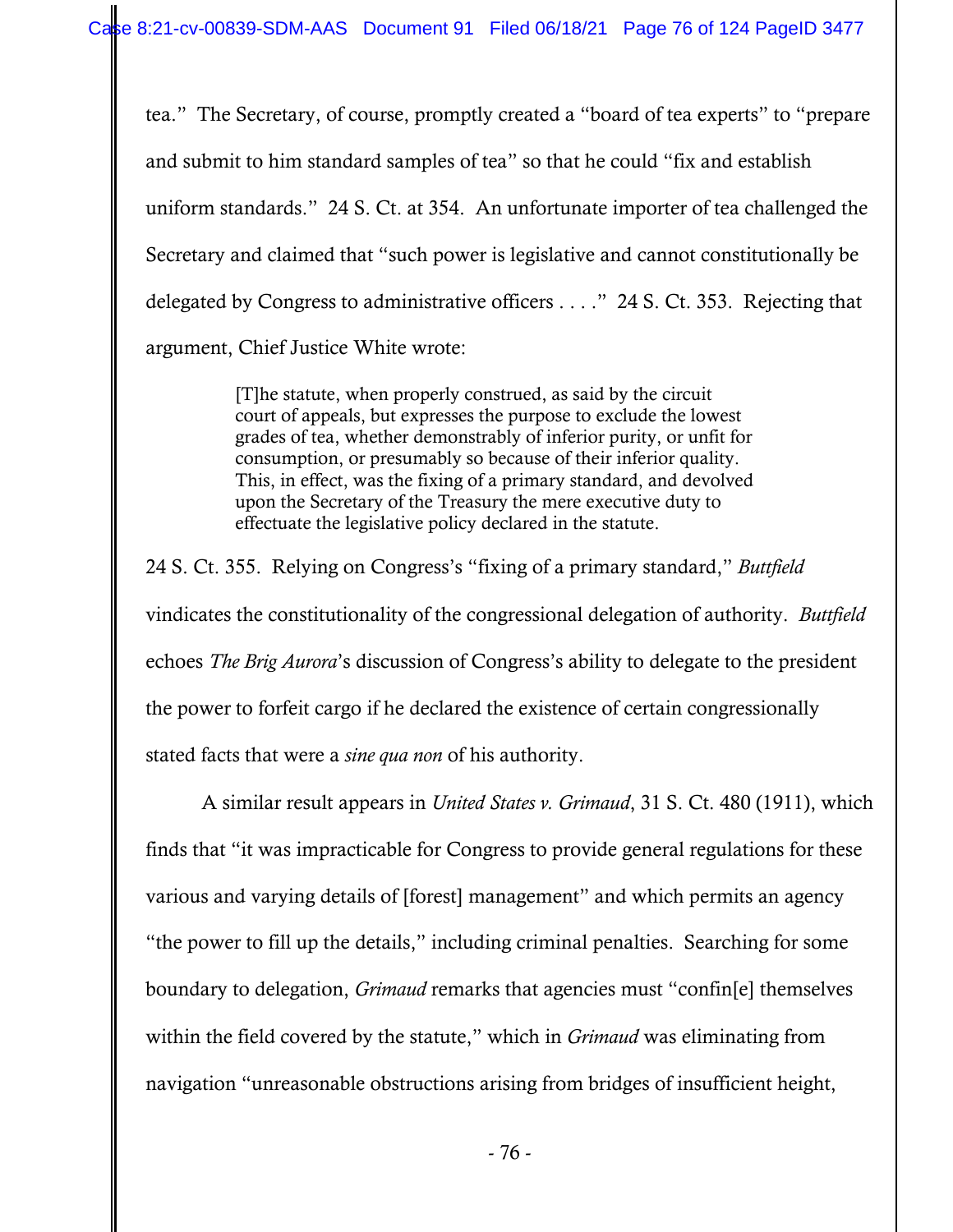tea." The Secretary, of course, promptly created a "board of tea experts" to "prepare and submit to him standard samples of tea" so that he could "fix and establish uniform standards." 24 S. Ct. at 354. An unfortunate importer of tea challenged the Secretary and claimed that "such power is legislative and cannot constitutionally be delegated by Congress to administrative officers . . . ." 24 S. Ct. 353. Rejecting that argument, Chief Justice White wrote:

> [T]he statute, when properly construed, as said by the circuit court of appeals, but expresses the purpose to exclude the lowest grades of tea, whether demonstrably of inferior purity, or unfit for consumption, or presumably so because of their inferior quality. This, in effect, was the fixing of a primary standard, and devolved upon the Secretary of the Treasury the mere executive duty to effectuate the legislative policy declared in the statute.

24 S. Ct. 355. Relying on Congress's "fixing of a primary standard," *Buttfield* vindicates the constitutionality of the congressional delegation of authority. *Buttfield* echoes *The Brig Aurora*'s discussion of Congress's ability to delegate to the president the power to forfeit cargo if he declared the existence of certain congressionally stated facts that were a *sine qua non* of his authority.

A similar result appears in *United States v. Grimaud*, 31 S. Ct. 480 (1911), which finds that "it was impracticable for Congress to provide general regulations for these various and varying details of [forest] management" and which permits an agency "the power to fill up the details," including criminal penalties. Searching for some boundary to delegation, *Grimaud* remarks that agencies must "confin[e] themselves within the field covered by the statute," which in *Grimaud* was eliminating from navigation "unreasonable obstructions arising from bridges of insufficient height,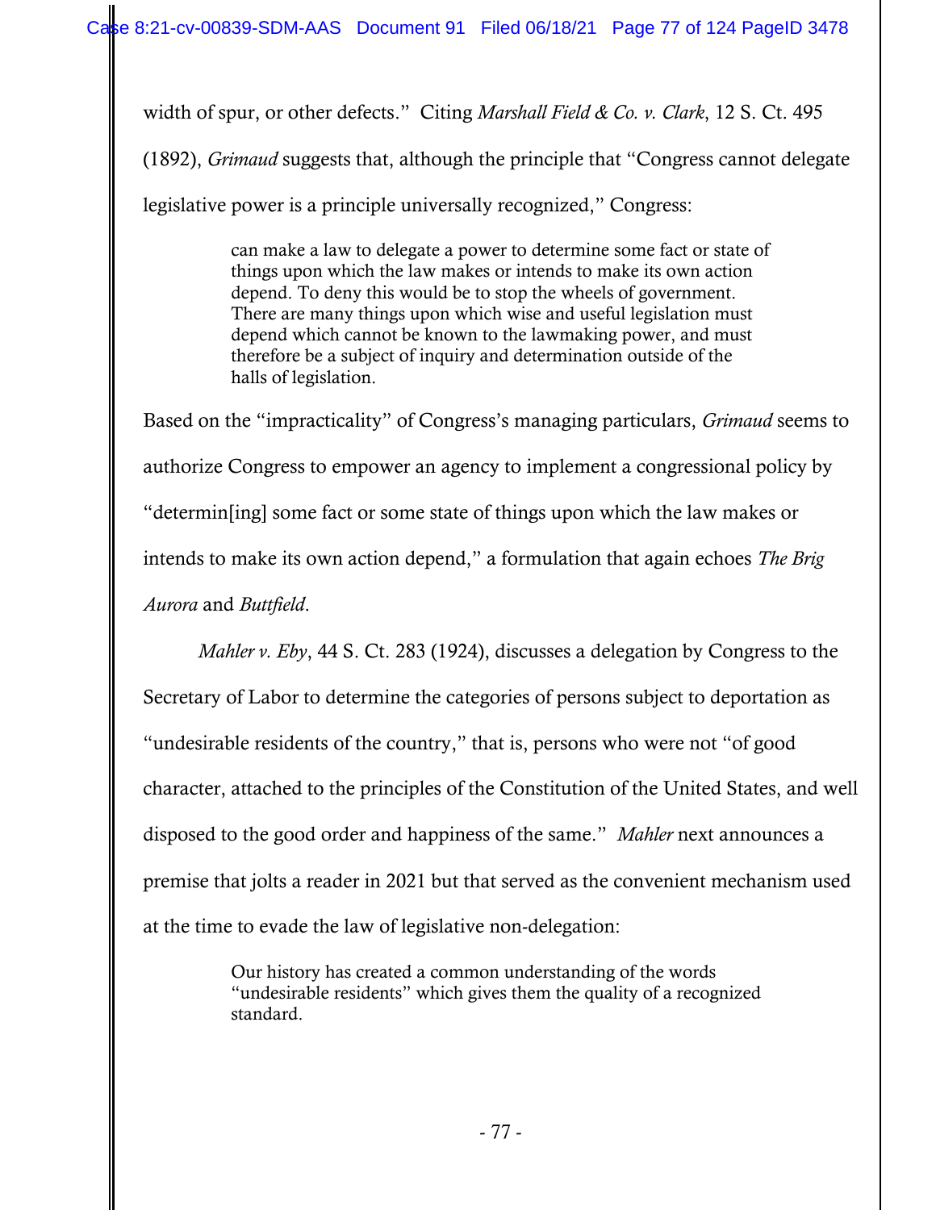width of spur, or other defects." Citing *Marshall Field & Co. v. Clark*, 12 S. Ct. 495 (1892), *Grimaud* suggests that, although the principle that "Congress cannot delegate legislative power is a principle universally recognized," Congress:

> can make a law to delegate a power to determine some fact or state of things upon which the law makes or intends to make its own action depend. To deny this would be to stop the wheels of government. There are many things upon which wise and useful legislation must depend which cannot be known to the lawmaking power, and must therefore be a subject of inquiry and determination outside of the halls of legislation.

Based on the "impracticality" of Congress's managing particulars, *Grimaud* seems to authorize Congress to empower an agency to implement a congressional policy by "determin[ing] some fact or some state of things upon which the law makes or intends to make its own action depend," a formulation that again echoes *The Brig Aurora* and *Buttfield*.

*Mahler v. Eby*, 44 S. Ct. 283 (1924), discusses a delegation by Congress to the Secretary of Labor to determine the categories of persons subject to deportation as "undesirable residents of the country," that is, persons who were not "of good character, attached to the principles of the Constitution of the United States, and well disposed to the good order and happiness of the same." *Mahler* next announces a premise that jolts a reader in 2021 but that served as the convenient mechanism used at the time to evade the law of legislative non-delegation:

> Our history has created a common understanding of the words "undesirable residents" which gives them the quality of a recognized standard.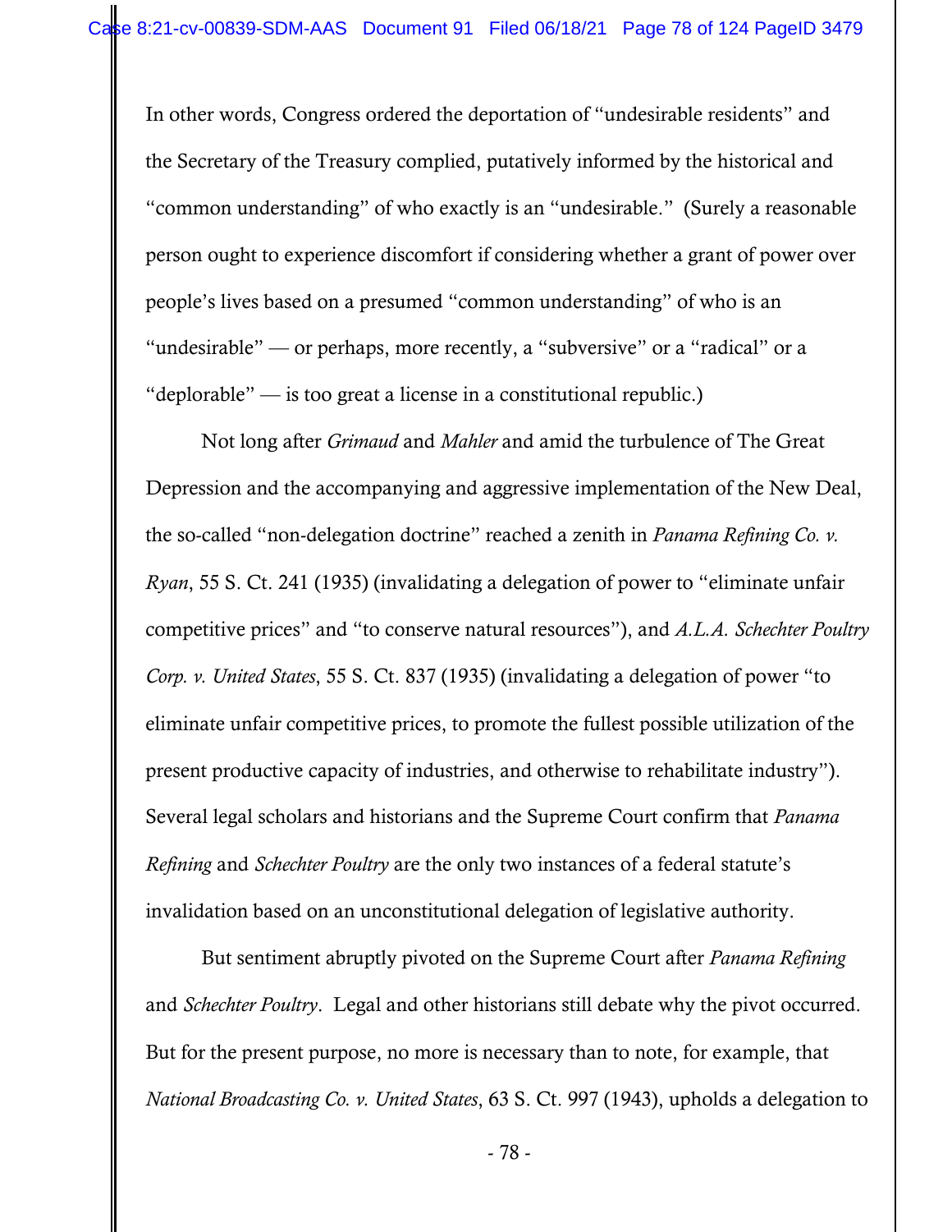In other words, Congress ordered the deportation of "undesirable residents" and the Secretary of the Treasury complied, putatively informed by the historical and "common understanding" of who exactly is an "undesirable." (Surely a reasonable person ought to experience discomfort if considering whether a grant of power over people's lives based on a presumed "common understanding" of who is an "undesirable" — or perhaps, more recently, a "subversive" or a "radical" or a "deplorable" — is too great a license in a constitutional republic.)

Not long after *Grimaud* and *Mahler* and amid the turbulence of The Great Depression and the accompanying and aggressive implementation of the New Deal, the so-called "non-delegation doctrine" reached a zenith in *Panama Refining Co. v. Ryan*, 55 S. Ct. 241 (1935) (invalidating a delegation of power to "eliminate unfair competitive prices" and "to conserve natural resources"), and *A.L.A. Schechter Poultry Corp. v. United States*, 55 S. Ct. 837 (1935) (invalidating a delegation of power "to eliminate unfair competitive prices, to promote the fullest possible utilization of the present productive capacity of industries, and otherwise to rehabilitate industry"). Several legal scholars and historians and the Supreme Court confirm that *Panama Refining* and *Schechter Poultry* are the only two instances of a federal statute's invalidation based on an unconstitutional delegation of legislative authority.

But sentiment abruptly pivoted on the Supreme Court after *Panama Refining* and *Schechter Poultry*. Legal and other historians still debate why the pivot occurred. But for the present purpose, no more is necessary than to note, for example, that *National Broadcasting Co. v. United States*, 63 S. Ct. 997 (1943), upholds a delegation to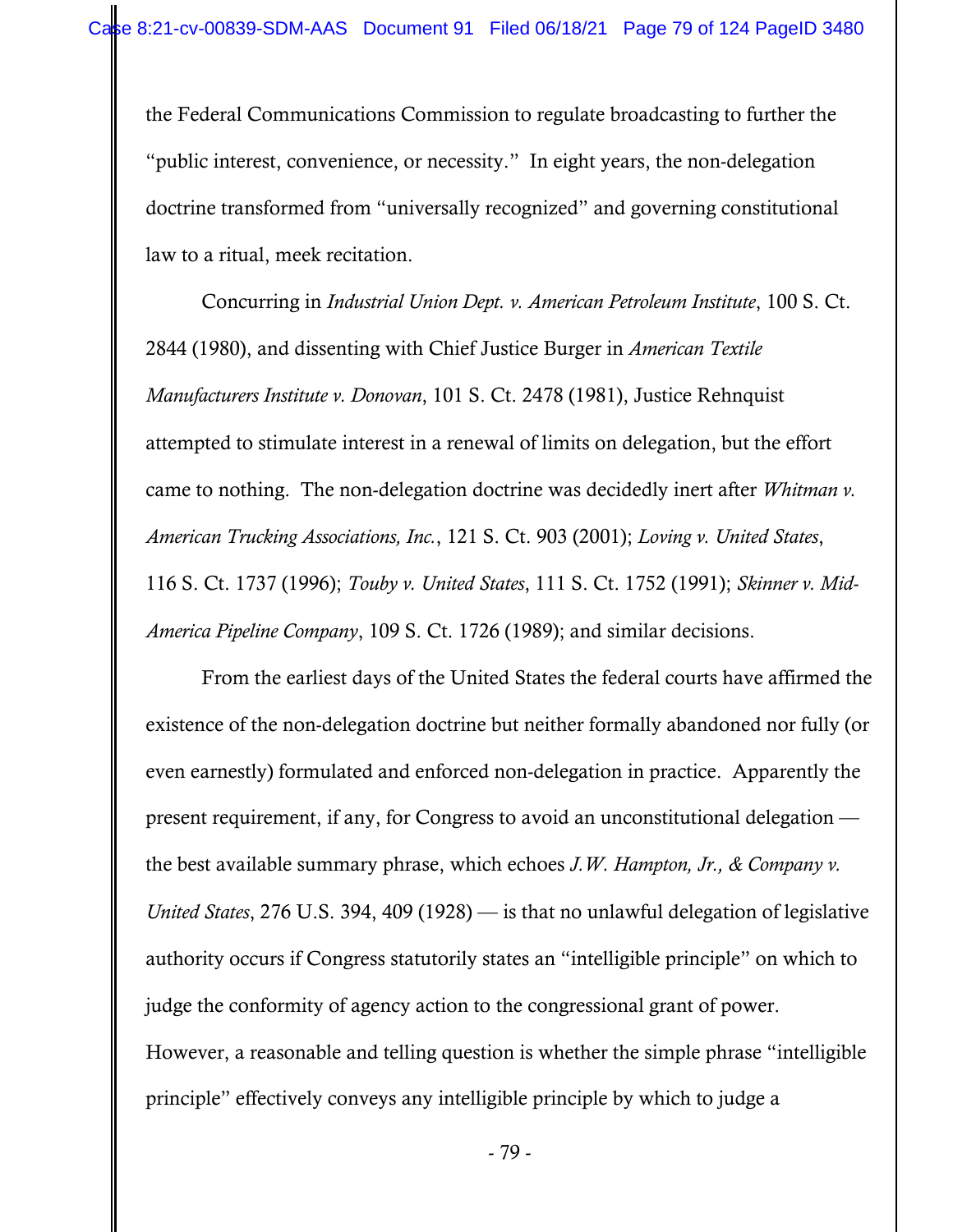the Federal Communications Commission to regulate broadcasting to further the "public interest, convenience, or necessity." In eight years, the non-delegation doctrine transformed from "universally recognized" and governing constitutional law to a ritual, meek recitation.

Concurring in *Industrial Union Dept. v. American Petroleum Institute*, 100 S. Ct. 2844 (1980), and dissenting with Chief Justice Burger in *American Textile Manufacturers Institute v. Donovan*, 101 S. Ct. 2478 (1981), Justice Rehnquist attempted to stimulate interest in a renewal of limits on delegation, but the effort came to nothing. The non-delegation doctrine was decidedly inert after *Whitman v. American Trucking Associations, Inc.*, 121 S. Ct. 903 (2001); *Loving v. United States*, 116 S. Ct. 1737 (1996); *Touby v. United States*, 111 S. Ct. 1752 (1991); *Skinner v. Mid-America Pipeline Company*, 109 S. Ct. 1726 (1989); and similar decisions.

From the earliest days of the United States the federal courts have affirmed the existence of the non-delegation doctrine but neither formally abandoned nor fully (or even earnestly) formulated and enforced non-delegation in practice. Apparently the present requirement, if any, for Congress to avoid an unconstitutional delegation — the best available summary phrase, which echoes *J.W. Hampton, Jr., & Company v. United States*, 276 U.S. 394, 409 (1928) — is that no unlawful delegation of legislative authority occurs if Congress statutorily states an "intelligible principle" on which to judge the conformity of agency action to the congressional grant of power. However, a reasonable and telling question is whether the simple phrase "intelligible principle" effectively conveys any intelligible principle by which to judge a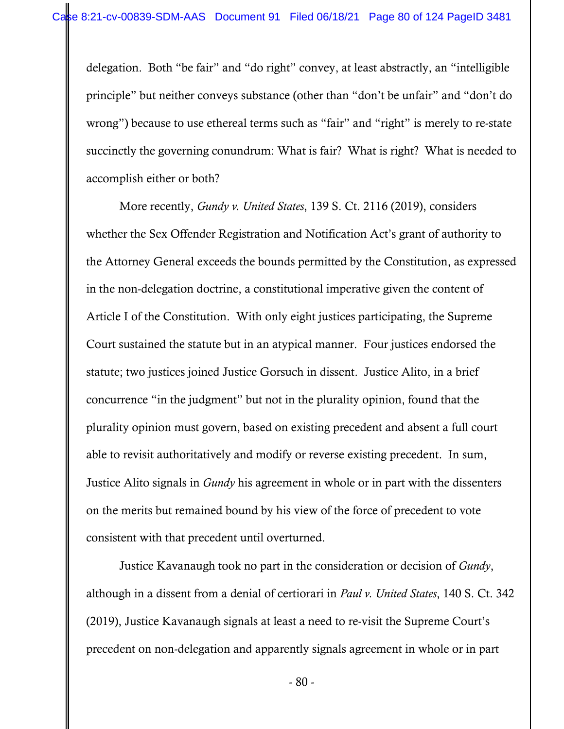delegation. Both "be fair" and "do right" convey, at least abstractly, an "intelligible principle" but neither conveys substance (other than "don't be unfair" and "don't do wrong") because to use ethereal terms such as "fair" and "right" is merely to re-state succinctly the governing conundrum: What is fair? What is right? What is needed to accomplish either or both?

More recently, *Gundy v. United States*, 139 S. Ct. 2116 (2019), considers whether the Sex Offender Registration and Notification Act's grant of authority to the Attorney General exceeds the bounds permitted by the Constitution, as expressed in the non-delegation doctrine, a constitutional imperative given the content of Article I of the Constitution. With only eight justices participating, the Supreme Court sustained the statute but in an atypical manner. Four justices endorsed the statute; two justices joined Justice Gorsuch in dissent. Justice Alito, in a brief concurrence "in the judgment" but not in the plurality opinion, found that the plurality opinion must govern, based on existing precedent and absent a full court able to revisit authoritatively and modify or reverse existing precedent. In sum, Justice Alito signals in *Gundy* his agreement in whole or in part with the dissenters on the merits but remained bound by his view of the force of precedent to vote consistent with that precedent until overturned.

Justice Kavanaugh took no part in the consideration or decision of *Gundy*, although in a dissent from a denial of certiorari in *Paul v. United States*, 140 S. Ct. 342 (2019), Justice Kavanaugh signals at least a need to re-visit the Supreme Court's precedent on non-delegation and apparently signals agreement in whole or in part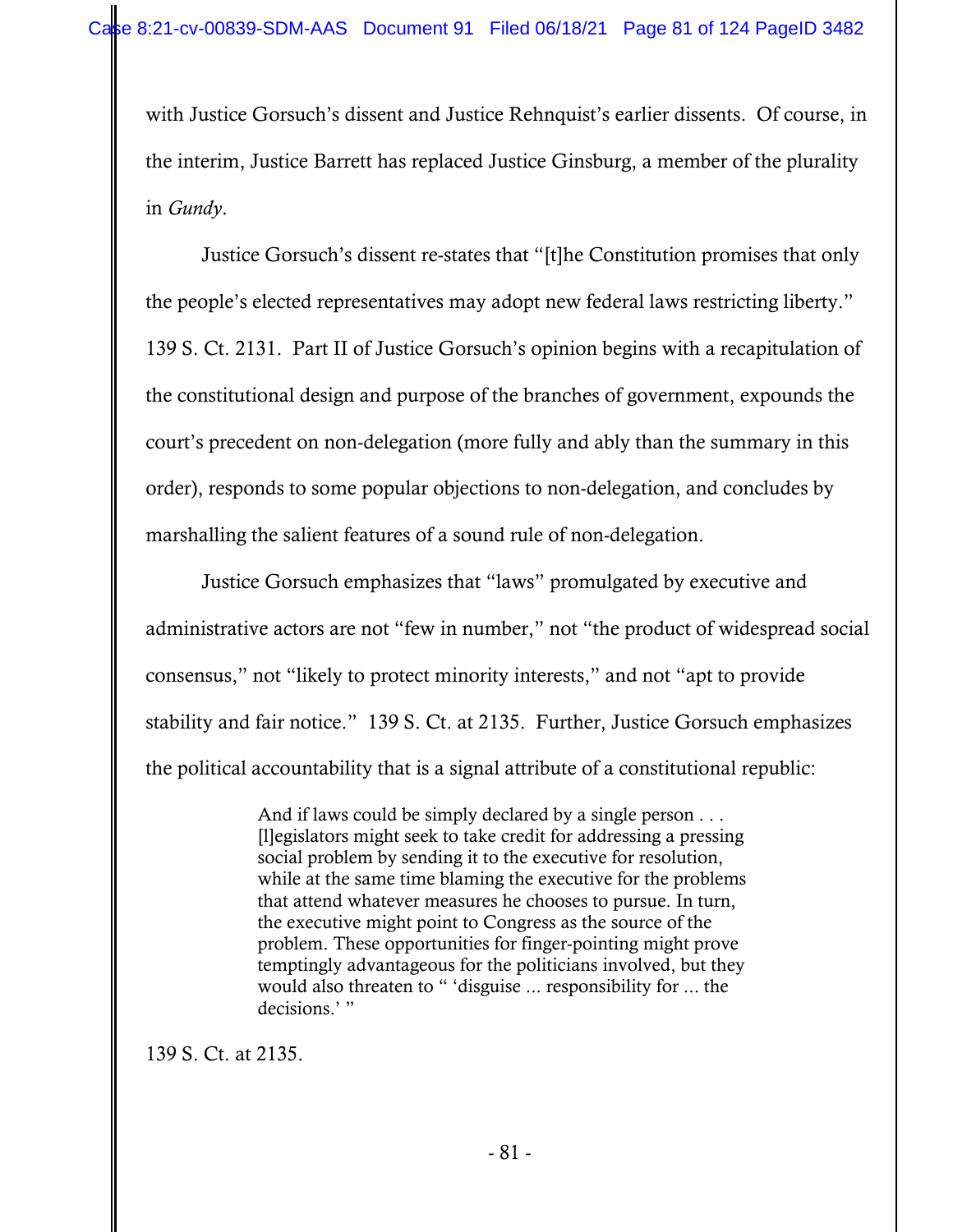with Justice Gorsuch's dissent and Justice Rehnquist's earlier dissents. Of course, in the interim, Justice Barrett has replaced Justice Ginsburg, a member of the plurality in *Gundy*.

Justice Gorsuch's dissent re-states that "[t]he Constitution promises that only the people's elected representatives may adopt new federal laws restricting liberty." 139 S. Ct. 2131. Part II of Justice Gorsuch's opinion begins with a recapitulation of the constitutional design and purpose of the branches of government, expounds the court's precedent on non-delegation (more fully and ably than the summary in this order), responds to some popular objections to non-delegation, and concludes by marshalling the salient features of a sound rule of non-delegation.

Justice Gorsuch emphasizes that "laws" promulgated by executive and administrative actors are not "few in number," not "the product of widespread social consensus," not "likely to protect minority interests," and not "apt to provide stability and fair notice." 139 S. Ct. at 2135. Further, Justice Gorsuch emphasizes the political accountability that is a signal attribute of a constitutional republic:

> And if laws could be simply declared by a single person . . . [l]egislators might seek to take credit for addressing a pressing social problem by sending it to the executive for resolution, while at the same time blaming the executive for the problems that attend whatever measures he chooses to pursue. In turn, the executive might point to Congress as the source of the problem. These opportunities for finger-pointing might prove temptingly advantageous for the politicians involved, but they would also threaten to " 'disguise ... responsibility for ... the decisions.' "

139 S. Ct. at 2135.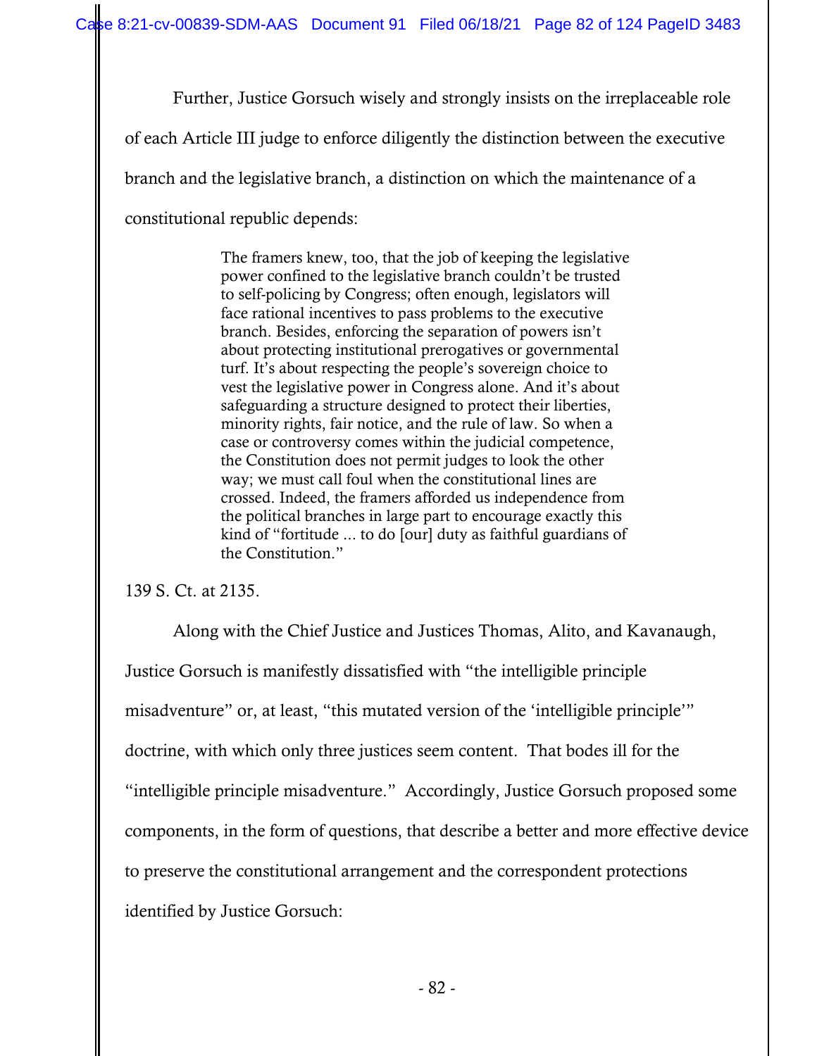Further, Justice Gorsuch wisely and strongly insists on the irreplaceable role of each Article III judge to enforce diligently the distinction between the executive branch and the legislative branch, a distinction on which the maintenance of a constitutional republic depends:

> The framers knew, too, that the job of keeping the legislative power confined to the legislative branch couldn't be trusted to self-policing by Congress; often enough, legislators will face rational incentives to pass problems to the executive branch. Besides, enforcing the separation of powers isn't about protecting institutional prerogatives or governmental turf. It's about respecting the people's sovereign choice to vest the legislative power in Congress alone. And it's about safeguarding a structure designed to protect their liberties, minority rights, fair notice, and the rule of law. So when a case or controversy comes within the judicial competence, the Constitution does not permit judges to look the other way; we must call foul when the constitutional lines are crossed. Indeed, the framers afforded us independence from the political branches in large part to encourage exactly this kind of "fortitude ... to do [our] duty as faithful guardians of the Constitution."

139 S. Ct. at 2135.

Along with the Chief Justice and Justices Thomas, Alito, and Kavanaugh, Justice Gorsuch is manifestly dissatisfied with "the intelligible principle misadventure" or, at least, "this mutated version of the 'intelligible principle'" doctrine, with which only three justices seem content. That bodes ill for the "intelligible principle misadventure." Accordingly, Justice Gorsuch proposed some components, in the form of questions, that describe a better and more effective device to preserve the constitutional arrangement and the correspondent protections identified by Justice Gorsuch: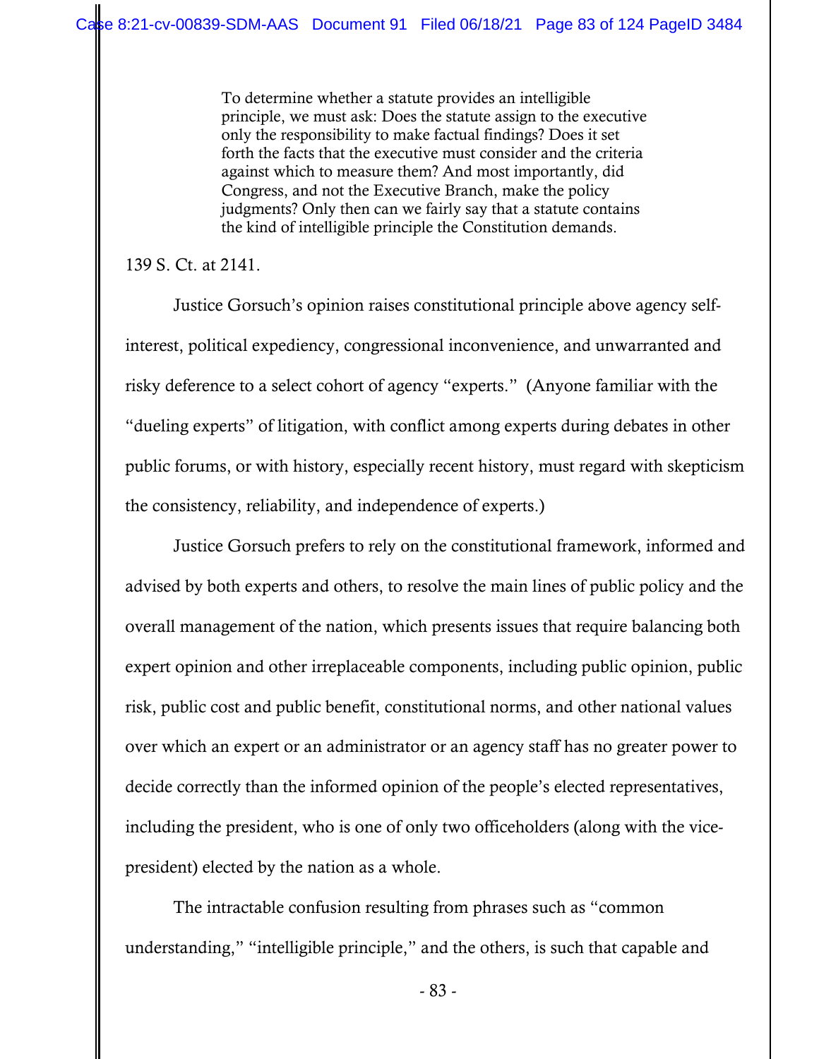> To determine whether a statute provides an intelligible principle, we must ask: Does the statute assign to the executive only the responsibility to make factual findings? Does it set forth the facts that the executive must consider and the criteria against which to measure them? And most importantly, did Congress, and not the Executive Branch, make the policy judgments? Only then can we fairly say that a statute contains the kind of intelligible principle the Constitution demands.

139 S. Ct. at 2141.

Justice Gorsuch's opinion raises constitutional principle above agency self-interest, political expediency, congressional inconvenience, and unwarranted and risky deference to a select cohort of agency "experts." (Anyone familiar with the "dueling experts" of litigation, with conflict among experts during debates in other public forums, or with history, especially recent history, must regard with skepticism the consistency, reliability, and independence of experts.)

Justice Gorsuch prefers to rely on the constitutional framework, informed and advised by both experts and others, to resolve the main lines of public policy and the overall management of the nation, which presents issues that require balancing both expert opinion and other irreplaceable components, including public opinion, public risk, public cost and public benefit, constitutional norms, and other national values over which an expert or an administrator or an agency staff has no greater power to decide correctly than the informed opinion of the people's elected representatives, including the president, who is one of only two officeholders (along with the vice-president) elected by the nation as a whole.

The intractable confusion resulting from phrases such as "common understanding," "intelligible principle," and the others, is such that capable and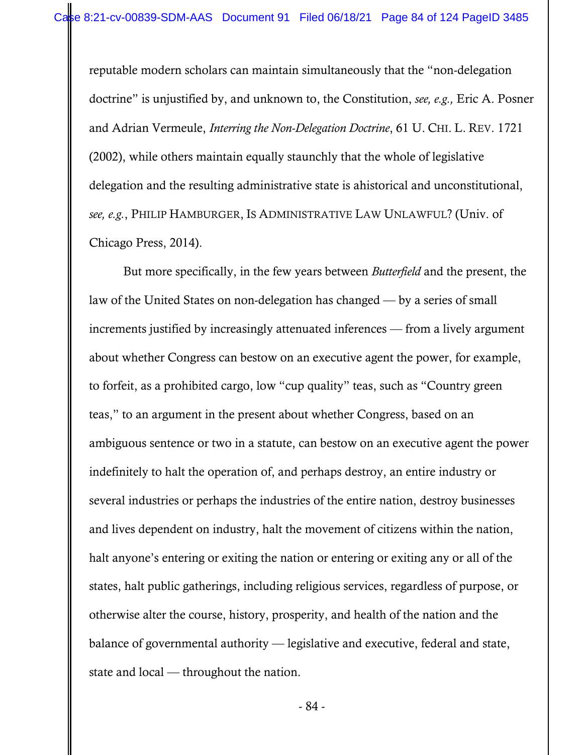reputable modern scholars can maintain simultaneously that the "non-delegation doctrine" is unjustified by, and unknown to, the Constitution, *see, e.g.,* Eric A. Posner and Adrian Vermeule, *Interring the Non-Delegation Doctrine*, 61 U. CHI. L. REV. 1721 (2002), while others maintain equally staunchly that the whole of legislative delegation and the resulting administrative state is ahistorical and unconstitutional, *see, e.g.*, PHILIP HAMBURGER, IS ADMINISTRATIVE LAW UNLAWFUL? (Univ. of Chicago Press, 2014).

But more specifically, in the few years between *Butterfield* and the present, the law of the United States on non-delegation has changed — by a series of small increments justified by increasingly attenuated inferences — from a lively argument about whether Congress can bestow on an executive agent the power, for example, to forfeit, as a prohibited cargo, low "cup quality" teas, such as "Country green teas," to an argument in the present about whether Congress, based on an ambiguous sentence or two in a statute, can bestow on an executive agent the power indefinitely to halt the operation of, and perhaps destroy, an entire industry or several industries or perhaps the industries of the entire nation, destroy businesses and lives dependent on industry, halt the movement of citizens within the nation, halt anyone's entering or exiting the nation or entering or exiting any or all of the states, halt public gatherings, including religious services, regardless of purpose, or otherwise alter the course, history, prosperity, and health of the nation and the balance of governmental authority — legislative and executive, federal and state, state and local — throughout the nation.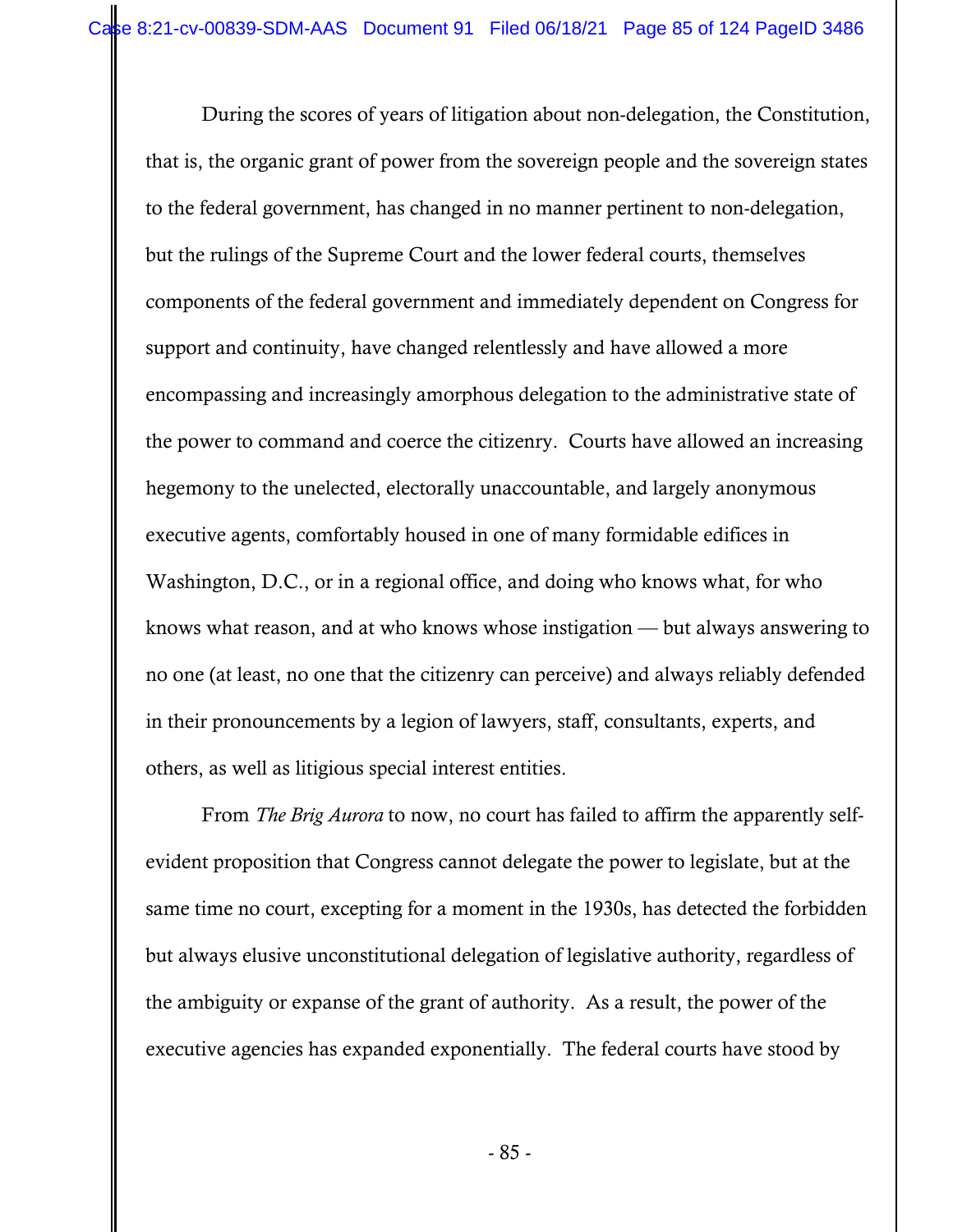During the scores of years of litigation about non-delegation, the Constitution, that is, the organic grant of power from the sovereign people and the sovereign states to the federal government, has changed in no manner pertinent to non-delegation, but the rulings of the Supreme Court and the lower federal courts, themselves components of the federal government and immediately dependent on Congress for support and continuity, have changed relentlessly and have allowed a more encompassing and increasingly amorphous delegation to the administrative state of the power to command and coerce the citizenry. Courts have allowed an increasing hegemony to the unelected, electorally unaccountable, and largely anonymous executive agents, comfortably housed in one of many formidable edifices in Washington, D.C., or in a regional office, and doing who knows what, for who knows what reason, and at who knows whose instigation — but always answering to no one (at least, no one that the citizenry can perceive) and always reliably defended in their pronouncements by a legion of lawyers, staff, consultants, experts, and others, as well as litigious special interest entities.

From *The Brig Aurora* to now, no court has failed to affirm the apparently self-evident proposition that Congress cannot delegate the power to legislate, but at the same time no court, excepting for a moment in the 1930s, has detected the forbidden but always elusive unconstitutional delegation of legislative authority, regardless of the ambiguity or expanse of the grant of authority. As a result, the power of the executive agencies has expanded exponentially. The federal courts have stood by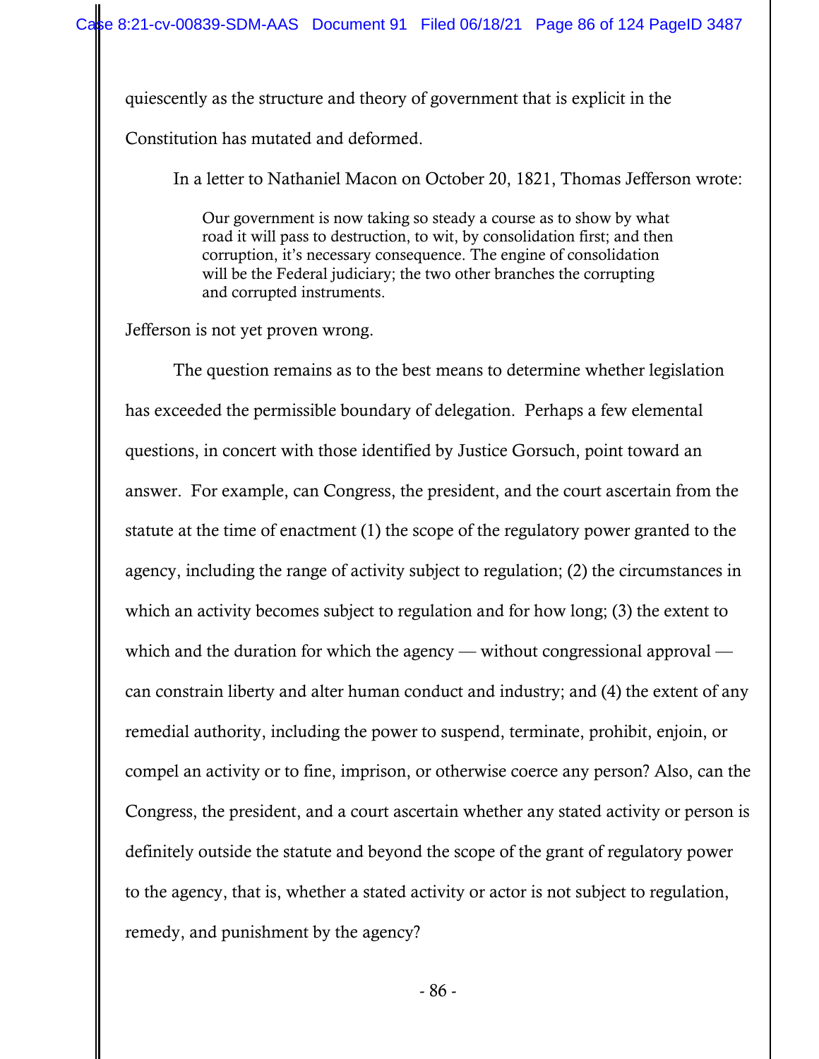quiescently as the structure and theory of government that is explicit in the Constitution has mutated and deformed.

In a letter to Nathaniel Macon on October 20, 1821, Thomas Jefferson wrote:

> Our government is now taking so steady a course as to show by what road it will pass to destruction, to wit, by consolidation first; and then corruption, it's necessary consequence. The engine of consolidation will be the Federal judiciary; the two other branches the corrupting and corrupted instruments.

Jefferson is not yet proven wrong.

The question remains as to the best means to determine whether legislation has exceeded the permissible boundary of delegation. Perhaps a few elemental questions, in concert with those identified by Justice Gorsuch, point toward an answer. For example, can Congress, the president, and the court ascertain from the statute at the time of enactment (1) the scope of the regulatory power granted to the agency, including the range of activity subject to regulation; (2) the circumstances in which an activity becomes subject to regulation and for how long; (3) the extent to which and the duration for which the agency — without congressional approval — can constrain liberty and alter human conduct and industry; and (4) the extent of any remedial authority, including the power to suspend, terminate, prohibit, enjoin, or compel an activity or to fine, imprison, or otherwise coerce any person? Also, can the Congress, the president, and a court ascertain whether any stated activity or person is definitely outside the statute and beyond the scope of the grant of regulatory power to the agency, that is, whether a stated activity or actor is not subject to regulation, remedy, and punishment by the agency?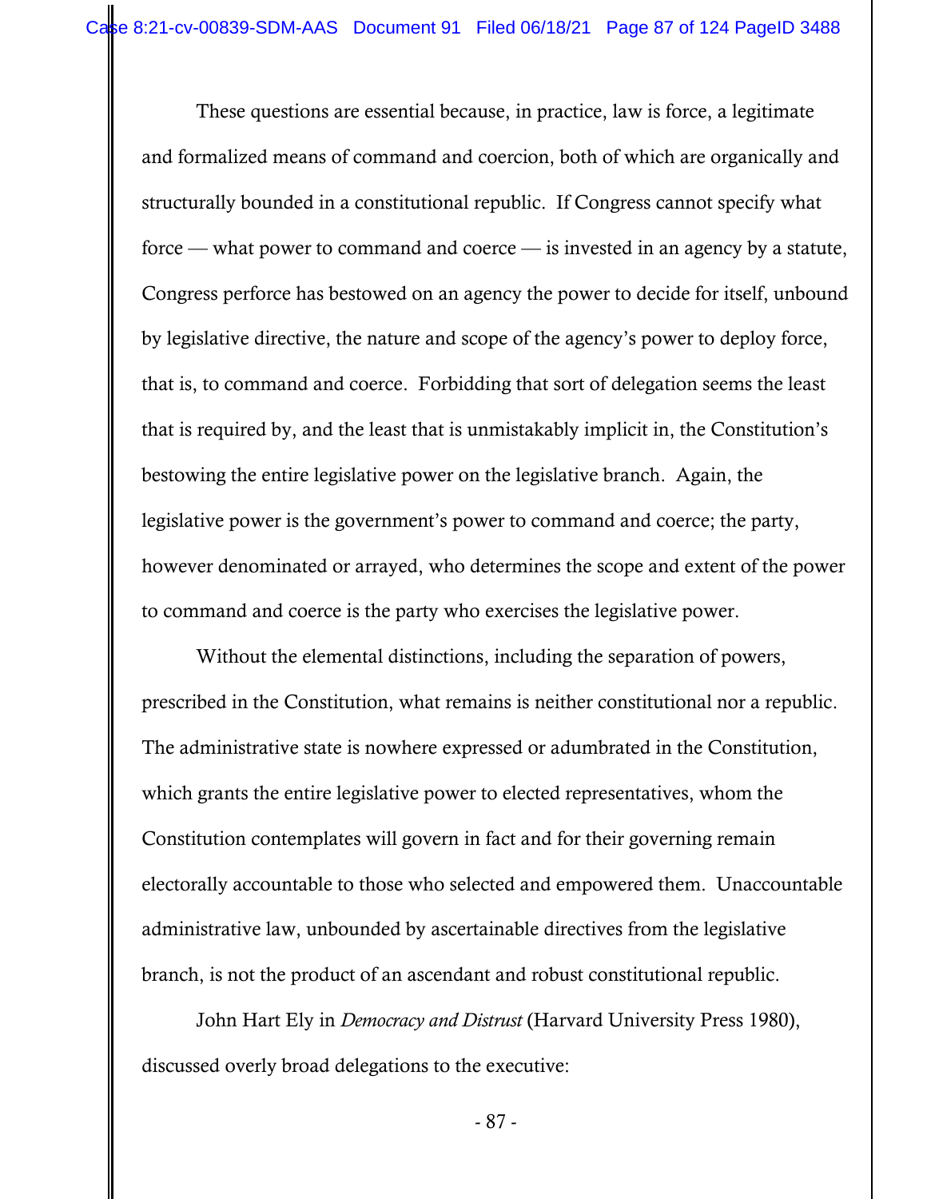These questions are essential because, in practice, law is force, a legitimate and formalized means of command and coercion, both of which are organically and structurally bounded in a constitutional republic. If Congress cannot specify what force — what power to command and coerce — is invested in an agency by a statute, Congress perforce has bestowed on an agency the power to decide for itself, unbound by legislative directive, the nature and scope of the agency's power to deploy force, that is, to command and coerce. Forbidding that sort of delegation seems the least that is required by, and the least that is unmistakably implicit in, the Constitution's bestowing the entire legislative power on the legislative branch. Again, the legislative power is the government's power to command and coerce; the party, however denominated or arrayed, who determines the scope and extent of the power to command and coerce is the party who exercises the legislative power.

Without the elemental distinctions, including the separation of powers, prescribed in the Constitution, what remains is neither constitutional nor a republic. The administrative state is nowhere expressed or adumbrated in the Constitution, which grants the entire legislative power to elected representatives, whom the Constitution contemplates will govern in fact and for their governing remain electorally accountable to those who selected and empowered them. Unaccountable administrative law, unbounded by ascertainable directives from the legislative branch, is not the product of an ascendant and robust constitutional republic.

John Hart Ely in *Democracy and Distrust* (Harvard University Press 1980), discussed overly broad delegations to the executive: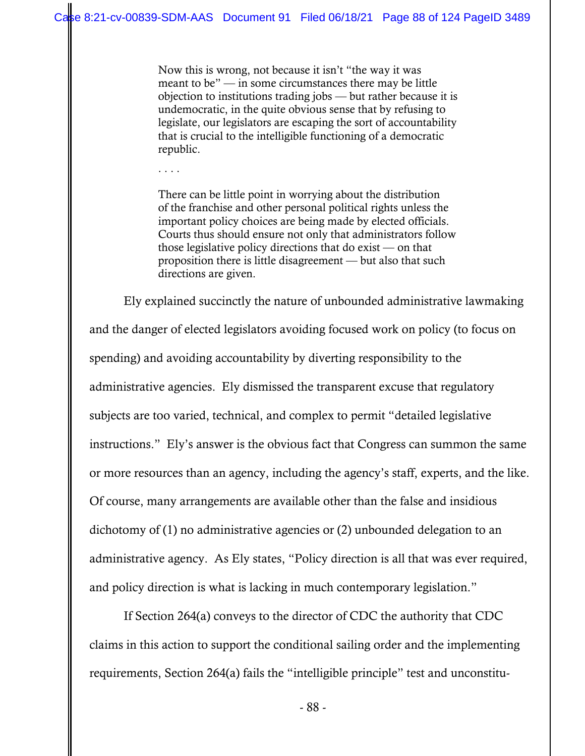> Now this is wrong, not because it isn't "the way it was meant to be" — in some circumstances there may be little objection to institutions trading jobs — but rather because it is undemocratic, in the quite obvious sense that by refusing to legislate, our legislators are escaping the sort of accountability that is crucial to the intelligible functioning of a democratic republic.
>
> . . . .
>
> There can be little point in worrying about the distribution of the franchise and other personal political rights unless the important policy choices are being made by elected officials. Courts thus should ensure not only that administrators follow those legislative policy directions that do exist — on that proposition there is little disagreement — but also that such directions are given.

Ely explained succinctly the nature of unbounded administrative lawmaking and the danger of elected legislators avoiding focused work on policy (to focus on spending) and avoiding accountability by diverting responsibility to the administrative agencies. Ely dismissed the transparent excuse that regulatory subjects are too varied, technical, and complex to permit "detailed legislative instructions." Ely's answer is the obvious fact that Congress can summon the same or more resources than an agency, including the agency's staff, experts, and the like. Of course, many arrangements are available other than the false and insidious dichotomy of (1) no administrative agencies or (2) unbounded delegation to an administrative agency. As Ely states, "Policy direction is all that was ever required, and policy direction is what is lacking in much contemporary legislation."

If Section 264(a) conveys to the director of CDC the authority that CDC claims in this action to support the conditional sailing order and the implementing requirements, Section 264(a) fails the "intelligible principle" test and unconstitu-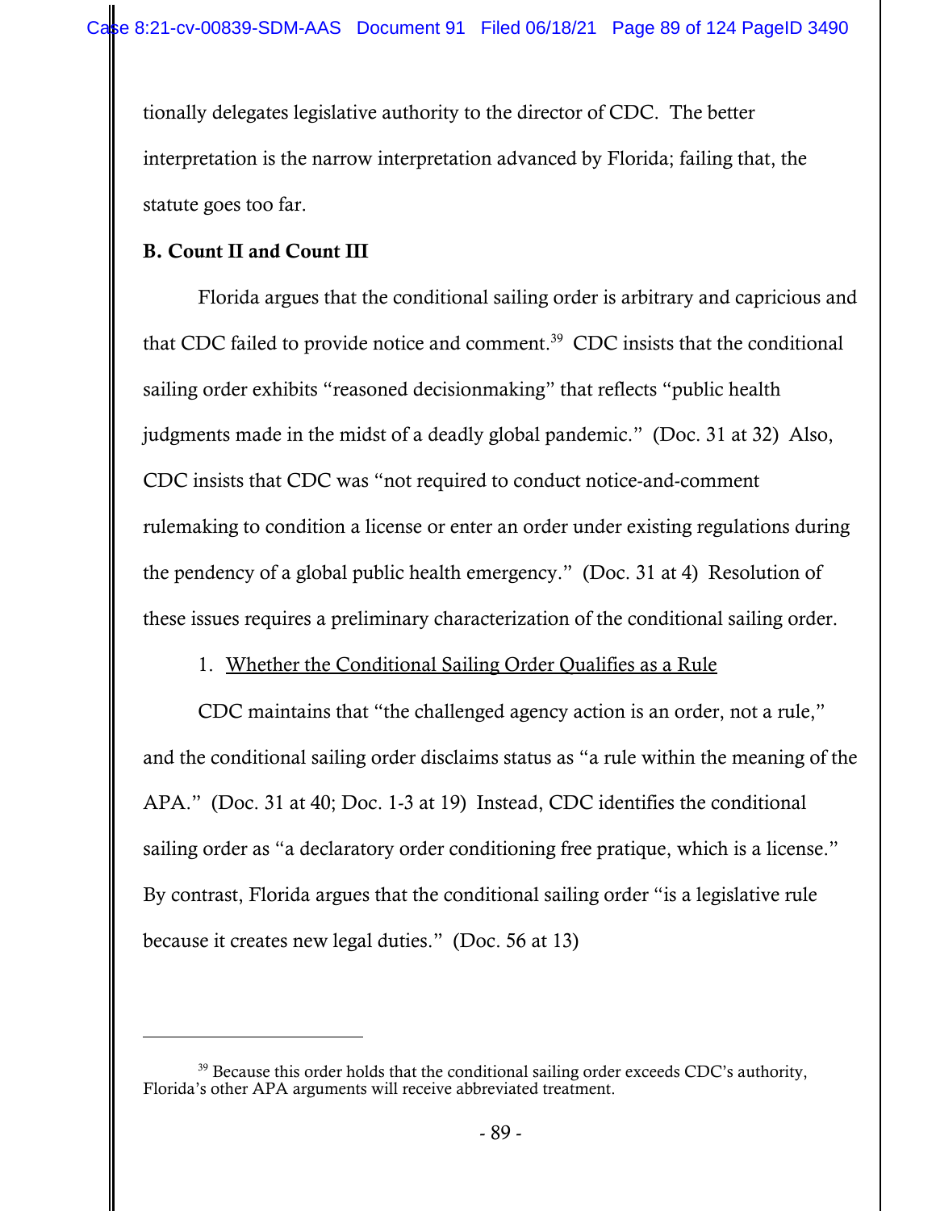tionally delegates legislative authority to the director of CDC. The better interpretation is the narrow interpretation advanced by Florida; failing that, the statute goes too far.

**B. Count II and Count III**

Florida argues that the conditional sailing order is arbitrary and capricious and that CDC failed to provide notice and comment.[39] CDC insists that the conditional sailing order exhibits "reasoned decisionmaking" that reflects "public health judgments made in the midst of a deadly global pandemic." (Doc. 31 at 32) Also, CDC insists that CDC was "not required to conduct notice-and-comment rulemaking to condition a license or enter an order under existing regulations during the pendency of a global public health emergency." (Doc. 31 at 4) Resolution of these issues requires a preliminary characterization of the conditional sailing order.

1. Whether the Conditional Sailing Order Qualifies as a Rule

CDC maintains that "the challenged agency action is an order, not a rule," and the conditional sailing order disclaims status as "a rule within the meaning of the APA." (Doc. 31 at 40; Doc. 1-3 at 19) Instead, CDC identifies the conditional sailing order as "a declaratory order conditioning free pratique, which is a license." By contrast, Florida argues that the conditional sailing order "is a legislative rule because it creates new legal duties." (Doc. 56 at 13)

---

[39] Because this order holds that the conditional sailing order exceeds CDC's authority, Florida's other APA arguments will receive abbreviated treatment.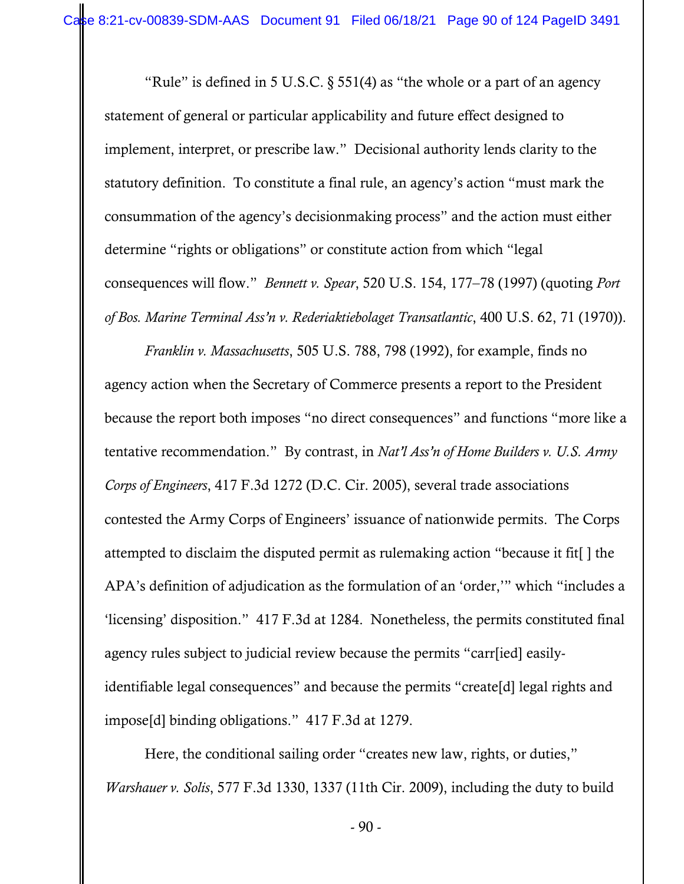"Rule" is defined in 5 U.S.C. § 551(4) as "the whole or a part of an agency statement of general or particular applicability and future effect designed to implement, interpret, or prescribe law." Decisional authority lends clarity to the statutory definition. To constitute a final rule, an agency's action "must mark the consummation of the agency's decisionmaking process" and the action must either determine "rights or obligations" or constitute action from which "legal consequences will flow." *Bennett v. Spear*, 520 U.S. 154, 177–78 (1997) (quoting *Port of Bos. Marine Terminal Ass'n v. Rederiaktiebolaget Transatlantic*, 400 U.S. 62, 71 (1970)).

*Franklin v. Massachusetts*, 505 U.S. 788, 798 (1992), for example, finds no agency action when the Secretary of Commerce presents a report to the President because the report both imposes "no direct consequences" and functions "more like a tentative recommendation." By contrast, in *Nat'l Ass'n of Home Builders v. U.S. Army Corps of Engineers*, 417 F.3d 1272 (D.C. Cir. 2005), several trade associations contested the Army Corps of Engineers' issuance of nationwide permits. The Corps attempted to disclaim the disputed permit as rulemaking action "because it fit[ ] the APA's definition of adjudication as the formulation of an 'order,'" which "includes a 'licensing' disposition." 417 F.3d at 1284. Nonetheless, the permits constituted final agency rules subject to judicial review because the permits "carr[ied] easily-identifiable legal consequences" and because the permits "create[d] legal rights and impose[d] binding obligations." 417 F.3d at 1279.

Here, the conditional sailing order "creates new law, rights, or duties," *Warshauer v. Solis*, 577 F.3d 1330, 1337 (11th Cir. 2009), including the duty to build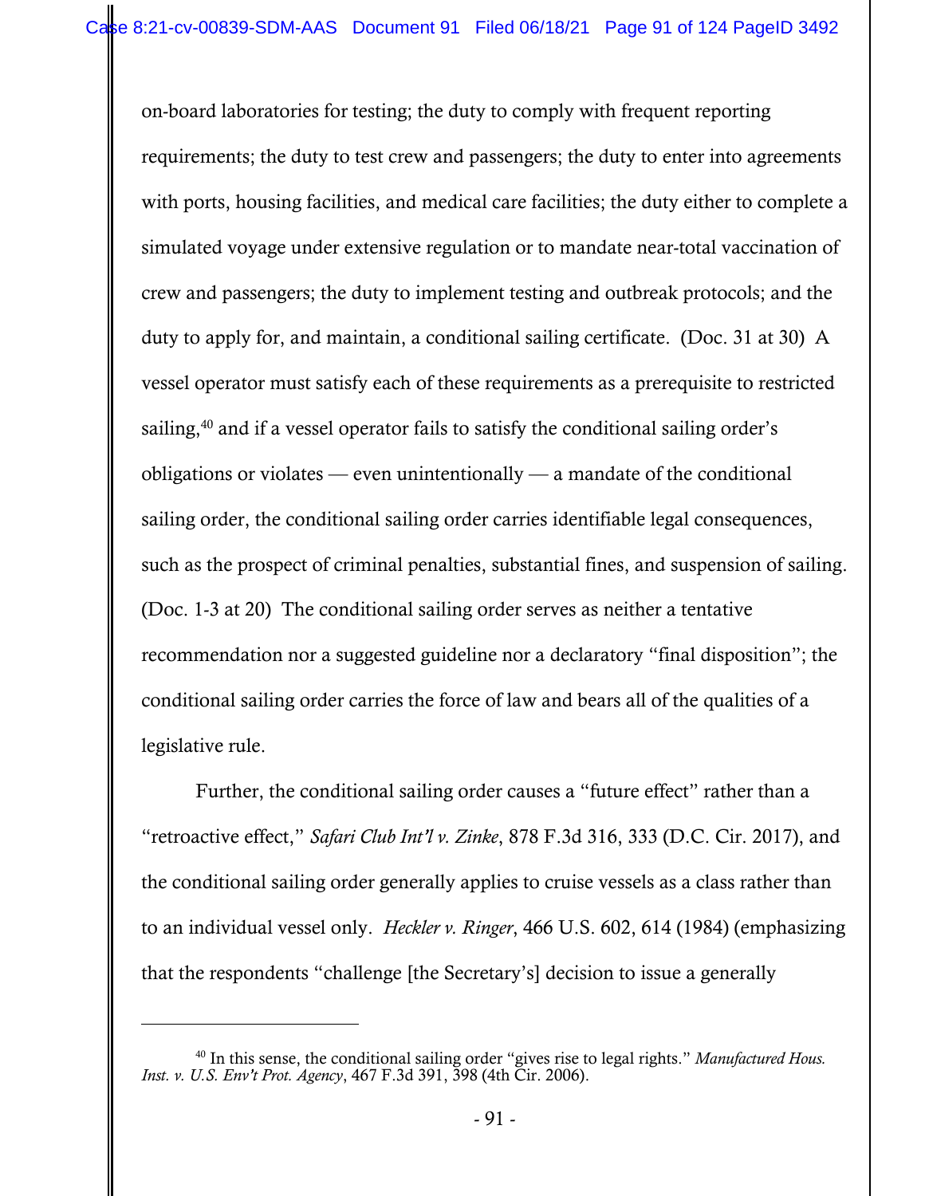on-board laboratories for testing; the duty to comply with frequent reporting requirements; the duty to test crew and passengers; the duty to enter into agreements with ports, housing facilities, and medical care facilities; the duty either to complete a simulated voyage under extensive regulation or to mandate near-total vaccination of crew and passengers; the duty to implement testing and outbreak protocols; and the duty to apply for, and maintain, a conditional sailing certificate. (Doc. 31 at 30) A vessel operator must satisfy each of these requirements as a prerequisite to restricted sailing,[40] and if a vessel operator fails to satisfy the conditional sailing order's obligations or violates — even unintentionally — a mandate of the conditional sailing order, the conditional sailing order carries identifiable legal consequences, such as the prospect of criminal penalties, substantial fines, and suspension of sailing. (Doc. 1-3 at 20) The conditional sailing order serves as neither a tentative recommendation nor a suggested guideline nor a declaratory "final disposition"; the conditional sailing order carries the force of law and bears all of the qualities of a legislative rule.

Further, the conditional sailing order causes a "future effect" rather than a "retroactive effect," *Safari Club Int'l v. Zinke*, 878 F.3d 316, 333 (D.C. Cir. 2017), and the conditional sailing order generally applies to cruise vessels as a class rather than to an individual vessel only. *Heckler v. Ringer*, 466 U.S. 602, 614 (1984) (emphasizing that the respondents "challenge [the Secretary's] decision to issue a generally

---

[40] In this sense, the conditional sailing order "gives rise to legal rights." *Manufactured Hous. Inst. v. U.S. Env't Prot. Agency*, 467 F.3d 391, 398 (4th Cir. 2006).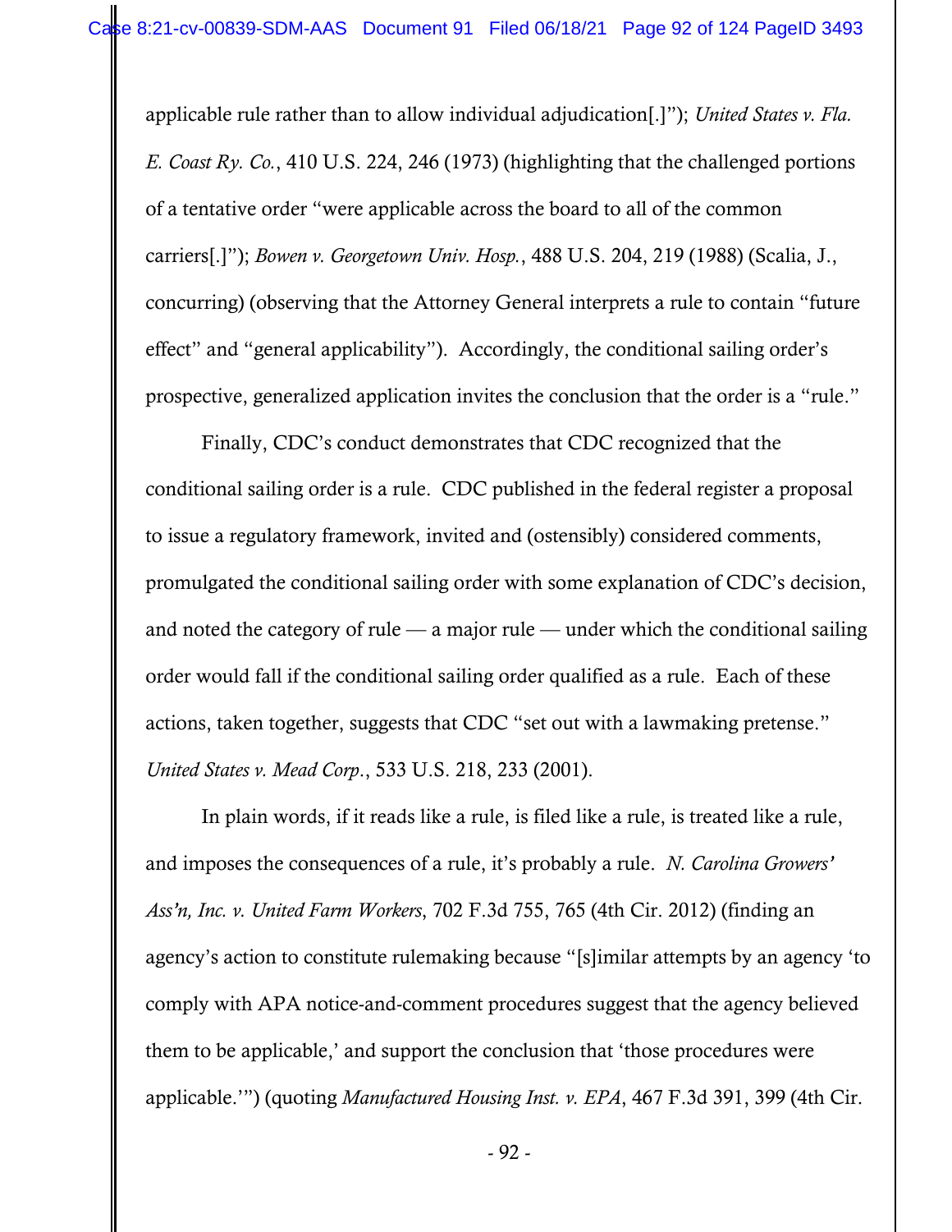applicable rule rather than to allow individual adjudication[.]"); *United States v. Fla. E. Coast Ry. Co.*, 410 U.S. 224, 246 (1973) (highlighting that the challenged portions of a tentative order "were applicable across the board to all of the common carriers[.]"); *Bowen v. Georgetown Univ. Hosp.*, 488 U.S. 204, 219 (1988) (Scalia, J., concurring) (observing that the Attorney General interprets a rule to contain "future effect" and "general applicability"). Accordingly, the conditional sailing order's prospective, generalized application invites the conclusion that the order is a "rule."

Finally, CDC's conduct demonstrates that CDC recognized that the conditional sailing order is a rule. CDC published in the federal register a proposal to issue a regulatory framework, invited and (ostensibly) considered comments, promulgated the conditional sailing order with some explanation of CDC's decision, and noted the category of rule — a major rule — under which the conditional sailing order would fall if the conditional sailing order qualified as a rule. Each of these actions, taken together, suggests that CDC "set out with a lawmaking pretense." *United States v. Mead Corp.*, 533 U.S. 218, 233 (2001).

In plain words, if it reads like a rule, is filed like a rule, is treated like a rule, and imposes the consequences of a rule, it's probably a rule. *N. Carolina Growers' Ass'n, Inc. v. United Farm Workers*, 702 F.3d 755, 765 (4th Cir. 2012) (finding an agency's action to constitute rulemaking because "[s]imilar attempts by an agency 'to comply with APA notice-and-comment procedures suggest that the agency believed them to be applicable,' and support the conclusion that 'those procedures were applicable.'") (quoting *Manufactured Housing Inst. v. EPA*, 467 F.3d 391, 399 (4th Cir.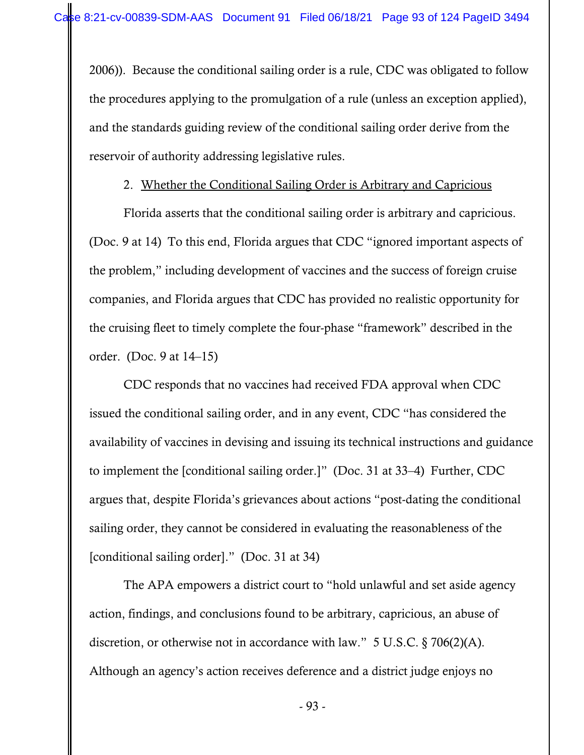2006)). Because the conditional sailing order is a rule, CDC was obligated to follow the procedures applying to the promulgation of a rule (unless an exception applied), and the standards guiding review of the conditional sailing order derive from the reservoir of authority addressing legislative rules.

2. Whether the Conditional Sailing Order is Arbitrary and Capricious

Florida asserts that the conditional sailing order is arbitrary and capricious. (Doc. 9 at 14) To this end, Florida argues that CDC "ignored important aspects of the problem," including development of vaccines and the success of foreign cruise companies, and Florida argues that CDC has provided no realistic opportunity for the cruising fleet to timely complete the four-phase "framework" described in the order. (Doc. 9 at 14–15)

CDC responds that no vaccines had received FDA approval when CDC issued the conditional sailing order, and in any event, CDC "has considered the availability of vaccines in devising and issuing its technical instructions and guidance to implement the [conditional sailing order.]" (Doc. 31 at 33–4) Further, CDC argues that, despite Florida's grievances about actions "post-dating the conditional sailing order, they cannot be considered in evaluating the reasonableness of the [conditional sailing order]." (Doc. 31 at 34)

The APA empowers a district court to "hold unlawful and set aside agency action, findings, and conclusions found to be arbitrary, capricious, an abuse of discretion, or otherwise not in accordance with law." 5 U.S.C. § 706(2)(A). Although an agency's action receives deference and a district judge enjoys no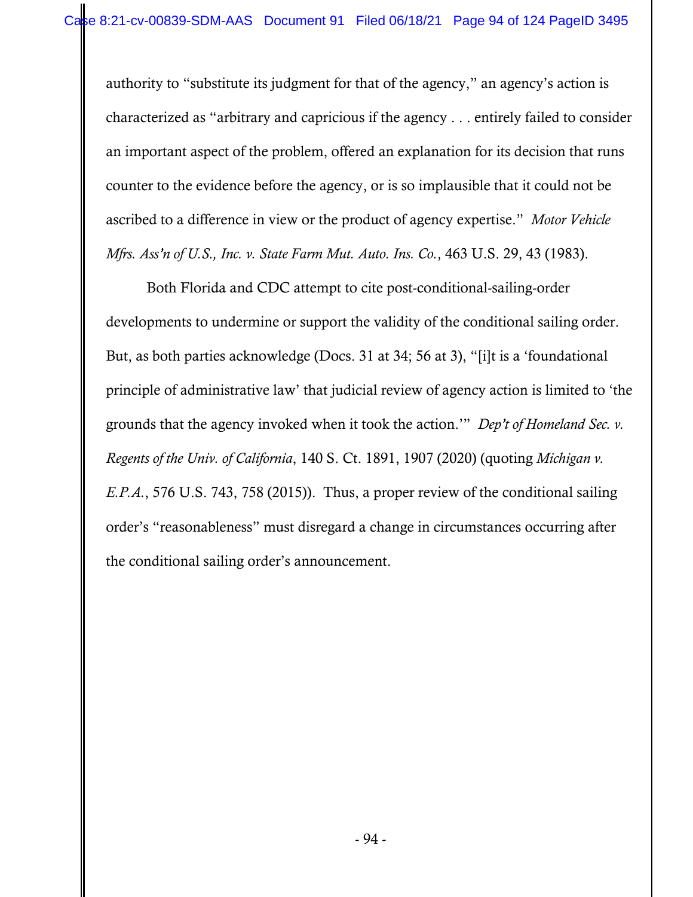authority to "substitute its judgment for that of the agency," an agency's action is characterized as "arbitrary and capricious if the agency . . . entirely failed to consider an important aspect of the problem, offered an explanation for its decision that runs counter to the evidence before the agency, or is so implausible that it could not be ascribed to a difference in view or the product of agency expertise." *Motor Vehicle Mfrs. Ass'n of U.S., Inc. v. State Farm Mut. Auto. Ins. Co.*, 463 U.S. 29, 43 (1983).

Both Florida and CDC attempt to cite post-conditional-sailing-order developments to undermine or support the validity of the conditional sailing order. But, as both parties acknowledge (Docs. 31 at 34; 56 at 3), "[i]t is a 'foundational principle of administrative law' that judicial review of agency action is limited to 'the grounds that the agency invoked when it took the action.'" *Dep't of Homeland Sec. v. Regents of the Univ. of California*, 140 S. Ct. 1891, 1907 (2020) (quoting *Michigan v. E.P.A.*, 576 U.S. 743, 758 (2015)). Thus, a proper review of the conditional sailing order's "reasonableness" must disregard a change in circumstances occurring after the conditional sailing order's announcement.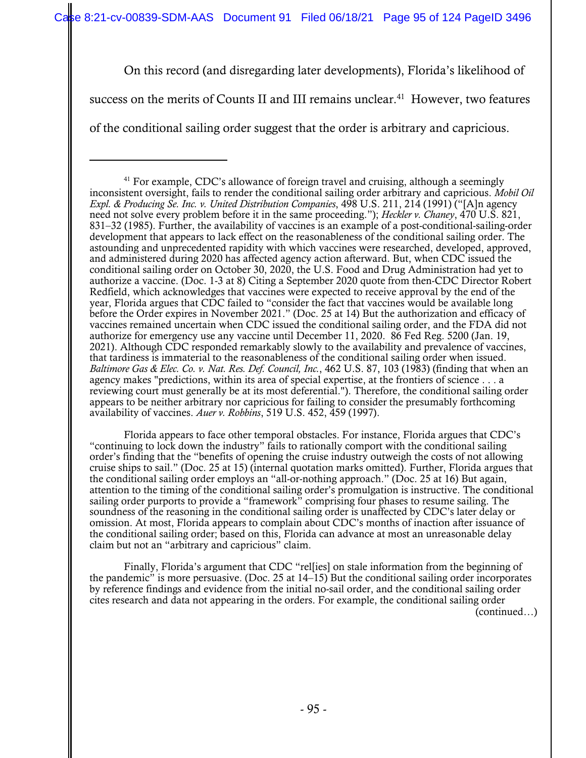On this record (and disregarding later developments), Florida's likelihood of success on the merits of Counts II and III remains unclear.[41] However, two features of the conditional sailing order suggest that the order is arbitrary and capricious.

---

[41] For example, CDC's allowance of foreign travel and cruising, although a seemingly inconsistent oversight, fails to render the conditional sailing order arbitrary and capricious. *Mobil Oil Expl. & Producing Se. Inc. v. United Distribution Companies*, 498 U.S. 211, 214 (1991) ("[A]n agency need not solve every problem before it in the same proceeding."); *Heckler v. Chaney*, 470 U.S. 821, 831–32 (1985). Further, the availability of vaccines is an example of a post-conditional-sailing-order development that appears to lack effect on the reasonableness of the conditional sailing order. The astounding and unprecedented rapidity with which vaccines were researched, developed, approved, and administered during 2020 has affected agency action afterward. But, when CDC issued the conditional sailing order on October 30, 2020, the U.S. Food and Drug Administration had yet to authorize a vaccine. (Doc. 1-3 at 8) Citing a September 2020 quote from then-CDC Director Robert Redfield, which acknowledges that vaccines were expected to receive approval by the end of the year, Florida argues that CDC failed to "consider the fact that vaccines would be available long before the Order expires in November 2021." (Doc. 25 at 14) But the authorization and efficacy of vaccines remained uncertain when CDC issued the conditional sailing order, and the FDA did not authorize for emergency use any vaccine until December 11, 2020. 86 Fed Reg. 5200 (Jan. 19, 2021). Although CDC responded remarkably slowly to the availability and prevalence of vaccines, that tardiness is immaterial to the reasonableness of the conditional sailing order when issued. *Baltimore Gas & Elec. Co. v. Nat. Res. Def. Council, Inc.*, 462 U.S. 87, 103 (1983) (finding that when an agency makes "predictions, within its area of special expertise, at the frontiers of science . . . a reviewing court must generally be at its most deferential."). Therefore, the conditional sailing order appears to be neither arbitrary nor capricious for failing to consider the presumably forthcoming availability of vaccines. *Auer v. Robbins*, 519 U.S. 452, 459 (1997).

Florida appears to face other temporal obstacles. For instance, Florida argues that CDC's "continuing to lock down the industry" fails to rationally comport with the conditional sailing order's finding that the "benefits of opening the cruise industry outweigh the costs of not allowing cruise ships to sail." (Doc. 25 at 15) (internal quotation marks omitted). Further, Florida argues that the conditional sailing order employs an "all-or-nothing approach." (Doc. 25 at 16) But again, attention to the timing of the conditional sailing order's promulgation is instructive. The conditional sailing order purports to provide a "framework" comprising four phases to resume sailing. The soundness of the reasoning in the conditional sailing order is unaffected by CDC's later delay or omission. At most, Florida appears to complain about CDC's months of inaction after issuance of the conditional sailing order; based on this, Florida can advance at most an unreasonable delay claim but not an "arbitrary and capricious" claim.

Finally, Florida's argument that CDC "rel[ies] on stale information from the beginning of the pandemic" is more persuasive. (Doc. 25 at 14–15) But the conditional sailing order incorporates by reference findings and evidence from the initial no-sail order, and the conditional sailing order cites research and data not appearing in the orders. For example, the conditional sailing order (continued…)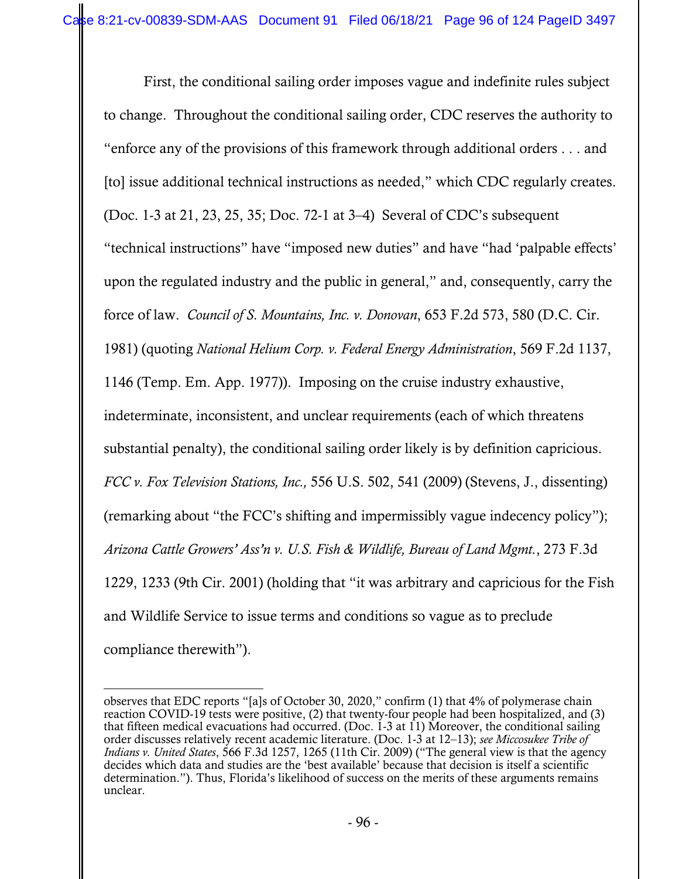First, the conditional sailing order imposes vague and indefinite rules subject to change. Throughout the conditional sailing order, CDC reserves the authority to "enforce any of the provisions of this framework through additional orders . . . and [to] issue additional technical instructions as needed," which CDC regularly creates. (Doc. 1-3 at 21, 23, 25, 35; Doc. 72-1 at 3–4) Several of CDC's subsequent "technical instructions" have "imposed new duties" and have "had 'palpable effects' upon the regulated industry and the public in general," and, consequently, carry the force of law. *Council of S. Mountains, Inc. v. Donovan*, 653 F.2d 573, 580 (D.C. Cir. 1981) (quoting *National Helium Corp. v. Federal Energy Administration*, 569 F.2d 1137, 1146 (Temp. Em. App. 1977)). Imposing on the cruise industry exhaustive, indeterminate, inconsistent, and unclear requirements (each of which threatens substantial penalty), the conditional sailing order likely is by definition capricious. *FCC v. Fox Television Stations, Inc.,* 556 U.S. 502, 541 (2009) (Stevens, J., dissenting) (remarking about "the FCC's shifting and impermissibly vague indecency policy"); *Arizona Cattle Growers' Ass'n v. U.S. Fish & Wildlife, Bureau of Land Mgmt.*, 273 F.3d 1229, 1233 (9th Cir. 2001) (holding that "it was arbitrary and capricious for the Fish and Wildlife Service to issue terms and conditions so vague as to preclude compliance therewith").

---

observes that EDC reports "[a]s of October 30, 2020," confirm (1) that 4% of polymerase chain reaction COVID-19 tests were positive, (2) that twenty-four people had been hospitalized, and (3) that fifteen medical evacuations had occurred. (Doc. 1-3 at 11) Moreover, the conditional sailing order discusses relatively recent academic literature. (Doc. 1-3 at 12–13); *see Miccosukee Tribe of Indians v. United States*, 566 F.3d 1257, 1265 (11th Cir. 2009) ("The general view is that the agency decides which data and studies are the 'best available' because that decision is itself a scientific determination."). Thus, Florida's likelihood of success on the merits of these arguments remains unclear.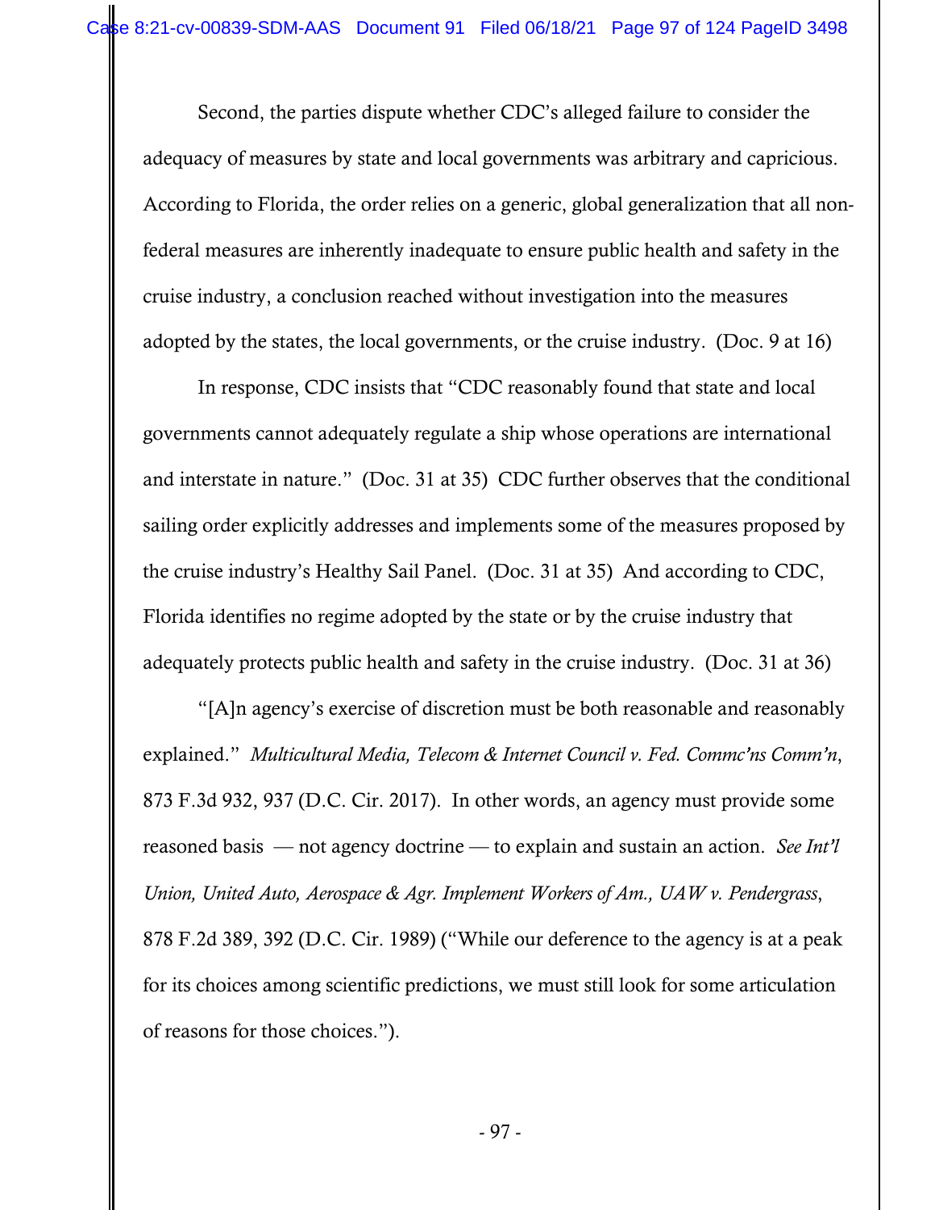Second, the parties dispute whether CDC's alleged failure to consider the adequacy of measures by state and local governments was arbitrary and capricious. According to Florida, the order relies on a generic, global generalization that all non-federal measures are inherently inadequate to ensure public health and safety in the cruise industry, a conclusion reached without investigation into the measures adopted by the states, the local governments, or the cruise industry. (Doc. 9 at 16)

In response, CDC insists that "CDC reasonably found that state and local governments cannot adequately regulate a ship whose operations are international and interstate in nature." (Doc. 31 at 35) CDC further observes that the conditional sailing order explicitly addresses and implements some of the measures proposed by the cruise industry's Healthy Sail Panel. (Doc. 31 at 35) And according to CDC, Florida identifies no regime adopted by the state or by the cruise industry that adequately protects public health and safety in the cruise industry. (Doc. 31 at 36)

"[A]n agency's exercise of discretion must be both reasonable and reasonably explained." *Multicultural Media, Telecom & Internet Council v. Fed. Commc'ns Comm'n*, 873 F.3d 932, 937 (D.C. Cir. 2017). In other words, an agency must provide some reasoned basis — not agency doctrine — to explain and sustain an action. *See Int'l Union, United Auto, Aerospace & Agr. Implement Workers of Am., UAW v. Pendergrass*, 878 F.2d 389, 392 (D.C. Cir. 1989) ("While our deference to the agency is at a peak for its choices among scientific predictions, we must still look for some articulation of reasons for those choices.").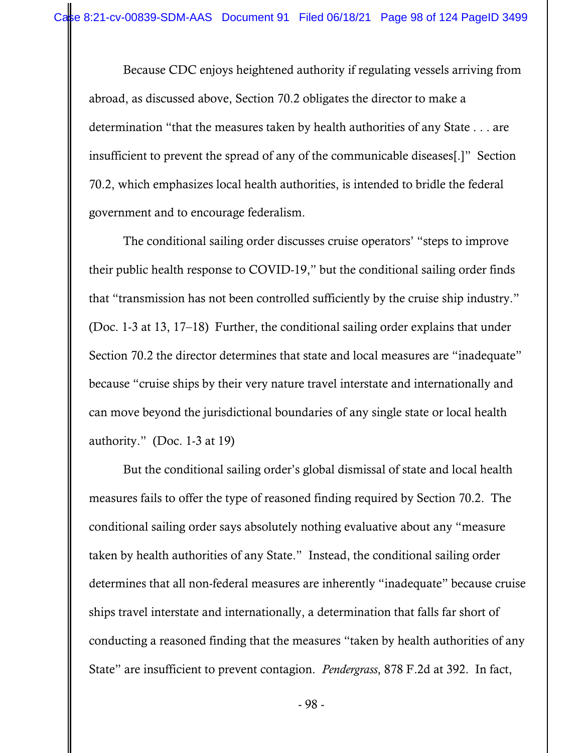Because CDC enjoys heightened authority if regulating vessels arriving from abroad, as discussed above, Section 70.2 obligates the director to make a determination "that the measures taken by health authorities of any State . . . are insufficient to prevent the spread of any of the communicable diseases[.]" Section 70.2, which emphasizes local health authorities, is intended to bridle the federal government and to encourage federalism.

The conditional sailing order discusses cruise operators' "steps to improve their public health response to COVID-19," but the conditional sailing order finds that "transmission has not been controlled sufficiently by the cruise ship industry." (Doc. 1-3 at 13, 17–18) Further, the conditional sailing order explains that under Section 70.2 the director determines that state and local measures are "inadequate" because "cruise ships by their very nature travel interstate and internationally and can move beyond the jurisdictional boundaries of any single state or local health authority." (Doc. 1-3 at 19)

But the conditional sailing order's global dismissal of state and local health measures fails to offer the type of reasoned finding required by Section 70.2. The conditional sailing order says absolutely nothing evaluative about any "measure taken by health authorities of any State." Instead, the conditional sailing order determines that all non-federal measures are inherently "inadequate" because cruise ships travel interstate and internationally, a determination that falls far short of conducting a reasoned finding that the measures "taken by health authorities of any State" are insufficient to prevent contagion. *Pendergrass*, 878 F.2d at 392. In fact,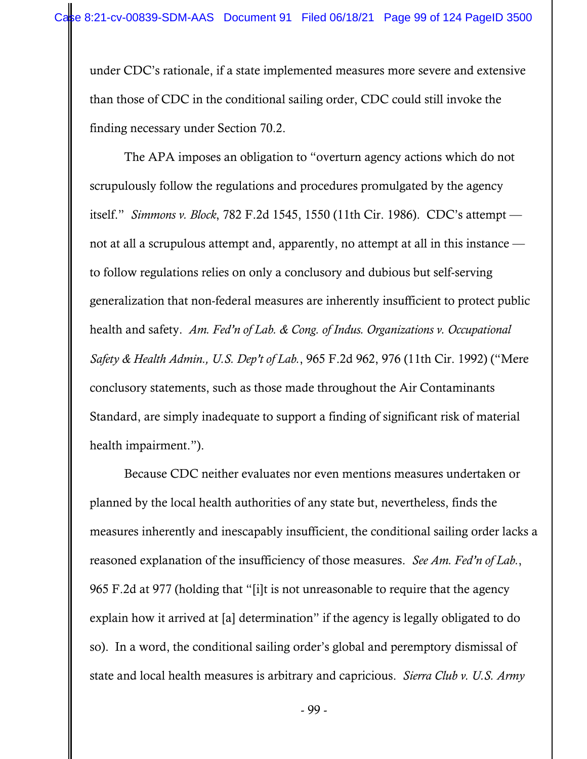under CDC's rationale, if a state implemented measures more severe and extensive than those of CDC in the conditional sailing order, CDC could still invoke the finding necessary under Section 70.2.

The APA imposes an obligation to "overturn agency actions which do not scrupulously follow the regulations and procedures promulgated by the agency itself." *Simmons v. Block*, 782 F.2d 1545, 1550 (11th Cir. 1986). CDC's attempt — not at all a scrupulous attempt and, apparently, no attempt at all in this instance — to follow regulations relies on only a conclusory and dubious but self-serving generalization that non-federal measures are inherently insufficient to protect public health and safety. *Am. Fed'n of Lab. & Cong. of Indus. Organizations v. Occupational Safety & Health Admin., U.S. Dep't of Lab.*, 965 F.2d 962, 976 (11th Cir. 1992) ("Mere conclusory statements, such as those made throughout the Air Contaminants Standard, are simply inadequate to support a finding of significant risk of material health impairment.").

Because CDC neither evaluates nor even mentions measures undertaken or planned by the local health authorities of any state but, nevertheless, finds the measures inherently and inescapably insufficient, the conditional sailing order lacks a reasoned explanation of the insufficiency of those measures. *See Am. Fed'n of Lab.*, 965 F.2d at 977 (holding that "[i]t is not unreasonable to require that the agency explain how it arrived at [a] determination" if the agency is legally obligated to do so). In a word, the conditional sailing order's global and peremptory dismissal of state and local health measures is arbitrary and capricious. *Sierra Club v. U.S. Army*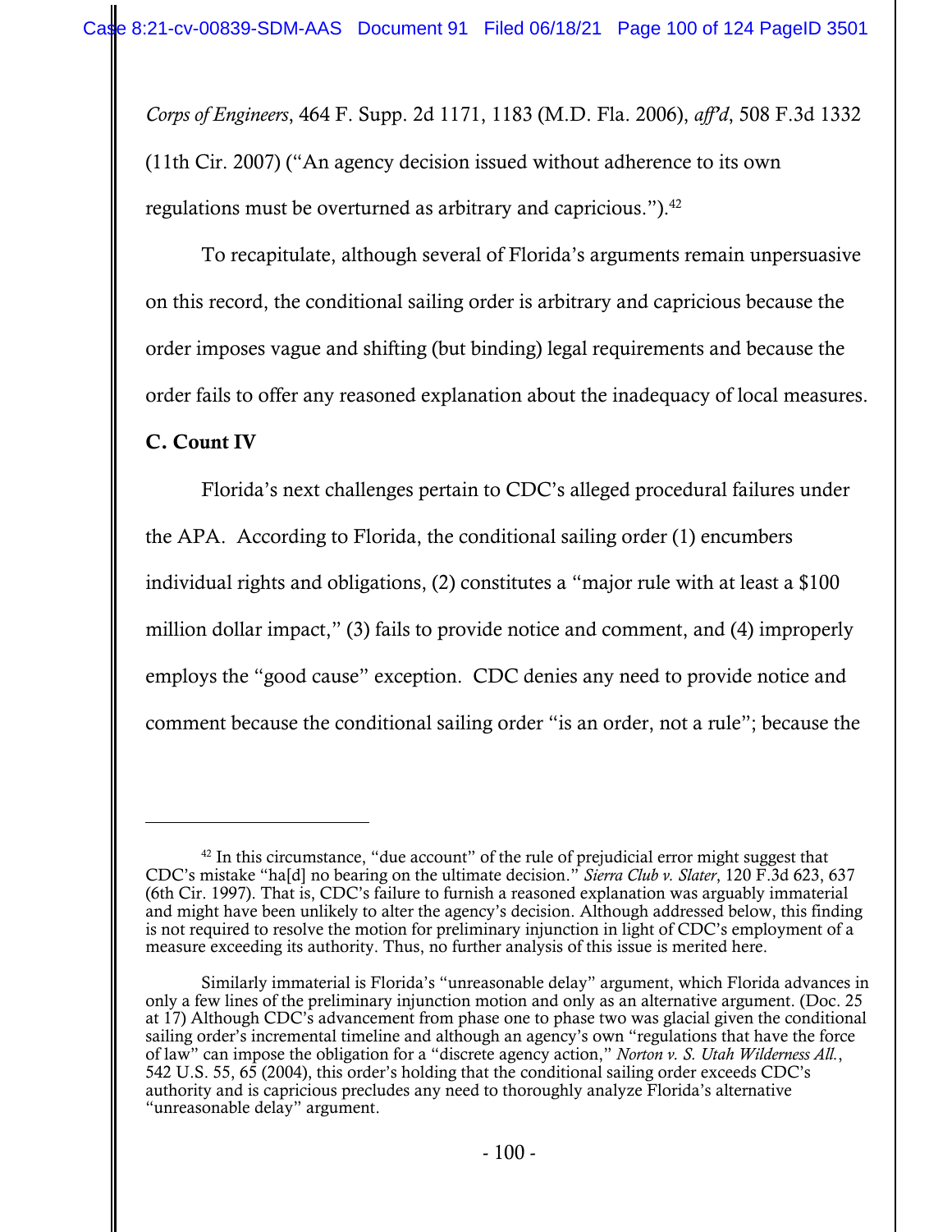*Corps of Engineers*, 464 F. Supp. 2d 1171, 1183 (M.D. Fla. 2006), *aff'd*, 508 F.3d 1332 (11th Cir. 2007) ("An agency decision issued without adherence to its own regulations must be overturned as arbitrary and capricious.").[42]

To recapitulate, although several of Florida's arguments remain unpersuasive on this record, the conditional sailing order is arbitrary and capricious because the order imposes vague and shifting (but binding) legal requirements and because the order fails to offer any reasoned explanation about the inadequacy of local measures.

**C. Count IV**

Florida's next challenges pertain to CDC's alleged procedural failures under the APA. According to Florida, the conditional sailing order (1) encumbers individual rights and obligations, (2) constitutes a "major rule with at least a $100 million dollar impact," (3) fails to provide notice and comment, and (4) improperly employs the "good cause" exception. CDC denies any need to provide notice and comment because the conditional sailing order "is an order, not a rule"; because the

---

[42] In this circumstance, "due account" of the rule of prejudicial error might suggest that CDC's mistake "ha[d] no bearing on the ultimate decision." *Sierra Club v. Slater*, 120 F.3d 623, 637 (6th Cir. 1997). That is, CDC's failure to furnish a reasoned explanation was arguably immaterial and might have been unlikely to alter the agency's decision. Although addressed below, this finding is not required to resolve the motion for preliminary injunction in light of CDC's employment of a measure exceeding its authority. Thus, no further analysis of this issue is merited here.

Similarly immaterial is Florida's "unreasonable delay" argument, which Florida advances in only a few lines of the preliminary injunction motion and only as an alternative argument. (Doc. 25 at 17) Although CDC's advancement from phase one to phase two was glacial given the conditional sailing order's incremental timeline and although an agency's own "regulations that have the force of law" can impose the obligation for a "discrete agency action," *Norton v. S. Utah Wilderness All.*, 542 U.S. 55, 65 (2004), this order's holding that the conditional sailing order exceeds CDC's authority and is capricious precludes any need to thoroughly analyze Florida's alternative "unreasonable delay" argument.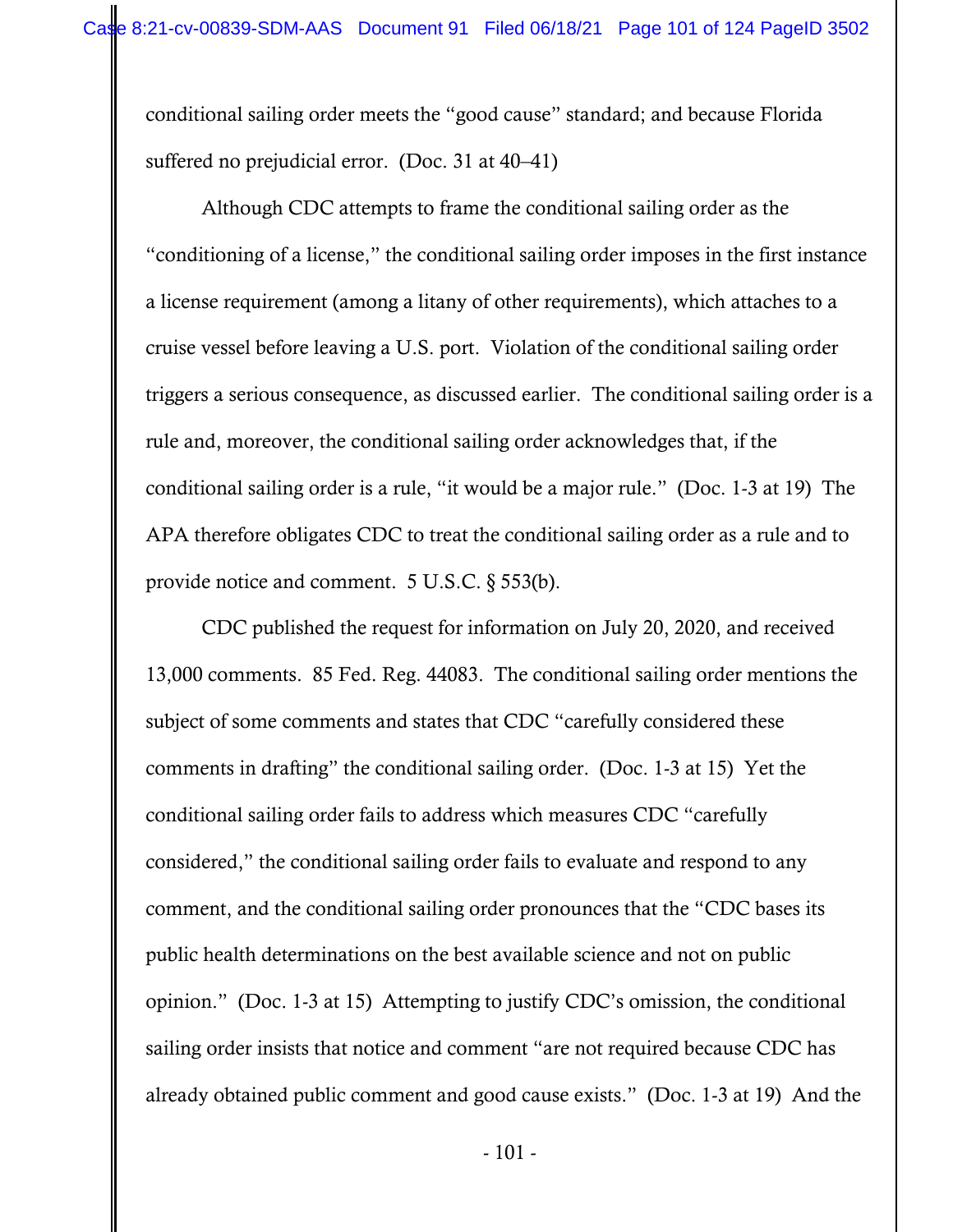conditional sailing order meets the "good cause" standard; and because Florida suffered no prejudicial error. (Doc. 31 at 40–41)

Although CDC attempts to frame the conditional sailing order as the "conditioning of a license," the conditional sailing order imposes in the first instance a license requirement (among a litany of other requirements), which attaches to a cruise vessel before leaving a U.S. port. Violation of the conditional sailing order triggers a serious consequence, as discussed earlier. The conditional sailing order is a rule and, moreover, the conditional sailing order acknowledges that, if the conditional sailing order is a rule, "it would be a major rule." (Doc. 1-3 at 19) The APA therefore obligates CDC to treat the conditional sailing order as a rule and to provide notice and comment. 5 U.S.C. § 553(b).

CDC published the request for information on July 20, 2020, and received 13,000 comments. 85 Fed. Reg. 44083. The conditional sailing order mentions the subject of some comments and states that CDC "carefully considered these comments in drafting" the conditional sailing order. (Doc. 1-3 at 15) Yet the conditional sailing order fails to address which measures CDC "carefully considered," the conditional sailing order fails to evaluate and respond to any comment, and the conditional sailing order pronounces that the "CDC bases its public health determinations on the best available science and not on public opinion." (Doc. 1-3 at 15) Attempting to justify CDC's omission, the conditional sailing order insists that notice and comment "are not required because CDC has already obtained public comment and good cause exists." (Doc. 1-3 at 19) And the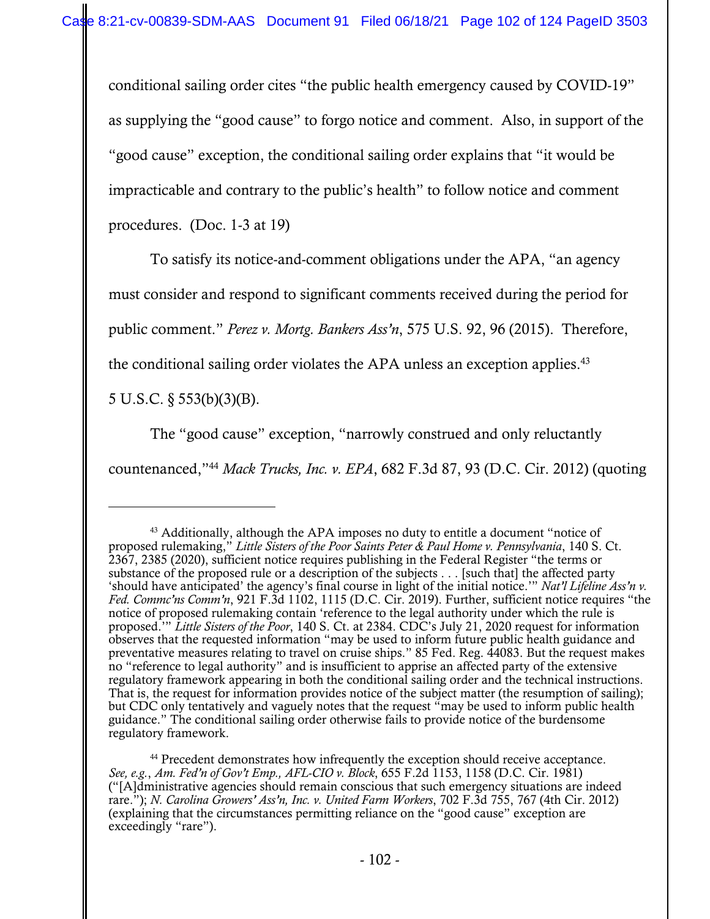conditional sailing order cites "the public health emergency caused by COVID-19" as supplying the "good cause" to forgo notice and comment. Also, in support of the "good cause" exception, the conditional sailing order explains that "it would be impracticable and contrary to the public's health" to follow notice and comment procedures. (Doc. 1-3 at 19)

To satisfy its notice-and-comment obligations under the APA, "an agency must consider and respond to significant comments received during the period for public comment." *Perez v. Mortg. Bankers Ass'n*, 575 U.S. 92, 96 (2015). Therefore, the conditional sailing order violates the APA unless an exception applies.[43] 5 U.S.C. § 553(b)(3)(B).

The "good cause" exception, "narrowly construed and only reluctantly countenanced,"[44] *Mack Trucks, Inc. v. EPA*, 682 F.3d 87, 93 (D.C. Cir. 2012) (quoting

---

[43] Additionally, although the APA imposes no duty to entitle a document "notice of proposed rulemaking," *Little Sisters of the Poor Saints Peter & Paul Home v. Pennsylvania*, 140 S. Ct. 2367, 2385 (2020), sufficient notice requires publishing in the Federal Register "the terms or substance of the proposed rule or a description of the subjects . . . [such that] the affected party 'should have anticipated' the agency's final course in light of the initial notice.'" *Nat'l Lifeline Ass'n v. Fed. Commc'ns Comm'n*, 921 F.3d 1102, 1115 (D.C. Cir. 2019). Further, sufficient notice requires "the notice of proposed rulemaking contain 'reference to the legal authority under which the rule is proposed.'" *Little Sisters of the Poor*, 140 S. Ct. at 2384. CDC's July 21, 2020 request for information observes that the requested information "may be used to inform future public health guidance and preventative measures relating to travel on cruise ships." 85 Fed. Reg. 44083. But the request makes no "reference to legal authority" and is insufficient to apprise an affected party of the extensive regulatory framework appearing in both the conditional sailing order and the technical instructions. That is, the request for information provides notice of the subject matter (the resumption of sailing); but CDC only tentatively and vaguely notes that the request "may be used to inform public health guidance." The conditional sailing order otherwise fails to provide notice of the burdensome regulatory framework.

[44] Precedent demonstrates how infrequently the exception should receive acceptance. *See, e.g.*, *Am. Fed'n of Gov't Emp., AFL-CIO v. Block*, 655 F.2d 1153, 1158 (D.C. Cir. 1981) ("[A]dministrative agencies should remain conscious that such emergency situations are indeed rare."); *N. Carolina Growers' Ass'n, Inc. v. United Farm Workers*, 702 F.3d 755, 767 (4th Cir. 2012) (explaining that the circumstances permitting reliance on the "good cause" exception are exceedingly "rare").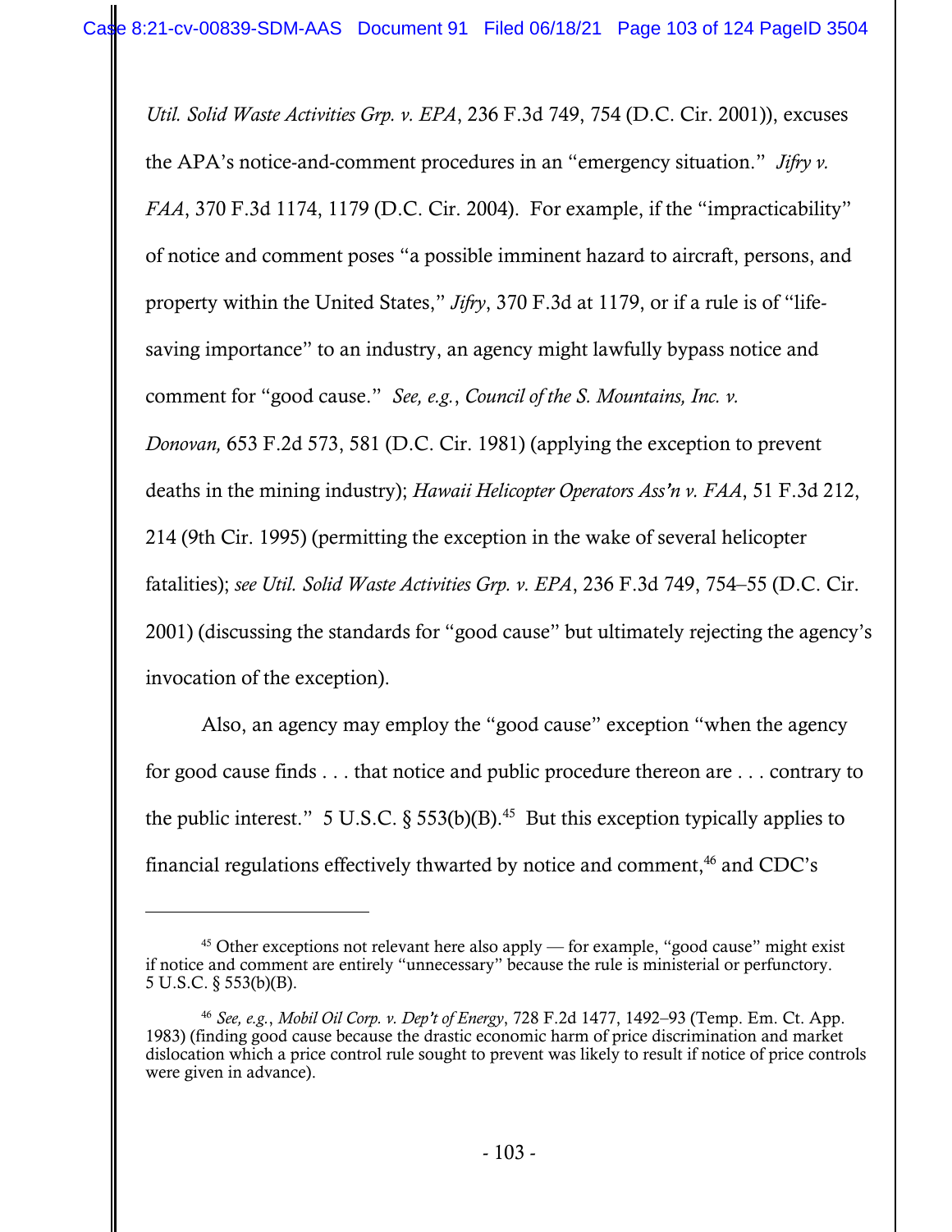*Util. Solid Waste Activities Grp. v. EPA*, 236 F.3d 749, 754 (D.C. Cir. 2001)), excuses the APA's notice-and-comment procedures in an "emergency situation." *Jifry v. FAA*, 370 F.3d 1174, 1179 (D.C. Cir. 2004). For example, if the "impracticability" of notice and comment poses "a possible imminent hazard to aircraft, persons, and property within the United States," *Jifry*, 370 F.3d at 1179, or if a rule is of "life-saving importance" to an industry, an agency might lawfully bypass notice and comment for "good cause." *See, e.g.*, *Council of the S. Mountains, Inc. v. Donovan,* 653 F.2d 573, 581 (D.C. Cir. 1981) (applying the exception to prevent deaths in the mining industry); *Hawaii Helicopter Operators Ass'n v. FAA*, 51 F.3d 212, 214 (9th Cir. 1995) (permitting the exception in the wake of several helicopter fatalities); *see Util. Solid Waste Activities Grp. v. EPA*, 236 F.3d 749, 754–55 (D.C. Cir. 2001) (discussing the standards for "good cause" but ultimately rejecting the agency's invocation of the exception).

Also, an agency may employ the "good cause" exception "when the agency for good cause finds . . . that notice and public procedure thereon are . . . contrary to the public interest." 5 U.S.C. § 553(b)(B).[45] But this exception typically applies to financial regulations effectively thwarted by notice and comment,[46] and CDC's

---

[45] Other exceptions not relevant here also apply — for example, "good cause" might exist if notice and comment are entirely "unnecessary" because the rule is ministerial or perfunctory. 5 U.S.C. § 553(b)(B).

[46] *See, e.g.*, *Mobil Oil Corp. v. Dep't of Energy*, 728 F.2d 1477, 1492–93 (Temp. Em. Ct. App. 1983) (finding good cause because the drastic economic harm of price discrimination and market dislocation which a price control rule sought to prevent was likely to result if notice of price controls were given in advance).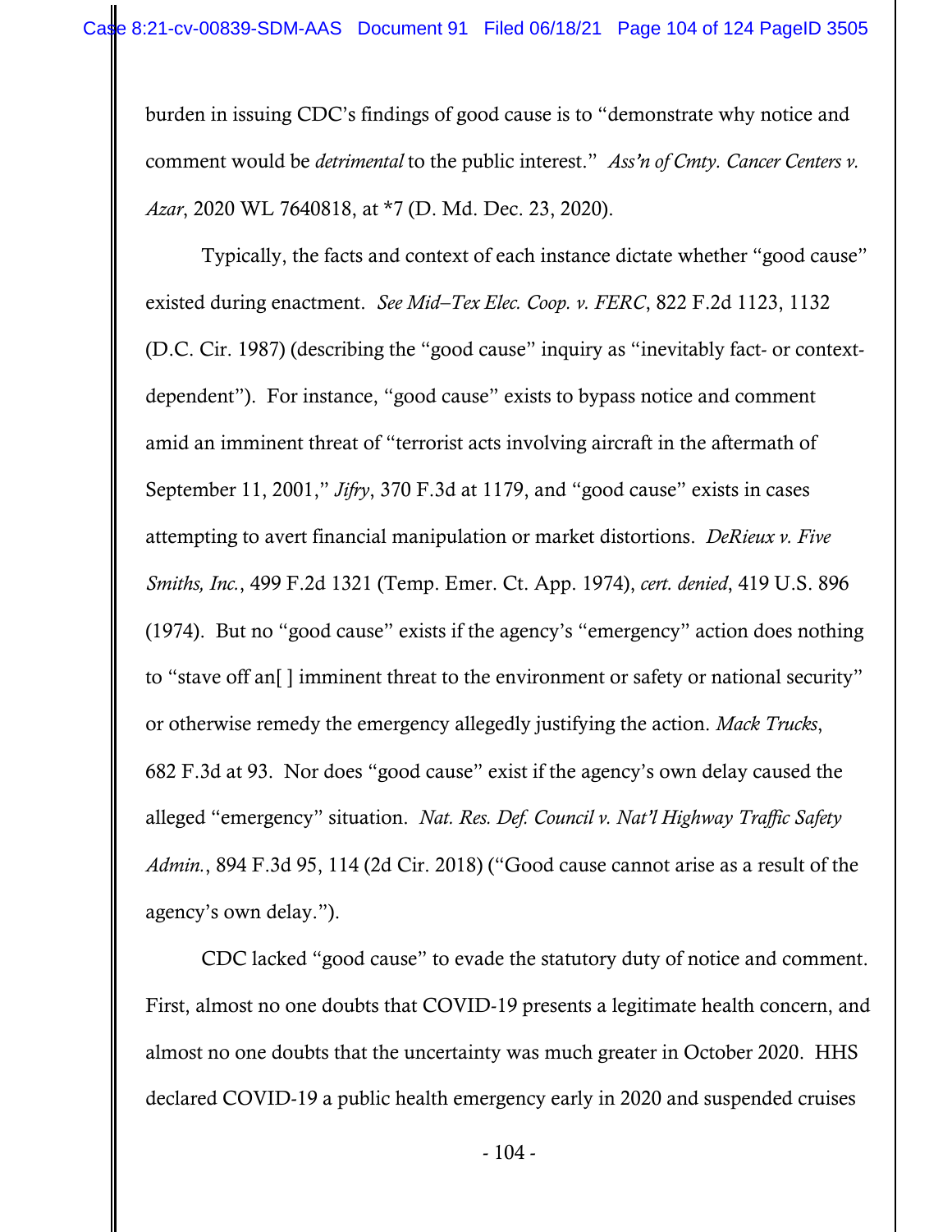burden in issuing CDC's findings of good cause is to "demonstrate why notice and comment would be *detrimental* to the public interest." *Ass'n of Cmty. Cancer Centers v. Azar*, 2020 WL 7640818, at *7 (D. Md. Dec. 23, 2020).

Typically, the facts and context of each instance dictate whether "good cause" existed during enactment. *See Mid–Tex Elec. Coop. v. FERC*, 822 F.2d 1123, 1132 (D.C. Cir. 1987) (describing the "good cause" inquiry as "inevitably fact- or context-dependent"). For instance, "good cause" exists to bypass notice and comment amid an imminent threat of "terrorist acts involving aircraft in the aftermath of September 11, 2001," *Jifry*, 370 F.3d at 1179, and "good cause" exists in cases attempting to avert financial manipulation or market distortions. *DeRieux v. Five Smiths, Inc.*, 499 F.2d 1321 (Temp. Emer. Ct. App. 1974), *cert. denied*, 419 U.S. 896 (1974). But no "good cause" exists if the agency's "emergency" action does nothing to "stave off an[ ] imminent threat to the environment or safety or national security" or otherwise remedy the emergency allegedly justifying the action. *Mack Trucks*, 682 F.3d at 93. Nor does "good cause" exist if the agency's own delay caused the alleged "emergency" situation. *Nat. Res. Def. Council v. Nat'l Highway Traffic Safety Admin.*, 894 F.3d 95, 114 (2d Cir. 2018) ("Good cause cannot arise as a result of the agency's own delay.").

CDC lacked "good cause" to evade the statutory duty of notice and comment. First, almost no one doubts that COVID-19 presents a legitimate health concern, and almost no one doubts that the uncertainty was much greater in October 2020. HHS declared COVID-19 a public health emergency early in 2020 and suspended cruises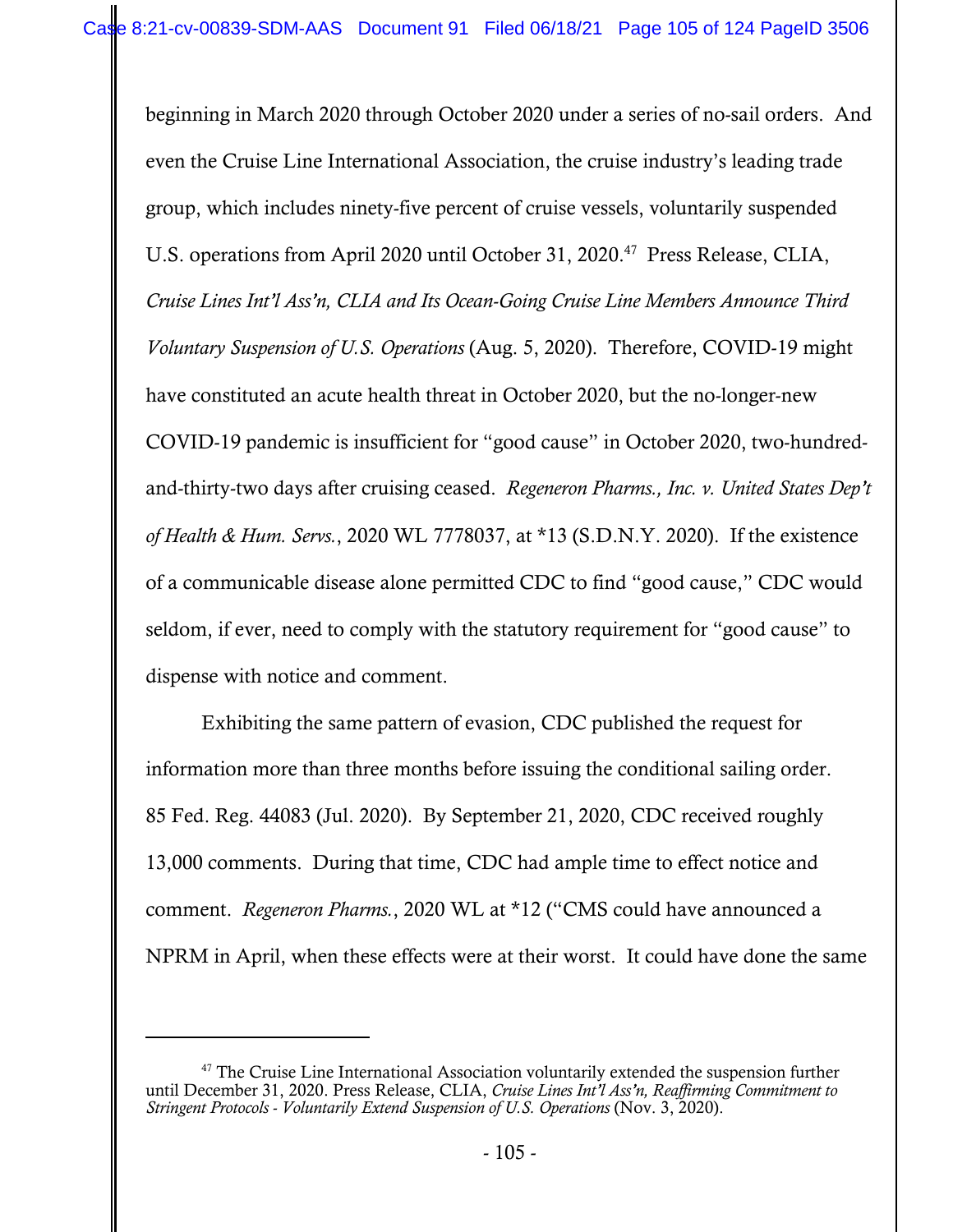beginning in March 2020 through October 2020 under a series of no-sail orders. And even the Cruise Line International Association, the cruise industry's leading trade group, which includes ninety-five percent of cruise vessels, voluntarily suspended U.S. operations from April 2020 until October 31, 2020.[47] Press Release, CLIA, *Cruise Lines Int'l Ass'n, CLIA and Its Ocean-Going Cruise Line Members Announce Third Voluntary Suspension of U.S. Operations* (Aug. 5, 2020). Therefore, COVID-19 might have constituted an acute health threat in October 2020, but the no-longer-new COVID-19 pandemic is insufficient for "good cause" in October 2020, two-hundred-and-thirty-two days after cruising ceased. *Regeneron Pharms., Inc. v. United States Dep't of Health & Hum. Servs.*, 2020 WL 7778037, at *13 (S.D.N.Y. 2020). If the existence of a communicable disease alone permitted CDC to find "good cause," CDC would seldom, if ever, need to comply with the statutory requirement for "good cause" to dispense with notice and comment.

Exhibiting the same pattern of evasion, CDC published the request for information more than three months before issuing the conditional sailing order. 85 Fed. Reg. 44083 (Jul. 2020). By September 21, 2020, CDC received roughly 13,000 comments. During that time, CDC had ample time to effect notice and comment. *Regeneron Pharms.*, 2020 WL at *12 ("CMS could have announced a NPRM in April, when these effects were at their worst. It could have done the same

---

[47] The Cruise Line International Association voluntarily extended the suspension further until December 31, 2020. Press Release, CLIA, *Cruise Lines Int'l Ass'n, Reaffirming Commitment to Stringent Protocols - Voluntarily Extend Suspension of U.S. Operations* (Nov. 3, 2020).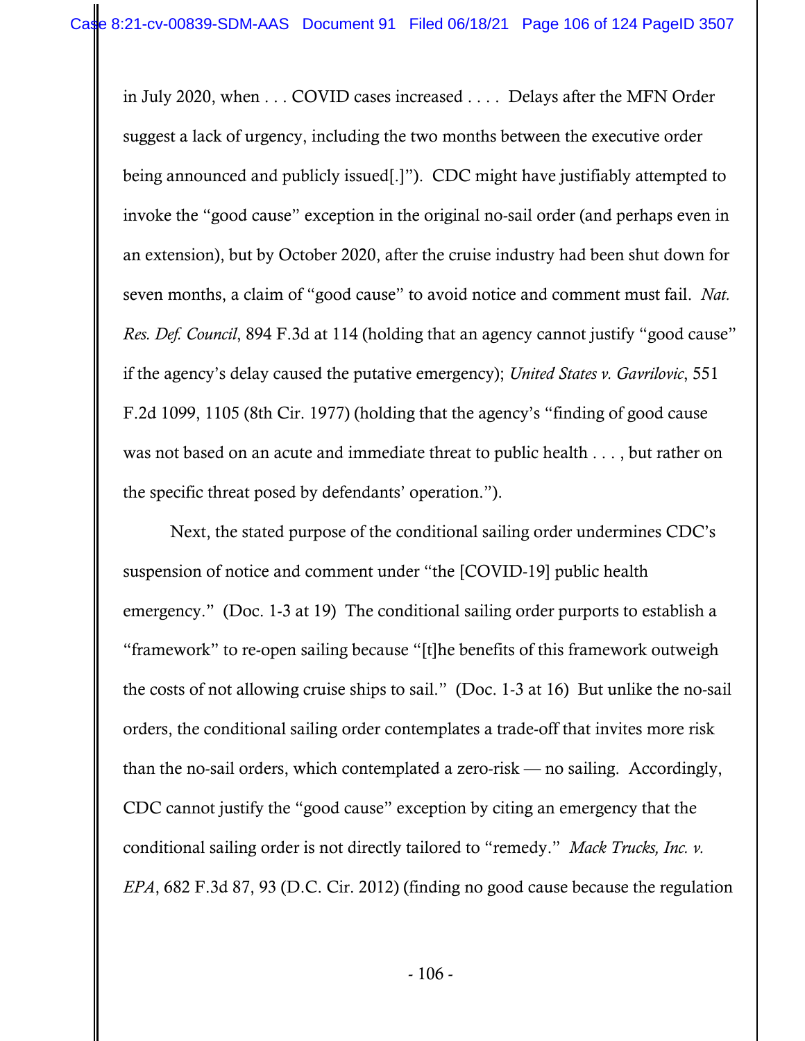in July 2020, when . . . COVID cases increased . . . . Delays after the MFN Order suggest a lack of urgency, including the two months between the executive order being announced and publicly issued[.]"). CDC might have justifiably attempted to invoke the "good cause" exception in the original no-sail order (and perhaps even in an extension), but by October 2020, after the cruise industry had been shut down for seven months, a claim of "good cause" to avoid notice and comment must fail. *Nat. Res. Def. Council*, 894 F.3d at 114 (holding that an agency cannot justify "good cause" if the agency's delay caused the putative emergency); *United States v. Gavrilovic*, 551 F.2d 1099, 1105 (8th Cir. 1977) (holding that the agency's "finding of good cause was not based on an acute and immediate threat to public health . . . , but rather on the specific threat posed by defendants' operation.").

Next, the stated purpose of the conditional sailing order undermines CDC's suspension of notice and comment under "the [COVID-19] public health emergency." (Doc. 1-3 at 19) The conditional sailing order purports to establish a "framework" to re-open sailing because "[t]he benefits of this framework outweigh the costs of not allowing cruise ships to sail." (Doc. 1-3 at 16) But unlike the no-sail orders, the conditional sailing order contemplates a trade-off that invites more risk than the no-sail orders, which contemplated a zero-risk — no sailing. Accordingly, CDC cannot justify the "good cause" exception by citing an emergency that the conditional sailing order is not directly tailored to "remedy." *Mack Trucks, Inc. v. EPA*, 682 F.3d 87, 93 (D.C. Cir. 2012) (finding no good cause because the regulation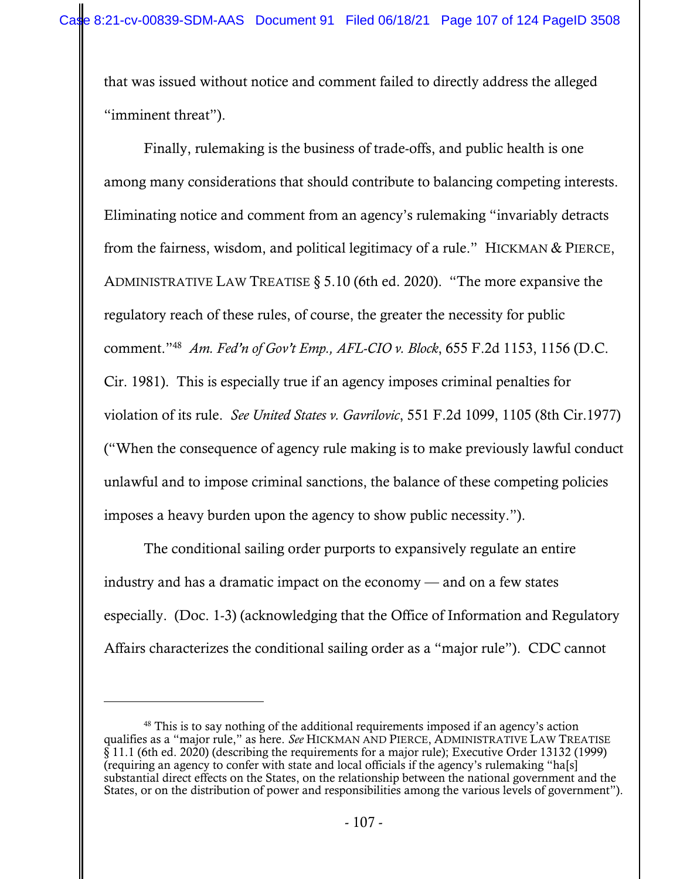that was issued without notice and comment failed to directly address the alleged "imminent threat").

Finally, rulemaking is the business of trade-offs, and public health is one among many considerations that should contribute to balancing competing interests. Eliminating notice and comment from an agency's rulemaking "invariably detracts from the fairness, wisdom, and political legitimacy of a rule." HICKMAN & PIERCE, ADMINISTRATIVE LAW TREATISE § 5.10 (6th ed. 2020). "The more expansive the regulatory reach of these rules, of course, the greater the necessity for public comment."[48] *Am. Fed'n of Gov't Emp., AFL-CIO v. Block*, 655 F.2d 1153, 1156 (D.C. Cir. 1981). This is especially true if an agency imposes criminal penalties for violation of its rule. *See United States v. Gavrilovic*, 551 F.2d 1099, 1105 (8th Cir.1977) ("When the consequence of agency rule making is to make previously lawful conduct unlawful and to impose criminal sanctions, the balance of these competing policies imposes a heavy burden upon the agency to show public necessity.").

The conditional sailing order purports to expansively regulate an entire industry and has a dramatic impact on the economy — and on a few states especially. (Doc. 1-3) (acknowledging that the Office of Information and Regulatory Affairs characterizes the conditional sailing order as a "major rule"). CDC cannot

---

[48] This is to say nothing of the additional requirements imposed if an agency's action qualifies as a "major rule," as here. *See* HICKMAN AND PIERCE, ADMINISTRATIVE LAW TREATISE § 11.1 (6th ed. 2020) (describing the requirements for a major rule); Executive Order 13132 (1999) (requiring an agency to confer with state and local officials if the agency's rulemaking "ha[s] substantial direct effects on the States, on the relationship between the national government and the States, or on the distribution of power and responsibilities among the various levels of government").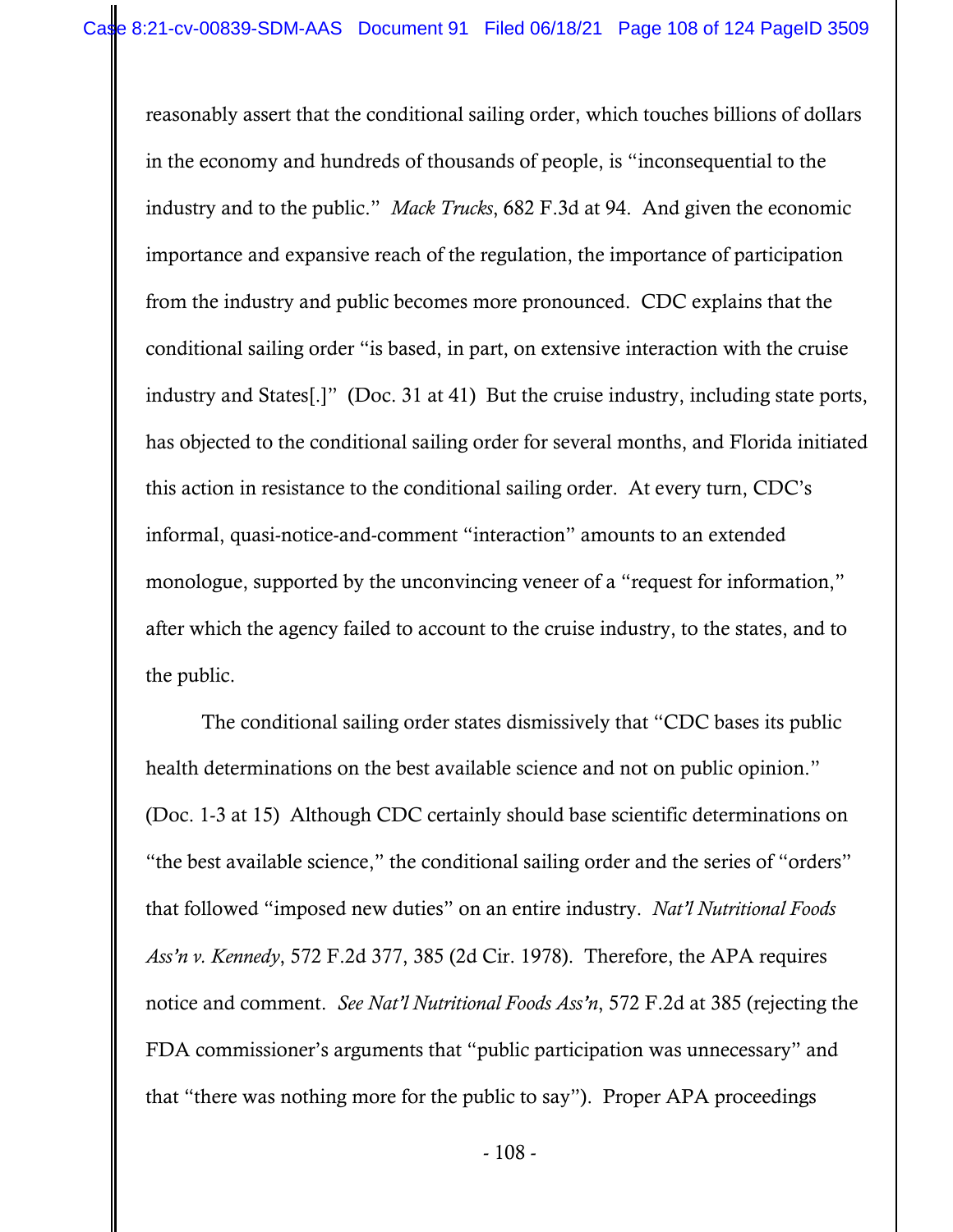reasonably assert that the conditional sailing order, which touches billions of dollars in the economy and hundreds of thousands of people, is "inconsequential to the industry and to the public." *Mack Trucks*, 682 F.3d at 94. And given the economic importance and expansive reach of the regulation, the importance of participation from the industry and public becomes more pronounced. CDC explains that the conditional sailing order "is based, in part, on extensive interaction with the cruise industry and States[.]" (Doc. 31 at 41) But the cruise industry, including state ports, has objected to the conditional sailing order for several months, and Florida initiated this action in resistance to the conditional sailing order. At every turn, CDC's informal, quasi-notice-and-comment "interaction" amounts to an extended monologue, supported by the unconvincing veneer of a "request for information," after which the agency failed to account to the cruise industry, to the states, and to the public.

The conditional sailing order states dismissively that "CDC bases its public health determinations on the best available science and not on public opinion." (Doc. 1-3 at 15) Although CDC certainly should base scientific determinations on "the best available science," the conditional sailing order and the series of "orders" that followed "imposed new duties" on an entire industry. *Nat'l Nutritional Foods Ass'n v. Kennedy*, 572 F.2d 377, 385 (2d Cir. 1978). Therefore, the APA requires notice and comment. *See Nat'l Nutritional Foods Ass'n*, 572 F.2d at 385 (rejecting the FDA commissioner's arguments that "public participation was unnecessary" and that "there was nothing more for the public to say"). Proper APA proceedings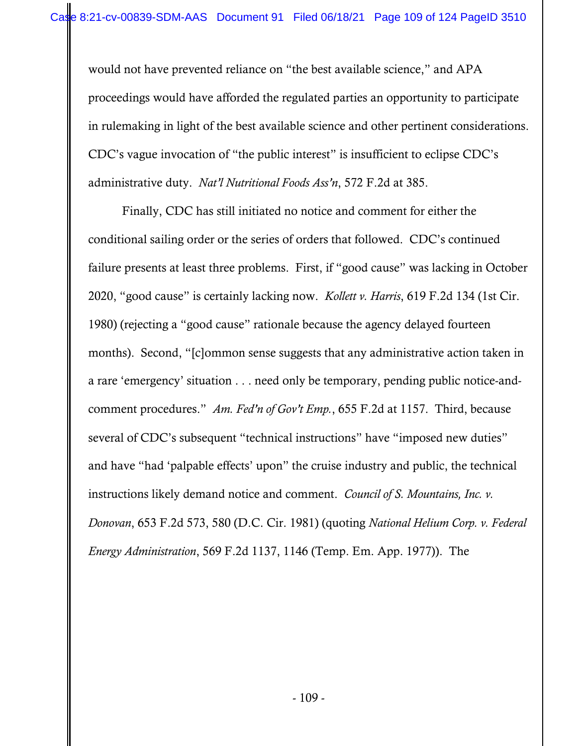would not have prevented reliance on "the best available science," and APA proceedings would have afforded the regulated parties an opportunity to participate in rulemaking in light of the best available science and other pertinent considerations. CDC's vague invocation of "the public interest" is insufficient to eclipse CDC's administrative duty. *Nat'l Nutritional Foods Ass'n*, 572 F.2d at 385.

Finally, CDC has still initiated no notice and comment for either the conditional sailing order or the series of orders that followed. CDC's continued failure presents at least three problems. First, if "good cause" was lacking in October 2020, "good cause" is certainly lacking now. *Kollett v. Harris*, 619 F.2d 134 (1st Cir. 1980) (rejecting a "good cause" rationale because the agency delayed fourteen months). Second, "[c]ommon sense suggests that any administrative action taken in a rare 'emergency' situation . . . need only be temporary, pending public notice-and-comment procedures." *Am. Fed'n of Gov't Emp.*, 655 F.2d at 1157. Third, because several of CDC's subsequent "technical instructions" have "imposed new duties" and have "had 'palpable effects' upon" the cruise industry and public, the technical instructions likely demand notice and comment. *Council of S. Mountains, Inc. v. Donovan*, 653 F.2d 573, 580 (D.C. Cir. 1981) (quoting *National Helium Corp. v. Federal Energy Administration*, 569 F.2d 1137, 1146 (Temp. Em. App. 1977)). The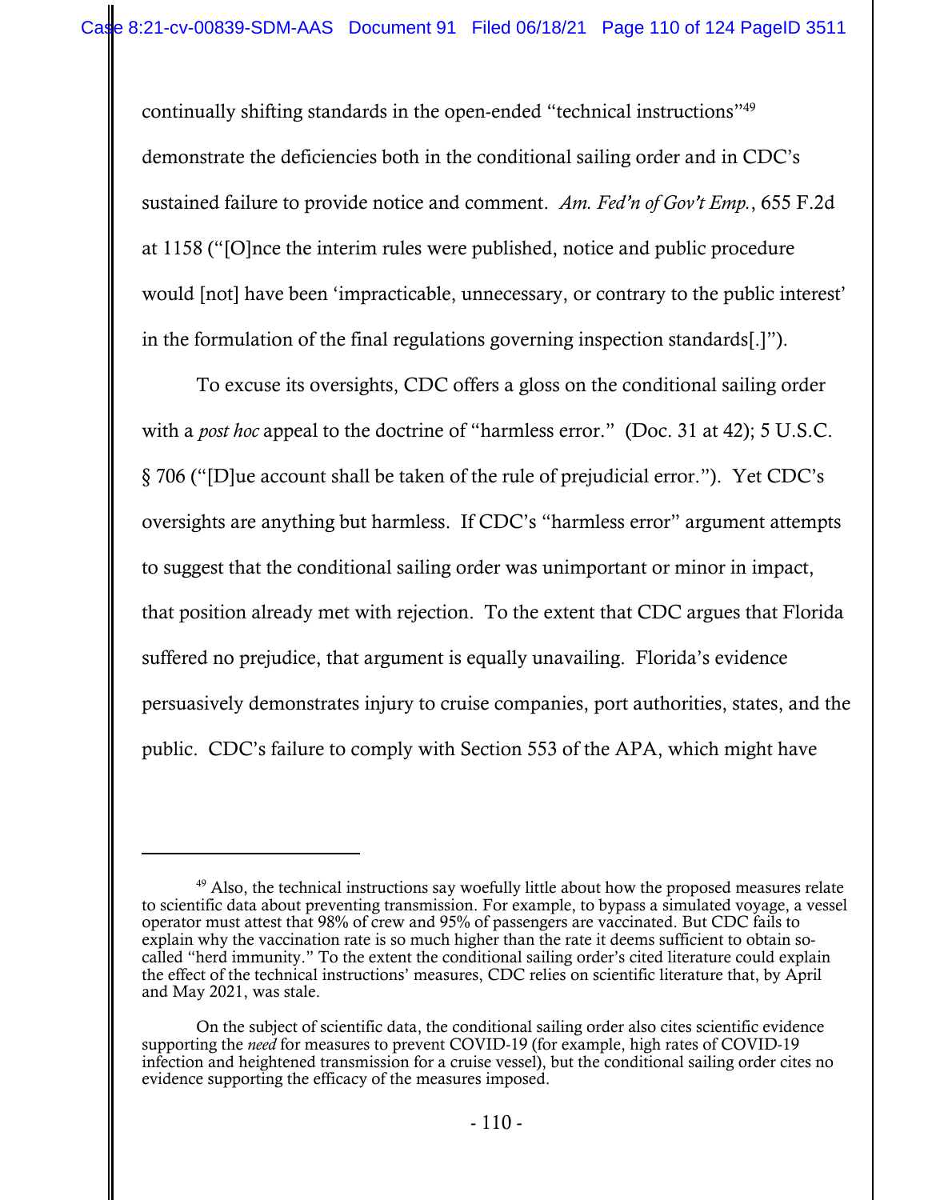continually shifting standards in the open-ended "technical instructions"[49] demonstrate the deficiencies both in the conditional sailing order and in CDC's sustained failure to provide notice and comment. *Am. Fed'n of Gov't Emp.*, 655 F.2d at 1158 ("[O]nce the interim rules were published, notice and public procedure would [not] have been 'impracticable, unnecessary, or contrary to the public interest' in the formulation of the final regulations governing inspection standards[.]").

To excuse its oversights, CDC offers a gloss on the conditional sailing order with a *post hoc* appeal to the doctrine of "harmless error." (Doc. 31 at 42); 5 U.S.C. § 706 ("[D]ue account shall be taken of the rule of prejudicial error."). Yet CDC's oversights are anything but harmless. If CDC's "harmless error" argument attempts to suggest that the conditional sailing order was unimportant or minor in impact, that position already met with rejection. To the extent that CDC argues that Florida suffered no prejudice, that argument is equally unavailing. Florida's evidence persuasively demonstrates injury to cruise companies, port authorities, states, and the public. CDC's failure to comply with Section 553 of the APA, which might have

---

[49] Also, the technical instructions say woefully little about how the proposed measures relate to scientific data about preventing transmission. For example, to bypass a simulated voyage, a vessel operator must attest that 98% of crew and 95% of passengers are vaccinated. But CDC fails to explain why the vaccination rate is so much higher than the rate it deems sufficient to obtain so-called "herd immunity." To the extent the conditional sailing order's cited literature could explain the effect of the technical instructions' measures, CDC relies on scientific literature that, by April and May 2021, was stale.

On the subject of scientific data, the conditional sailing order also cites scientific evidence supporting the *need* for measures to prevent COVID-19 (for example, high rates of COVID-19 infection and heightened transmission for a cruise vessel), but the conditional sailing order cites no evidence supporting the efficacy of the measures imposed.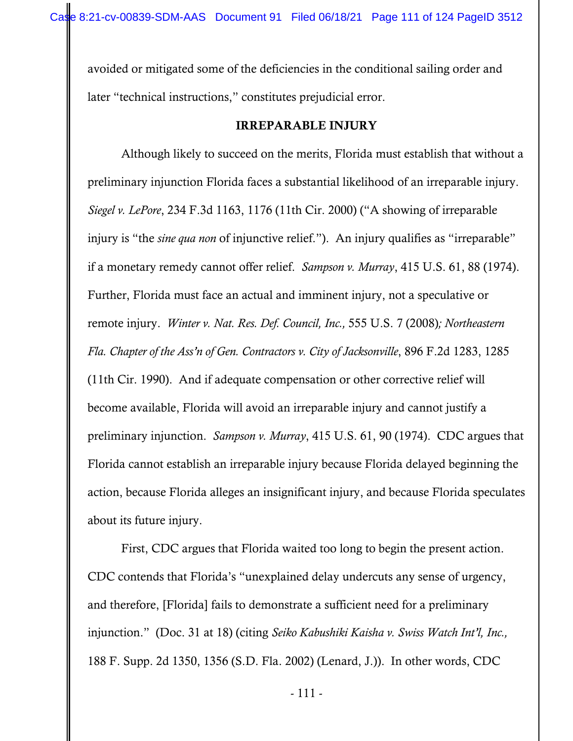avoided or mitigated some of the deficiencies in the conditional sailing order and later "technical instructions," constitutes prejudicial error.

## IRREPARABLE INJURY

Although likely to succeed on the merits, Florida must establish that without a preliminary injunction Florida faces a substantial likelihood of an irreparable injury. *Siegel v. LePore*, 234 F.3d 1163, 1176 (11th Cir. 2000) ("A showing of irreparable injury is "the *sine qua non* of injunctive relief."). An injury qualifies as "irreparable" if a monetary remedy cannot offer relief. *Sampson v. Murray*, 415 U.S. 61, 88 (1974). Further, Florida must face an actual and imminent injury, not a speculative or remote injury. *Winter v. Nat. Res. Def. Council, Inc.,* 555 U.S. 7 (2008)*; Northeastern Fla. Chapter of the Ass'n of Gen. Contractors v. City of Jacksonville*, 896 F.2d 1283, 1285 (11th Cir. 1990). And if adequate compensation or other corrective relief will become available, Florida will avoid an irreparable injury and cannot justify a preliminary injunction. *Sampson v. Murray*, 415 U.S. 61, 90 (1974). CDC argues that Florida cannot establish an irreparable injury because Florida delayed beginning the action, because Florida alleges an insignificant injury, and because Florida speculates about its future injury.

First, CDC argues that Florida waited too long to begin the present action. CDC contends that Florida's "unexplained delay undercuts any sense of urgency, and therefore, [Florida] fails to demonstrate a sufficient need for a preliminary injunction." (Doc. 31 at 18) (citing *Seiko Kabushiki Kaisha v. Swiss Watch Int'l, Inc.,* 188 F. Supp. 2d 1350, 1356 (S.D. Fla. 2002) (Lenard, J.)). In other words, CDC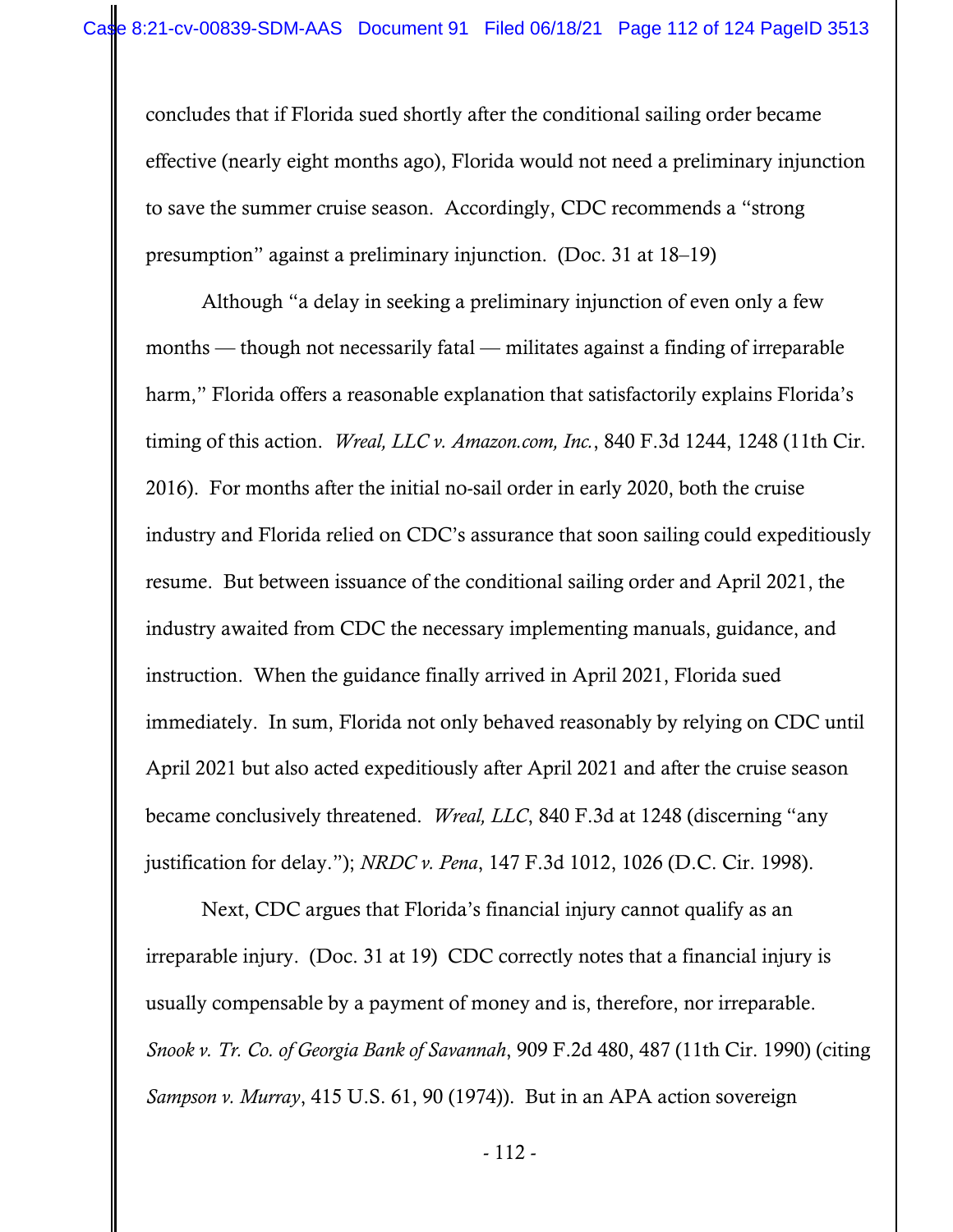concludes that if Florida sued shortly after the conditional sailing order became effective (nearly eight months ago), Florida would not need a preliminary injunction to save the summer cruise season. Accordingly, CDC recommends a "strong presumption" against a preliminary injunction. (Doc. 31 at 18–19)

Although "a delay in seeking a preliminary injunction of even only a few months — though not necessarily fatal — militates against a finding of irreparable harm," Florida offers a reasonable explanation that satisfactorily explains Florida's timing of this action. *Wreal, LLC v. Amazon.com, Inc.*, 840 F.3d 1244, 1248 (11th Cir. 2016). For months after the initial no-sail order in early 2020, both the cruise industry and Florida relied on CDC's assurance that soon sailing could expeditiously resume. But between issuance of the conditional sailing order and April 2021, the industry awaited from CDC the necessary implementing manuals, guidance, and instruction. When the guidance finally arrived in April 2021, Florida sued immediately. In sum, Florida not only behaved reasonably by relying on CDC until April 2021 but also acted expeditiously after April 2021 and after the cruise season became conclusively threatened. *Wreal, LLC*, 840 F.3d at 1248 (discerning "any justification for delay."); *NRDC v. Pena*, 147 F.3d 1012, 1026 (D.C. Cir. 1998).

Next, CDC argues that Florida's financial injury cannot qualify as an irreparable injury. (Doc. 31 at 19) CDC correctly notes that a financial injury is usually compensable by a payment of money and is, therefore, nor irreparable. *Snook v. Tr. Co. of Georgia Bank of Savannah*, 909 F.2d 480, 487 (11th Cir. 1990) (citing *Sampson v. Murray*, 415 U.S. 61, 90 (1974)). But in an APA action sovereign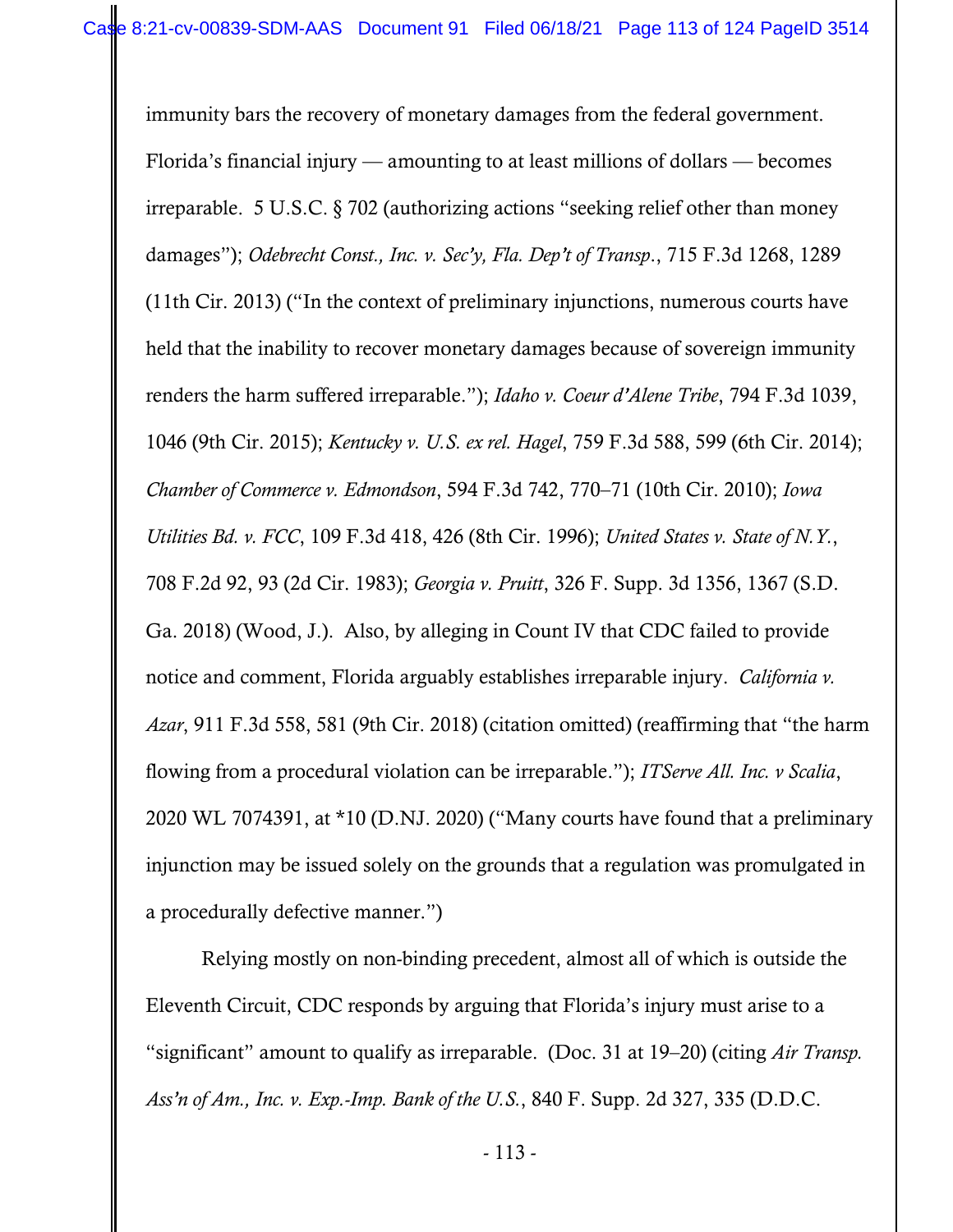immunity bars the recovery of monetary damages from the federal government. Florida's financial injury — amounting to at least millions of dollars — becomes irreparable. 5 U.S.C. § 702 (authorizing actions "seeking relief other than money damages"); *Odebrecht Const., Inc. v. Sec'y, Fla. Dep't of Transp*., 715 F.3d 1268, 1289 (11th Cir. 2013) ("In the context of preliminary injunctions, numerous courts have held that the inability to recover monetary damages because of sovereign immunity renders the harm suffered irreparable."); *Idaho v. Coeur d'Alene Tribe*, 794 F.3d 1039, 1046 (9th Cir. 2015); *Kentucky v. U.S. ex rel. Hagel*, 759 F.3d 588, 599 (6th Cir. 2014); *Chamber of Commerce v. Edmondson*, 594 F.3d 742, 770–71 (10th Cir. 2010); *Iowa Utilities Bd. v. FCC*, 109 F.3d 418, 426 (8th Cir. 1996); *United States v. State of N.Y.*, 708 F.2d 92, 93 (2d Cir. 1983); *Georgia v. Pruitt*, 326 F. Supp. 3d 1356, 1367 (S.D. Ga. 2018) (Wood, J.). Also, by alleging in Count IV that CDC failed to provide notice and comment, Florida arguably establishes irreparable injury. *California v. Azar*, 911 F.3d 558, 581 (9th Cir. 2018) (citation omitted) (reaffirming that "the harm flowing from a procedural violation can be irreparable."); *ITServe All. Inc. v Scalia*, 2020 WL 7074391, at *10 (D.NJ. 2020) ("Many courts have found that a preliminary injunction may be issued solely on the grounds that a regulation was promulgated in a procedurally defective manner.")

Relying mostly on non-binding precedent, almost all of which is outside the Eleventh Circuit, CDC responds by arguing that Florida's injury must arise to a "significant" amount to qualify as irreparable. (Doc. 31 at 19–20) (citing *Air Transp. Ass'n of Am., Inc. v. Exp.-Imp. Bank of the U.S.*, 840 F. Supp. 2d 327, 335 (D.D.C.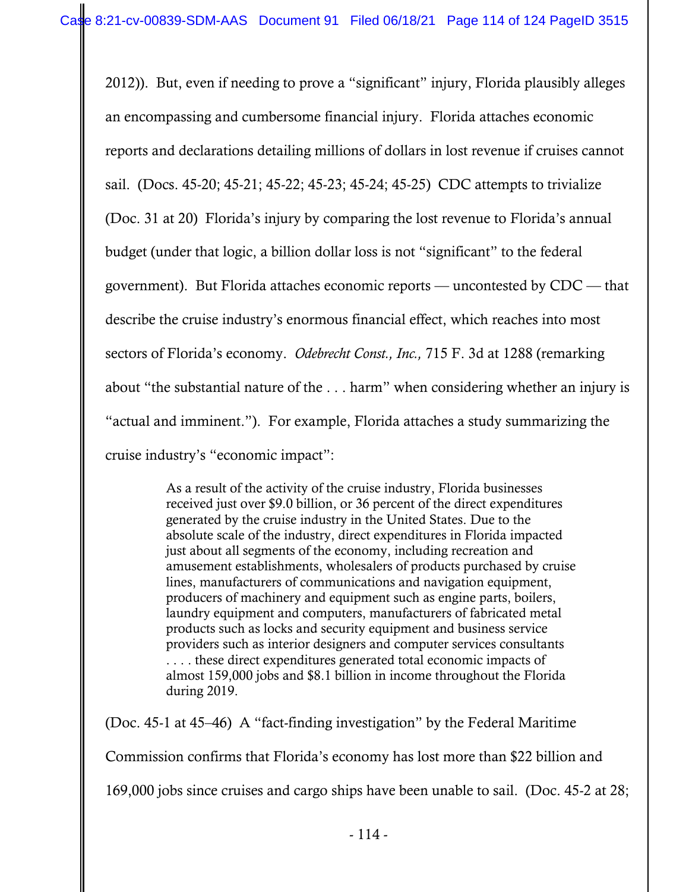2012)). But, even if needing to prove a "significant" injury, Florida plausibly alleges an encompassing and cumbersome financial injury. Florida attaches economic reports and declarations detailing millions of dollars in lost revenue if cruises cannot sail. (Docs. 45-20; 45-21; 45-22; 45-23; 45-24; 45-25) CDC attempts to trivialize (Doc. 31 at 20) Florida's injury by comparing the lost revenue to Florida's annual budget (under that logic, a billion dollar loss is not "significant" to the federal government). But Florida attaches economic reports — uncontested by CDC — that describe the cruise industry's enormous financial effect, which reaches into most sectors of Florida's economy. *Odebrecht Const., Inc.,* 715 F. 3d at 1288 (remarking about "the substantial nature of the . . . harm" when considering whether an injury is "actual and imminent."). For example, Florida attaches a study summarizing the cruise industry's "economic impact":

> As a result of the activity of the cruise industry, Florida businesses received just over $9.0 billion, or 36 percent of the direct expenditures generated by the cruise industry in the United States. Due to the absolute scale of the industry, direct expenditures in Florida impacted just about all segments of the economy, including recreation and amusement establishments, wholesalers of products purchased by cruise lines, manufacturers of communications and navigation equipment, producers of machinery and equipment such as engine parts, boilers, laundry equipment and computers, manufacturers of fabricated metal products such as locks and security equipment and business service providers such as interior designers and computer services consultants . . . . these direct expenditures generated total economic impacts of almost 159,000 jobs and $8.1 billion in income throughout the Florida during 2019.

(Doc. 45-1 at 45–46) A "fact-finding investigation" by the Federal Maritime Commission confirms that Florida's economy has lost more than $22 billion and 169,000 jobs since cruises and cargo ships have been unable to sail. (Doc. 45-2 at 28;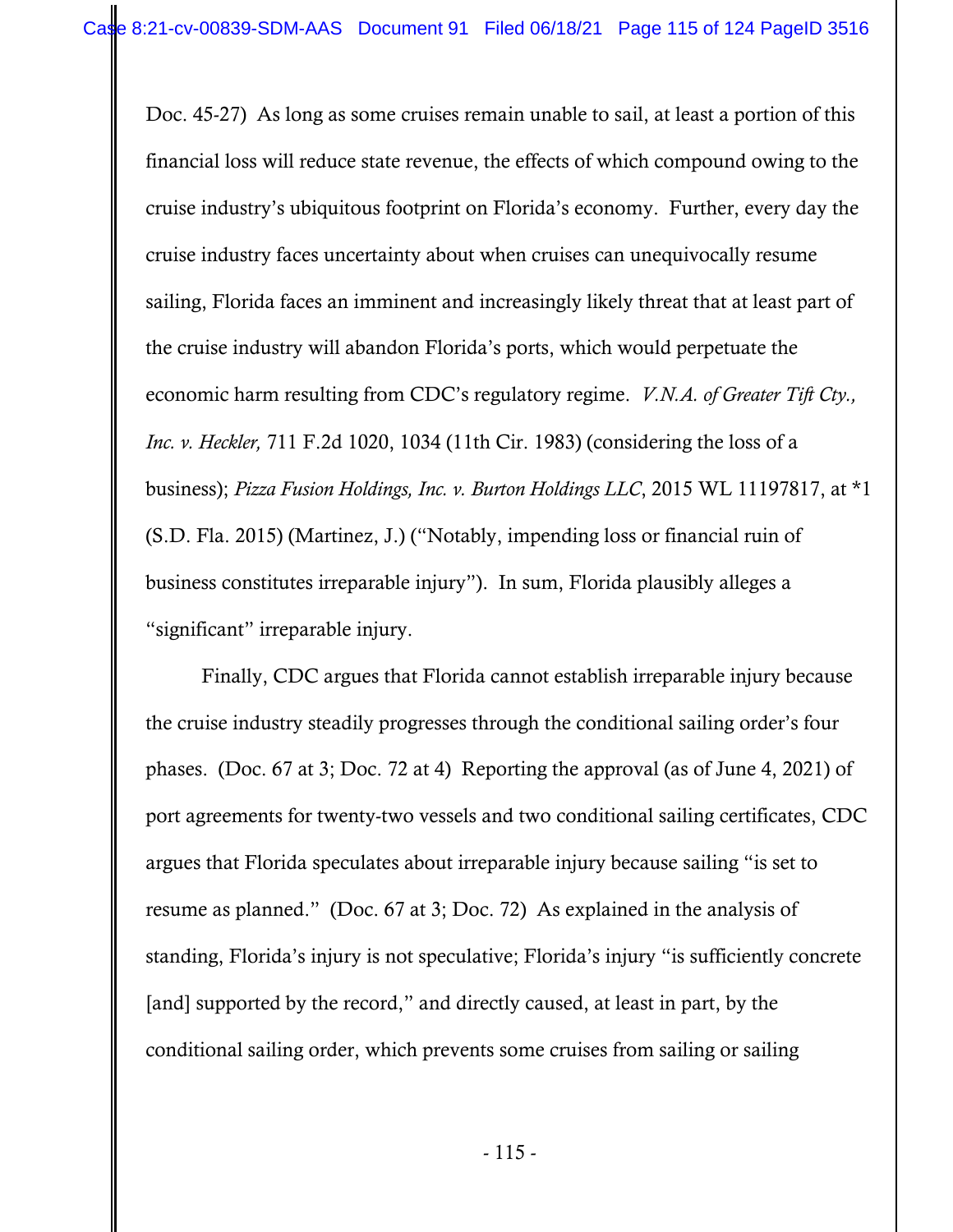Doc. 45-27) As long as some cruises remain unable to sail, at least a portion of this financial loss will reduce state revenue, the effects of which compound owing to the cruise industry's ubiquitous footprint on Florida's economy. Further, every day the cruise industry faces uncertainty about when cruises can unequivocally resume sailing, Florida faces an imminent and increasingly likely threat that at least part of the cruise industry will abandon Florida's ports, which would perpetuate the economic harm resulting from CDC's regulatory regime. *V.N.A. of Greater Tift Cty., Inc. v. Heckler,* 711 F.2d 1020, 1034 (11th Cir. 1983) (considering the loss of a business); *Pizza Fusion Holdings, Inc. v. Burton Holdings LLC*, 2015 WL 11197817, at *1 (S.D. Fla. 2015) (Martinez, J.) ("Notably, impending loss or financial ruin of business constitutes irreparable injury"). In sum, Florida plausibly alleges a "significant" irreparable injury.

Finally, CDC argues that Florida cannot establish irreparable injury because the cruise industry steadily progresses through the conditional sailing order's four phases. (Doc. 67 at 3; Doc. 72 at 4) Reporting the approval (as of June 4, 2021) of port agreements for twenty-two vessels and two conditional sailing certificates, CDC argues that Florida speculates about irreparable injury because sailing "is set to resume as planned." (Doc. 67 at 3; Doc. 72) As explained in the analysis of standing, Florida's injury is not speculative; Florida's injury "is sufficiently concrete [and] supported by the record," and directly caused, at least in part, by the conditional sailing order, which prevents some cruises from sailing or sailing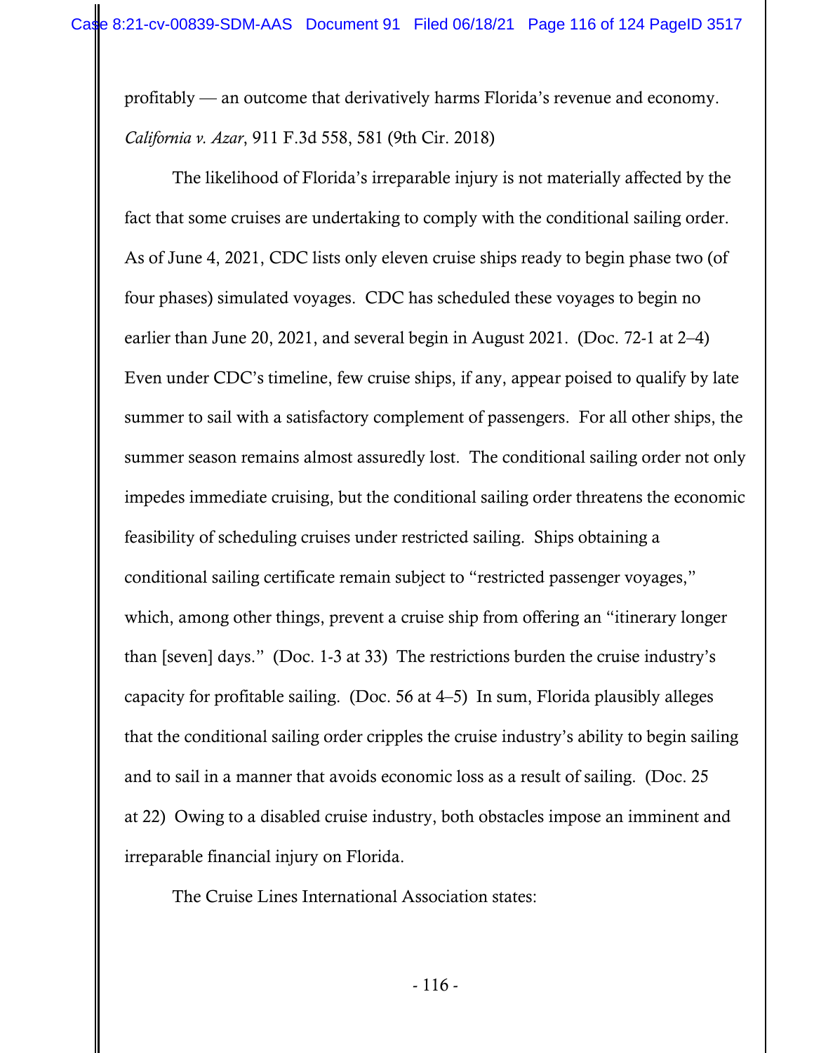profitably — an outcome that derivatively harms Florida's revenue and economy. *California v. Azar*, 911 F.3d 558, 581 (9th Cir. 2018)

The likelihood of Florida's irreparable injury is not materially affected by the fact that some cruises are undertaking to comply with the conditional sailing order. As of June 4, 2021, CDC lists only eleven cruise ships ready to begin phase two (of four phases) simulated voyages. CDC has scheduled these voyages to begin no earlier than June 20, 2021, and several begin in August 2021. (Doc. 72-1 at 2–4) Even under CDC's timeline, few cruise ships, if any, appear poised to qualify by late summer to sail with a satisfactory complement of passengers. For all other ships, the summer season remains almost assuredly lost. The conditional sailing order not only impedes immediate cruising, but the conditional sailing order threatens the economic feasibility of scheduling cruises under restricted sailing. Ships obtaining a conditional sailing certificate remain subject to "restricted passenger voyages," which, among other things, prevent a cruise ship from offering an "itinerary longer than [seven] days." (Doc. 1-3 at 33) The restrictions burden the cruise industry's capacity for profitable sailing. (Doc. 56 at 4–5) In sum, Florida plausibly alleges that the conditional sailing order cripples the cruise industry's ability to begin sailing and to sail in a manner that avoids economic loss as a result of sailing. (Doc. 25 at 22) Owing to a disabled cruise industry, both obstacles impose an imminent and irreparable financial injury on Florida.

The Cruise Lines International Association states: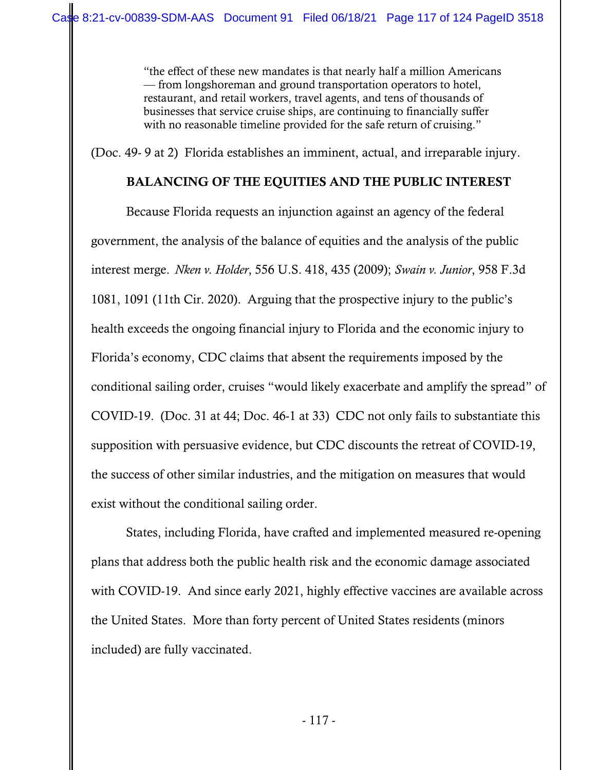> "the effect of these new mandates is that nearly half a million Americans — from longshoreman and ground transportation operators to hotel, restaurant, and retail workers, travel agents, and tens of thousands of businesses that service cruise ships, are continuing to financially suffer with no reasonable timeline provided for the safe return of cruising."

(Doc. 49- 9 at 2) Florida establishes an imminent, actual, and irreparable injury.

## BALANCING OF THE EQUITIES AND THE PUBLIC INTEREST

Because Florida requests an injunction against an agency of the federal government, the analysis of the balance of equities and the analysis of the public interest merge. *Nken v. Holder*, 556 U.S. 418, 435 (2009); *Swain v. Junior*, 958 F.3d 1081, 1091 (11th Cir. 2020). Arguing that the prospective injury to the public's health exceeds the ongoing financial injury to Florida and the economic injury to Florida's economy, CDC claims that absent the requirements imposed by the conditional sailing order, cruises "would likely exacerbate and amplify the spread" of COVID-19. (Doc. 31 at 44; Doc. 46-1 at 33) CDC not only fails to substantiate this supposition with persuasive evidence, but CDC discounts the retreat of COVID-19, the success of other similar industries, and the mitigation on measures that would exist without the conditional sailing order.

States, including Florida, have crafted and implemented measured re-opening plans that address both the public health risk and the economic damage associated with COVID-19. And since early 2021, highly effective vaccines are available across the United States. More than forty percent of United States residents (minors included) are fully vaccinated.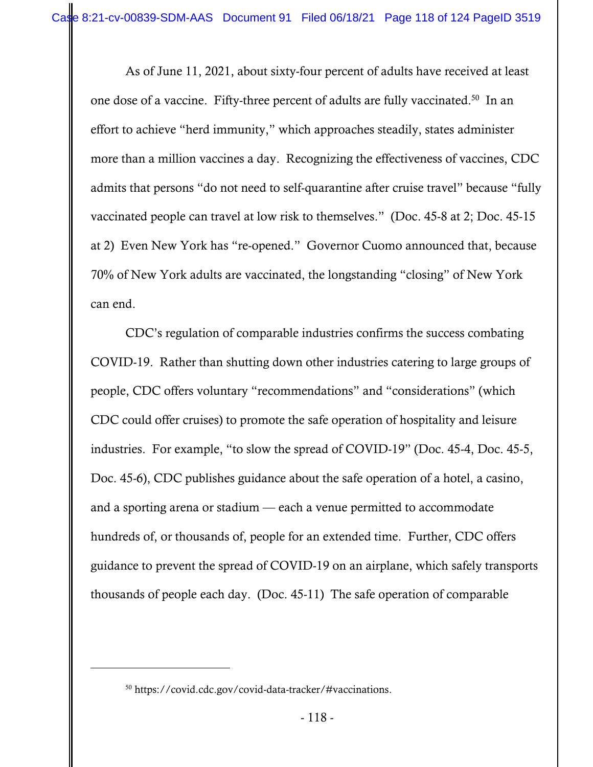As of June 11, 2021, about sixty-four percent of adults have received at least one dose of a vaccine. Fifty-three percent of adults are fully vaccinated.[50] In an effort to achieve "herd immunity," which approaches steadily, states administer more than a million vaccines a day. Recognizing the effectiveness of vaccines, CDC admits that persons "do not need to self-quarantine after cruise travel" because "fully vaccinated people can travel at low risk to themselves." (Doc. 45-8 at 2; Doc. 45-15 at 2) Even New York has "re-opened." Governor Cuomo announced that, because 70% of New York adults are vaccinated, the longstanding "closing" of New York can end.

CDC's regulation of comparable industries confirms the success combating COVID-19. Rather than shutting down other industries catering to large groups of people, CDC offers voluntary "recommendations" and "considerations" (which CDC could offer cruises) to promote the safe operation of hospitality and leisure industries. For example, "to slow the spread of COVID-19" (Doc. 45-4, Doc. 45-5, Doc. 45-6), CDC publishes guidance about the safe operation of a hotel, a casino, and a sporting arena or stadium — each a venue permitted to accommodate hundreds of, or thousands of, people for an extended time. Further, CDC offers guidance to prevent the spread of COVID-19 on an airplane, which safely transports thousands of people each day. (Doc. 45-11) The safe operation of comparable

---

[50] https://covid.cdc.gov/covid-data-tracker/#vaccinations.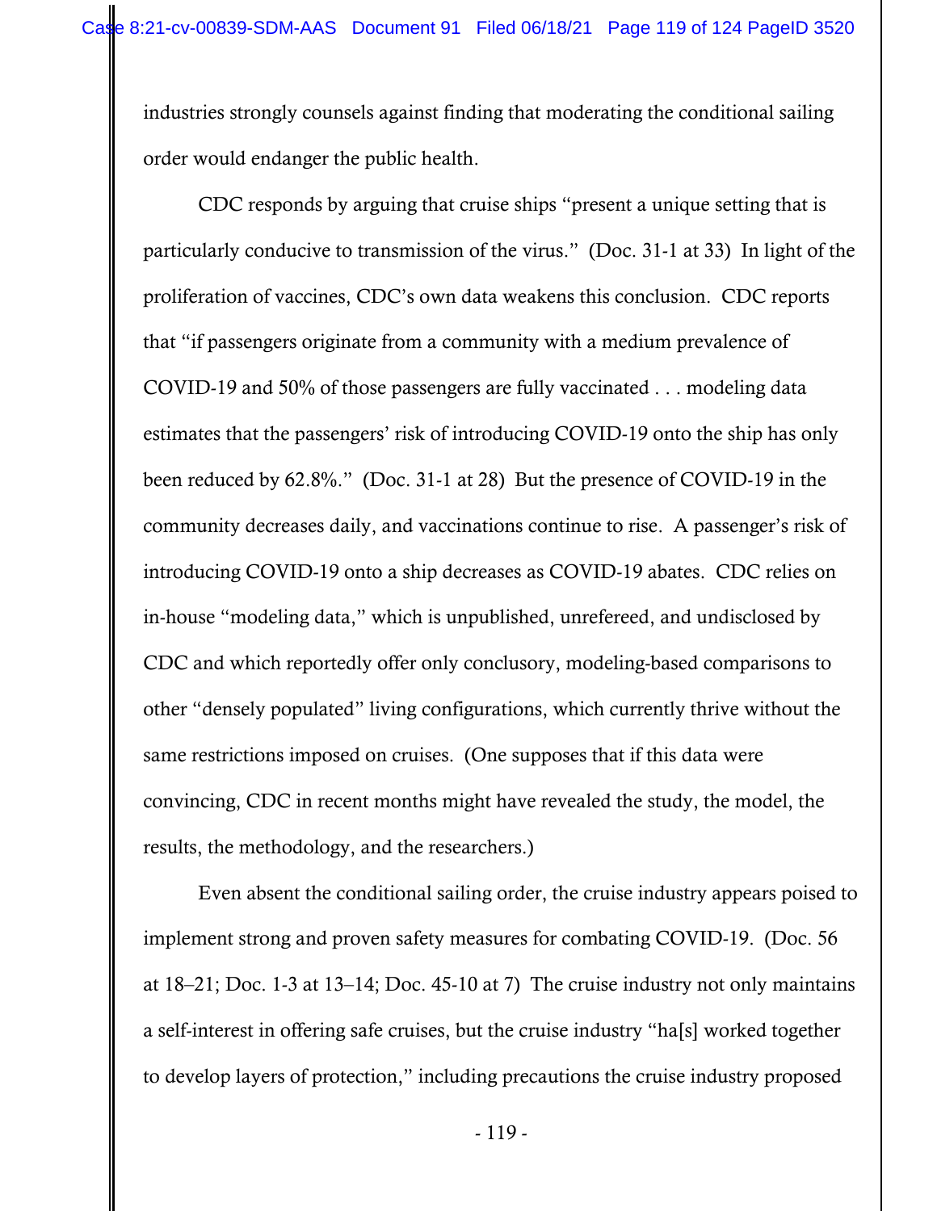industries strongly counsels against finding that moderating the conditional sailing order would endanger the public health.

CDC responds by arguing that cruise ships "present a unique setting that is particularly conducive to transmission of the virus." (Doc. 31-1 at 33) In light of the proliferation of vaccines, CDC's own data weakens this conclusion. CDC reports that "if passengers originate from a community with a medium prevalence of COVID-19 and 50% of those passengers are fully vaccinated . . . modeling data estimates that the passengers' risk of introducing COVID-19 onto the ship has only been reduced by 62.8%." (Doc. 31-1 at 28) But the presence of COVID-19 in the community decreases daily, and vaccinations continue to rise. A passenger's risk of introducing COVID-19 onto a ship decreases as COVID-19 abates. CDC relies on in-house "modeling data," which is unpublished, unrefereed, and undisclosed by CDC and which reportedly offer only conclusory, modeling-based comparisons to other "densely populated" living configurations, which currently thrive without the same restrictions imposed on cruises. (One supposes that if this data were convincing, CDC in recent months might have revealed the study, the model, the results, the methodology, and the researchers.)

Even absent the conditional sailing order, the cruise industry appears poised to implement strong and proven safety measures for combating COVID-19. (Doc. 56 at 18–21; Doc. 1-3 at 13–14; Doc. 45-10 at 7) The cruise industry not only maintains a self-interest in offering safe cruises, but the cruise industry "ha[s] worked together to develop layers of protection," including precautions the cruise industry proposed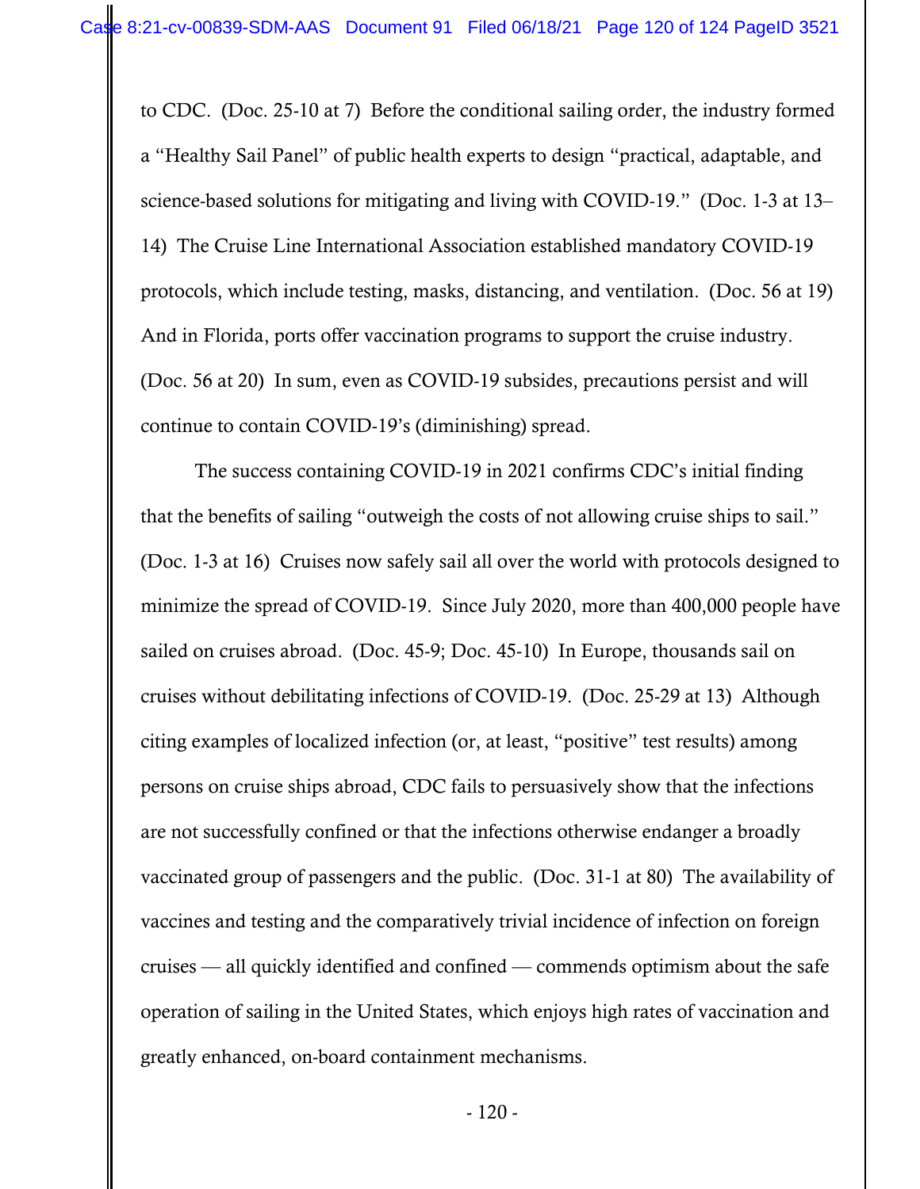to CDC. (Doc. 25-10 at 7) Before the conditional sailing order, the industry formed a "Healthy Sail Panel" of public health experts to design "practical, adaptable, and science-based solutions for mitigating and living with COVID-19." (Doc. 1-3 at 13–14) The Cruise Line International Association established mandatory COVID-19 protocols, which include testing, masks, distancing, and ventilation. (Doc. 56 at 19) And in Florida, ports offer vaccination programs to support the cruise industry. (Doc. 56 at 20) In sum, even as COVID-19 subsides, precautions persist and will continue to contain COVID-19's (diminishing) spread.

The success containing COVID-19 in 2021 confirms CDC's initial finding that the benefits of sailing "outweigh the costs of not allowing cruise ships to sail." (Doc. 1-3 at 16) Cruises now safely sail all over the world with protocols designed to minimize the spread of COVID-19. Since July 2020, more than 400,000 people have sailed on cruises abroad. (Doc. 45-9; Doc. 45-10) In Europe, thousands sail on cruises without debilitating infections of COVID-19. (Doc. 25-29 at 13) Although citing examples of localized infection (or, at least, "positive" test results) among persons on cruise ships abroad, CDC fails to persuasively show that the infections are not successfully confined or that the infections otherwise endanger a broadly vaccinated group of passengers and the public. (Doc. 31-1 at 80) The availability of vaccines and testing and the comparatively trivial incidence of infection on foreign cruises — all quickly identified and confined — commends optimism about the safe operation of sailing in the United States, which enjoys high rates of vaccination and greatly enhanced, on-board containment mechanisms.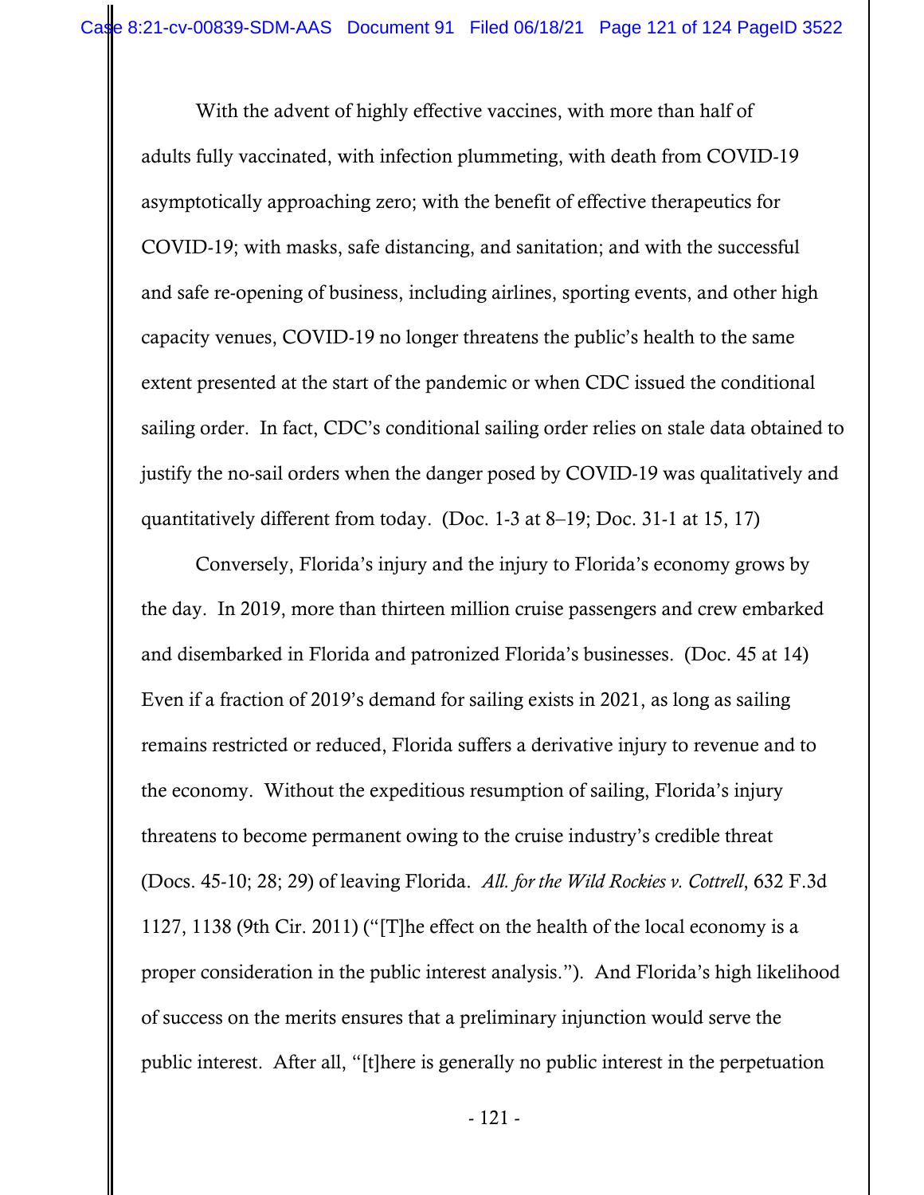With the advent of highly effective vaccines, with more than half of adults fully vaccinated, with infection plummeting, with death from COVID-19 asymptotically approaching zero; with the benefit of effective therapeutics for COVID-19; with masks, safe distancing, and sanitation; and with the successful and safe re-opening of business, including airlines, sporting events, and other high capacity venues, COVID-19 no longer threatens the public's health to the same extent presented at the start of the pandemic or when CDC issued the conditional sailing order. In fact, CDC's conditional sailing order relies on stale data obtained to justify the no-sail orders when the danger posed by COVID-19 was qualitatively and quantitatively different from today. (Doc. 1-3 at 8–19; Doc. 31-1 at 15, 17)

Conversely, Florida's injury and the injury to Florida's economy grows by the day. In 2019, more than thirteen million cruise passengers and crew embarked and disembarked in Florida and patronized Florida's businesses. (Doc. 45 at 14) Even if a fraction of 2019's demand for sailing exists in 2021, as long as sailing remains restricted or reduced, Florida suffers a derivative injury to revenue and to the economy. Without the expeditious resumption of sailing, Florida's injury threatens to become permanent owing to the cruise industry's credible threat (Docs. 45-10; 28; 29) of leaving Florida. *All. for the Wild Rockies v. Cottrell*, 632 F.3d 1127, 1138 (9th Cir. 2011) ("[T]he effect on the health of the local economy is a proper consideration in the public interest analysis."). And Florida's high likelihood of success on the merits ensures that a preliminary injunction would serve the public interest. After all, "[t]here is generally no public interest in the perpetuation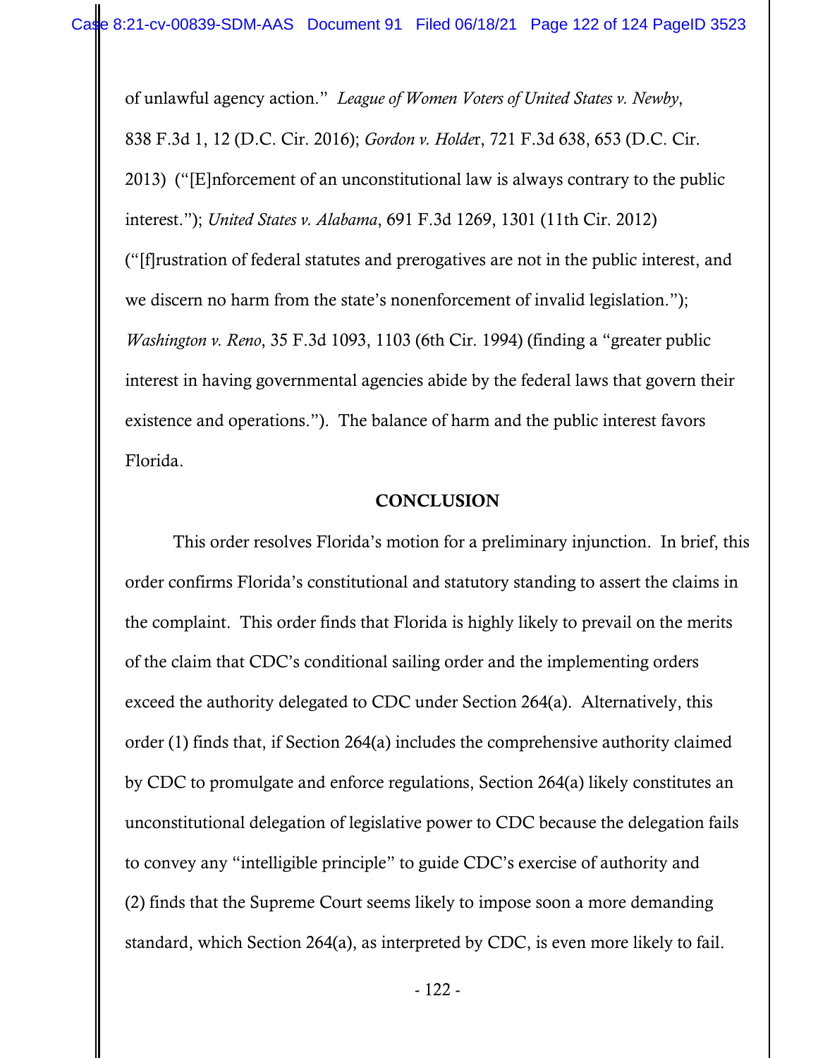of unlawful agency action." *League of Women Voters of United States v. Newby*, 838 F.3d 1, 12 (D.C. Cir. 2016); *Gordon v. Holder*, 721 F.3d 638, 653 (D.C. Cir. 2013) ("[E]nforcement of an unconstitutional law is always contrary to the public interest."); *United States v. Alabama*, 691 F.3d 1269, 1301 (11th Cir. 2012) ("[f]rustration of federal statutes and prerogatives are not in the public interest, and we discern no harm from the state's nonenforcement of invalid legislation."); *Washington v. Reno*, 35 F.3d 1093, 1103 (6th Cir. 1994) (finding a "greater public interest in having governmental agencies abide by the federal laws that govern their existence and operations."). The balance of harm and the public interest favors Florida.

**CONCLUSION**

This order resolves Florida's motion for a preliminary injunction. In brief, this order confirms Florida's constitutional and statutory standing to assert the claims in the complaint. This order finds that Florida is highly likely to prevail on the merits of the claim that CDC's conditional sailing order and the implementing orders exceed the authority delegated to CDC under Section 264(a). Alternatively, this order (1) finds that, if Section 264(a) includes the comprehensive authority claimed by CDC to promulgate and enforce regulations, Section 264(a) likely constitutes an unconstitutional delegation of legislative power to CDC because the delegation fails to convey any "intelligible principle" to guide CDC's exercise of authority and (2) finds that the Supreme Court seems likely to impose soon a more demanding standard, which Section 264(a), as interpreted by CDC, is even more likely to fail.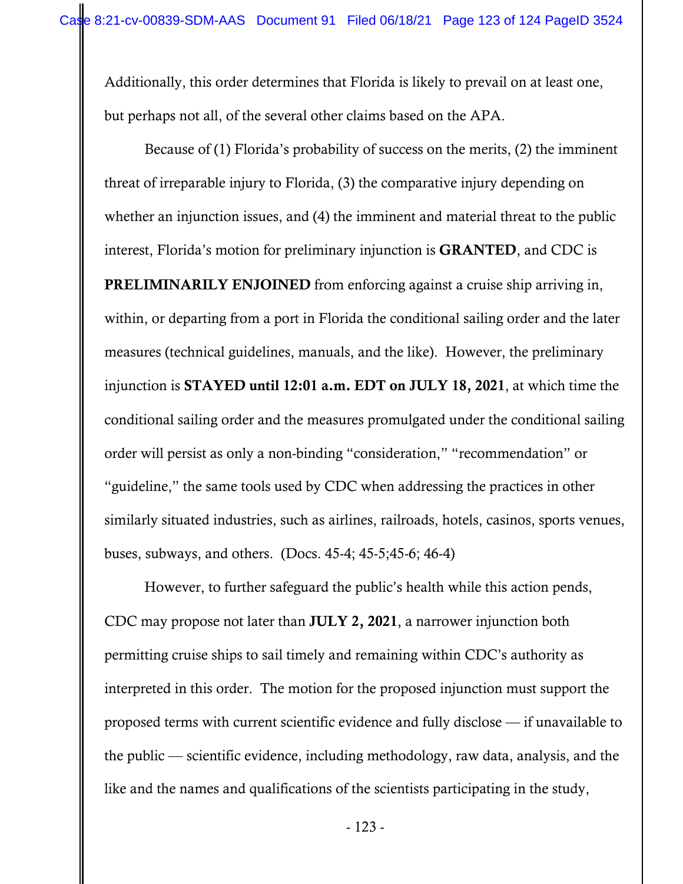Additionally, this order determines that Florida is likely to prevail on at least one, but perhaps not all, of the several other claims based on the APA.

Because of (1) Florida's probability of success on the merits, (2) the imminent threat of irreparable injury to Florida, (3) the comparative injury depending on whether an injunction issues, and (4) the imminent and material threat to the public interest, Florida's motion for preliminary injunction is **GRANTED**, and CDC is **PRELIMINARILY ENJOINED** from enforcing against a cruise ship arriving in, within, or departing from a port in Florida the conditional sailing order and the later measures (technical guidelines, manuals, and the like). However, the preliminary injunction is **STAYED until 12:01 a.m. EDT on JULY 18, 2021**, at which time the conditional sailing order and the measures promulgated under the conditional sailing order will persist as only a non-binding "consideration," "recommendation" or "guideline," the same tools used by CDC when addressing the practices in other similarly situated industries, such as airlines, railroads, hotels, casinos, sports venues, buses, subways, and others. (Docs. 45-4; 45-5;45-6; 46-4)

However, to further safeguard the public's health while this action pends, CDC may propose not later than **JULY 2, 2021**, a narrower injunction both permitting cruise ships to sail timely and remaining within CDC's authority as interpreted in this order. The motion for the proposed injunction must support the proposed terms with current scientific evidence and fully disclose — if unavailable to the public — scientific evidence, including methodology, raw data, analysis, and the like and the names and qualifications of the scientists participating in the study,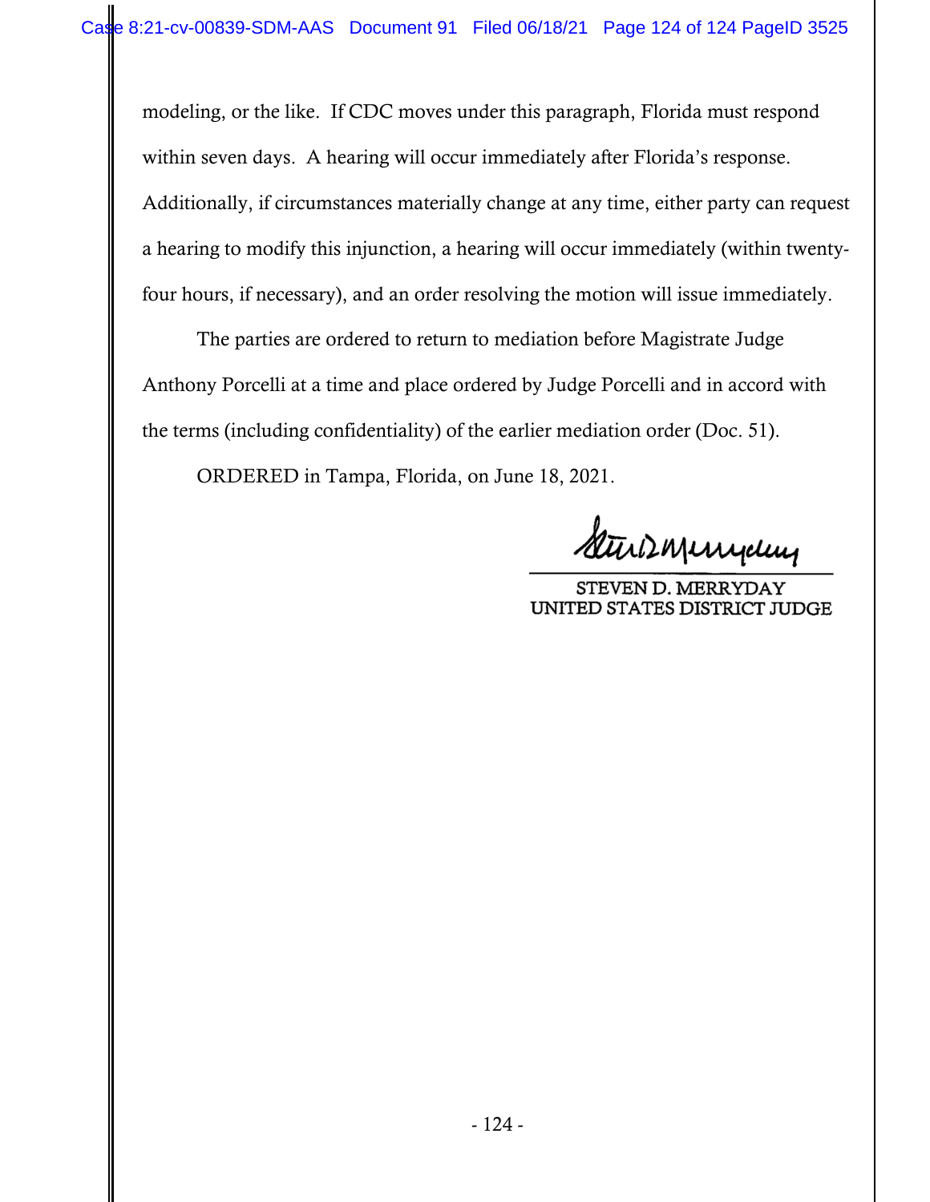modeling, or the like. If CDC moves under this paragraph, Florida must respond within seven days. A hearing will occur immediately after Florida's response. Additionally, if circumstances materially change at any time, either party can request a hearing to modify this injunction, a hearing will occur immediately (within twenty-four hours, if necessary), and an order resolving the motion will issue immediately.

The parties are ordered to return to mediation before Magistrate Judge Anthony Porcelli at a time and place ordered by Judge Porcelli and in accord with the terms (including confidentiality) of the earlier mediation order (Doc. 51).

ORDERED in Tampa, Florida, on June 18, 2021.

STEVEN D. MERRYDAY
UNITED STATES DISTRICT JUDGE